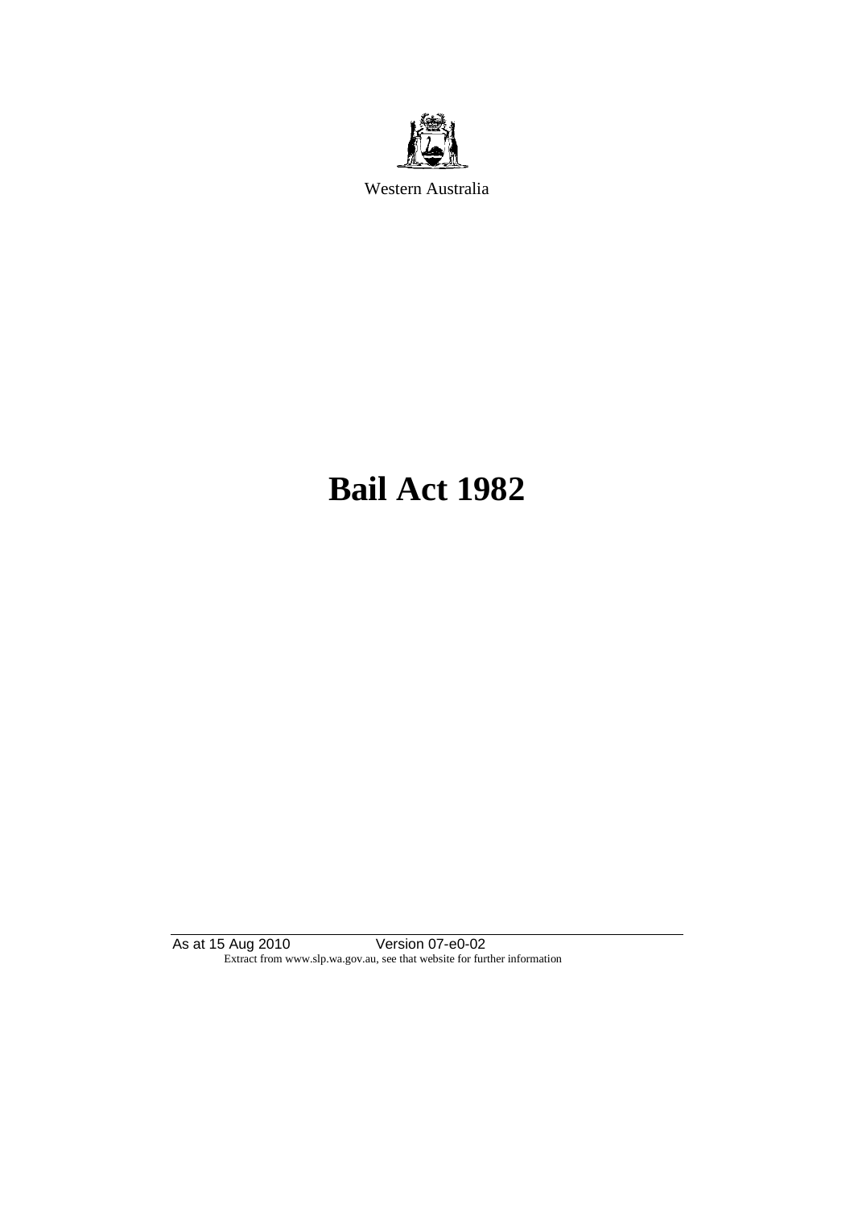Western Australia

# Bail Act 1982

As at 15 Aug 2010 Version 07-e0-02

Extract from www.slp.wa.gov.au, see that website for further information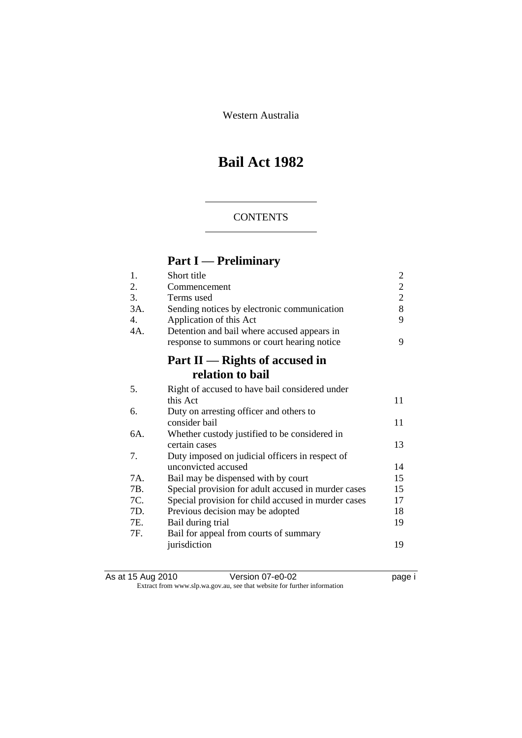Western Australia

# Bail Act 1982

CONTENTS

## Part I — Preliminary

| | | |
|---|---|---|
| 1. | Short title | 2 |
| 2. | Commencement | 2 |
| 3. | Terms used | 2 |
| 3A. | Sending notices by electronic communication | 8 |
| 4. | Application of this Act | 9 |
| 4A. | Detention and bail where accused appears in response to summons or court hearing notice | 9 |

## Part II — Rights of accused in relation to bail

| | | |
|---|---|---|
| 5. | Right of accused to have bail considered under this Act | 11 |
| 6. | Duty on arresting officer and others to consider bail | 11 |
| 6A. | Whether custody justified to be considered in certain cases | 13 |
| 7. | Duty imposed on judicial officers in respect of unconvicted accused | 14 |
| 7A. | Bail may be dispensed with by court | 15 |
| 7B. | Special provision for adult accused in murder cases | 15 |
| 7C. | Special provision for child accused in murder cases | 17 |
| 7D. | Previous decision may be adopted | 18 |
| 7E. | Bail during trial | 19 |
| 7F. | Bail for appeal from courts of summary jurisdiction | 19 |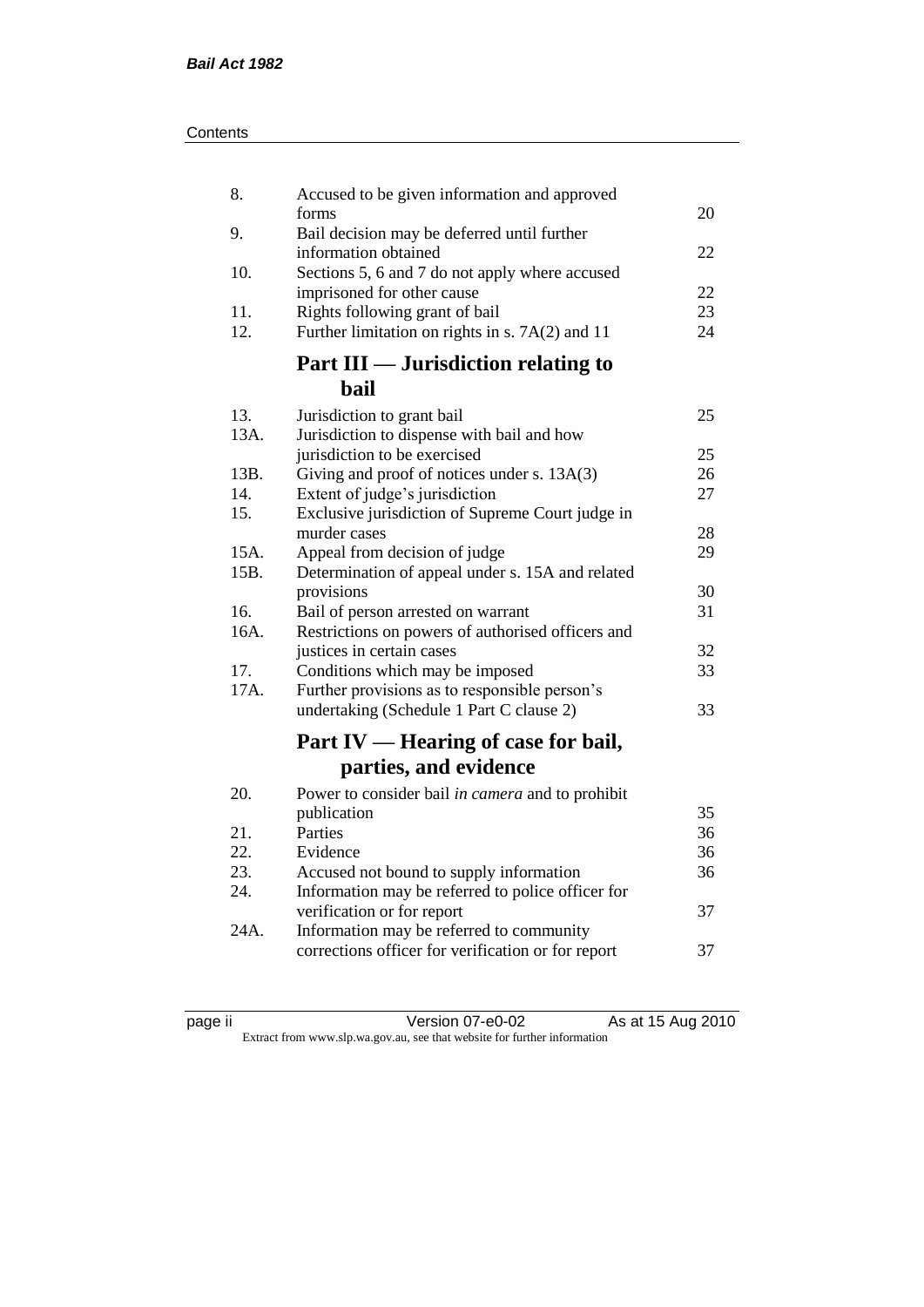| | | |
|---|---|---|
| 8. | Accused to be given information and approved forms | 20 |
| 9. | Bail decision may be deferred until further information obtained | 22 |
| 10. | Sections 5, 6 and 7 do not apply where accused imprisoned for other cause | 22 |
| 11. | Rights following grant of bail | 23 |
| 12. | Further limitation on rights in s. 7A(2) and 11 | 24 |

## Part III — Jurisdiction relating to bail

| | | |
|---|---|---|
| 13. | Jurisdiction to grant bail | 25 |
| 13A. | Jurisdiction to dispense with bail and how jurisdiction to be exercised | 25 |
| 13B. | Giving and proof of notices under s. 13A(3) | 26 |
| 14. | Extent of judge's jurisdiction | 27 |
| 15. | Exclusive jurisdiction of Supreme Court judge in murder cases | 28 |
| 15A. | Appeal from decision of judge | 29 |
| 15B. | Determination of appeal under s. 15A and related provisions | 30 |
| 16. | Bail of person arrested on warrant | 31 |
| 16A. | Restrictions on powers of authorised officers and justices in certain cases | 32 |
| 17. | Conditions which may be imposed | 33 |
| 17A. | Further provisions as to responsible person's undertaking (Schedule 1 Part C clause 2) | 33 |

## Part IV — Hearing of case for bail, parties, and evidence

| | | |
|---|---|---|
| 20. | Power to consider bail *in camera* and to prohibit publication | 35 |
| 21. | Parties | 36 |
| 22. | Evidence | 36 |
| 23. | Accused not bound to supply information | 36 |
| 24. | Information may be referred to police officer for verification or for report | 37 |
| 24A. | Information may be referred to community corrections officer for verification or for report | 37 |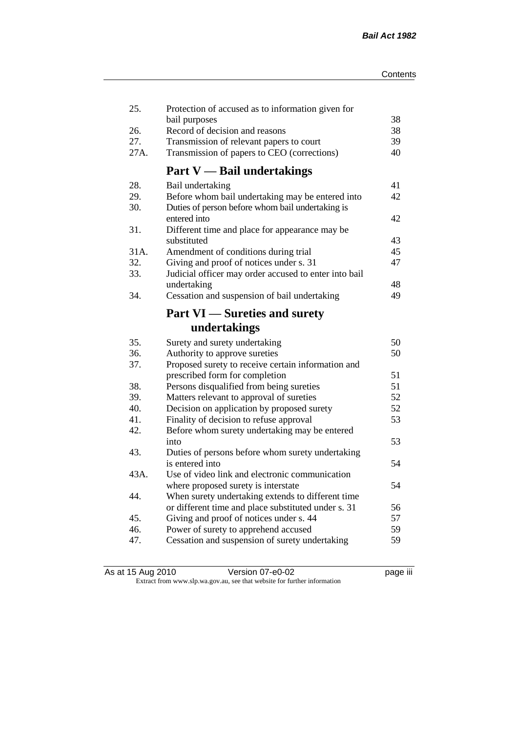| | | |
|---|---|---|
| 25. | Protection of accused as to information given for bail purposes | 38 |
| 26. | Record of decision and reasons | 38 |
| 27. | Transmission of relevant papers to court | 39 |
| 27A. | Transmission of papers to CEO (corrections) | 40 |

## Part V — Bail undertakings

| | | |
|---|---|---|
| 28. | Bail undertaking | 41 |
| 29. | Before whom bail undertaking may be entered into | 42 |
| 30. | Duties of person before whom bail undertaking is entered into | 42 |
| 31. | Different time and place for appearance may be substituted | 43 |
| 31A. | Amendment of conditions during trial | 45 |
| 32. | Giving and proof of notices under s. 31 | 47 |
| 33. | Judicial officer may order accused to enter into bail undertaking | 48 |
| 34. | Cessation and suspension of bail undertaking | 49 |

## Part VI — Sureties and surety undertakings

| | | |
|---|---|---|
| 35. | Surety and surety undertaking | 50 |
| 36. | Authority to approve sureties | 50 |
| 37. | Proposed surety to receive certain information and prescribed form for completion | 51 |
| 38. | Persons disqualified from being sureties | 51 |
| 39. | Matters relevant to approval of sureties | 52 |
| 40. | Decision on application by proposed surety | 52 |
| 41. | Finality of decision to refuse approval | 53 |
| 42. | Before whom surety undertaking may be entered into | 53 |
| 43. | Duties of persons before whom surety undertaking is entered into | 54 |
| 43A. | Use of video link and electronic communication where proposed surety is interstate | 54 |
| 44. | When surety undertaking extends to different time or different time and place substituted under s. 31 | 56 |
| 45. | Giving and proof of notices under s. 44 | 57 |
| 46. | Power of surety to apprehend accused | 59 |
| 47. | Cessation and suspension of surety undertaking | 59 |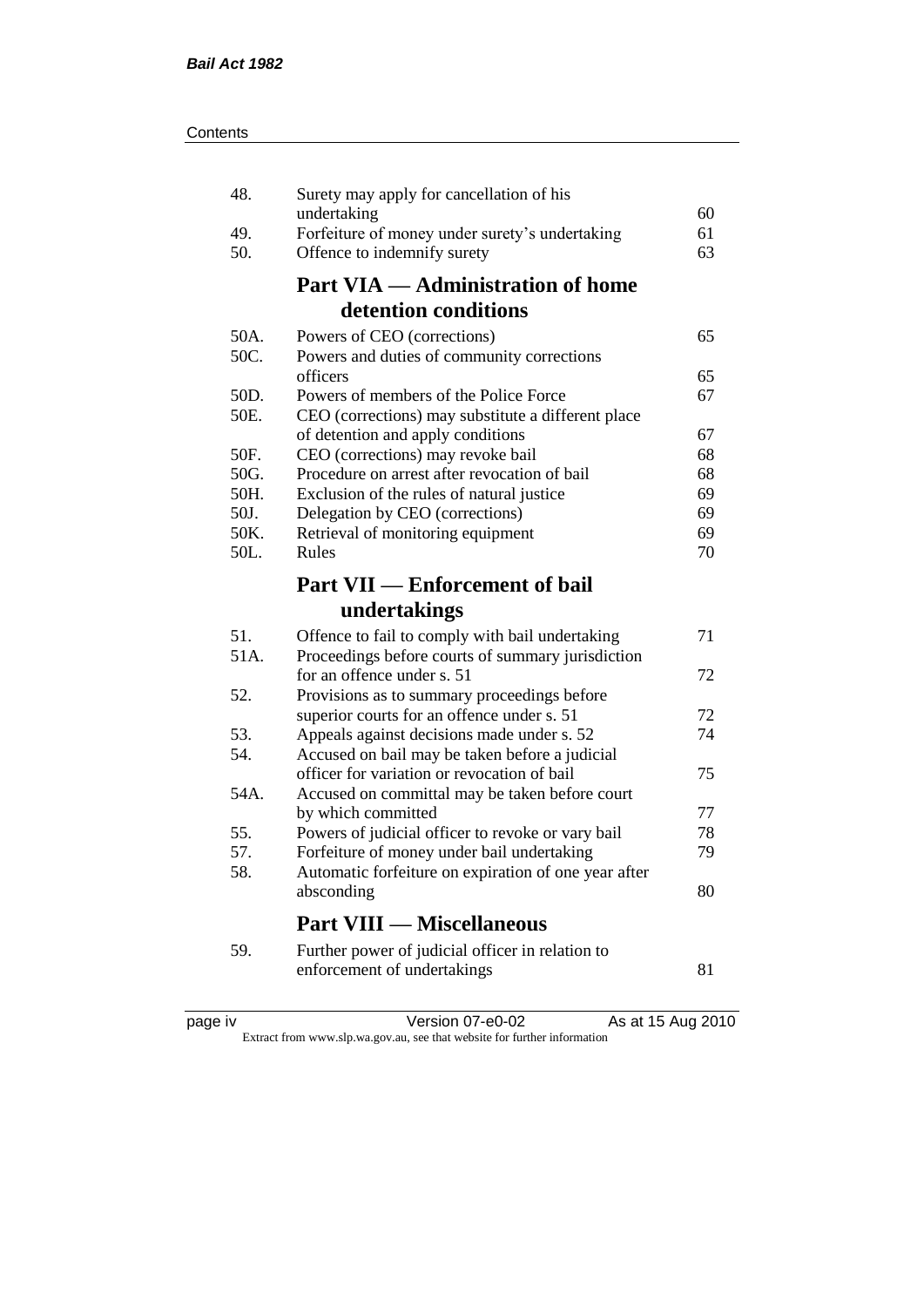| | | |
|---|---|---|
| 48. | Surety may apply for cancellation of his undertaking | 60 |
| 49. | Forfeiture of money under surety's undertaking | 61 |
| 50. | Offence to indemnify surety | 63 |

## Part VIA — Administration of home detention conditions

| | | |
|---|---|---|
| 50A. | Powers of CEO (corrections) | 65 |
| 50C. | Powers and duties of community corrections officers | 65 |
| 50D. | Powers of members of the Police Force | 67 |
| 50E. | CEO (corrections) may substitute a different place of detention and apply conditions | 67 |
| 50F. | CEO (corrections) may revoke bail | 68 |
| 50G. | Procedure on arrest after revocation of bail | 68 |
| 50H. | Exclusion of the rules of natural justice | 69 |
| 50J. | Delegation by CEO (corrections) | 69 |
| 50K. | Retrieval of monitoring equipment | 69 |
| 50L. | Rules | 70 |

## Part VII — Enforcement of bail undertakings

| | | |
|---|---|---|
| 51. | Offence to fail to comply with bail undertaking | 71 |
| 51A. | Proceedings before courts of summary jurisdiction for an offence under s. 51 | 72 |
| 52. | Provisions as to summary proceedings before superior courts for an offence under s. 51 | 72 |
| 53. | Appeals against decisions made under s. 52 | 74 |
| 54. | Accused on bail may be taken before a judicial officer for variation or revocation of bail | 75 |
| 54A. | Accused on committal may be taken before court by which committed | 77 |
| 55. | Powers of judicial officer to revoke or vary bail | 78 |
| 57. | Forfeiture of money under bail undertaking | 79 |
| 58. | Automatic forfeiture on expiration of one year after absconding | 80 |

## Part VIII — Miscellaneous

| | | |
|---|---|---|
| 59. | Further power of judicial officer in relation to enforcement of undertakings | 81 |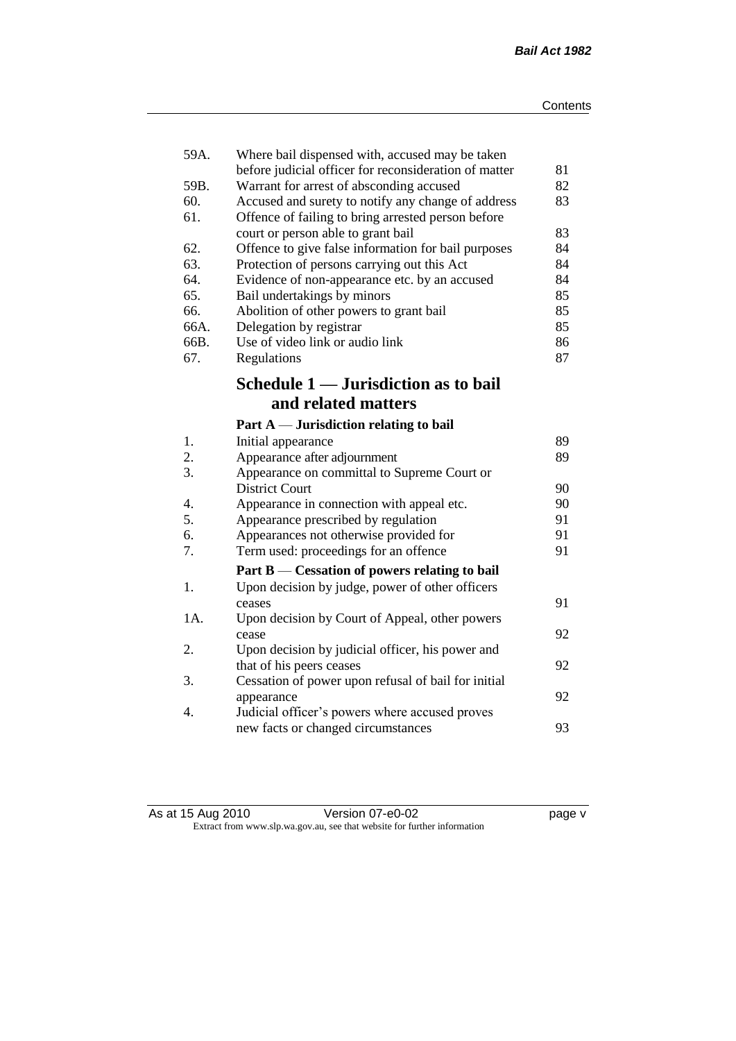| | | |
|---|---|---|
| 59A. | Where bail dispensed with, accused may be taken before judicial officer for reconsideration of matter | 81 |
| 59B. | Warrant for arrest of absconding accused | 82 |
| 60. | Accused and surety to notify any change of address | 83 |
| 61. | Offence of failing to bring arrested person before court or person able to grant bail | 83 |
| 62. | Offence to give false information for bail purposes | 84 |
| 63. | Protection of persons carrying out this Act | 84 |
| 64. | Evidence of non-appearance etc. by an accused | 84 |
| 65. | Bail undertakings by minors | 85 |
| 66. | Abolition of other powers to grant bail | 85 |
| 66A. | Delegation by registrar | 85 |
| 66B. | Use of video link or audio link | 86 |
| 67. | Regulations | 87 |

## Schedule 1 — Jurisdiction as to bail and related matters

### Part A — Jurisdiction relating to bail

| | | |
|---|---|---|
| 1. | Initial appearance | 89 |
| 2. | Appearance after adjournment | 89 |
| 3. | Appearance on committal to Supreme Court or District Court | 90 |
| 4. | Appearance in connection with appeal etc. | 90 |
| 5. | Appearance prescribed by regulation | 91 |
| 6. | Appearances not otherwise provided for | 91 |
| 7. | Term used: proceedings for an offence | 91 |

### Part B — Cessation of powers relating to bail

| | | |
|---|---|---|
| 1. | Upon decision by judge, power of other officers ceases | 91 |
| 1A. | Upon decision by Court of Appeal, other powers cease | 92 |
| 2. | Upon decision by judicial officer, his power and that of his peers ceases | 92 |
| 3. | Cessation of power upon refusal of bail for initial appearance | 92 |
| 4. | Judicial officer's powers where accused proves new facts or changed circumstances | 93 |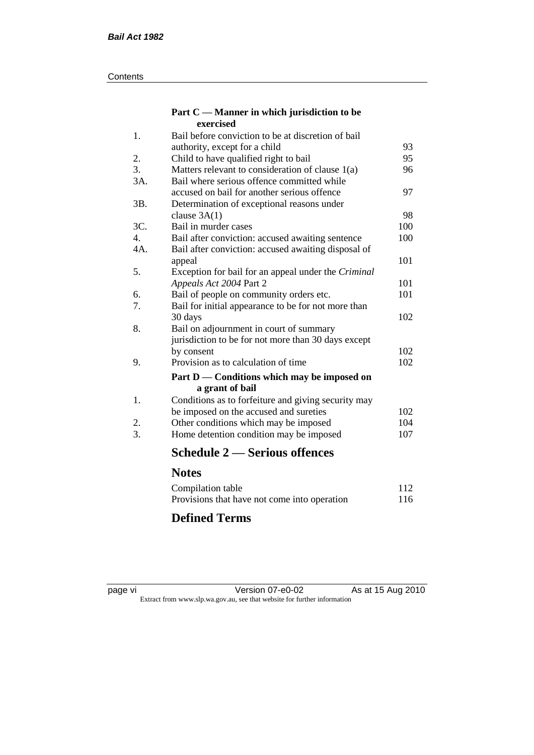**Part C — Manner in which jurisdiction to be exercised**

| | | |
|---|---|---|
| 1. | Bail before conviction to be at discretion of bail authority, except for a child | 93 |
| 2. | Child to have qualified right to bail | 95 |
| 3. | Matters relevant to consideration of clause 1(a) | 96 |
| 3A. | Bail where serious offence committed while accused on bail for another serious offence | 97 |
| 3B. | Determination of exceptional reasons under clause 3A(1) | 98 |
| 3C. | Bail in murder cases | 100 |
| 4. | Bail after conviction: accused awaiting sentence | 100 |
| 4A. | Bail after conviction: accused awaiting disposal of appeal | 101 |
| 5. | Exception for bail for an appeal under the *Criminal Appeals Act 2004* Part 2 | 101 |
| 6. | Bail of people on community orders etc. | 101 |
| 7. | Bail for initial appearance to be for not more than 30 days | 102 |
| 8. | Bail on adjournment in court of summary jurisdiction to be for not more than 30 days except by consent | 102 |
| 9. | Provision as to calculation of time | 102 |

**Part D — Conditions which may be imposed on a grant of bail**

| | | |
|---|---|---|
| 1. | Conditions as to forfeiture and giving security may be imposed on the accused and sureties | 102 |
| 2. | Other conditions which may be imposed | 104 |
| 3. | Home detention condition may be imposed | 107 |

## Schedule 2 — Serious offences

## Notes

| | |
|---|---|
| Compilation table | 112 |
| Provisions that have not come into operation | 116 |

## Defined Terms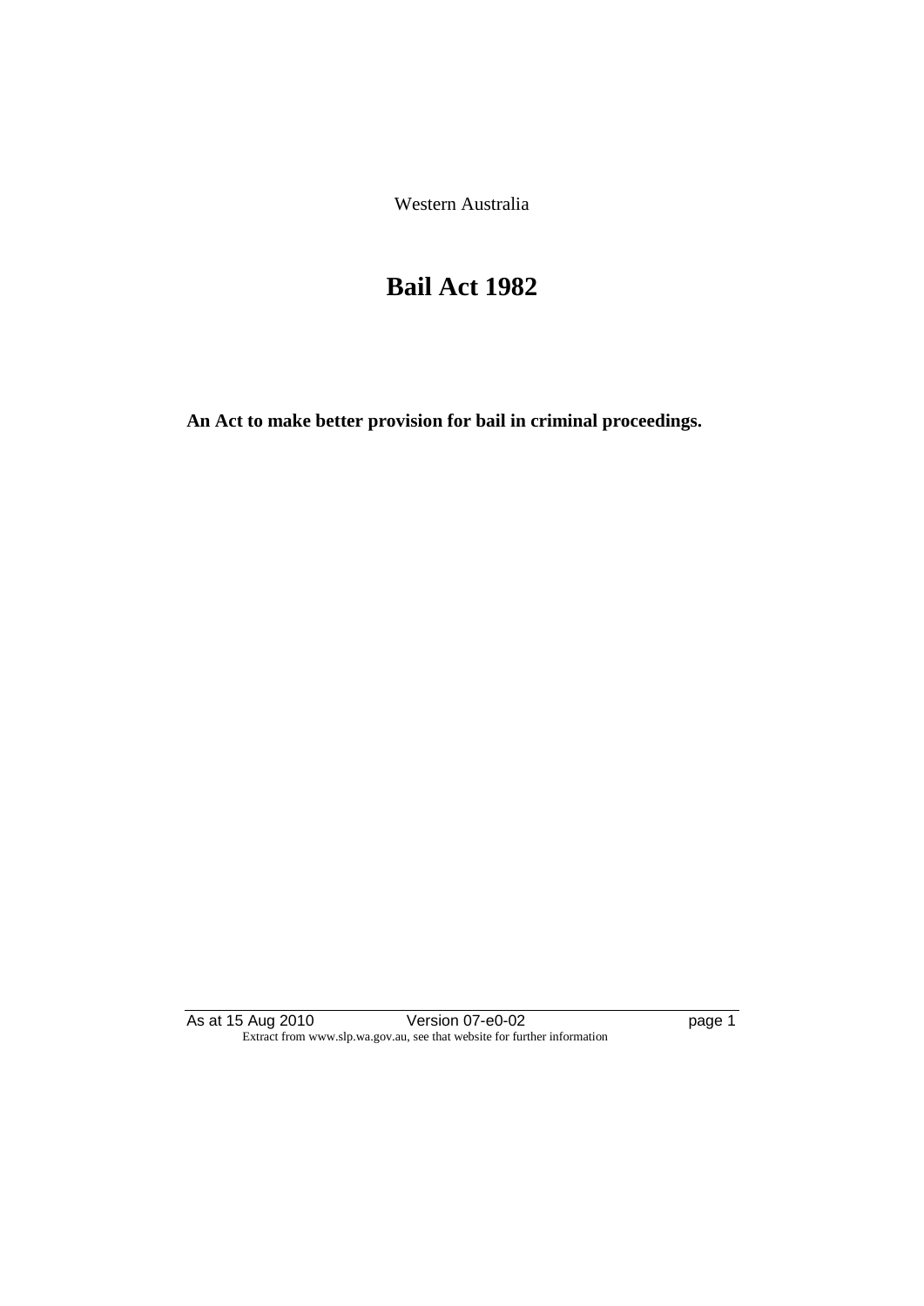Western Australia

# Bail Act 1982

**An Act to make better provision for bail in criminal proceedings.**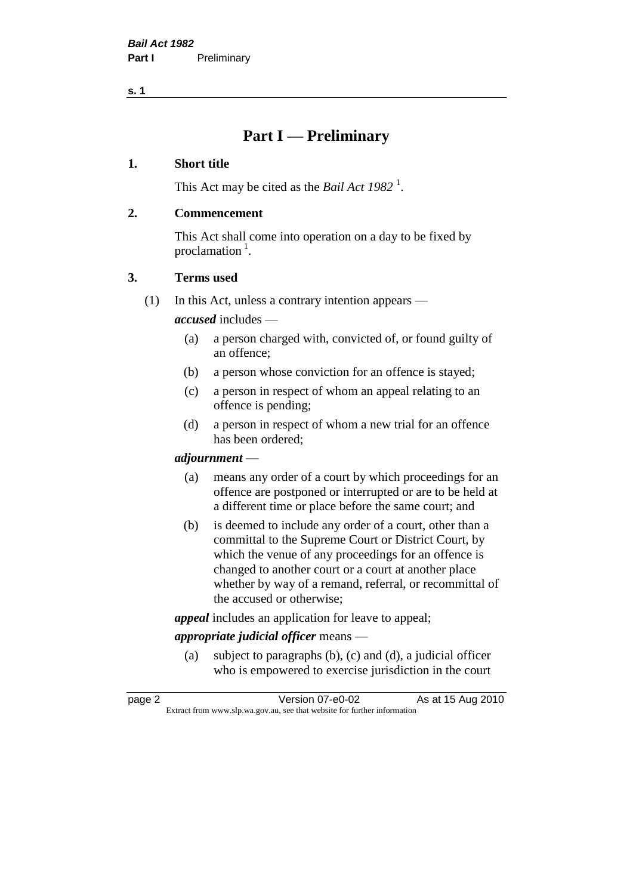# Part I — Preliminary

## 1. Short title

This Act may be cited as the *Bail Act 1982* [1].

## 2. Commencement

This Act shall come into operation on a day to be fixed by proclamation [1].

## 3. Terms used

(1) In this Act, unless a contrary intention appears —

***accused*** includes —

- (a) a person charged with, convicted of, or found guilty of an offence;
- (b) a person whose conviction for an offence is stayed;
- (c) a person in respect of whom an appeal relating to an offence is pending;
- (d) a person in respect of whom a new trial for an offence has been ordered;

***adjournment*** —

- (a) means any order of a court by which proceedings for an offence are postponed or interrupted or are to be held at a different time or place before the same court; and
- (b) is deemed to include any order of a court, other than a committal to the Supreme Court or District Court, by which the venue of any proceedings for an offence is changed to another court or a court at another place whether by way of a remand, referral, or recommittal of the accused or otherwise;

***appeal*** includes an application for leave to appeal;

***appropriate judicial officer*** means —

- (a) subject to paragraphs (b), (c) and (d), a judicial officer who is empowered to exercise jurisdiction in the court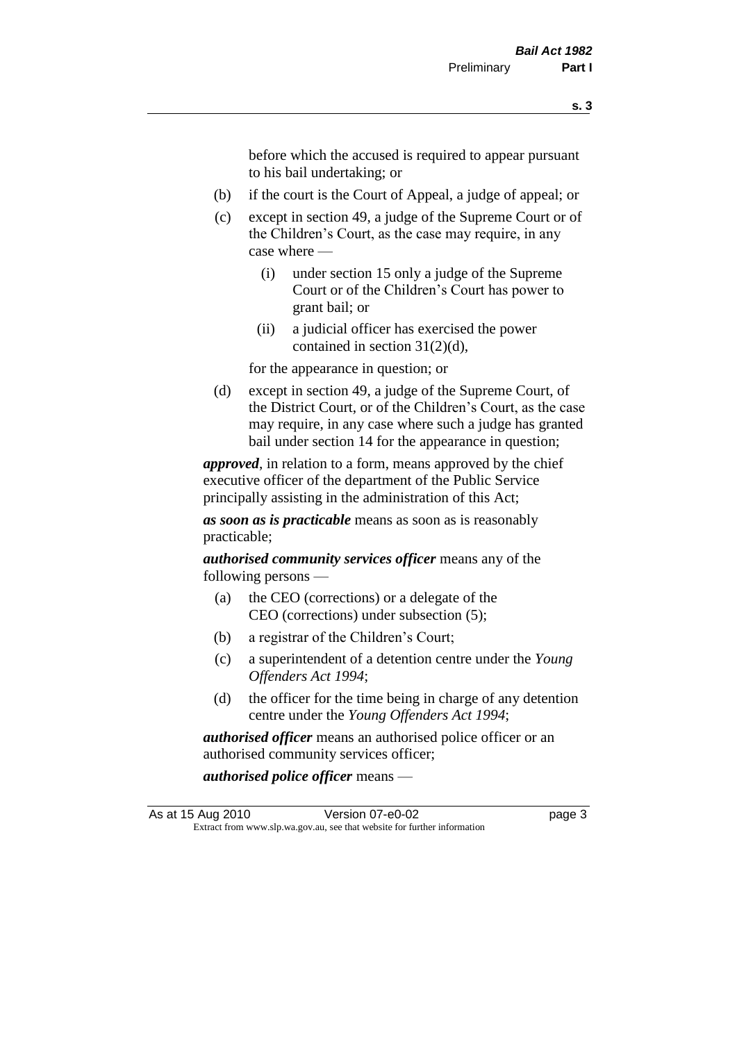before which the accused is required to appear pursuant to his bail undertaking; or

(b) if the court is the Court of Appeal, a judge of appeal; or

(c) except in section 49, a judge of the Supreme Court or of the Children's Court, as the case may require, in any case where —

  (i) under section 15 only a judge of the Supreme Court or of the Children's Court has power to grant bail; or

  (ii) a judicial officer has exercised the power contained in section 31(2)(d),

for the appearance in question; or

(d) except in section 49, a judge of the Supreme Court, of the District Court, or of the Children's Court, as the case may require, in any case where such a judge has granted bail under section 14 for the appearance in question;

***approved***, in relation to a form, means approved by the chief executive officer of the department of the Public Service principally assisting in the administration of this Act;

***as soon as is practicable*** means as soon as is reasonably practicable;

***authorised community services officer*** means any of the following persons —

(a) the CEO (corrections) or a delegate of the CEO (corrections) under subsection (5);

(b) a registrar of the Children's Court;

(c) a superintendent of a detention centre under the *Young Offenders Act 1994*;

(d) the officer for the time being in charge of any detention centre under the *Young Offenders Act 1994*;

***authorised officer*** means an authorised police officer or an authorised community services officer;

***authorised police officer*** means —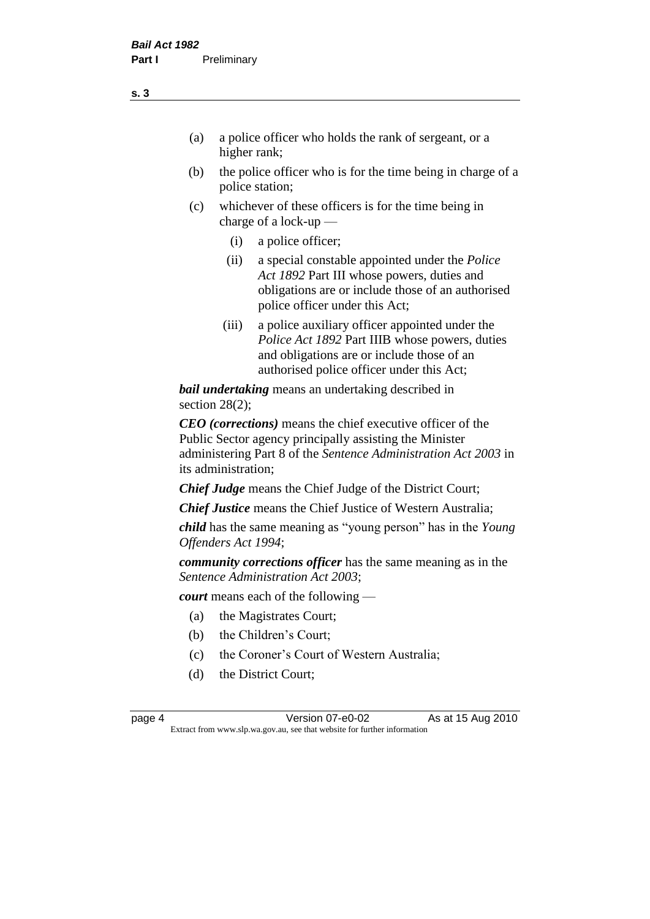(a) a police officer who holds the rank of sergeant, or a higher rank;

(b) the police officer who is for the time being in charge of a police station;

(c) whichever of these officers is for the time being in charge of a lock-up —

   (i) a police officer;

   (ii) a special constable appointed under the *Police Act 1892* Part III whose powers, duties and obligations are or include those of an authorised police officer under this Act;

   (iii) a police auxiliary officer appointed under the *Police Act 1892* Part IIIB whose powers, duties and obligations are or include those of an authorised police officer under this Act;

***bail undertaking*** means an undertaking described in section 28(2);

***CEO (corrections)*** means the chief executive officer of the Public Sector agency principally assisting the Minister administering Part 8 of the *Sentence Administration Act 2003* in its administration;

***Chief Judge*** means the Chief Judge of the District Court;

***Chief Justice*** means the Chief Justice of Western Australia;

***child*** has the same meaning as "young person" has in the *Young Offenders Act 1994*;

***community corrections officer*** has the same meaning as in the *Sentence Administration Act 2003*;

***court*** means each of the following —

(a) the Magistrates Court;

(b) the Children's Court;

(c) the Coroner's Court of Western Australia;

(d) the District Court;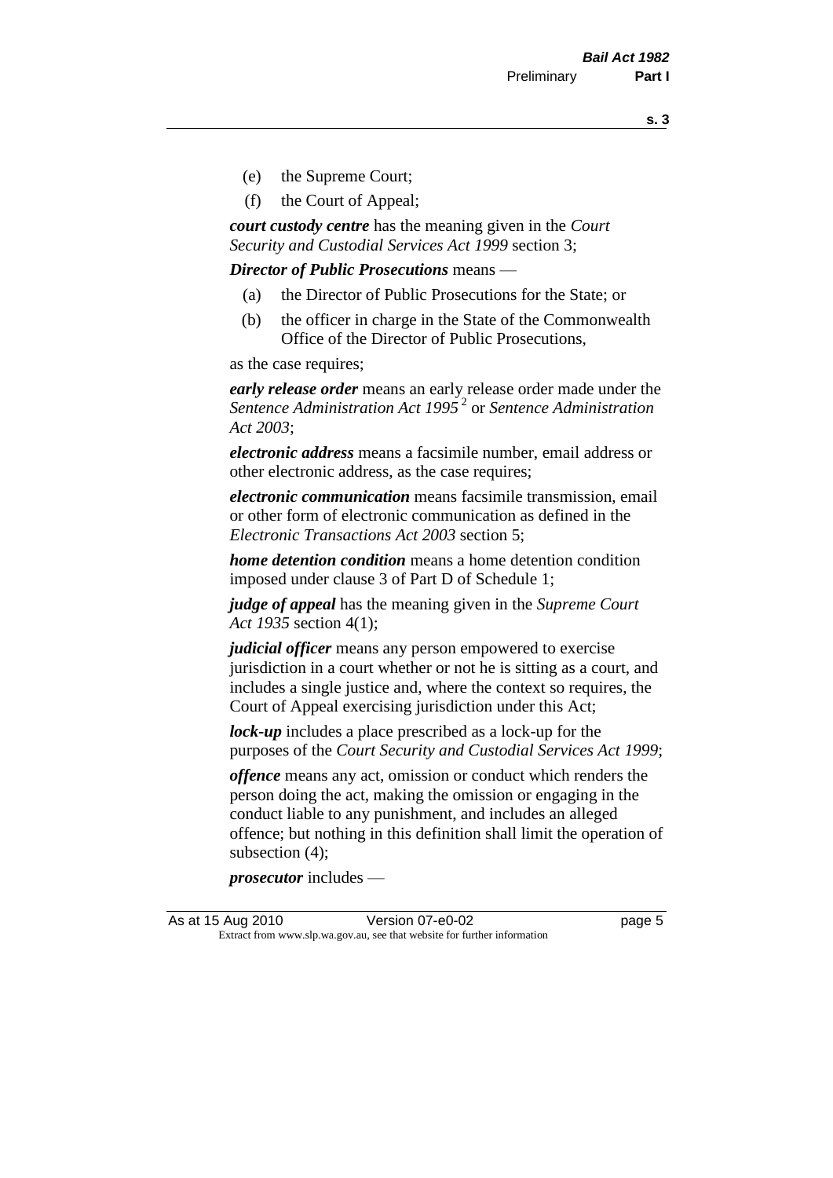(e) the Supreme Court;

(f) the Court of Appeal;

***court custody centre*** has the meaning given in the *Court Security and Custodial Services Act 1999* section 3;

***Director of Public Prosecutions*** means —

(a) the Director of Public Prosecutions for the State; or

(b) the officer in charge in the State of the Commonwealth Office of the Director of Public Prosecutions,

as the case requires;

***early release order*** means an early release order made under the *Sentence Administration Act 1995* [2] or *Sentence Administration Act 2003*;

***electronic address*** means a facsimile number, email address or other electronic address, as the case requires;

***electronic communication*** means facsimile transmission, email or other form of electronic communication as defined in the *Electronic Transactions Act 2003* section 5;

***home detention condition*** means a home detention condition imposed under clause 3 of Part D of Schedule 1;

***judge of appeal*** has the meaning given in the *Supreme Court Act 1935* section 4(1);

***judicial officer*** means any person empowered to exercise jurisdiction in a court whether or not he is sitting as a court, and includes a single justice and, where the context so requires, the Court of Appeal exercising jurisdiction under this Act;

***lock-up*** includes a place prescribed as a lock-up for the purposes of the *Court Security and Custodial Services Act 1999*;

***offence*** means any act, omission or conduct which renders the person doing the act, making the omission or engaging in the conduct liable to any punishment, and includes an alleged offence; but nothing in this definition shall limit the operation of subsection (4);

***prosecutor*** includes —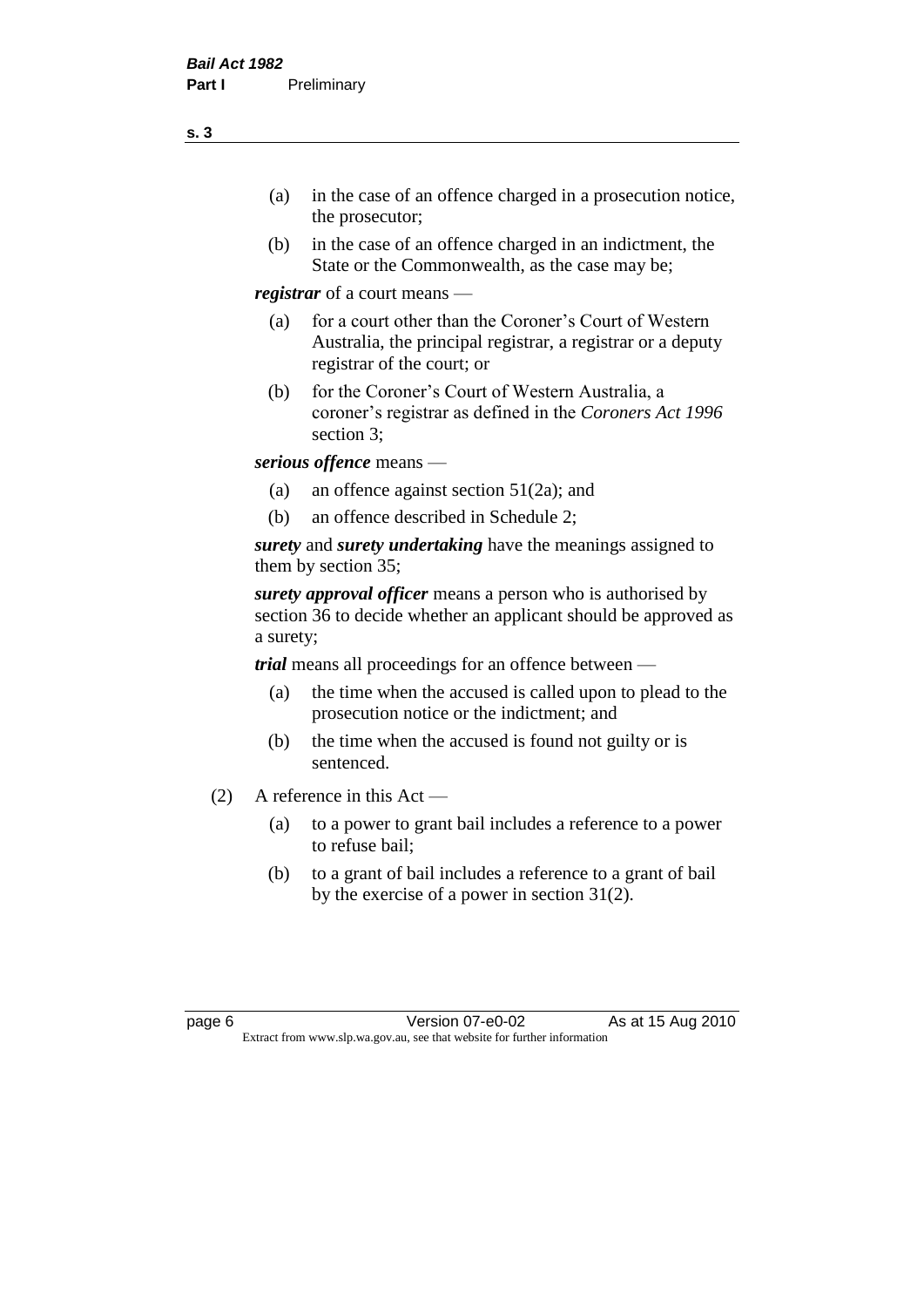(a) in the case of an offence charged in a prosecution notice, the prosecutor;

(b) in the case of an offence charged in an indictment, the State or the Commonwealth, as the case may be;

***registrar*** of a court means —

(a) for a court other than the Coroner's Court of Western Australia, the principal registrar, a registrar or a deputy registrar of the court; or

(b) for the Coroner's Court of Western Australia, a coroner's registrar as defined in the *Coroners Act 1996* section 3;

***serious offence*** means —

(a) an offence against section 51(2a); and

(b) an offence described in Schedule 2;

***surety*** and ***surety undertaking*** have the meanings assigned to them by section 35;

***surety approval officer*** means a person who is authorised by section 36 to decide whether an applicant should be approved as a surety;

***trial*** means all proceedings for an offence between —

(a) the time when the accused is called upon to plead to the prosecution notice or the indictment; and

(b) the time when the accused is found not guilty or is sentenced.

(2) A reference in this Act —

(a) to a power to grant bail includes a reference to a power to refuse bail;

(b) to a grant of bail includes a reference to a grant of bail by the exercise of a power in section 31(2).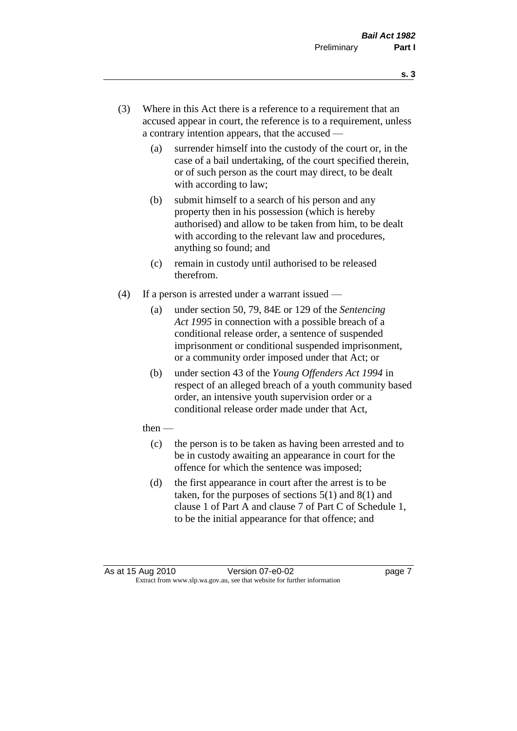(3) Where in this Act there is a reference to a requirement that an accused appear in court, the reference is to a requirement, unless a contrary intention appears, that the accused —

   (a) surrender himself into the custody of the court or, in the case of a bail undertaking, of the court specified therein, or of such person as the court may direct, to be dealt with according to law;

   (b) submit himself to a search of his person and any property then in his possession (which is hereby authorised) and allow to be taken from him, to be dealt with according to the relevant law and procedures, anything so found; and

   (c) remain in custody until authorised to be released therefrom.

(4) If a person is arrested under a warrant issued —

   (a) under section 50, 79, 84E or 129 of the *Sentencing Act 1995* in connection with a possible breach of a conditional release order, a sentence of suspended imprisonment or conditional suspended imprisonment, or a community order imposed under that Act; or

   (b) under section 43 of the *Young Offenders Act 1994* in respect of an alleged breach of a youth community based order, an intensive youth supervision order or a conditional release order made under that Act,

then —

   (c) the person is to be taken as having been arrested and to be in custody awaiting an appearance in court for the offence for which the sentence was imposed;

   (d) the first appearance in court after the arrest is to be taken, for the purposes of sections 5(1) and 8(1) and clause 1 of Part A and clause 7 of Part C of Schedule 1, to be the initial appearance for that offence; and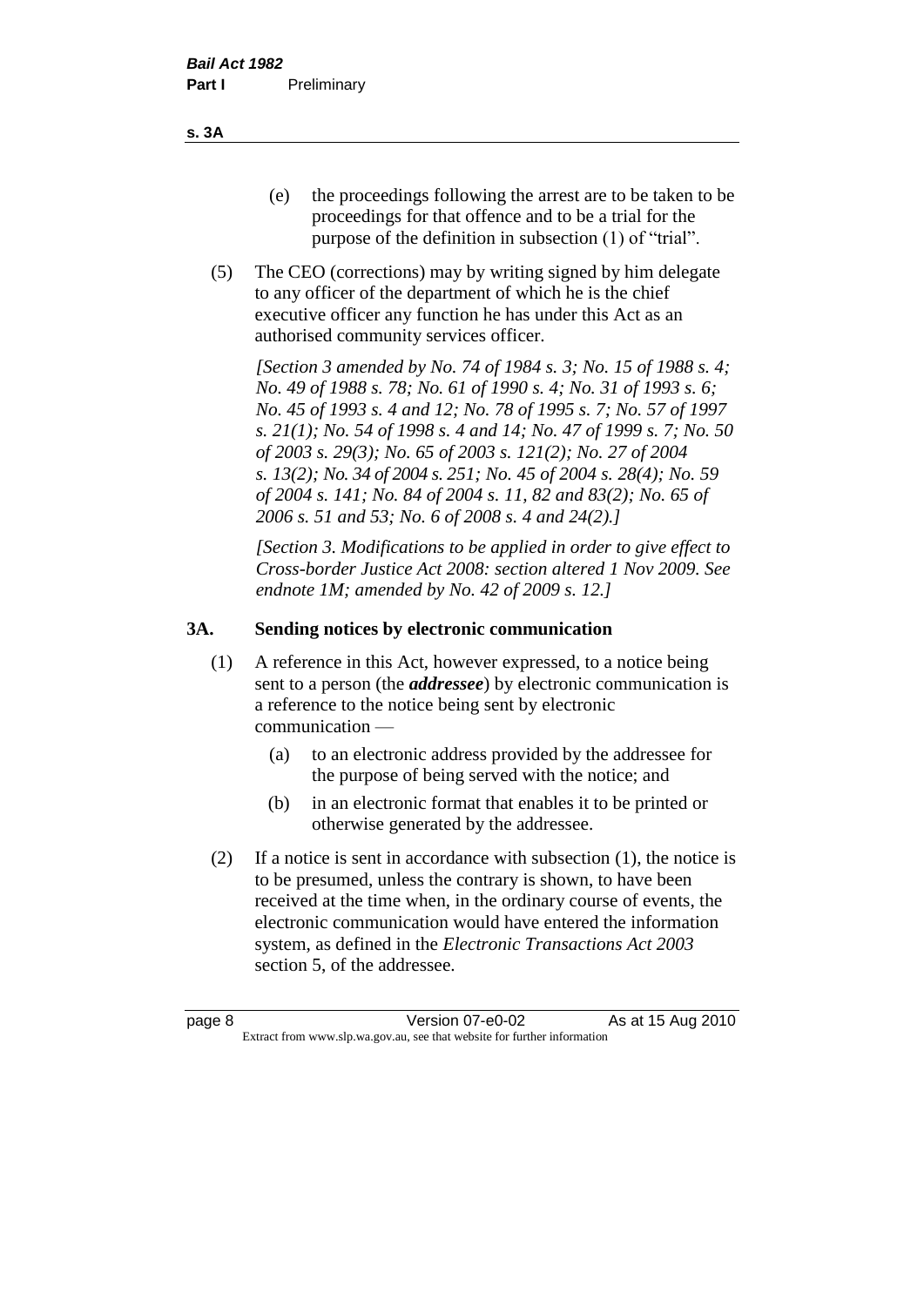(e) the proceedings following the arrest are to be taken to be proceedings for that offence and to be a trial for the purpose of the definition in subsection (1) of "trial".

(5) The CEO (corrections) may by writing signed by him delegate to any officer of the department of which he is the chief executive officer any function he has under this Act as an authorised community services officer.

*[Section 3 amended by No. 74 of 1984 s. 3; No. 15 of 1988 s. 4; No. 49 of 1988 s. 78; No. 61 of 1990 s. 4; No. 31 of 1993 s. 6; No. 45 of 1993 s. 4 and 12; No. 78 of 1995 s. 7; No. 57 of 1997 s. 21(1); No. 54 of 1998 s. 4 and 14; No. 47 of 1999 s. 7; No. 50 of 2003 s. 29(3); No. 65 of 2003 s. 121(2); No. 27 of 2004 s. 13(2); No. 34 of 2004 s. 251; No. 45 of 2004 s. 28(4); No. 59 of 2004 s. 141; No. 84 of 2004 s. 11, 82 and 83(2); No. 65 of 2006 s. 51 and 53; No. 6 of 2008 s. 4 and 24(2).]*

*[Section 3. Modifications to be applied in order to give effect to Cross-border Justice Act 2008: section altered 1 Nov 2009. See endnote 1M; amended by No. 42 of 2009 s. 12.]*

## 3A. Sending notices by electronic communication

(1) A reference in this Act, however expressed, to a notice being sent to a person (the ***addressee***) by electronic communication is a reference to the notice being sent by electronic communication —

(a) to an electronic address provided by the addressee for the purpose of being served with the notice; and

(b) in an electronic format that enables it to be printed or otherwise generated by the addressee.

(2) If a notice is sent in accordance with subsection (1), the notice is to be presumed, unless the contrary is shown, to have been received at the time when, in the ordinary course of events, the electronic communication would have entered the information system, as defined in the *Electronic Transactions Act 2003* section 5, of the addressee.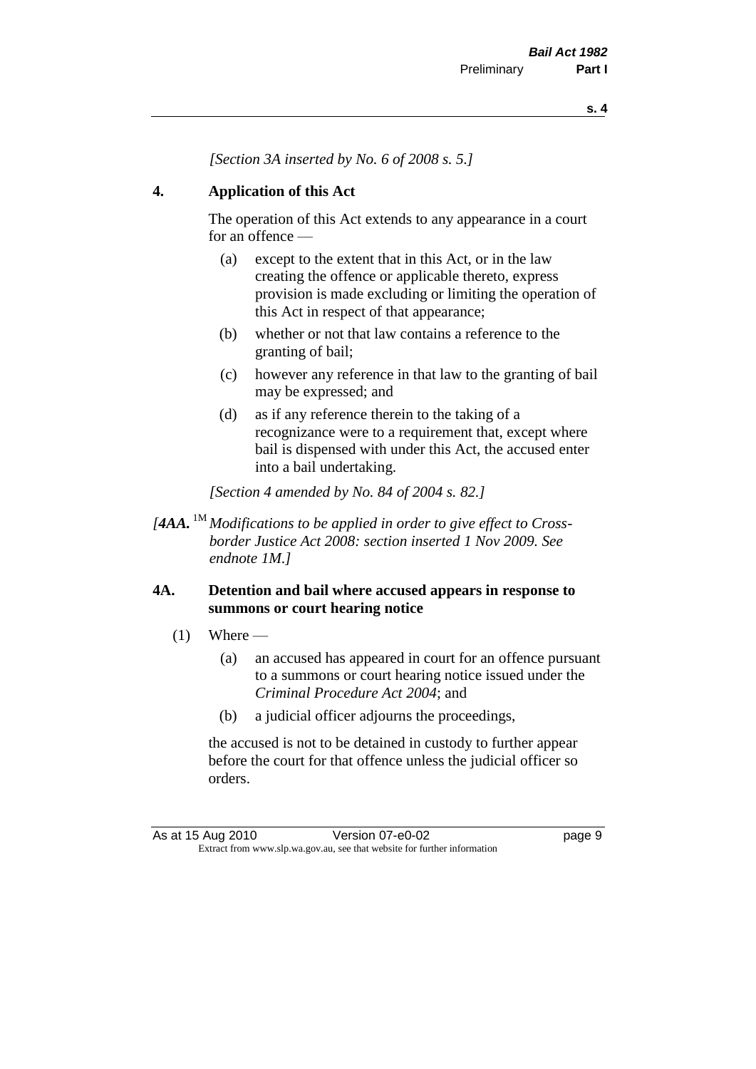*[Section 3A inserted by No. 6 of 2008 s. 5.]*

## 4. Application of this Act

The operation of this Act extends to any appearance in a court for an offence —

- (a) except to the extent that in this Act, or in the law creating the offence or applicable thereto, express provision is made excluding or limiting the operation of this Act in respect of that appearance;
- (b) whether or not that law contains a reference to the granting of bail;
- (c) however any reference in that law to the granting of bail may be expressed; and
- (d) as if any reference therein to the taking of a recognizance were to a requirement that, except where bail is dispensed with under this Act, the accused enter into a bail undertaking.

*[Section 4 amended by No. 84 of 2004 s. 82.]*

*[**4AA.** [1M] Modifications to be applied in order to give effect to Cross-border Justice Act 2008: section inserted 1 Nov 2009. See endnote 1M.]*

## 4A. Detention and bail where accused appears in response to summons or court hearing notice

(1) Where —

- (a) an accused has appeared in court for an offence pursuant to a summons or court hearing notice issued under the *Criminal Procedure Act 2004*; and
- (b) a judicial officer adjourns the proceedings,

the accused is not to be detained in custody to further appear before the court for that offence unless the judicial officer so orders.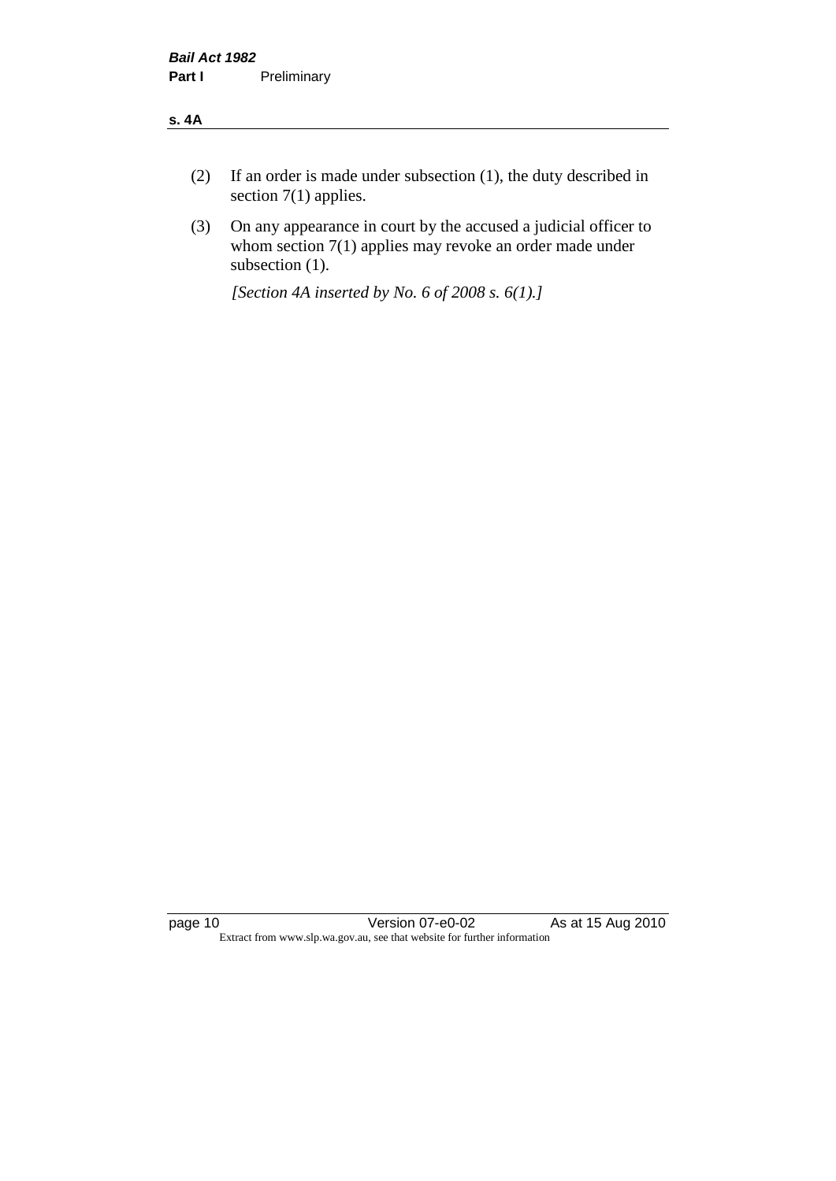(2) If an order is made under subsection (1), the duty described in section 7(1) applies.

(3) On any appearance in court by the accused a judicial officer to whom section 7(1) applies may revoke an order made under subsection (1).

*[Section 4A inserted by No. 6 of 2008 s. 6(1).]*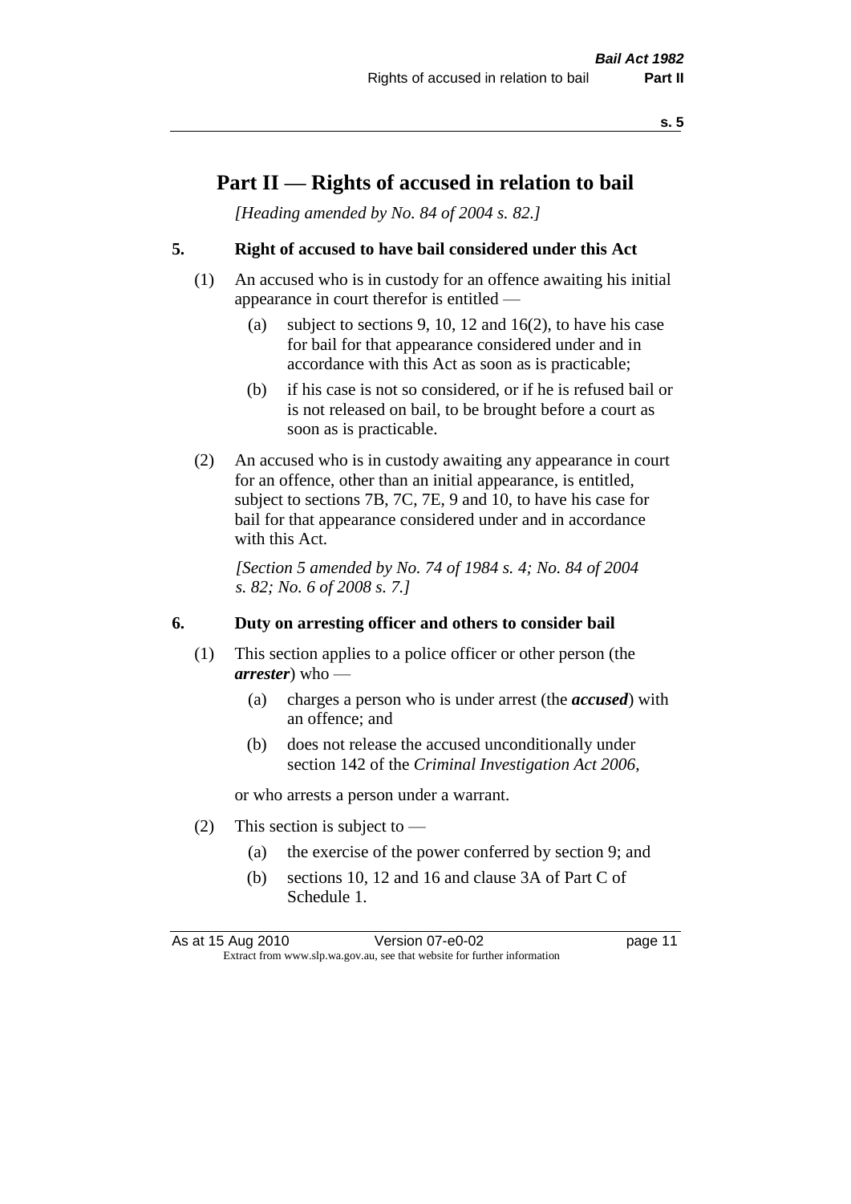# Part II — Rights of accused in relation to bail

*[Heading amended by No. 84 of 2004 s. 82.]*

## 5. Right of accused to have bail considered under this Act

(1) An accused who is in custody for an offence awaiting his initial appearance in court therefor is entitled —

- (a) subject to sections 9, 10, 12 and 16(2), to have his case for bail for that appearance considered under and in accordance with this Act as soon as is practicable;
- (b) if his case is not so considered, or if he is refused bail or is not released on bail, to be brought before a court as soon as is practicable.

(2) An accused who is in custody awaiting any appearance in court for an offence, other than an initial appearance, is entitled, subject to sections 7B, 7C, 7E, 9 and 10, to have his case for bail for that appearance considered under and in accordance with this Act.

*[Section 5 amended by No. 74 of 1984 s. 4; No. 84 of 2004 s. 82; No. 6 of 2008 s. 7.]*

## 6. Duty on arresting officer and others to consider bail

(1) This section applies to a police officer or other person (the ***arrester***) who —

- (a) charges a person who is under arrest (the ***accused***) with an offence; and
- (b) does not release the accused unconditionally under section 142 of the *Criminal Investigation Act 2006*,

or who arrests a person under a warrant.

(2) This section is subject to —

- (a) the exercise of the power conferred by section 9; and
- (b) sections 10, 12 and 16 and clause 3A of Part C of Schedule 1.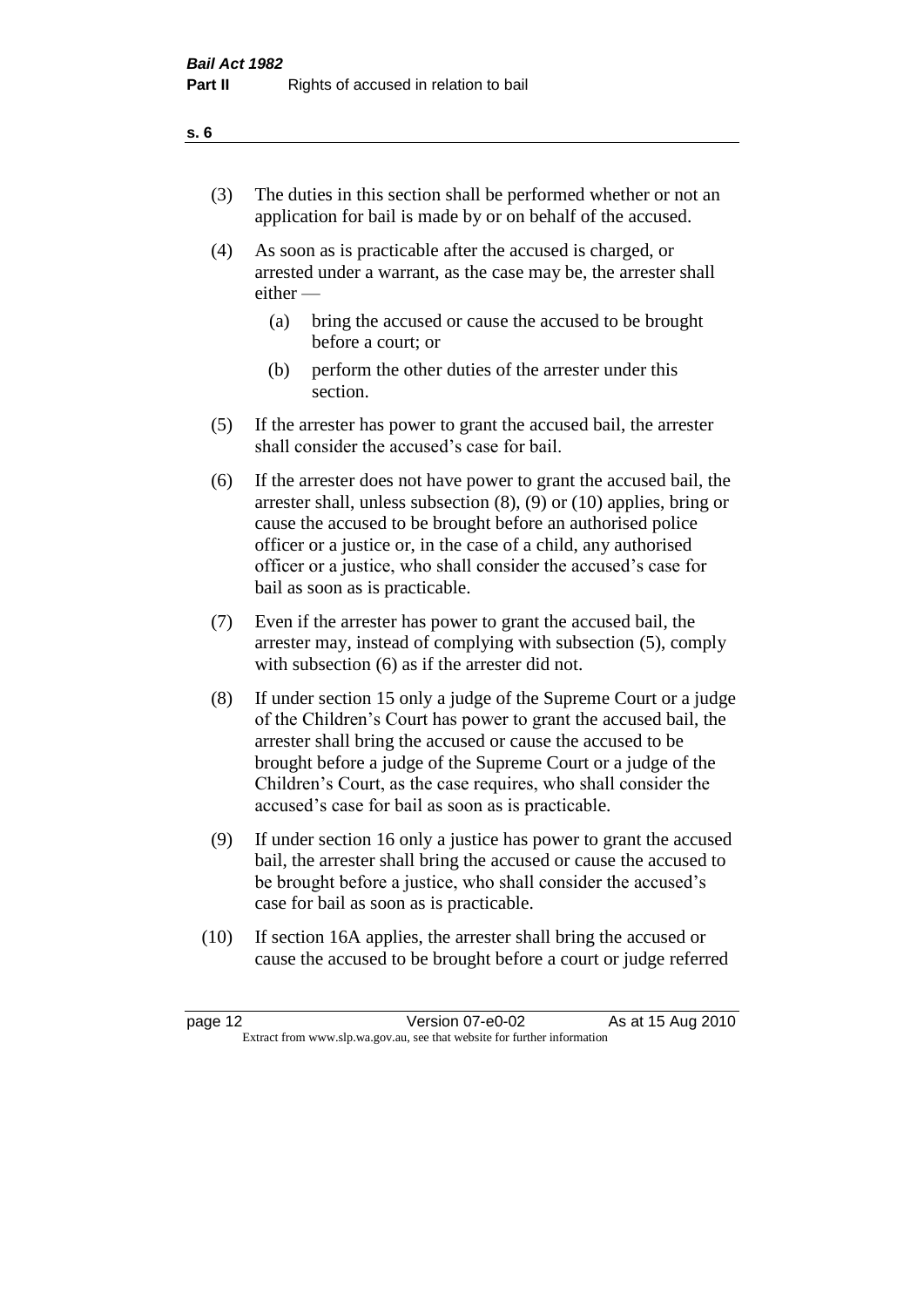(3) The duties in this section shall be performed whether or not an application for bail is made by or on behalf of the accused.

(4) As soon as is practicable after the accused is charged, or arrested under a warrant, as the case may be, the arrester shall either —

(a) bring the accused or cause the accused to be brought before a court; or

(b) perform the other duties of the arrester under this section.

(5) If the arrester has power to grant the accused bail, the arrester shall consider the accused's case for bail.

(6) If the arrester does not have power to grant the accused bail, the arrester shall, unless subsection (8), (9) or (10) applies, bring or cause the accused to be brought before an authorised police officer or a justice or, in the case of a child, any authorised officer or a justice, who shall consider the accused's case for bail as soon as is practicable.

(7) Even if the arrester has power to grant the accused bail, the arrester may, instead of complying with subsection (5), comply with subsection (6) as if the arrester did not.

(8) If under section 15 only a judge of the Supreme Court or a judge of the Children's Court has power to grant the accused bail, the arrester shall bring the accused or cause the accused to be brought before a judge of the Supreme Court or a judge of the Children's Court, as the case requires, who shall consider the accused's case for bail as soon as is practicable.

(9) If under section 16 only a justice has power to grant the accused bail, the arrester shall bring the accused or cause the accused to be brought before a justice, who shall consider the accused's case for bail as soon as is practicable.

(10) If section 16A applies, the arrester shall bring the accused or cause the accused to be brought before a court or judge referred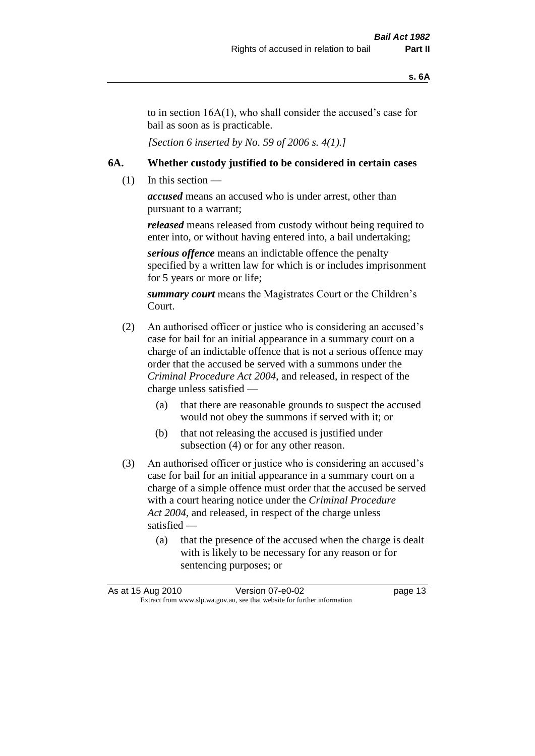to in section 16A(1), who shall consider the accused's case for bail as soon as is practicable.

*[Section 6 inserted by No. 59 of 2006 s. 4(1).]*

## 6A. Whether custody justified to be considered in certain cases

(1) In this section —

***accused*** means an accused who is under arrest, other than pursuant to a warrant;

***released*** means released from custody without being required to enter into, or without having entered into, a bail undertaking;

***serious offence*** means an indictable offence the penalty specified by a written law for which is or includes imprisonment for 5 years or more or life;

***summary court*** means the Magistrates Court or the Children's Court.

(2) An authorised officer or justice who is considering an accused's case for bail for an initial appearance in a summary court on a charge of an indictable offence that is not a serious offence may order that the accused be served with a summons under the *Criminal Procedure Act 2004*, and released, in respect of the charge unless satisfied —

- (a) that there are reasonable grounds to suspect the accused would not obey the summons if served with it; or
- (b) that not releasing the accused is justified under subsection (4) or for any other reason.

(3) An authorised officer or justice who is considering an accused's case for bail for an initial appearance in a summary court on a charge of a simple offence must order that the accused be served with a court hearing notice under the *Criminal Procedure Act 2004*, and released, in respect of the charge unless satisfied —

- (a) that the presence of the accused when the charge is dealt with is likely to be necessary for any reason or for sentencing purposes; or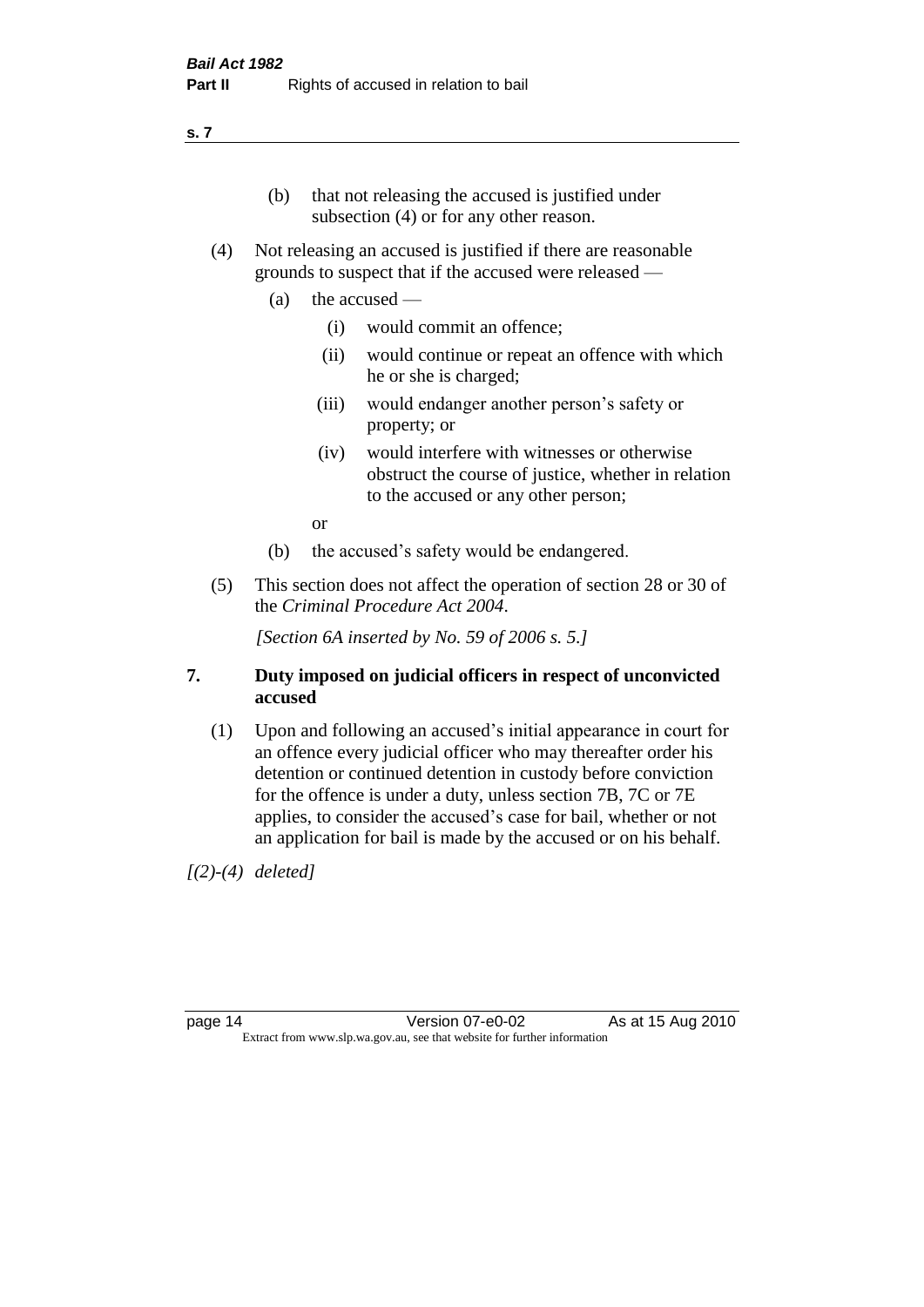(b) that not releasing the accused is justified under subsection (4) or for any other reason.

(4) Not releasing an accused is justified if there are reasonable grounds to suspect that if the accused were released —

(a) the accused —

(i) would commit an offence;

(ii) would continue or repeat an offence with which he or she is charged;

(iii) would endanger another person's safety or property; or

(iv) would interfere with witnesses or otherwise obstruct the course of justice, whether in relation to the accused or any other person;

or

(b) the accused's safety would be endangered.

(5) This section does not affect the operation of section 28 or 30 of the *Criminal Procedure Act 2004*.

*[Section 6A inserted by No. 59 of 2006 s. 5.]*

## 7. Duty imposed on judicial officers in respect of unconvicted accused

(1) Upon and following an accused's initial appearance in court for an offence every judicial officer who may thereafter order his detention or continued detention in custody before conviction for the offence is under a duty, unless section 7B, 7C or 7E applies, to consider the accused's case for bail, whether or not an application for bail is made by the accused or on his behalf.

*[(2)-(4) deleted]*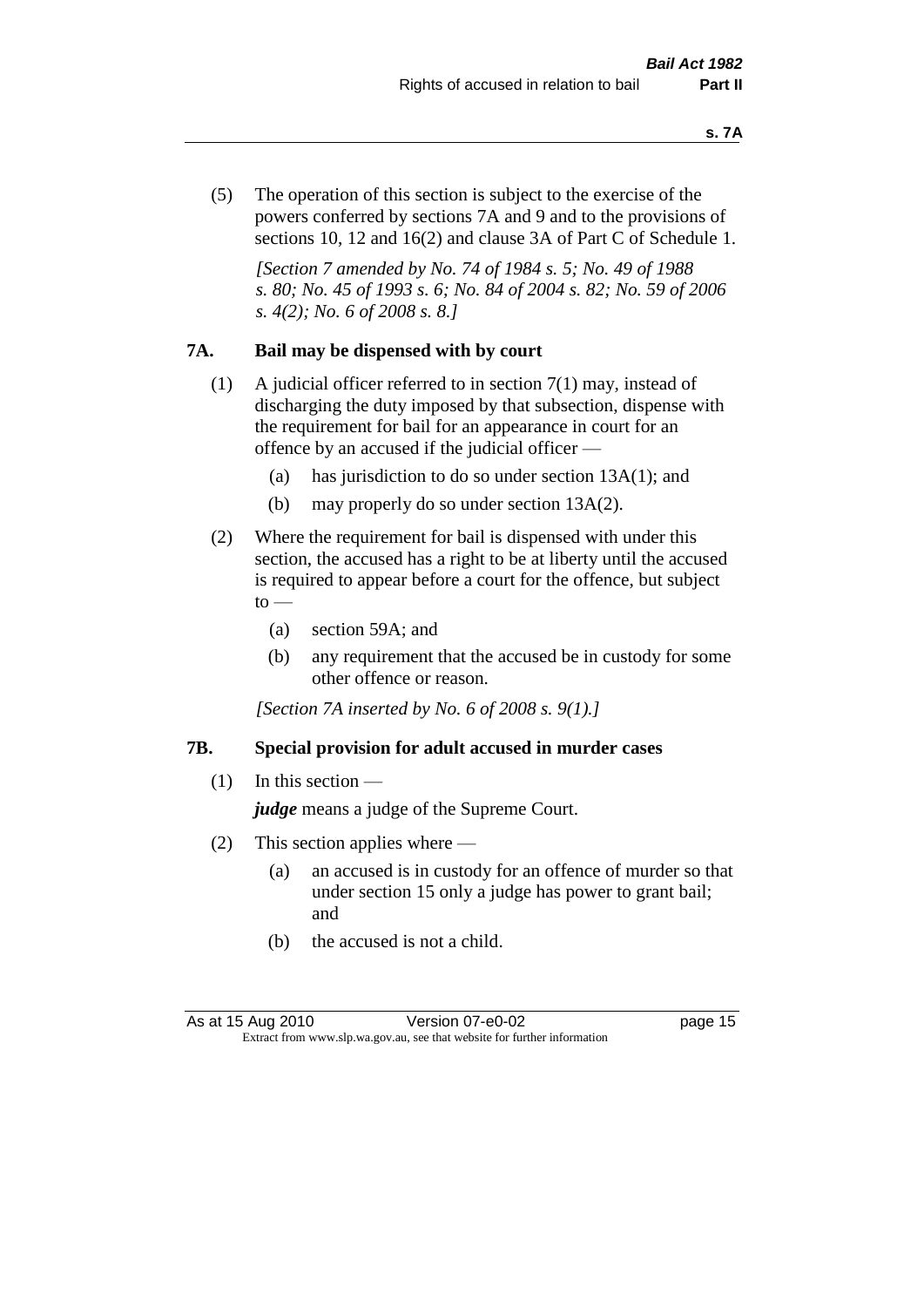(5) The operation of this section is subject to the exercise of the powers conferred by sections 7A and 9 and to the provisions of sections 10, 12 and 16(2) and clause 3A of Part C of Schedule 1.

*[Section 7 amended by No. 74 of 1984 s. 5; No. 49 of 1988 s. 80; No. 45 of 1993 s. 6; No. 84 of 2004 s. 82; No. 59 of 2006 s. 4(2); No. 6 of 2008 s. 8.]*

### 7A. Bail may be dispensed with by court

(1) A judicial officer referred to in section 7(1) may, instead of discharging the duty imposed by that subsection, dispense with the requirement for bail for an appearance in court for an offence by an accused if the judicial officer —

  (a) has jurisdiction to do so under section 13A(1); and

  (b) may properly do so under section 13A(2).

(2) Where the requirement for bail is dispensed with under this section, the accused has a right to be at liberty until the accused is required to appear before a court for the offence, but subject to —

  (a) section 59A; and

  (b) any requirement that the accused be in custody for some other offence or reason.

*[Section 7A inserted by No. 6 of 2008 s. 9(1).]*

### 7B. Special provision for adult accused in murder cases

(1) In this section —

***judge*** means a judge of the Supreme Court.

(2) This section applies where —

  (a) an accused is in custody for an offence of murder so that under section 15 only a judge has power to grant bail; and

  (b) the accused is not a child.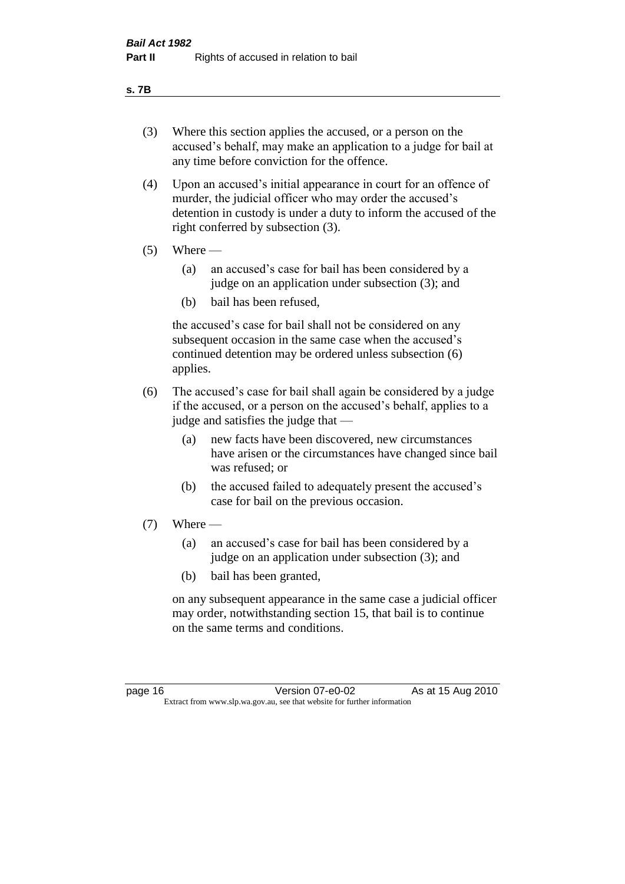(3) Where this section applies the accused, or a person on the accused's behalf, may make an application to a judge for bail at any time before conviction for the offence.

(4) Upon an accused's initial appearance in court for an offence of murder, the judicial officer who may order the accused's detention in custody is under a duty to inform the accused of the right conferred by subsection (3).

(5) Where —

  (a) an accused's case for bail has been considered by a judge on an application under subsection (3); and

  (b) bail has been refused,

the accused's case for bail shall not be considered on any subsequent occasion in the same case when the accused's continued detention may be ordered unless subsection (6) applies.

(6) The accused's case for bail shall again be considered by a judge if the accused, or a person on the accused's behalf, applies to a judge and satisfies the judge that —

  (a) new facts have been discovered, new circumstances have arisen or the circumstances have changed since bail was refused; or

  (b) the accused failed to adequately present the accused's case for bail on the previous occasion.

(7) Where —

  (a) an accused's case for bail has been considered by a judge on an application under subsection (3); and

  (b) bail has been granted,

on any subsequent appearance in the same case a judicial officer may order, notwithstanding section 15, that bail is to continue on the same terms and conditions.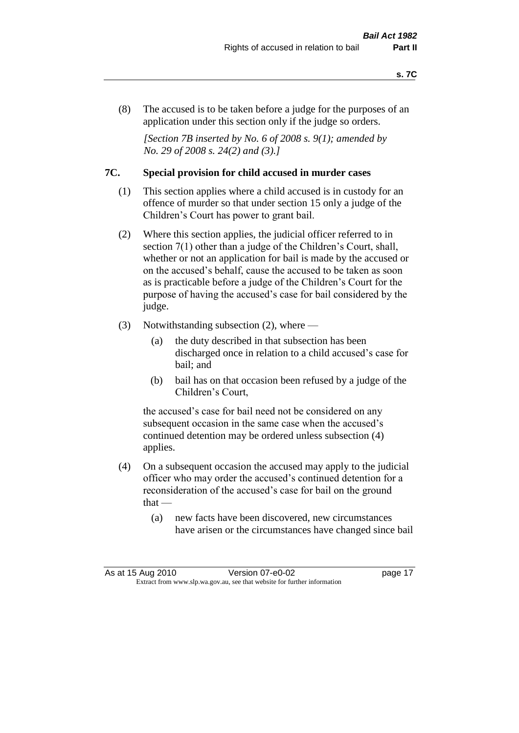(8) The accused is to be taken before a judge for the purposes of an application under this section only if the judge so orders.

*[Section 7B inserted by No. 6 of 2008 s. 9(1); amended by No. 29 of 2008 s. 24(2) and (3).]*

### 7C. Special provision for child accused in murder cases

(1) This section applies where a child accused is in custody for an offence of murder so that under section 15 only a judge of the Children's Court has power to grant bail.

(2) Where this section applies, the judicial officer referred to in section 7(1) other than a judge of the Children's Court, shall, whether or not an application for bail is made by the accused or on the accused's behalf, cause the accused to be taken as soon as is practicable before a judge of the Children's Court for the purpose of having the accused's case for bail considered by the judge.

(3) Notwithstanding subsection (2), where —

(a) the duty described in that subsection has been discharged once in relation to a child accused's case for bail; and

(b) bail has on that occasion been refused by a judge of the Children's Court,

the accused's case for bail need not be considered on any subsequent occasion in the same case when the accused's continued detention may be ordered unless subsection (4) applies.

(4) On a subsequent occasion the accused may apply to the judicial officer who may order the accused's continued detention for a reconsideration of the accused's case for bail on the ground that —

(a) new facts have been discovered, new circumstances have arisen or the circumstances have changed since bail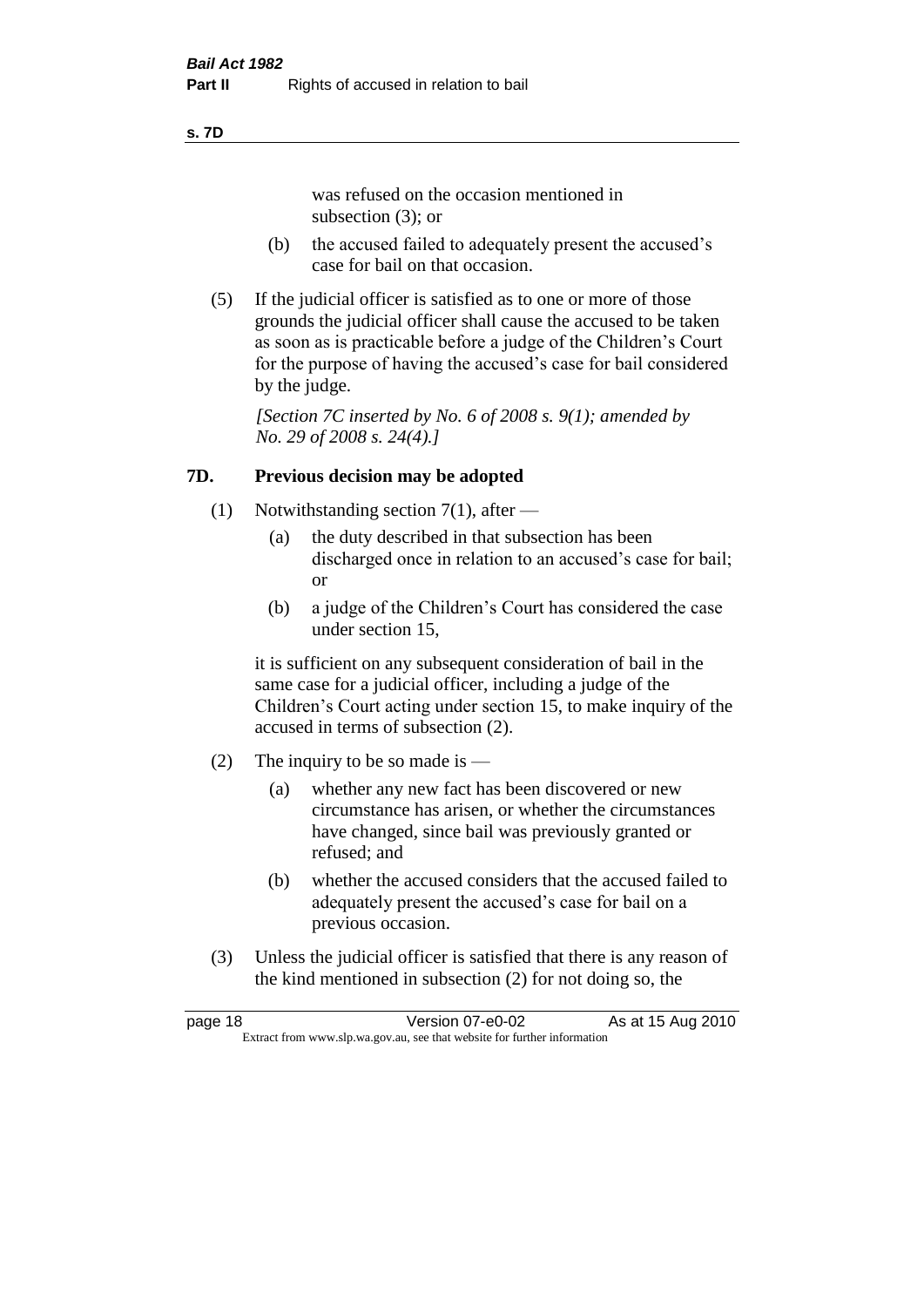was refused on the occasion mentioned in subsection (3); or

(b) the accused failed to adequately present the accused's case for bail on that occasion.

(5) If the judicial officer is satisfied as to one or more of those grounds the judicial officer shall cause the accused to be taken as soon as is practicable before a judge of the Children's Court for the purpose of having the accused's case for bail considered by the judge.

*[Section 7C inserted by No. 6 of 2008 s. 9(1); amended by No. 29 of 2008 s. 24(4).]*

### 7D. Previous decision may be adopted

(1) Notwithstanding section 7(1), after —

(a) the duty described in that subsection has been discharged once in relation to an accused's case for bail; or

(b) a judge of the Children's Court has considered the case under section 15,

it is sufficient on any subsequent consideration of bail in the same case for a judicial officer, including a judge of the Children's Court acting under section 15, to make inquiry of the accused in terms of subsection (2).

(2) The inquiry to be so made is —

(a) whether any new fact has been discovered or new circumstance has arisen, or whether the circumstances have changed, since bail was previously granted or refused; and

(b) whether the accused considers that the accused failed to adequately present the accused's case for bail on a previous occasion.

(3) Unless the judicial officer is satisfied that there is any reason of the kind mentioned in subsection (2) for not doing so, the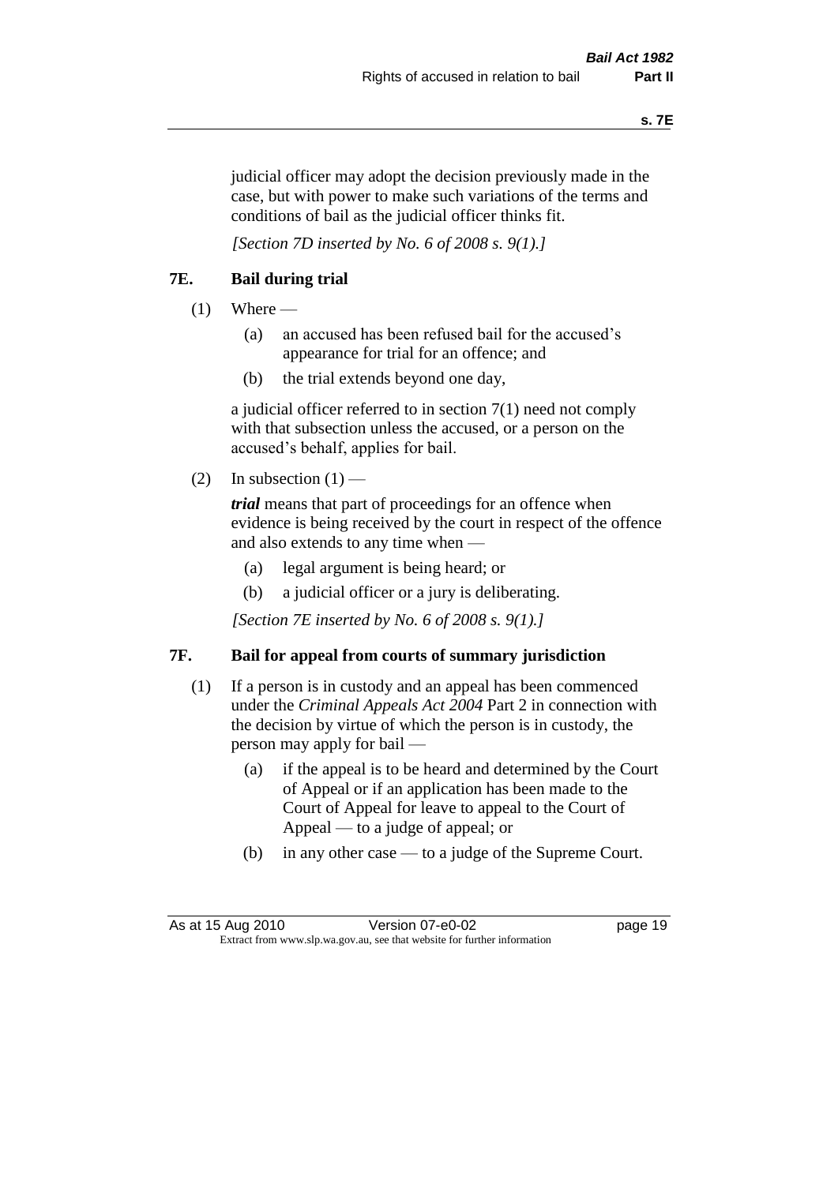judicial officer may adopt the decision previously made in the case, but with power to make such variations of the terms and conditions of bail as the judicial officer thinks fit.

*[Section 7D inserted by No. 6 of 2008 s. 9(1).]*

## 7E. Bail during trial

(1) Where —

(a) an accused has been refused bail for the accused's appearance for trial for an offence; and

(b) the trial extends beyond one day,

a judicial officer referred to in section 7(1) need not comply with that subsection unless the accused, or a person on the accused's behalf, applies for bail.

(2) In subsection (1) —

***trial*** means that part of proceedings for an offence when evidence is being received by the court in respect of the offence and also extends to any time when —

(a) legal argument is being heard; or

(b) a judicial officer or a jury is deliberating.

*[Section 7E inserted by No. 6 of 2008 s. 9(1).]*

## 7F. Bail for appeal from courts of summary jurisdiction

(1) If a person is in custody and an appeal has been commenced under the *Criminal Appeals Act 2004* Part 2 in connection with the decision by virtue of which the person is in custody, the person may apply for bail —

(a) if the appeal is to be heard and determined by the Court of Appeal or if an application has been made to the Court of Appeal for leave to appeal to the Court of Appeal — to a judge of appeal; or

(b) in any other case — to a judge of the Supreme Court.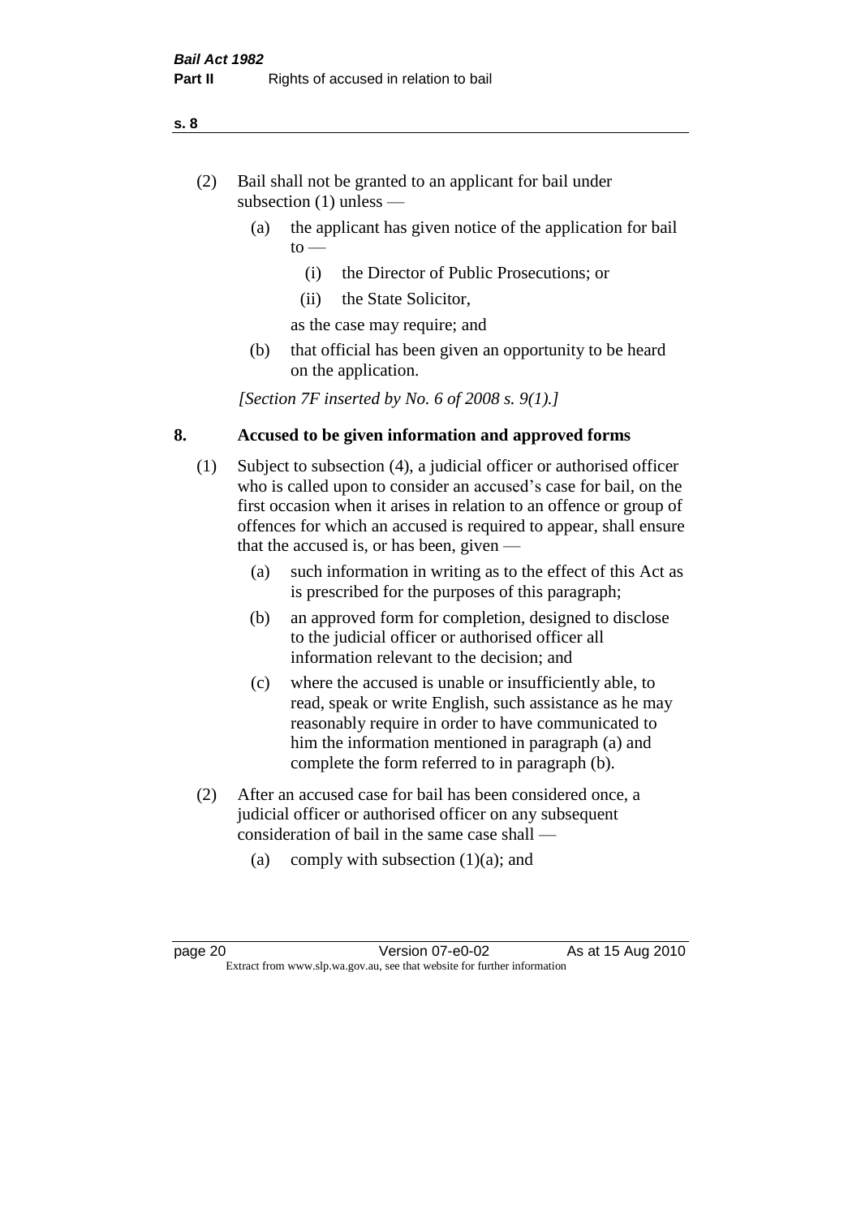(2) Bail shall not be granted to an applicant for bail under subsection (1) unless —

(a) the applicant has given notice of the application for bail to —

(i) the Director of Public Prosecutions; or

(ii) the State Solicitor,

as the case may require; and

(b) that official has been given an opportunity to be heard on the application.

*[Section 7F inserted by No. 6 of 2008 s. 9(1).]*

## 8. Accused to be given information and approved forms

(1) Subject to subsection (4), a judicial officer or authorised officer who is called upon to consider an accused's case for bail, on the first occasion when it arises in relation to an offence or group of offences for which an accused is required to appear, shall ensure that the accused is, or has been, given —

(a) such information in writing as to the effect of this Act as is prescribed for the purposes of this paragraph;

(b) an approved form for completion, designed to disclose to the judicial officer or authorised officer all information relevant to the decision; and

(c) where the accused is unable or insufficiently able, to read, speak or write English, such assistance as he may reasonably require in order to have communicated to him the information mentioned in paragraph (a) and complete the form referred to in paragraph (b).

(2) After an accused case for bail has been considered once, a judicial officer or authorised officer on any subsequent consideration of bail in the same case shall —

(a) comply with subsection (1)(a); and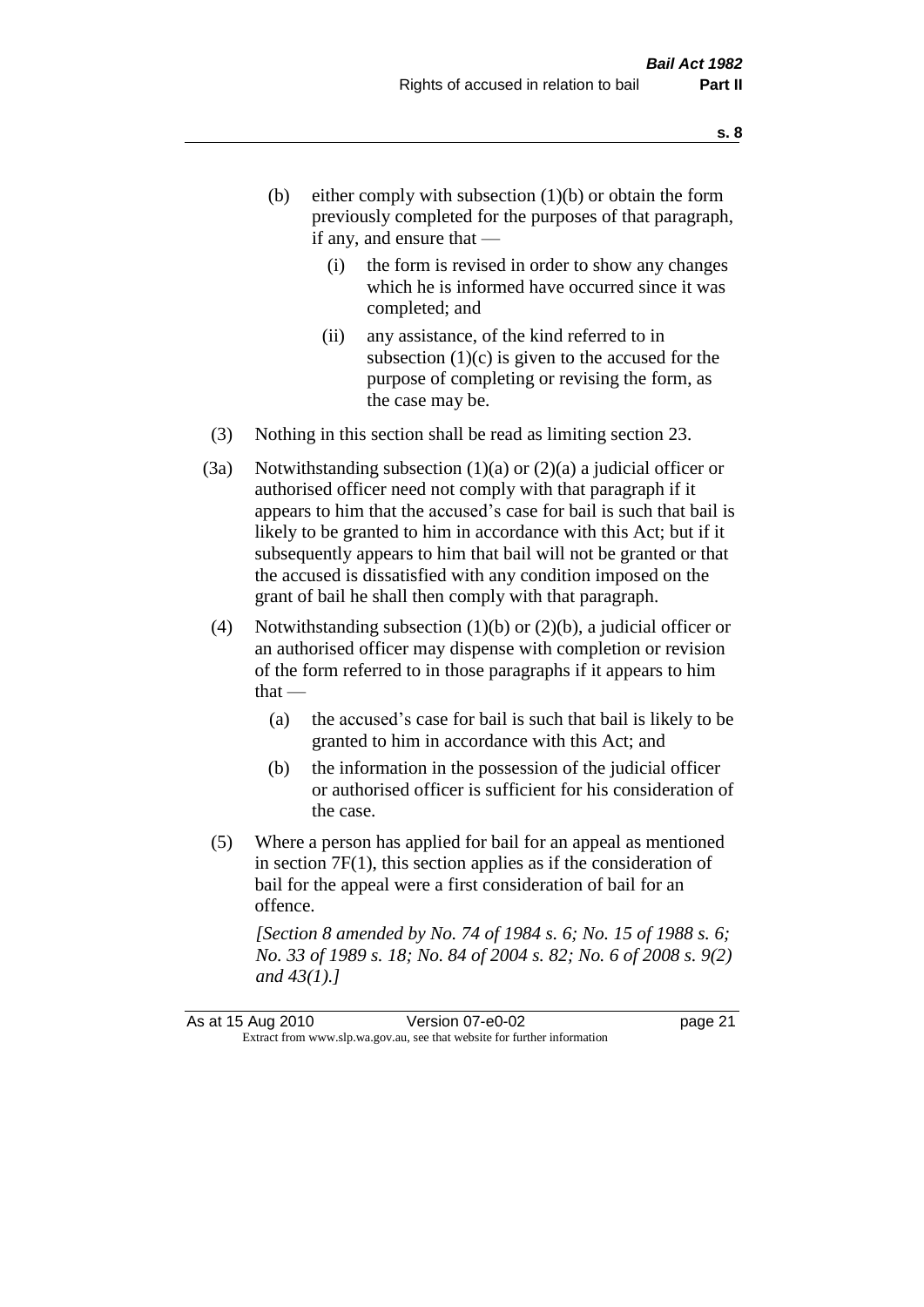(b) either comply with subsection (1)(b) or obtain the form previously completed for the purposes of that paragraph, if any, and ensure that —

   (i) the form is revised in order to show any changes which he is informed have occurred since it was completed; and

   (ii) any assistance, of the kind referred to in subsection (1)(c) is given to the accused for the purpose of completing or revising the form, as the case may be.

(3) Nothing in this section shall be read as limiting section 23.

(3a) Notwithstanding subsection (1)(a) or (2)(a) a judicial officer or authorised officer need not comply with that paragraph if it appears to him that the accused's case for bail is such that bail is likely to be granted to him in accordance with this Act; but if it subsequently appears to him that bail will not be granted or that the accused is dissatisfied with any condition imposed on the grant of bail he shall then comply with that paragraph.

(4) Notwithstanding subsection (1)(b) or (2)(b), a judicial officer or an authorised officer may dispense with completion or revision of the form referred to in those paragraphs if it appears to him that —

   (a) the accused's case for bail is such that bail is likely to be granted to him in accordance with this Act; and

   (b) the information in the possession of the judicial officer or authorised officer is sufficient for his consideration of the case.

(5) Where a person has applied for bail for an appeal as mentioned in section 7F(1), this section applies as if the consideration of bail for the appeal were a first consideration of bail for an offence.

*[Section 8 amended by No. 74 of 1984 s. 6; No. 15 of 1988 s. 6; No. 33 of 1989 s. 18; No. 84 of 2004 s. 82; No. 6 of 2008 s. 9(2) and 43(1).]*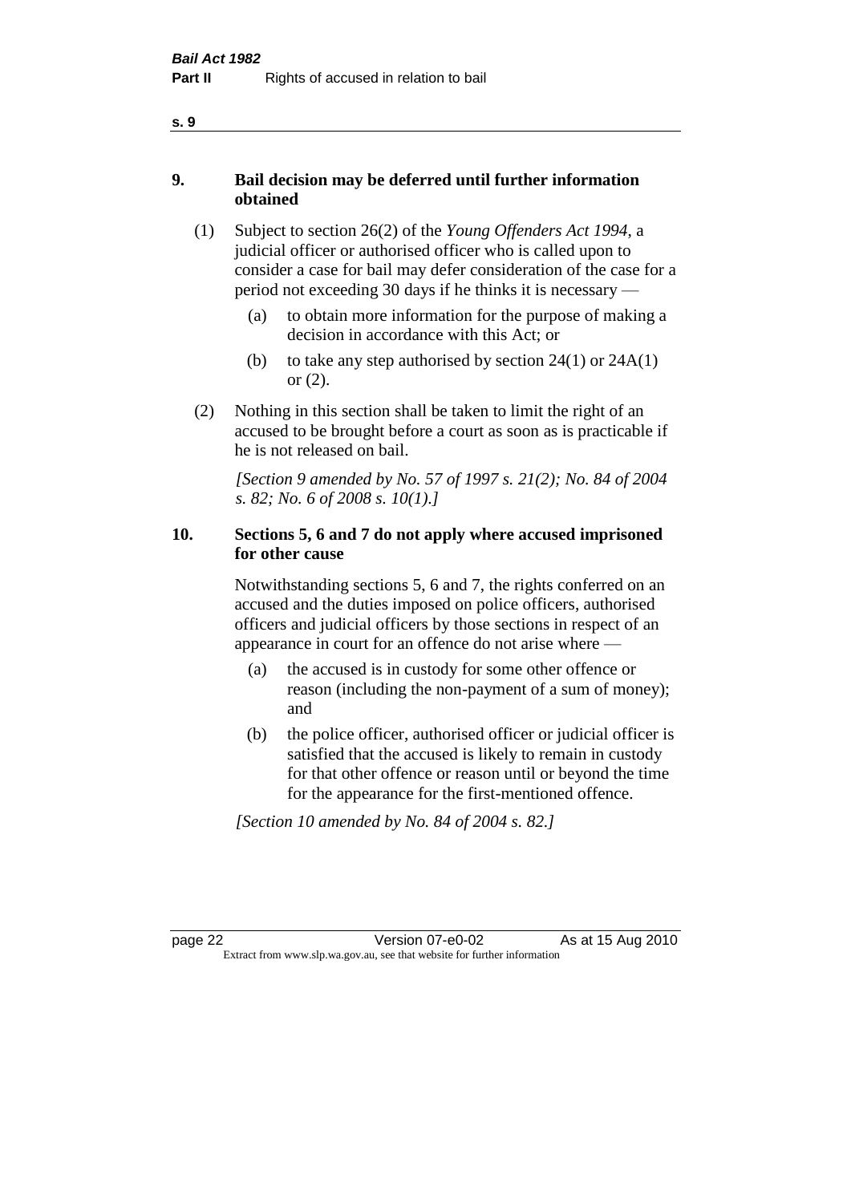## 9. Bail decision may be deferred until further information obtained

(1) Subject to section 26(2) of the *Young Offenders Act 1994*, a judicial officer or authorised officer who is called upon to consider a case for bail may defer consideration of the case for a period not exceeding 30 days if he thinks it is necessary —

(a) to obtain more information for the purpose of making a decision in accordance with this Act; or

(b) to take any step authorised by section 24(1) or 24A(1) or (2).

(2) Nothing in this section shall be taken to limit the right of an accused to be brought before a court as soon as is practicable if he is not released on bail.

*[Section 9 amended by No. 57 of 1997 s. 21(2); No. 84 of 2004 s. 82; No. 6 of 2008 s. 10(1).]*

## 10. Sections 5, 6 and 7 do not apply where accused imprisoned for other cause

Notwithstanding sections 5, 6 and 7, the rights conferred on an accused and the duties imposed on police officers, authorised officers and judicial officers by those sections in respect of an appearance in court for an offence do not arise where —

(a) the accused is in custody for some other offence or reason (including the non-payment of a sum of money); and

(b) the police officer, authorised officer or judicial officer is satisfied that the accused is likely to remain in custody for that other offence or reason until or beyond the time for the appearance for the first-mentioned offence.

*[Section 10 amended by No. 84 of 2004 s. 82.]*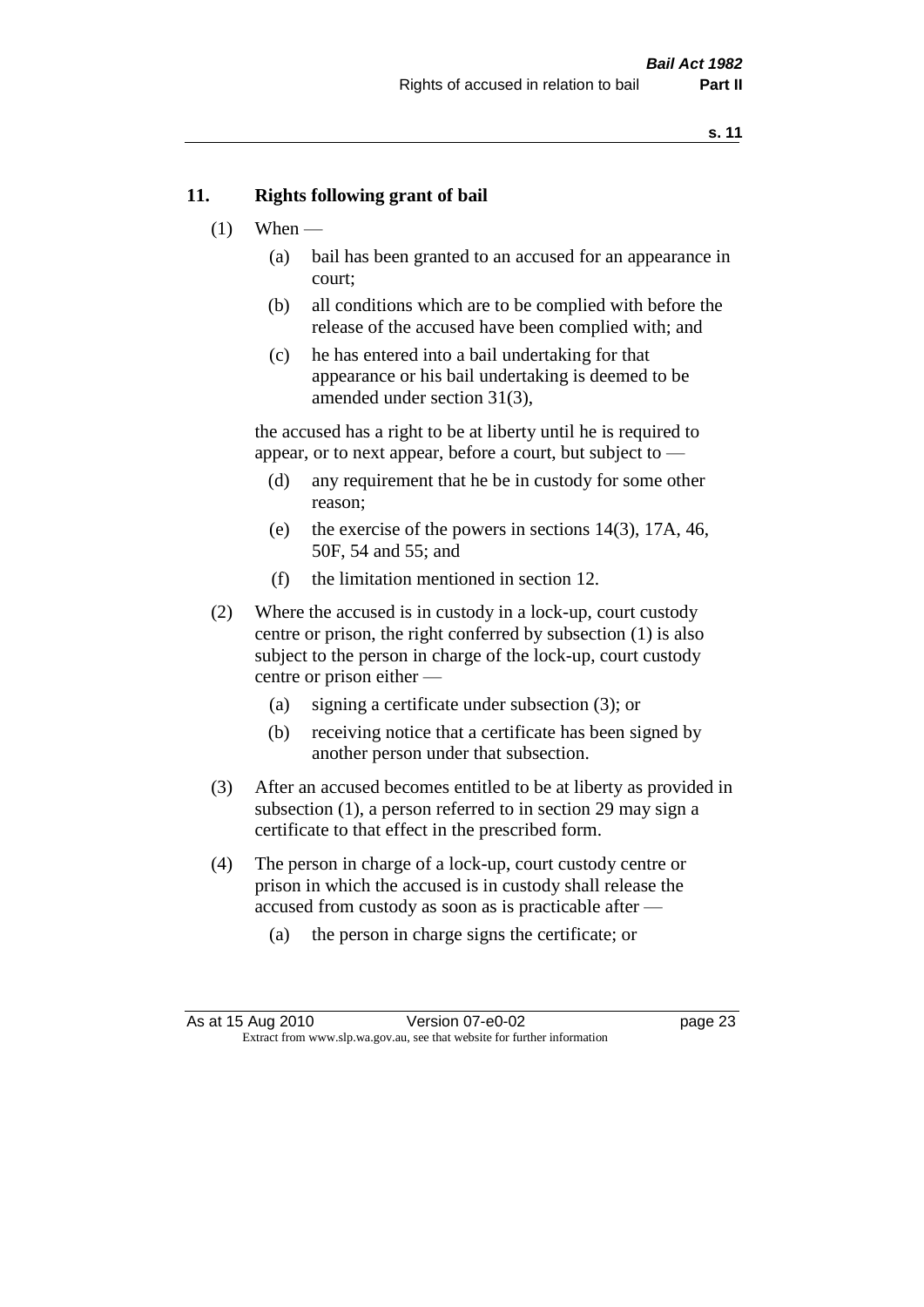## 11. Rights following grant of bail

(1) When —

 (a) bail has been granted to an accused for an appearance in court;

 (b) all conditions which are to be complied with before the release of the accused have been complied with; and

 (c) he has entered into a bail undertaking for that appearance or his bail undertaking is deemed to be amended under section 31(3),

 the accused has a right to be at liberty until he is required to appear, or to next appear, before a court, but subject to —

 (d) any requirement that he be in custody for some other reason;

 (e) the exercise of the powers in sections 14(3), 17A, 46, 50F, 54 and 55; and

 (f) the limitation mentioned in section 12.

(2) Where the accused is in custody in a lock-up, court custody centre or prison, the right conferred by subsection (1) is also subject to the person in charge of the lock-up, court custody centre or prison either —

 (a) signing a certificate under subsection (3); or

 (b) receiving notice that a certificate has been signed by another person under that subsection.

(3) After an accused becomes entitled to be at liberty as provided in subsection (1), a person referred to in section 29 may sign a certificate to that effect in the prescribed form.

(4) The person in charge of a lock-up, court custody centre or prison in which the accused is in custody shall release the accused from custody as soon as is practicable after —

 (a) the person in charge signs the certificate; or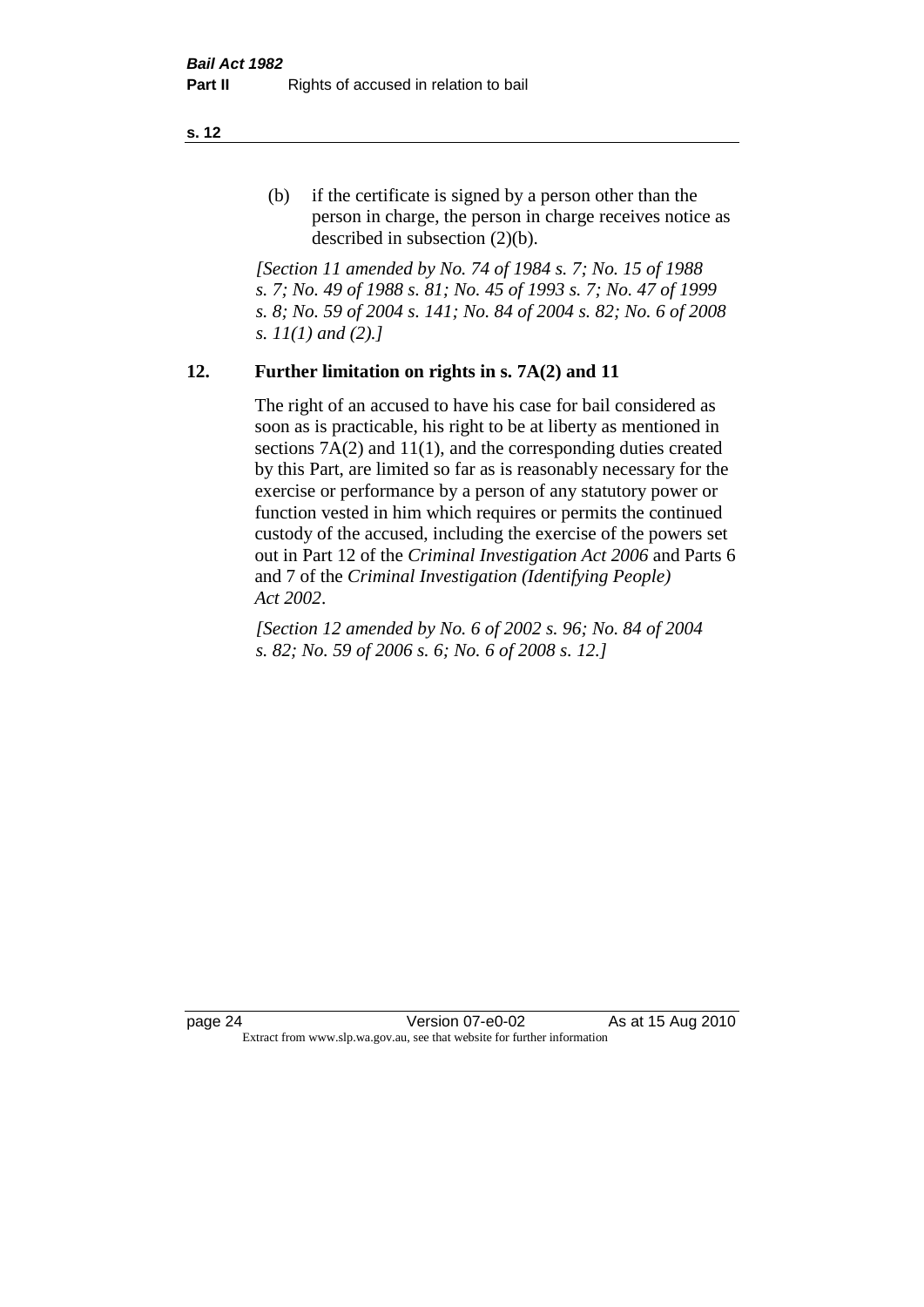(b) if the certificate is signed by a person other than the person in charge, the person in charge receives notice as described in subsection (2)(b).

*[Section 11 amended by No. 74 of 1984 s. 7; No. 15 of 1988 s. 7; No. 49 of 1988 s. 81; No. 45 of 1993 s. 7; No. 47 of 1999 s. 8; No. 59 of 2004 s. 141; No. 84 of 2004 s. 82; No. 6 of 2008 s. 11(1) and (2).]*

## 12. Further limitation on rights in s. 7A(2) and 11

The right of an accused to have his case for bail considered as soon as is practicable, his right to be at liberty as mentioned in sections 7A(2) and 11(1), and the corresponding duties created by this Part, are limited so far as is reasonably necessary for the exercise or performance by a person of any statutory power or function vested in him which requires or permits the continued custody of the accused, including the exercise of the powers set out in Part 12 of the *Criminal Investigation Act 2006* and Parts 6 and 7 of the *Criminal Investigation (Identifying People) Act 2002*.

*[Section 12 amended by No. 6 of 2002 s. 96; No. 84 of 2004 s. 82; No. 59 of 2006 s. 6; No. 6 of 2008 s. 12.]*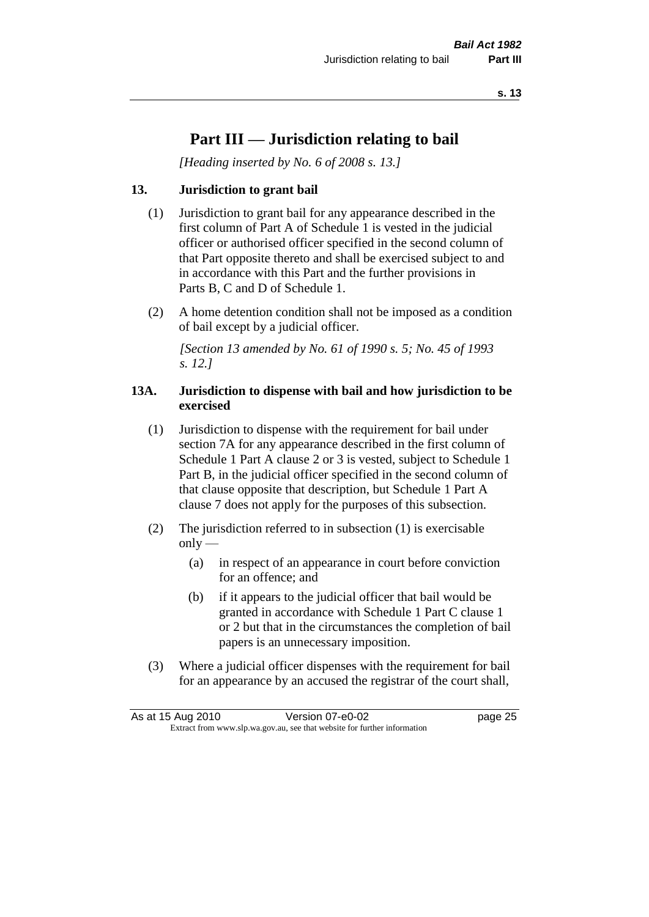# Part III — Jurisdiction relating to bail

*[Heading inserted by No. 6 of 2008 s. 13.]*

### 13. Jurisdiction to grant bail

(1) Jurisdiction to grant bail for any appearance described in the first column of Part A of Schedule 1 is vested in the judicial officer or authorised officer specified in the second column of that Part opposite thereto and shall be exercised subject to and in accordance with this Part and the further provisions in Parts B, C and D of Schedule 1.

(2) A home detention condition shall not be imposed as a condition of bail except by a judicial officer.

*[Section 13 amended by No. 61 of 1990 s. 5; No. 45 of 1993 s. 12.]*

### 13A. Jurisdiction to dispense with bail and how jurisdiction to be exercised

(1) Jurisdiction to dispense with the requirement for bail under section 7A for any appearance described in the first column of Schedule 1 Part A clause 2 or 3 is vested, subject to Schedule 1 Part B, in the judicial officer specified in the second column of that clause opposite that description, but Schedule 1 Part A clause 7 does not apply for the purposes of this subsection.

(2) The jurisdiction referred to in subsection (1) is exercisable only —

(a) in respect of an appearance in court before conviction for an offence; and

(b) if it appears to the judicial officer that bail would be granted in accordance with Schedule 1 Part C clause 1 or 2 but that in the circumstances the completion of bail papers is an unnecessary imposition.

(3) Where a judicial officer dispenses with the requirement for bail for an appearance by an accused the registrar of the court shall,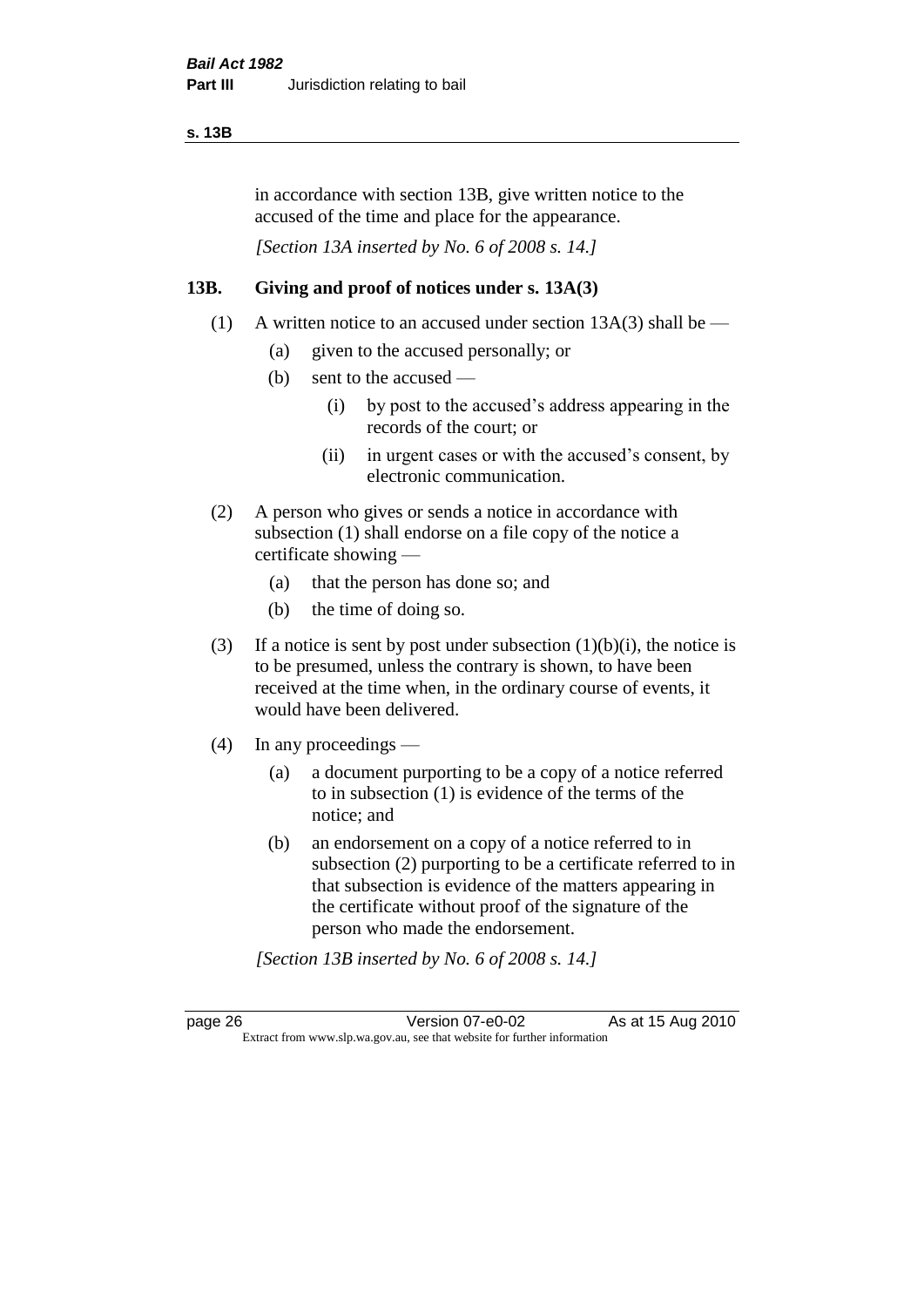in accordance with section 13B, give written notice to the accused of the time and place for the appearance.

*[Section 13A inserted by No. 6 of 2008 s. 14.]*

### 13B. Giving and proof of notices under s. 13A(3)

(1) A written notice to an accused under section 13A(3) shall be —

  (a) given to the accused personally; or

  (b) sent to the accused —

    (i) by post to the accused's address appearing in the records of the court; or

    (ii) in urgent cases or with the accused's consent, by electronic communication.

(2) A person who gives or sends a notice in accordance with subsection (1) shall endorse on a file copy of the notice a certificate showing —

  (a) that the person has done so; and

  (b) the time of doing so.

(3) If a notice is sent by post under subsection (1)(b)(i), the notice is to be presumed, unless the contrary is shown, to have been received at the time when, in the ordinary course of events, it would have been delivered.

(4) In any proceedings —

  (a) a document purporting to be a copy of a notice referred to in subsection (1) is evidence of the terms of the notice; and

  (b) an endorsement on a copy of a notice referred to in subsection (2) purporting to be a certificate referred to in that subsection is evidence of the matters appearing in the certificate without proof of the signature of the person who made the endorsement.

*[Section 13B inserted by No. 6 of 2008 s. 14.]*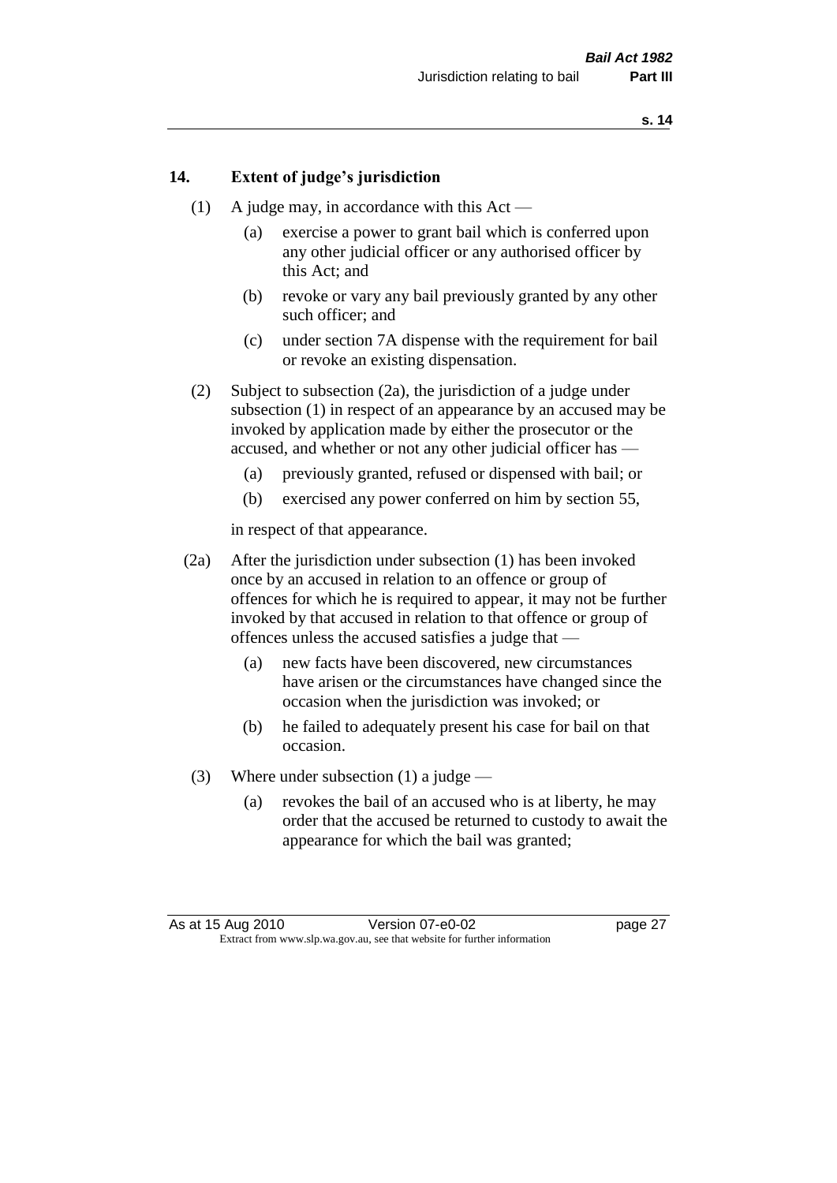## 14. Extent of judge's jurisdiction

(1) A judge may, in accordance with this Act —

  (a) exercise a power to grant bail which is conferred upon any other judicial officer or any authorised officer by this Act; and

  (b) revoke or vary any bail previously granted by any other such officer; and

  (c) under section 7A dispense with the requirement for bail or revoke an existing dispensation.

(2) Subject to subsection (2a), the jurisdiction of a judge under subsection (1) in respect of an appearance by an accused may be invoked by application made by either the prosecutor or the accused, and whether or not any other judicial officer has —

  (a) previously granted, refused or dispensed with bail; or

  (b) exercised any power conferred on him by section 55,

in respect of that appearance.

(2a) After the jurisdiction under subsection (1) has been invoked once by an accused in relation to an offence or group of offences for which he is required to appear, it may not be further invoked by that accused in relation to that offence or group of offences unless the accused satisfies a judge that —

  (a) new facts have been discovered, new circumstances have arisen or the circumstances have changed since the occasion when the jurisdiction was invoked; or

  (b) he failed to adequately present his case for bail on that occasion.

(3) Where under subsection (1) a judge —

  (a) revokes the bail of an accused who is at liberty, he may order that the accused be returned to custody to await the appearance for which the bail was granted;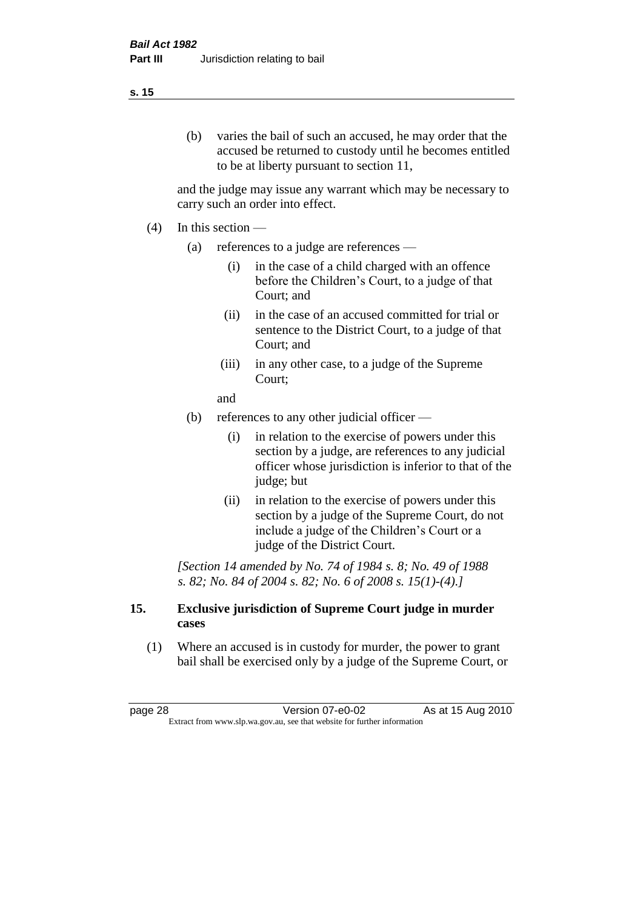(b) varies the bail of such an accused, he may order that the accused be returned to custody until he becomes entitled to be at liberty pursuant to section 11,

and the judge may issue any warrant which may be necessary to carry such an order into effect.

(4) In this section —

(a) references to a judge are references —

(i) in the case of a child charged with an offence before the Children's Court, to a judge of that Court; and

(ii) in the case of an accused committed for trial or sentence to the District Court, to a judge of that Court; and

(iii) in any other case, to a judge of the Supreme Court;

and

(b) references to any other judicial officer —

(i) in relation to the exercise of powers under this section by a judge, are references to any judicial officer whose jurisdiction is inferior to that of the judge; but

(ii) in relation to the exercise of powers under this section by a judge of the Supreme Court, do not include a judge of the Children's Court or a judge of the District Court.

*[Section 14 amended by No. 74 of 1984 s. 8; No. 49 of 1988 s. 82; No. 84 of 2004 s. 82; No. 6 of 2008 s. 15(1)-(4).]*

### 15. Exclusive jurisdiction of Supreme Court judge in murder cases

(1) Where an accused is in custody for murder, the power to grant bail shall be exercised only by a judge of the Supreme Court, or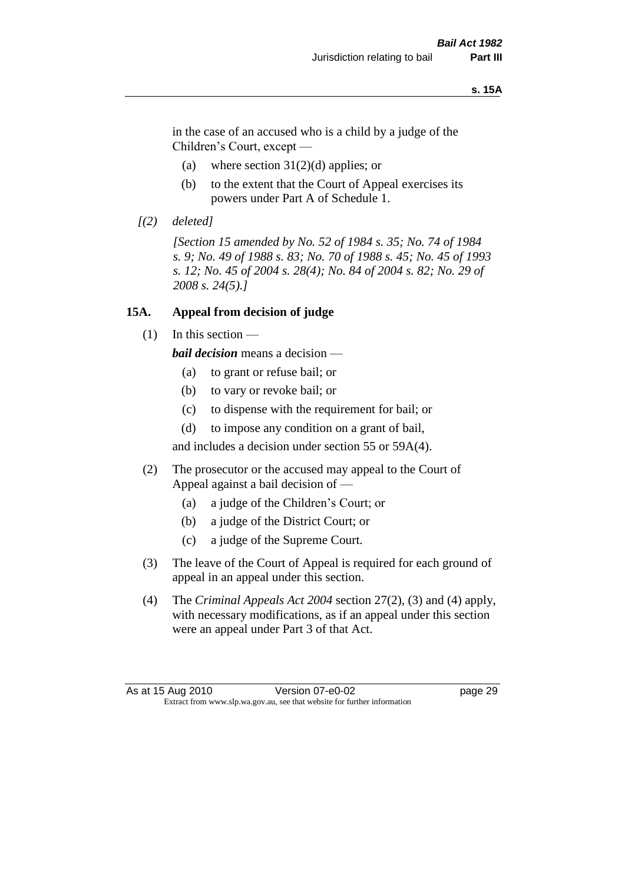in the case of an accused who is a child by a judge of the Children's Court, except —

- (a) where section 31(2)(d) applies; or
- (b) to the extent that the Court of Appeal exercises its powers under Part A of Schedule 1.

*[(2) deleted]*

*[Section 15 amended by No. 52 of 1984 s. 35; No. 74 of 1984 s. 9; No. 49 of 1988 s. 83; No. 70 of 1988 s. 45; No. 45 of 1993 s. 12; No. 45 of 2004 s. 28(4); No. 84 of 2004 s. 82; No. 29 of 2008 s. 24(5).]*

## 15A. Appeal from decision of judge

(1) In this section —

***bail decision*** means a decision —

- (a) to grant or refuse bail; or
- (b) to vary or revoke bail; or
- (c) to dispense with the requirement for bail; or
- (d) to impose any condition on a grant of bail,

and includes a decision under section 55 or 59A(4).

(2) The prosecutor or the accused may appeal to the Court of Appeal against a bail decision of —

- (a) a judge of the Children's Court; or
- (b) a judge of the District Court; or
- (c) a judge of the Supreme Court.

(3) The leave of the Court of Appeal is required for each ground of appeal in an appeal under this section.

(4) The *Criminal Appeals Act 2004* section 27(2), (3) and (4) apply, with necessary modifications, as if an appeal under this section were an appeal under Part 3 of that Act.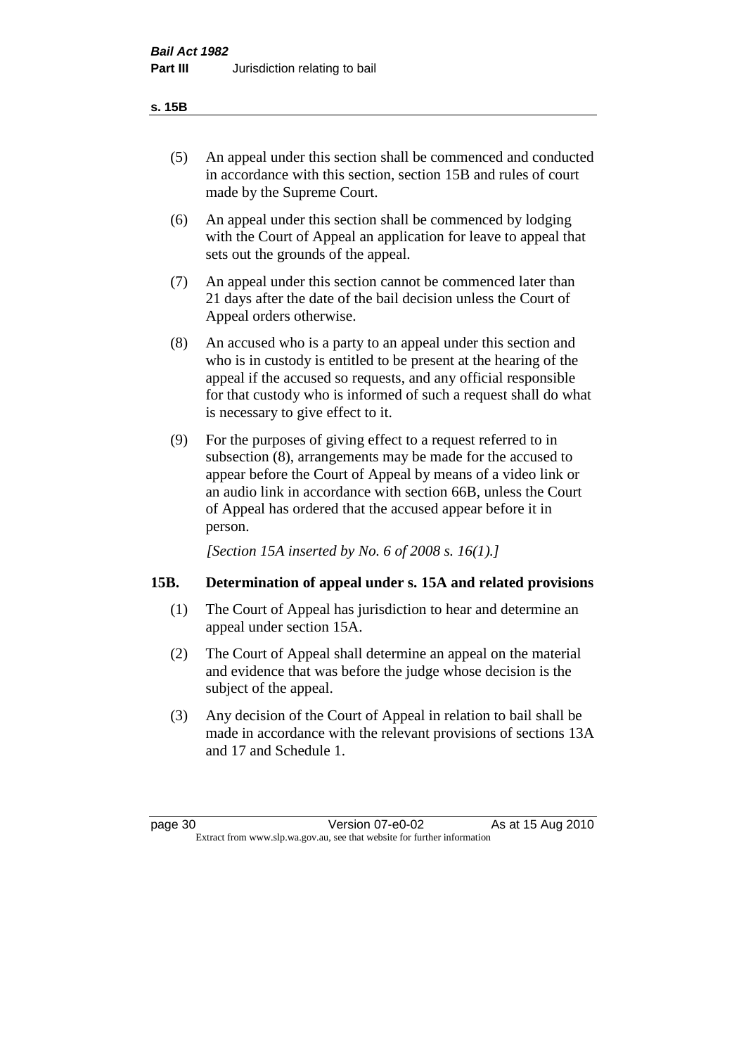(5) An appeal under this section shall be commenced and conducted in accordance with this section, section 15B and rules of court made by the Supreme Court.

(6) An appeal under this section shall be commenced by lodging with the Court of Appeal an application for leave to appeal that sets out the grounds of the appeal.

(7) An appeal under this section cannot be commenced later than 21 days after the date of the bail decision unless the Court of Appeal orders otherwise.

(8) An accused who is a party to an appeal under this section and who is in custody is entitled to be present at the hearing of the appeal if the accused so requests, and any official responsible for that custody who is informed of such a request shall do what is necessary to give effect to it.

(9) For the purposes of giving effect to a request referred to in subsection (8), arrangements may be made for the accused to appear before the Court of Appeal by means of a video link or an audio link in accordance with section 66B, unless the Court of Appeal has ordered that the accused appear before it in person.

*[Section 15A inserted by No. 6 of 2008 s. 16(1).]*

### 15B. Determination of appeal under s. 15A and related provisions

(1) The Court of Appeal has jurisdiction to hear and determine an appeal under section 15A.

(2) The Court of Appeal shall determine an appeal on the material and evidence that was before the judge whose decision is the subject of the appeal.

(3) Any decision of the Court of Appeal in relation to bail shall be made in accordance with the relevant provisions of sections 13A and 17 and Schedule 1.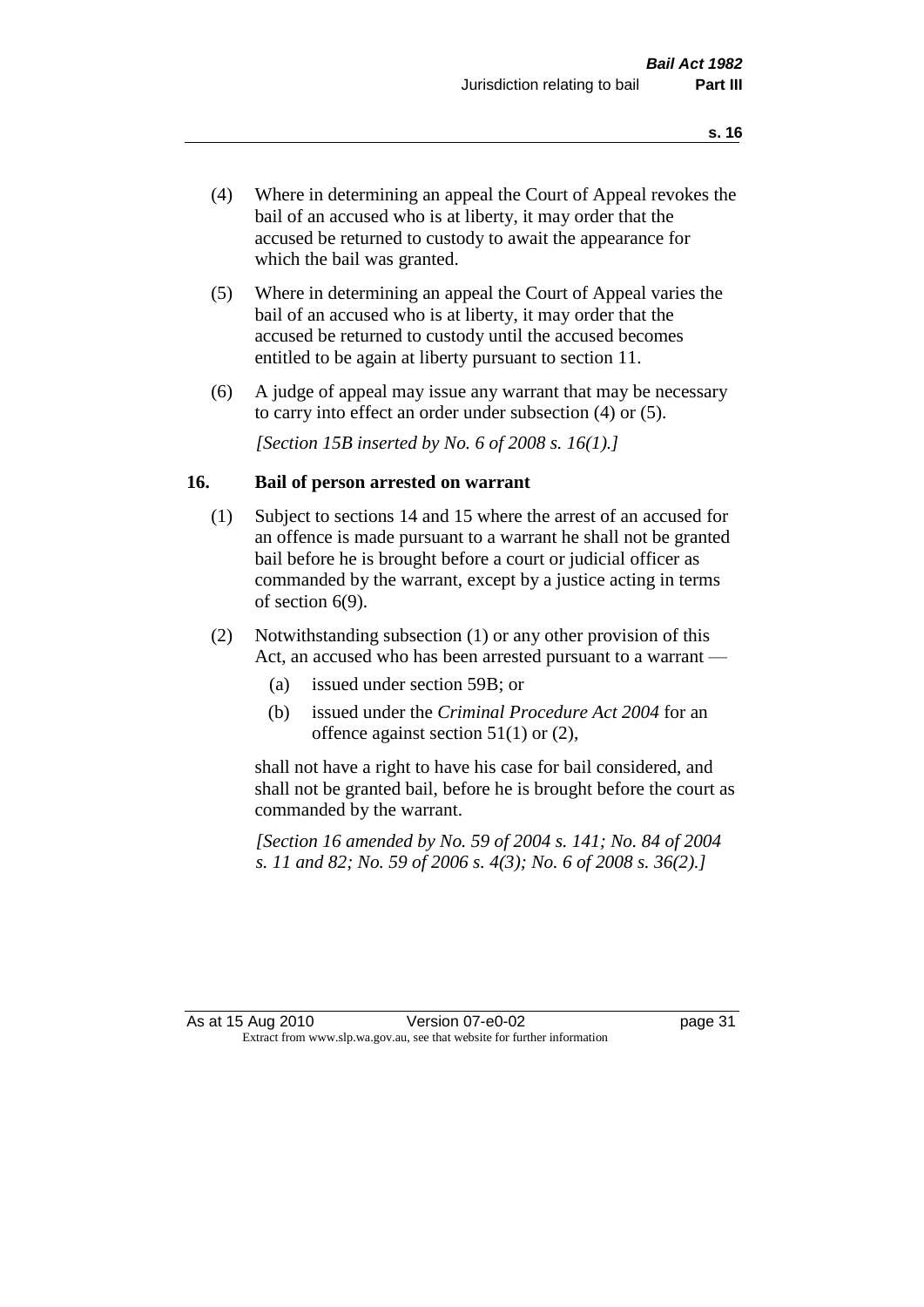(4) Where in determining an appeal the Court of Appeal revokes the bail of an accused who is at liberty, it may order that the accused be returned to custody to await the appearance for which the bail was granted.

(5) Where in determining an appeal the Court of Appeal varies the bail of an accused who is at liberty, it may order that the accused be returned to custody until the accused becomes entitled to be again at liberty pursuant to section 11.

(6) A judge of appeal may issue any warrant that may be necessary to carry into effect an order under subsection (4) or (5).

*[Section 15B inserted by No. 6 of 2008 s. 16(1).]*

## 16. Bail of person arrested on warrant

(1) Subject to sections 14 and 15 where the arrest of an accused for an offence is made pursuant to a warrant he shall not be granted bail before he is brought before a court or judicial officer as commanded by the warrant, except by a justice acting in terms of section 6(9).

(2) Notwithstanding subsection (1) or any other provision of this Act, an accused who has been arrested pursuant to a warrant —

- (a) issued under section 59B; or
- (b) issued under the *Criminal Procedure Act 2004* for an offence against section 51(1) or (2),

shall not have a right to have his case for bail considered, and shall not be granted bail, before he is brought before the court as commanded by the warrant.

*[Section 16 amended by No. 59 of 2004 s. 141; No. 84 of 2004 s. 11 and 82; No. 59 of 2006 s. 4(3); No. 6 of 2008 s. 36(2).]*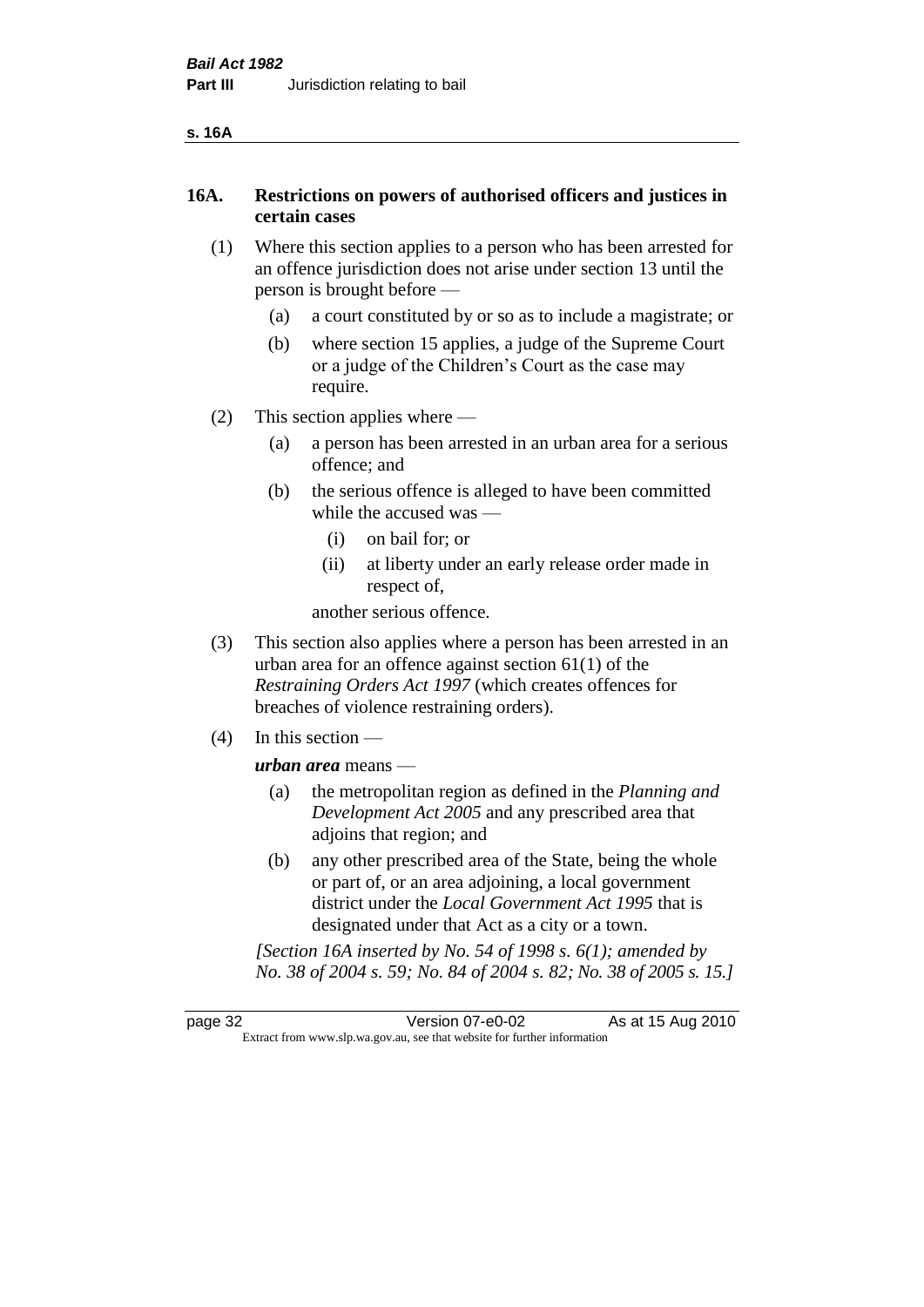## 16A. Restrictions on powers of authorised officers and justices in certain cases

(1) Where this section applies to a person who has been arrested for an offence jurisdiction does not arise under section 13 until the person is brought before —

(a) a court constituted by or so as to include a magistrate; or

(b) where section 15 applies, a judge of the Supreme Court or a judge of the Children's Court as the case may require.

(2) This section applies where —

(a) a person has been arrested in an urban area for a serious offence; and

(b) the serious offence is alleged to have been committed while the accused was —

(i) on bail for; or

(ii) at liberty under an early release order made in respect of,

another serious offence.

(3) This section also applies where a person has been arrested in an urban area for an offence against section 61(1) of the *Restraining Orders Act 1997* (which creates offences for breaches of violence restraining orders).

(4) In this section —

***urban area*** means —

(a) the metropolitan region as defined in the *Planning and Development Act 2005* and any prescribed area that adjoins that region; and

(b) any other prescribed area of the State, being the whole or part of, or an area adjoining, a local government district under the *Local Government Act 1995* that is designated under that Act as a city or a town.

*[Section 16A inserted by No. 54 of 1998 s. 6(1); amended by No. 38 of 2004 s. 59; No. 84 of 2004 s. 82; No. 38 of 2005 s. 15.]*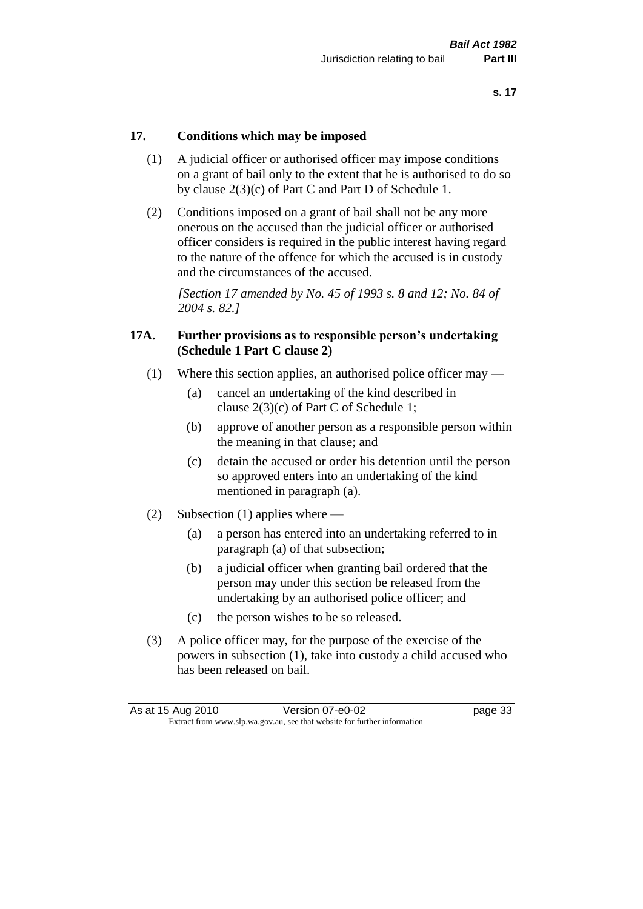## 17. Conditions which may be imposed

(1) A judicial officer or authorised officer may impose conditions on a grant of bail only to the extent that he is authorised to do so by clause 2(3)(c) of Part C and Part D of Schedule 1.

(2) Conditions imposed on a grant of bail shall not be any more onerous on the accused than the judicial officer or authorised officer considers is required in the public interest having regard to the nature of the offence for which the accused is in custody and the circumstances of the accused.

*[Section 17 amended by No. 45 of 1993 s. 8 and 12; No. 84 of 2004 s. 82.]*

## 17A. Further provisions as to responsible person's undertaking (Schedule 1 Part C clause 2)

(1) Where this section applies, an authorised police officer may —

(a) cancel an undertaking of the kind described in clause 2(3)(c) of Part C of Schedule 1;

(b) approve of another person as a responsible person within the meaning in that clause; and

(c) detain the accused or order his detention until the person so approved enters into an undertaking of the kind mentioned in paragraph (a).

(2) Subsection (1) applies where —

(a) a person has entered into an undertaking referred to in paragraph (a) of that subsection;

(b) a judicial officer when granting bail ordered that the person may under this section be released from the undertaking by an authorised police officer; and

(c) the person wishes to be so released.

(3) A police officer may, for the purpose of the exercise of the powers in subsection (1), take into custody a child accused who has been released on bail.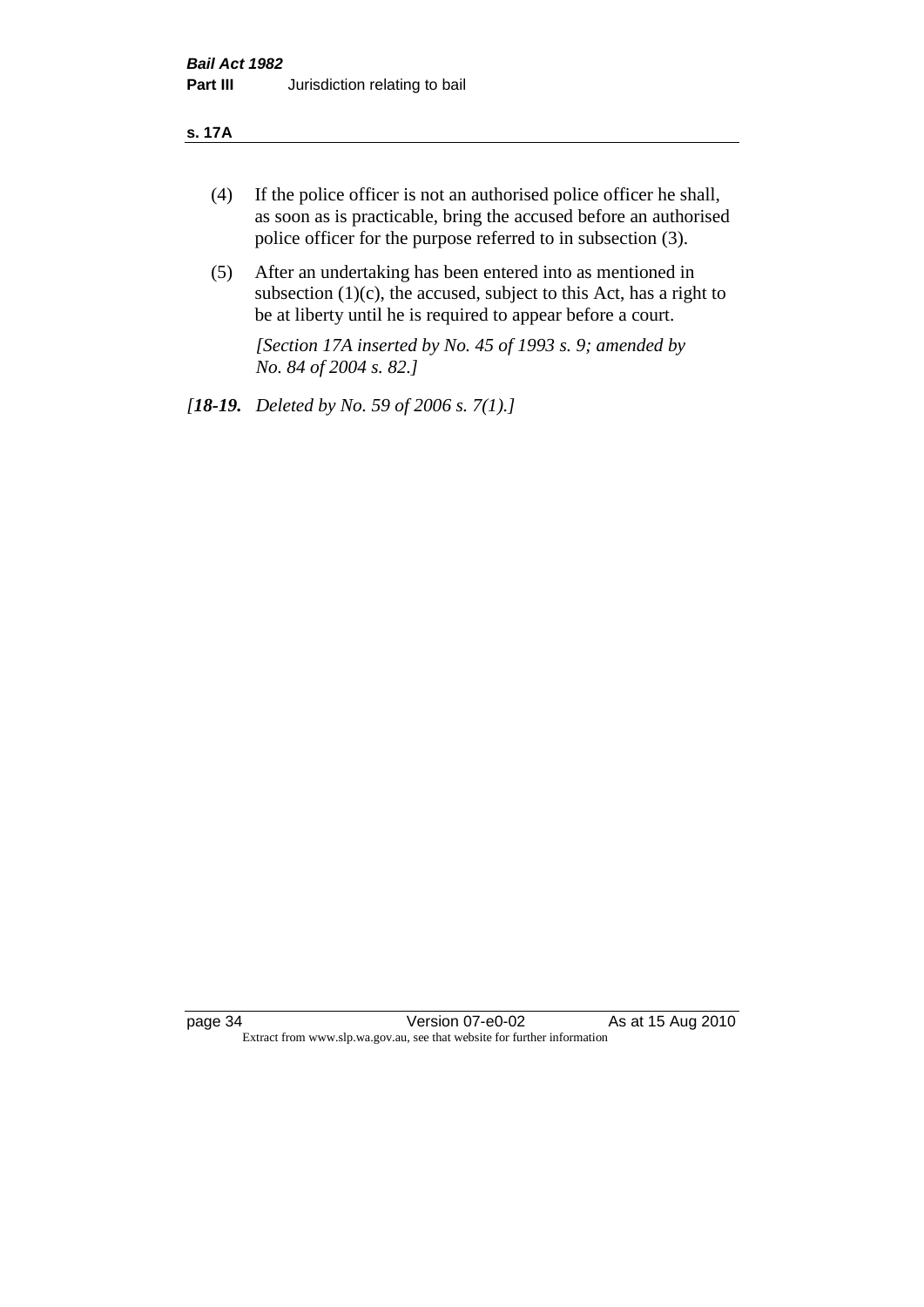(4) If the police officer is not an authorised police officer he shall, as soon as is practicable, bring the accused before an authorised police officer for the purpose referred to in subsection (3).

(5) After an undertaking has been entered into as mentioned in subsection (1)(c), the accused, subject to this Act, has a right to be at liberty until he is required to appear before a court.

*[Section 17A inserted by No. 45 of 1993 s. 9; amended by No. 84 of 2004 s. 82.]*

*[**18-19.** Deleted by No. 59 of 2006 s. 7(1).]*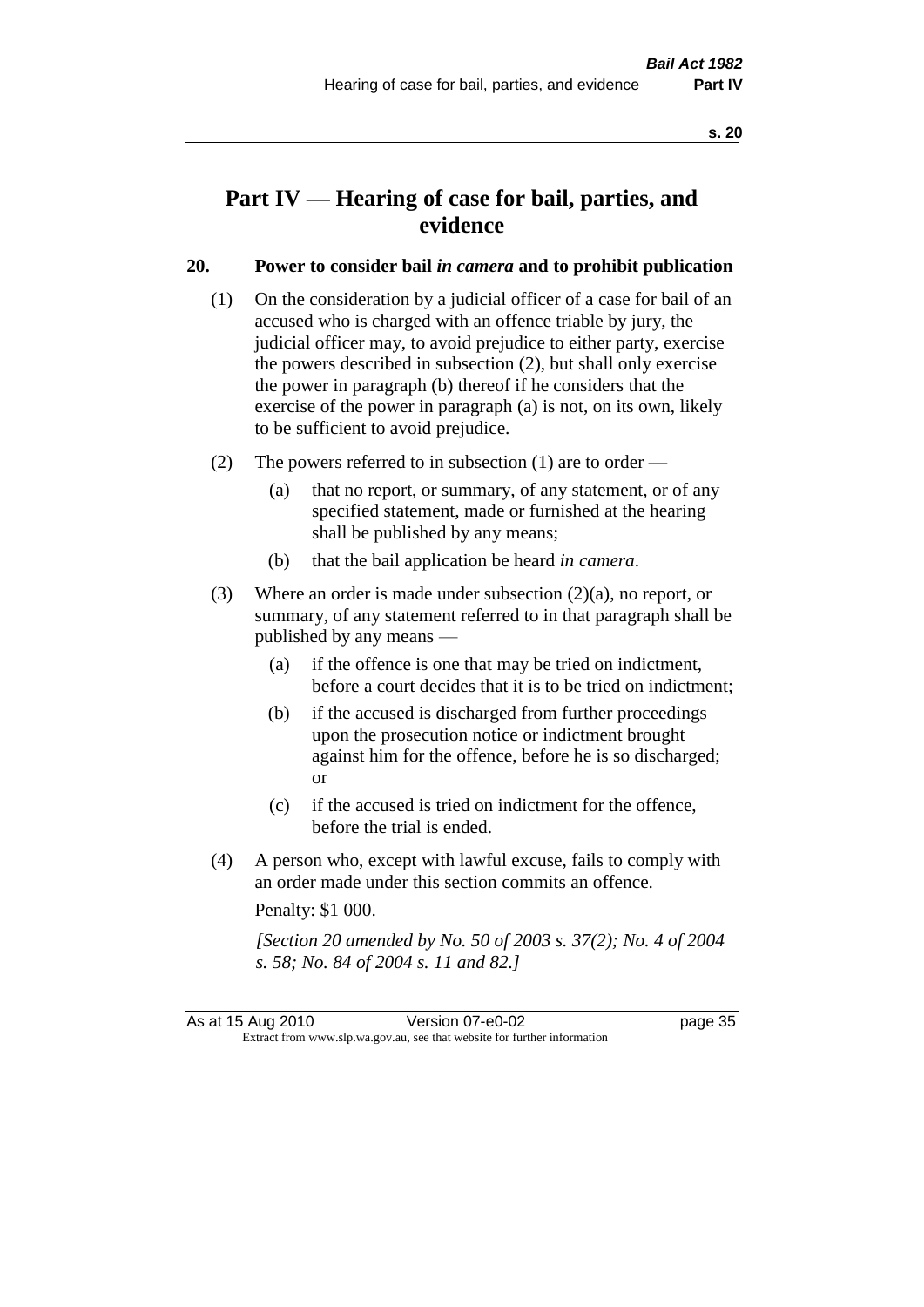# Part IV — Hearing of case for bail, parties, and evidence

## 20. Power to consider bail *in camera* and to prohibit publication

(1) On the consideration by a judicial officer of a case for bail of an accused who is charged with an offence triable by jury, the judicial officer may, to avoid prejudice to either party, exercise the powers described in subsection (2), but shall only exercise the power in paragraph (b) thereof if he considers that the exercise of the power in paragraph (a) is not, on its own, likely to be sufficient to avoid prejudice.

(2) The powers referred to in subsection (1) are to order —

- (a) that no report, or summary, of any statement, or of any specified statement, made or furnished at the hearing shall be published by any means;
- (b) that the bail application be heard *in camera*.

(3) Where an order is made under subsection (2)(a), no report, or summary, of any statement referred to in that paragraph shall be published by any means —

- (a) if the offence is one that may be tried on indictment, before a court decides that it is to be tried on indictment;
- (b) if the accused is discharged from further proceedings upon the prosecution notice or indictment brought against him for the offence, before he is so discharged; or
- (c) if the accused is tried on indictment for the offence, before the trial is ended.

(4) A person who, except with lawful excuse, fails to comply with an order made under this section commits an offence.

Penalty: $1 000.

*[Section 20 amended by No. 50 of 2003 s. 37(2); No. 4 of 2004 s. 58; No. 84 of 2004 s. 11 and 82.]*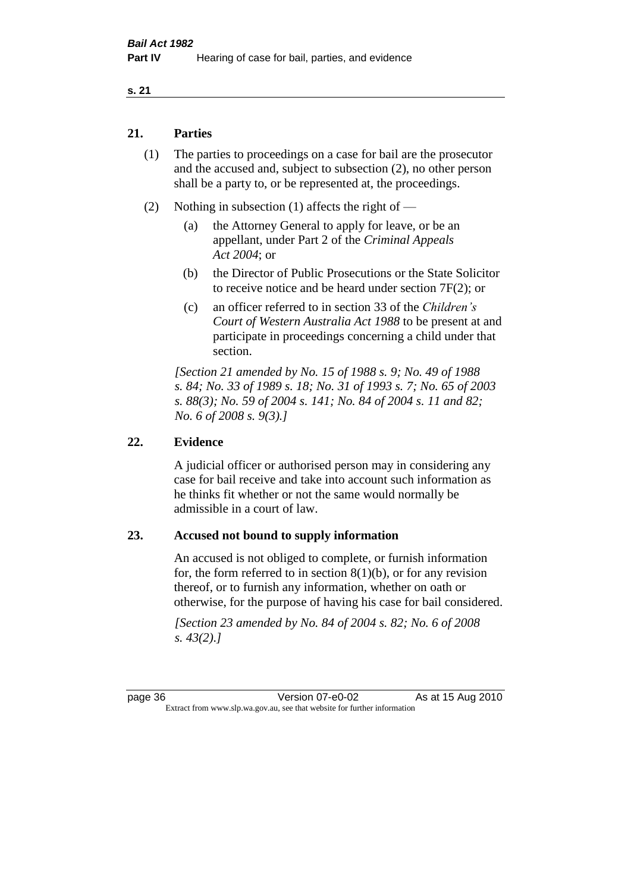## 21. Parties

(1) The parties to proceedings on a case for bail are the prosecutor and the accused and, subject to subsection (2), no other person shall be a party to, or be represented at, the proceedings.

(2) Nothing in subsection (1) affects the right of —

- (a) the Attorney General to apply for leave, or be an appellant, under Part 2 of the *Criminal Appeals Act 2004*; or
- (b) the Director of Public Prosecutions or the State Solicitor to receive notice and be heard under section 7F(2); or
- (c) an officer referred to in section 33 of the *Children's Court of Western Australia Act 1988* to be present at and participate in proceedings concerning a child under that section.

*[Section 21 amended by No. 15 of 1988 s. 9; No. 49 of 1988 s. 84; No. 33 of 1989 s. 18; No. 31 of 1993 s. 7; No. 65 of 2003 s. 88(3); No. 59 of 2004 s. 141; No. 84 of 2004 s. 11 and 82; No. 6 of 2008 s. 9(3).]*

## 22. Evidence

A judicial officer or authorised person may in considering any case for bail receive and take into account such information as he thinks fit whether or not the same would normally be admissible in a court of law.

## 23. Accused not bound to supply information

An accused is not obliged to complete, or furnish information for, the form referred to in section 8(1)(b), or for any revision thereof, or to furnish any information, whether on oath or otherwise, for the purpose of having his case for bail considered.

*[Section 23 amended by No. 84 of 2004 s. 82; No. 6 of 2008 s. 43(2).]*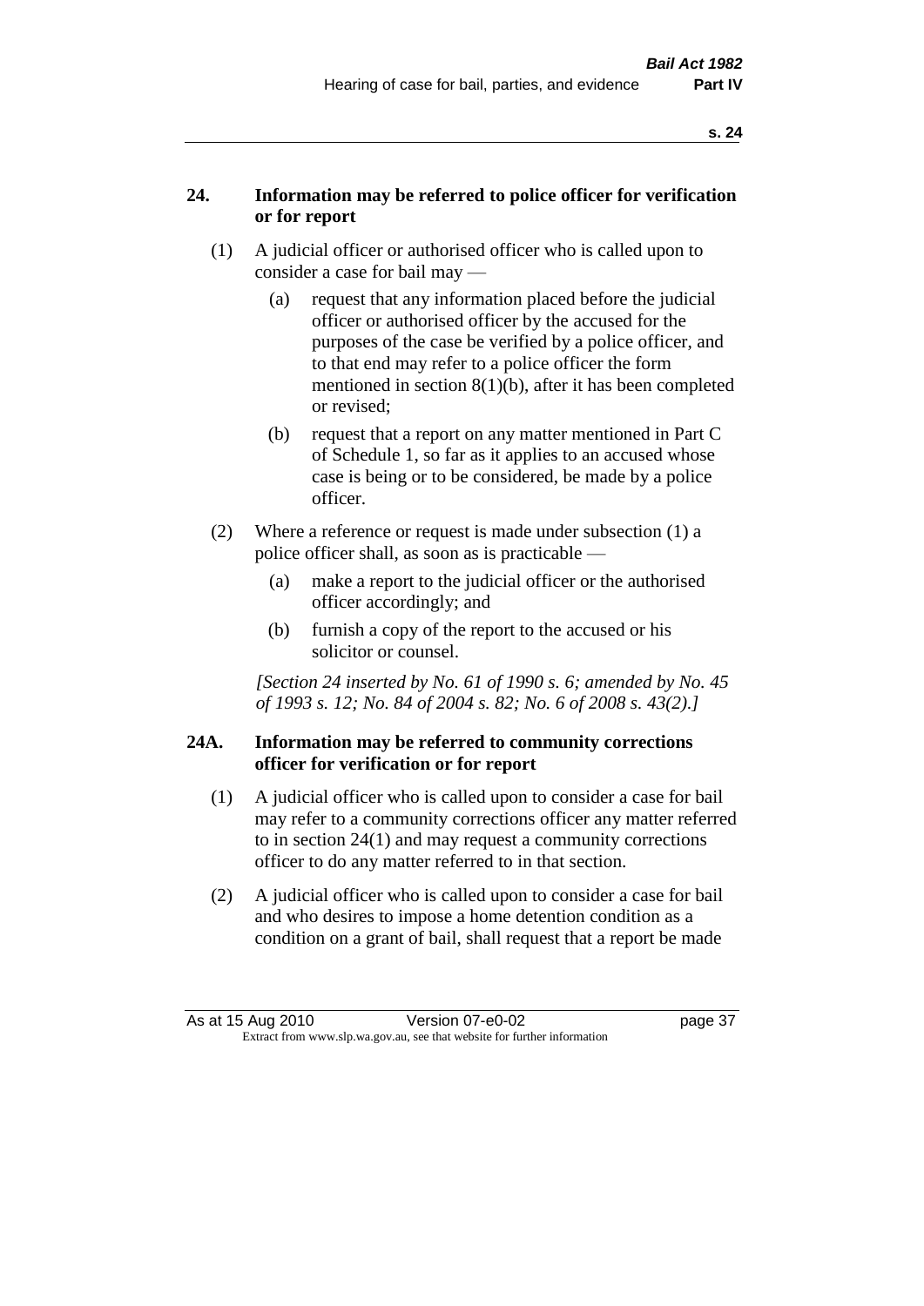## 24. Information may be referred to police officer for verification or for report

(1) A judicial officer or authorised officer who is called upon to consider a case for bail may —

(a) request that any information placed before the judicial officer or authorised officer by the accused for the purposes of the case be verified by a police officer, and to that end may refer to a police officer the form mentioned in section 8(1)(b), after it has been completed or revised;

(b) request that a report on any matter mentioned in Part C of Schedule 1, so far as it applies to an accused whose case is being or to be considered, be made by a police officer.

(2) Where a reference or request is made under subsection (1) a police officer shall, as soon as is practicable —

(a) make a report to the judicial officer or the authorised officer accordingly; and

(b) furnish a copy of the report to the accused or his solicitor or counsel.

*[Section 24 inserted by No. 61 of 1990 s. 6; amended by No. 45 of 1993 s. 12; No. 84 of 2004 s. 82; No. 6 of 2008 s. 43(2).]*

## 24A. Information may be referred to community corrections officer for verification or for report

(1) A judicial officer who is called upon to consider a case for bail may refer to a community corrections officer any matter referred to in section 24(1) and may request a community corrections officer to do any matter referred to in that section.

(2) A judicial officer who is called upon to consider a case for bail and who desires to impose a home detention condition as a condition on a grant of bail, shall request that a report be made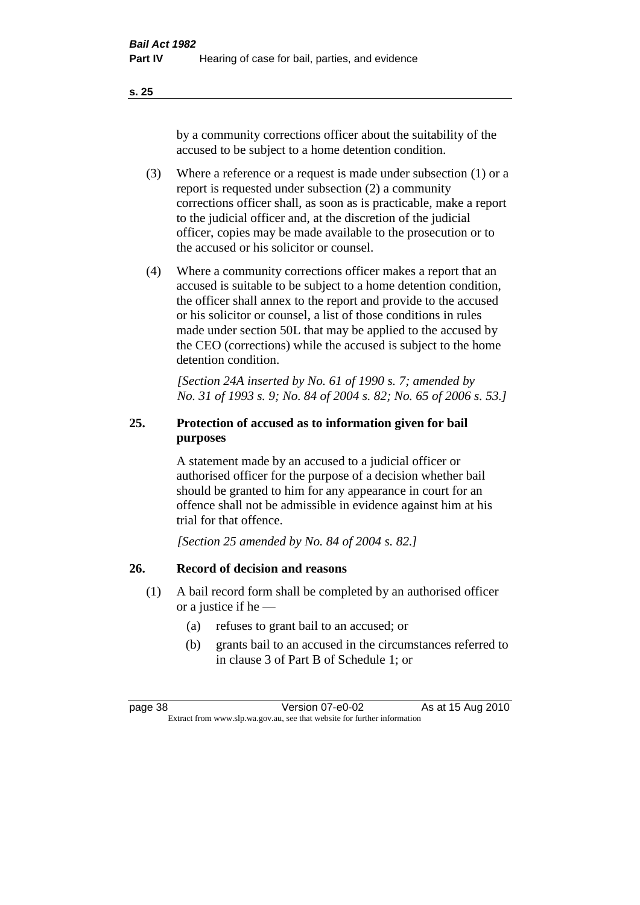by a community corrections officer about the suitability of the accused to be subject to a home detention condition.

(3) Where a reference or a request is made under subsection (1) or a report is requested under subsection (2) a community corrections officer shall, as soon as is practicable, make a report to the judicial officer and, at the discretion of the judicial officer, copies may be made available to the prosecution or to the accused or his solicitor or counsel.

(4) Where a community corrections officer makes a report that an accused is suitable to be subject to a home detention condition, the officer shall annex to the report and provide to the accused or his solicitor or counsel, a list of those conditions in rules made under section 50L that may be applied to the accused by the CEO (corrections) while the accused is subject to the home detention condition.

*[Section 24A inserted by No. 61 of 1990 s. 7; amended by No. 31 of 1993 s. 9; No. 84 of 2004 s. 82; No. 65 of 2006 s. 53.]*

### 25. Protection of accused as to information given for bail purposes

A statement made by an accused to a judicial officer or authorised officer for the purpose of a decision whether bail should be granted to him for any appearance in court for an offence shall not be admissible in evidence against him at his trial for that offence.

*[Section 25 amended by No. 84 of 2004 s. 82.]*

### 26. Record of decision and reasons

(1) A bail record form shall be completed by an authorised officer or a justice if he —

(a) refuses to grant bail to an accused; or

(b) grants bail to an accused in the circumstances referred to in clause 3 of Part B of Schedule 1; or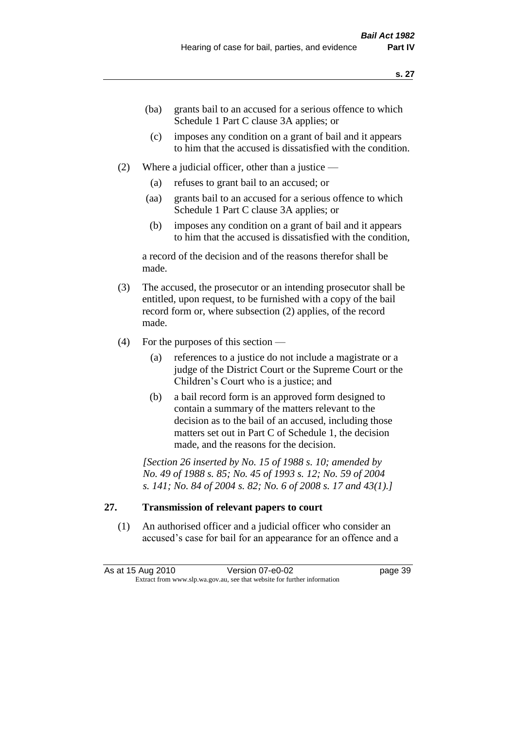(ba) grants bail to an accused for a serious offence to which Schedule 1 Part C clause 3A applies; or

(c) imposes any condition on a grant of bail and it appears to him that the accused is dissatisfied with the condition.

(2) Where a judicial officer, other than a justice —

(a) refuses to grant bail to an accused; or

(aa) grants bail to an accused for a serious offence to which Schedule 1 Part C clause 3A applies; or

(b) imposes any condition on a grant of bail and it appears to him that the accused is dissatisfied with the condition,

a record of the decision and of the reasons therefor shall be made.

(3) The accused, the prosecutor or an intending prosecutor shall be entitled, upon request, to be furnished with a copy of the bail record form or, where subsection (2) applies, of the record made.

(4) For the purposes of this section —

(a) references to a justice do not include a magistrate or a judge of the District Court or the Supreme Court or the Children's Court who is a justice; and

(b) a bail record form is an approved form designed to contain a summary of the matters relevant to the decision as to the bail of an accused, including those matters set out in Part C of Schedule 1, the decision made, and the reasons for the decision.

*[Section 26 inserted by No. 15 of 1988 s. 10; amended by No. 49 of 1988 s. 85; No. 45 of 1993 s. 12; No. 59 of 2004 s. 141; No. 84 of 2004 s. 82; No. 6 of 2008 s. 17 and 43(1).]*

## 27. Transmission of relevant papers to court

(1) An authorised officer and a judicial officer who consider an accused's case for bail for an appearance for an offence and a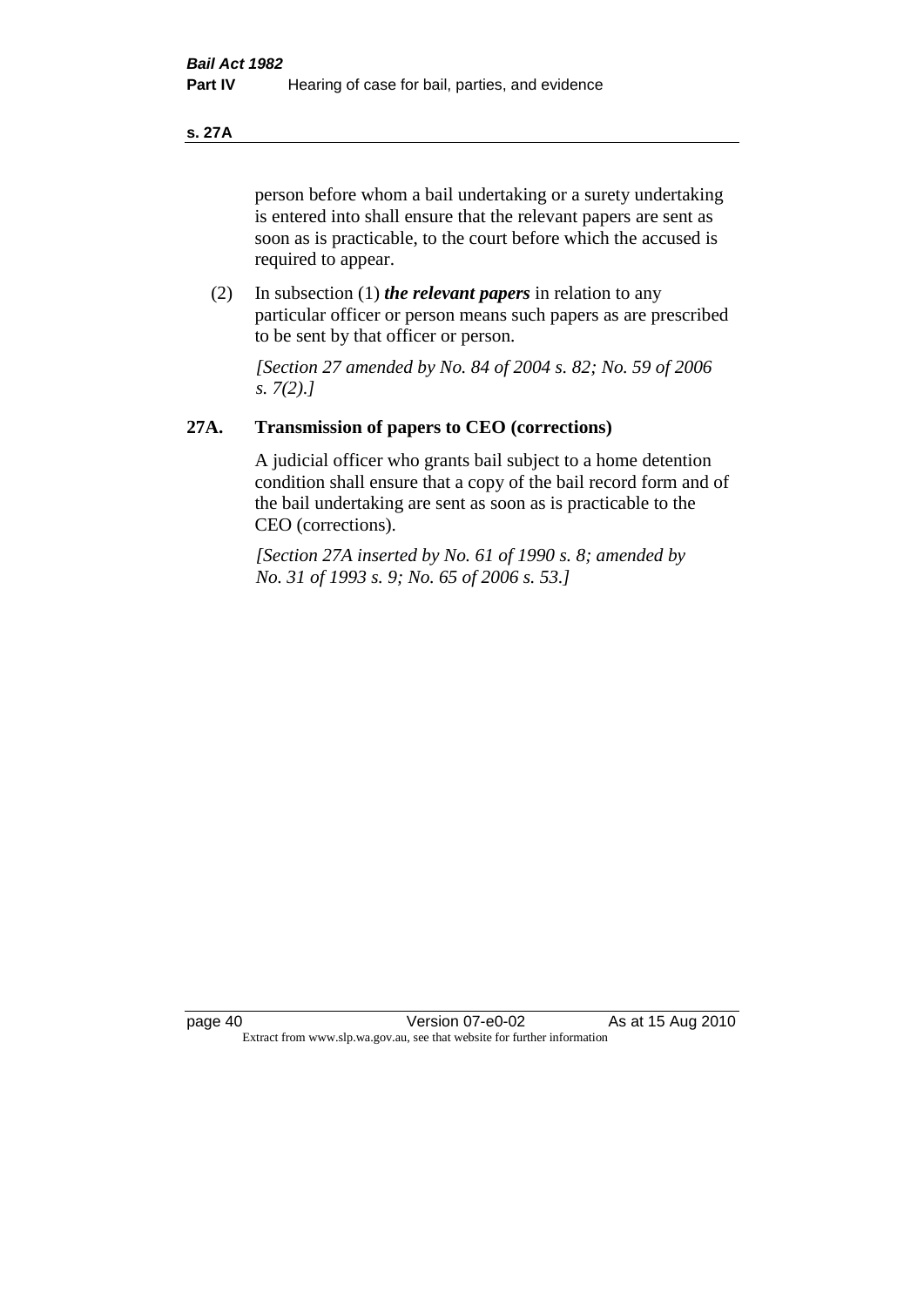person before whom a bail undertaking or a surety undertaking is entered into shall ensure that the relevant papers are sent as soon as is practicable, to the court before which the accused is required to appear.

(2) In subsection (1) ***the relevant papers*** in relation to any particular officer or person means such papers as are prescribed to be sent by that officer or person.

*[Section 27 amended by No. 84 of 2004 s. 82; No. 59 of 2006 s. 7(2).]*

## 27A. Transmission of papers to CEO (corrections)

A judicial officer who grants bail subject to a home detention condition shall ensure that a copy of the bail record form and of the bail undertaking are sent as soon as is practicable to the CEO (corrections).

*[Section 27A inserted by No. 61 of 1990 s. 8; amended by No. 31 of 1993 s. 9; No. 65 of 2006 s. 53.]*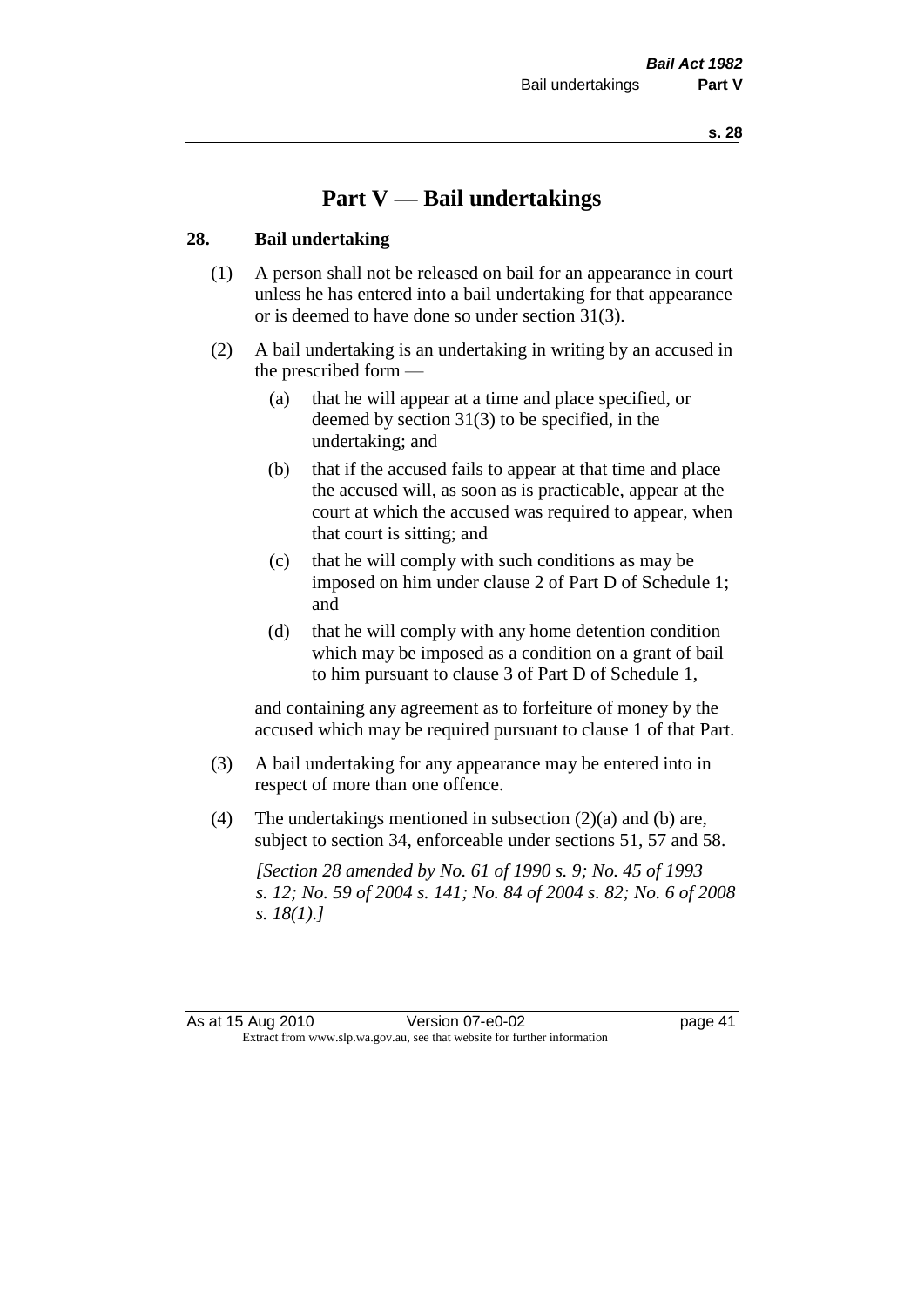# Part V — Bail undertakings

## 28. Bail undertaking

(1) A person shall not be released on bail for an appearance in court unless he has entered into a bail undertaking for that appearance or is deemed to have done so under section 31(3).

(2) A bail undertaking is an undertaking in writing by an accused in the prescribed form —

(a) that he will appear at a time and place specified, or deemed by section 31(3) to be specified, in the undertaking; and

(b) that if the accused fails to appear at that time and place the accused will, as soon as is practicable, appear at the court at which the accused was required to appear, when that court is sitting; and

(c) that he will comply with such conditions as may be imposed on him under clause 2 of Part D of Schedule 1; and

(d) that he will comply with any home detention condition which may be imposed as a condition on a grant of bail to him pursuant to clause 3 of Part D of Schedule 1,

and containing any agreement as to forfeiture of money by the accused which may be required pursuant to clause 1 of that Part.

(3) A bail undertaking for any appearance may be entered into in respect of more than one offence.

(4) The undertakings mentioned in subsection (2)(a) and (b) are, subject to section 34, enforceable under sections 51, 57 and 58.

*[Section 28 amended by No. 61 of 1990 s. 9; No. 45 of 1993 s. 12; No. 59 of 2004 s. 141; No. 84 of 2004 s. 82; No. 6 of 2008 s. 18(1).]*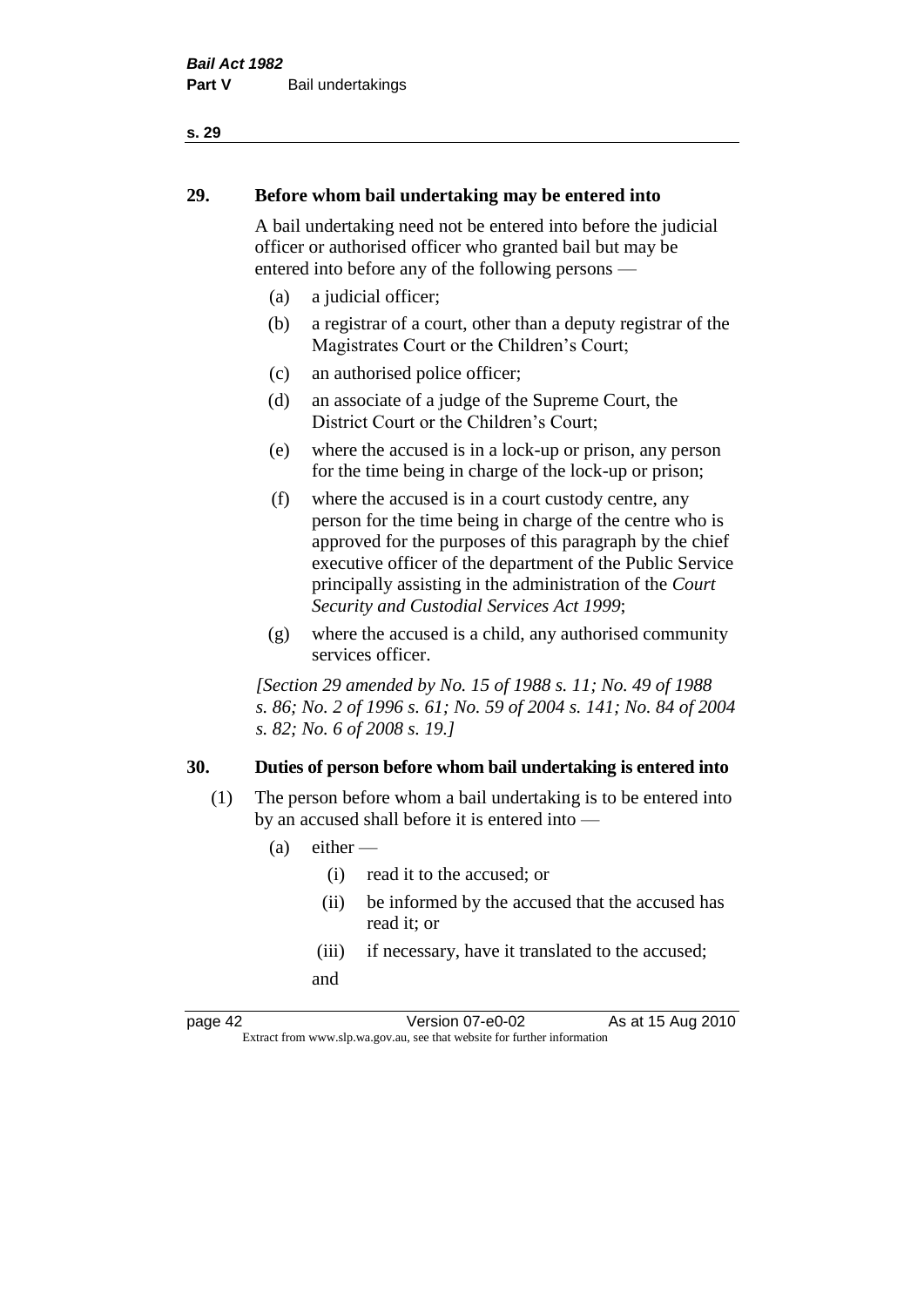## 29. Before whom bail undertaking may be entered into

A bail undertaking need not be entered into before the judicial officer or authorised officer who granted bail but may be entered into before any of the following persons —

(a) a judicial officer;

(b) a registrar of a court, other than a deputy registrar of the Magistrates Court or the Children's Court;

(c) an authorised police officer;

(d) an associate of a judge of the Supreme Court, the District Court or the Children's Court;

(e) where the accused is in a lock-up or prison, any person for the time being in charge of the lock-up or prison;

(f) where the accused is in a court custody centre, any person for the time being in charge of the centre who is approved for the purposes of this paragraph by the chief executive officer of the department of the Public Service principally assisting in the administration of the *Court Security and Custodial Services Act 1999*;

(g) where the accused is a child, any authorised community services officer.

*[Section 29 amended by No. 15 of 1988 s. 11; No. 49 of 1988 s. 86; No. 2 of 1996 s. 61; No. 59 of 2004 s. 141; No. 84 of 2004 s. 82; No. 6 of 2008 s. 19.]*

## 30. Duties of person before whom bail undertaking is entered into

(1) The person before whom a bail undertaking is to be entered into by an accused shall before it is entered into —

(a) either —

(i) read it to the accused; or

(ii) be informed by the accused that the accused has read it; or

(iii) if necessary, have it translated to the accused;

and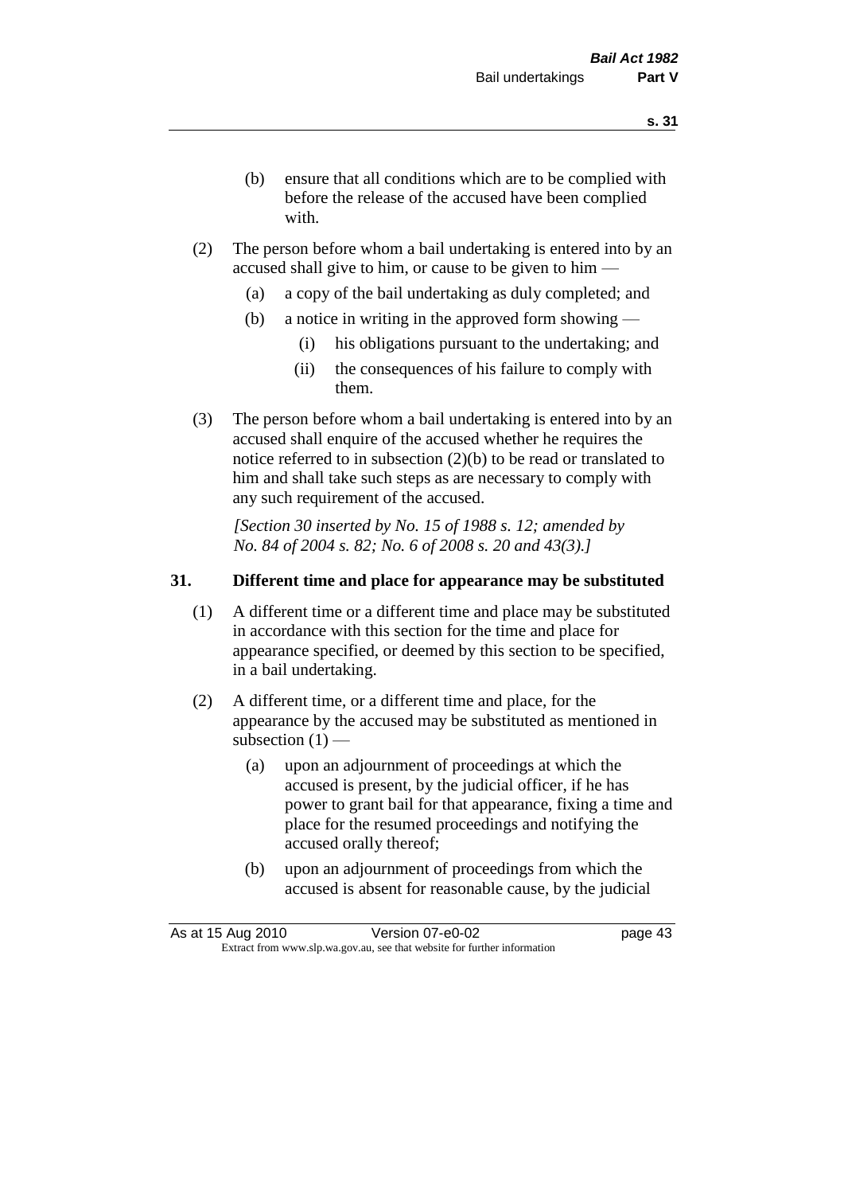(b) ensure that all conditions which are to be complied with before the release of the accused have been complied with.

(2) The person before whom a bail undertaking is entered into by an accused shall give to him, or cause to be given to him —

(a) a copy of the bail undertaking as duly completed; and

(b) a notice in writing in the approved form showing —

(i) his obligations pursuant to the undertaking; and

(ii) the consequences of his failure to comply with them.

(3) The person before whom a bail undertaking is entered into by an accused shall enquire of the accused whether he requires the notice referred to in subsection (2)(b) to be read or translated to him and shall take such steps as are necessary to comply with any such requirement of the accused.

*[Section 30 inserted by No. 15 of 1988 s. 12; amended by No. 84 of 2004 s. 82; No. 6 of 2008 s. 20 and 43(3).]*

## 31. Different time and place for appearance may be substituted

(1) A different time or a different time and place may be substituted in accordance with this section for the time and place for appearance specified, or deemed by this section to be specified, in a bail undertaking.

(2) A different time, or a different time and place, for the appearance by the accused may be substituted as mentioned in subsection (1) —

(a) upon an adjournment of proceedings at which the accused is present, by the judicial officer, if he has power to grant bail for that appearance, fixing a time and place for the resumed proceedings and notifying the accused orally thereof;

(b) upon an adjournment of proceedings from which the accused is absent for reasonable cause, by the judicial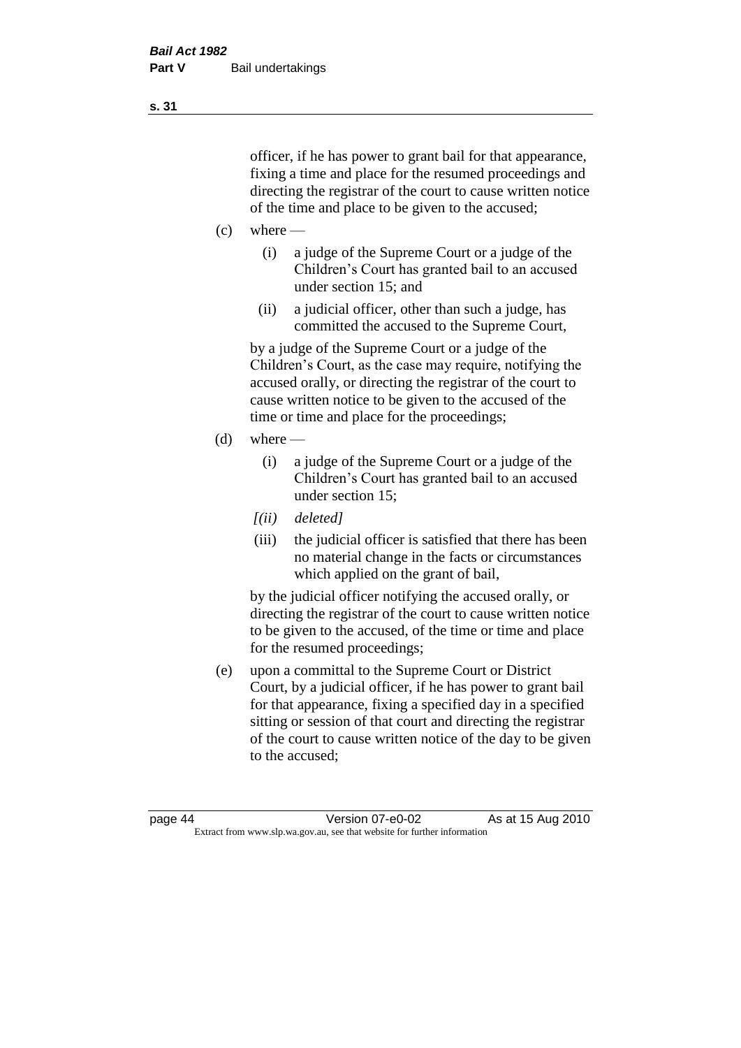officer, if he has power to grant bail for that appearance, fixing a time and place for the resumed proceedings and directing the registrar of the court to cause written notice of the time and place to be given to the accused;

(c) where —

(i) a judge of the Supreme Court or a judge of the Children's Court has granted bail to an accused under section 15; and

(ii) a judicial officer, other than such a judge, has committed the accused to the Supreme Court,

by a judge of the Supreme Court or a judge of the Children's Court, as the case may require, notifying the accused orally, or directing the registrar of the court to cause written notice to be given to the accused of the time or time and place for the proceedings;

(d) where —

(i) a judge of the Supreme Court or a judge of the Children's Court has granted bail to an accused under section 15;

*[(ii) deleted]*

(iii) the judicial officer is satisfied that there has been no material change in the facts or circumstances which applied on the grant of bail,

by the judicial officer notifying the accused orally, or directing the registrar of the court to cause written notice to be given to the accused, of the time or time and place for the resumed proceedings;

(e) upon a committal to the Supreme Court or District Court, by a judicial officer, if he has power to grant bail for that appearance, fixing a specified day in a specified sitting or session of that court and directing the registrar of the court to cause written notice of the day to be given to the accused;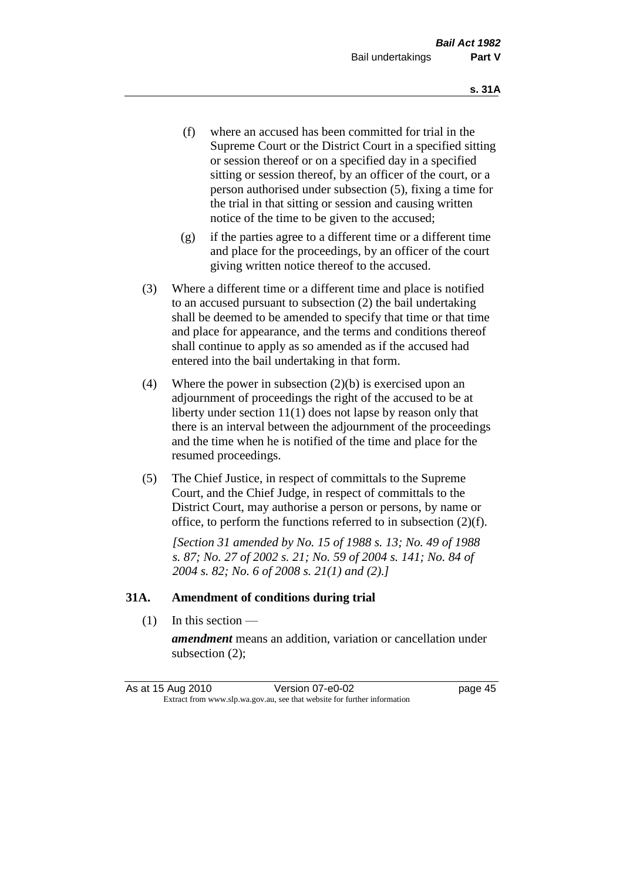(f) where an accused has been committed for trial in the Supreme Court or the District Court in a specified sitting or session thereof or on a specified day in a specified sitting or session thereof, by an officer of the court, or a person authorised under subsection (5), fixing a time for the trial in that sitting or session and causing written notice of the time to be given to the accused;

(g) if the parties agree to a different time or a different time and place for the proceedings, by an officer of the court giving written notice thereof to the accused.

(3) Where a different time or a different time and place is notified to an accused pursuant to subsection (2) the bail undertaking shall be deemed to be amended to specify that time or that time and place for appearance, and the terms and conditions thereof shall continue to apply as so amended as if the accused had entered into the bail undertaking in that form.

(4) Where the power in subsection (2)(b) is exercised upon an adjournment of proceedings the right of the accused to be at liberty under section 11(1) does not lapse by reason only that there is an interval between the adjournment of the proceedings and the time when he is notified of the time and place for the resumed proceedings.

(5) The Chief Justice, in respect of committals to the Supreme Court, and the Chief Judge, in respect of committals to the District Court, may authorise a person or persons, by name or office, to perform the functions referred to in subsection (2)(f).

*[Section 31 amended by No. 15 of 1988 s. 13; No. 49 of 1988 s. 87; No. 27 of 2002 s. 21; No. 59 of 2004 s. 141; No. 84 of 2004 s. 82; No. 6 of 2008 s. 21(1) and (2).]*

### 31A. Amendment of conditions during trial

(1) In this section —

***amendment*** means an addition, variation or cancellation under subsection (2);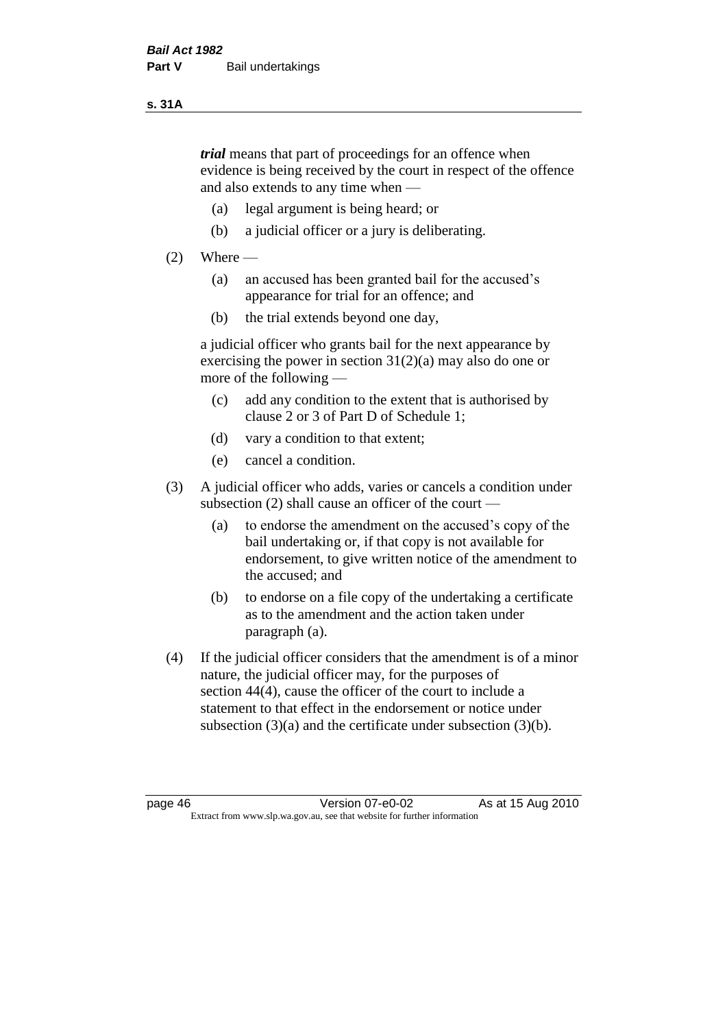***trial*** means that part of proceedings for an offence when evidence is being received by the court in respect of the offence and also extends to any time when —

(a) legal argument is being heard; or

(b) a judicial officer or a jury is deliberating.

(2) Where —

(a) an accused has been granted bail for the accused's appearance for trial for an offence; and

(b) the trial extends beyond one day,

a judicial officer who grants bail for the next appearance by exercising the power in section 31(2)(a) may also do one or more of the following —

(c) add any condition to the extent that is authorised by clause 2 or 3 of Part D of Schedule 1;

(d) vary a condition to that extent;

(e) cancel a condition.

(3) A judicial officer who adds, varies or cancels a condition under subsection (2) shall cause an officer of the court —

(a) to endorse the amendment on the accused's copy of the bail undertaking or, if that copy is not available for endorsement, to give written notice of the amendment to the accused; and

(b) to endorse on a file copy of the undertaking a certificate as to the amendment and the action taken under paragraph (a).

(4) If the judicial officer considers that the amendment is of a minor nature, the judicial officer may, for the purposes of section 44(4), cause the officer of the court to include a statement to that effect in the endorsement or notice under subsection (3)(a) and the certificate under subsection (3)(b).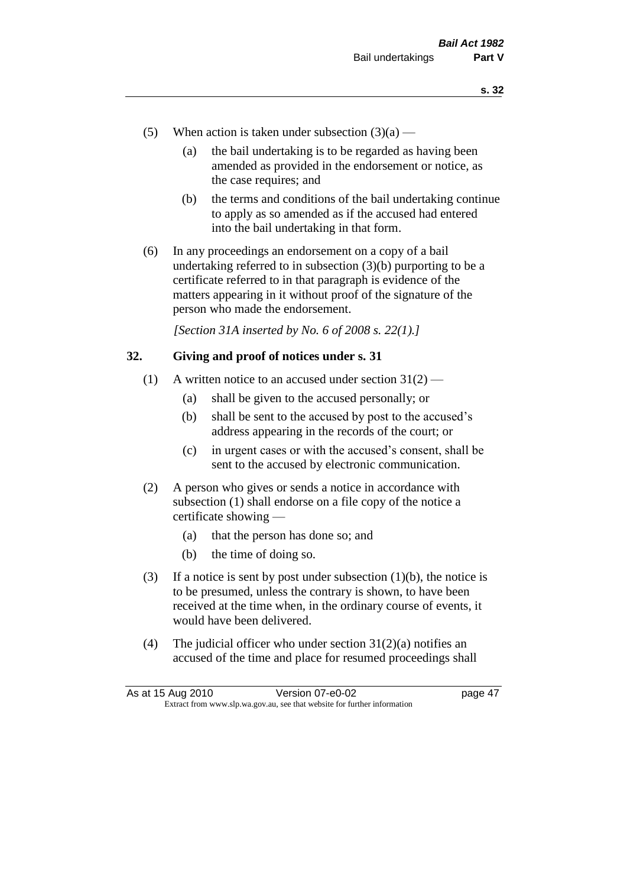(5) When action is taken under subsection (3)(a) —

  (a) the bail undertaking is to be regarded as having been amended as provided in the endorsement or notice, as the case requires; and

  (b) the terms and conditions of the bail undertaking continue to apply as so amended as if the accused had entered into the bail undertaking in that form.

(6) In any proceedings an endorsement on a copy of a bail undertaking referred to in subsection (3)(b) purporting to be a certificate referred to in that paragraph is evidence of the matters appearing in it without proof of the signature of the person who made the endorsement.

*[Section 31A inserted by No. 6 of 2008 s. 22(1).]*

## 32. Giving and proof of notices under s. 31

(1) A written notice to an accused under section 31(2) —

  (a) shall be given to the accused personally; or

  (b) shall be sent to the accused by post to the accused's address appearing in the records of the court; or

  (c) in urgent cases or with the accused's consent, shall be sent to the accused by electronic communication.

(2) A person who gives or sends a notice in accordance with subsection (1) shall endorse on a file copy of the notice a certificate showing —

  (a) that the person has done so; and

  (b) the time of doing so.

(3) If a notice is sent by post under subsection (1)(b), the notice is to be presumed, unless the contrary is shown, to have been received at the time when, in the ordinary course of events, it would have been delivered.

(4) The judicial officer who under section 31(2)(a) notifies an accused of the time and place for resumed proceedings shall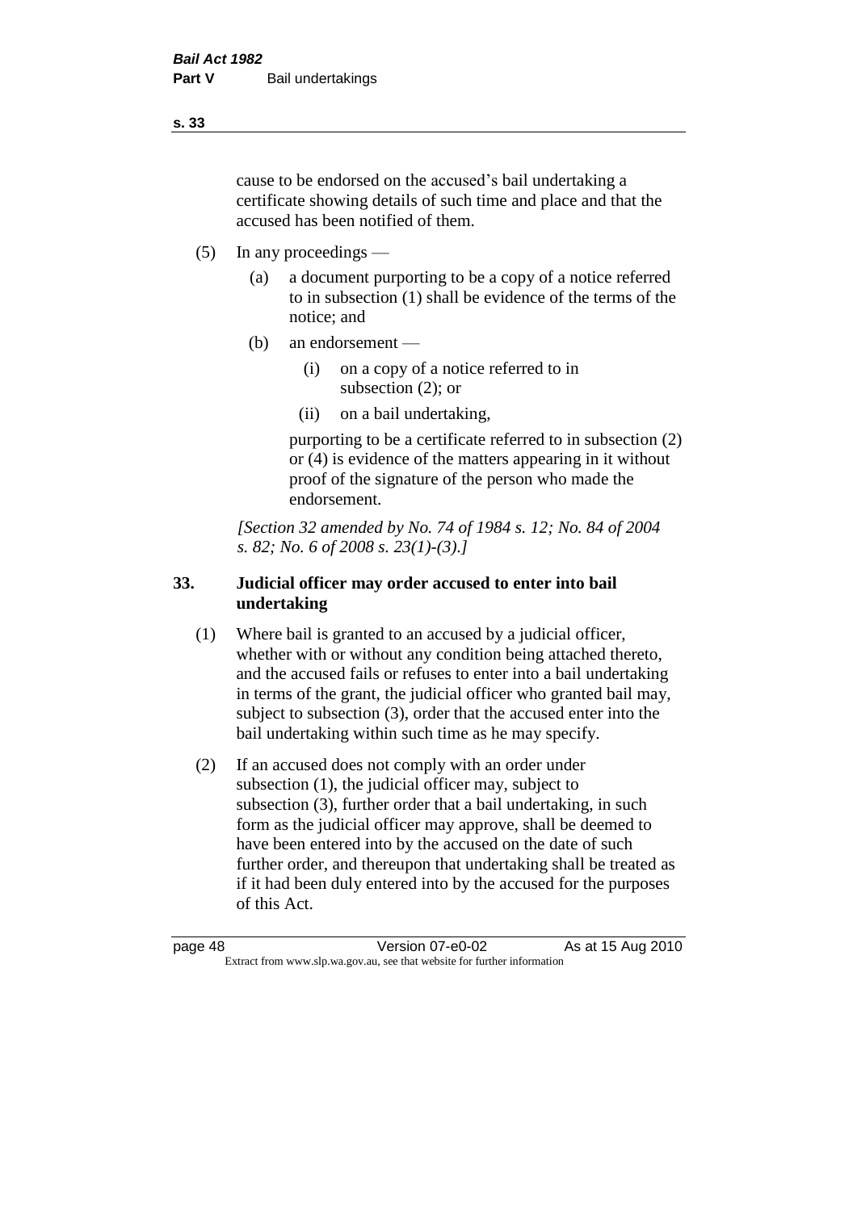cause to be endorsed on the accused's bail undertaking a certificate showing details of such time and place and that the accused has been notified of them.

(5) In any proceedings —

   (a) a document purporting to be a copy of a notice referred to in subsection (1) shall be evidence of the terms of the notice; and

   (b) an endorsement —

      (i) on a copy of a notice referred to in subsection (2); or

      (ii) on a bail undertaking,

   purporting to be a certificate referred to in subsection (2) or (4) is evidence of the matters appearing in it without proof of the signature of the person who made the endorsement.

*[Section 32 amended by No. 74 of 1984 s. 12; No. 84 of 2004 s. 82; No. 6 of 2008 s. 23(1)-(3).]*

## 33. Judicial officer may order accused to enter into bail undertaking

(1) Where bail is granted to an accused by a judicial officer, whether with or without any condition being attached thereto, and the accused fails or refuses to enter into a bail undertaking in terms of the grant, the judicial officer who granted bail may, subject to subsection (3), order that the accused enter into the bail undertaking within such time as he may specify.

(2) If an accused does not comply with an order under subsection (1), the judicial officer may, subject to subsection (3), further order that a bail undertaking, in such form as the judicial officer may approve, shall be deemed to have been entered into by the accused on the date of such further order, and thereupon that undertaking shall be treated as if it had been duly entered into by the accused for the purposes of this Act.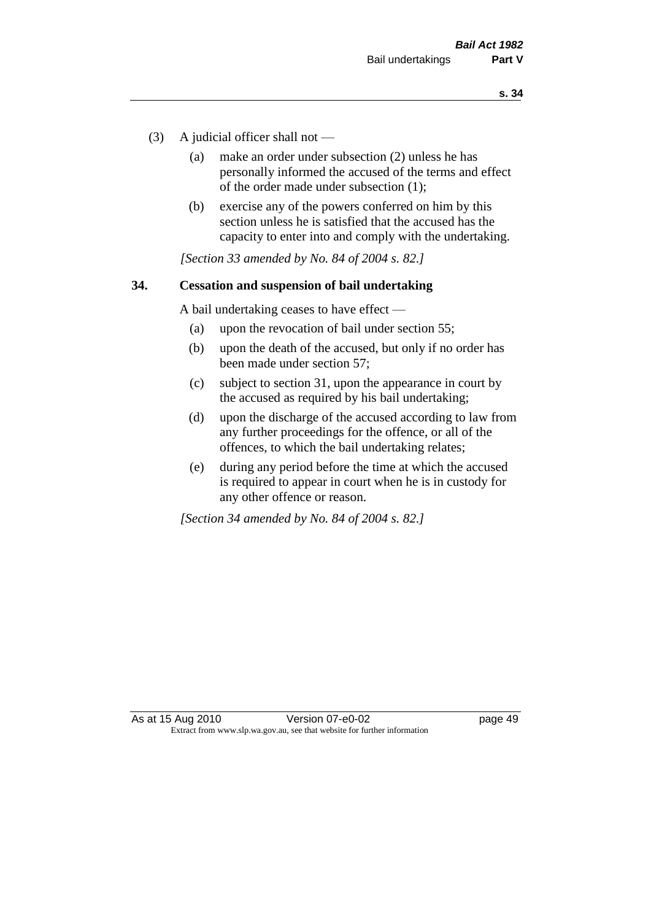(3) A judicial officer shall not —

  (a) make an order under subsection (2) unless he has personally informed the accused of the terms and effect of the order made under subsection (1);

  (b) exercise any of the powers conferred on him by this section unless he is satisfied that the accused has the capacity to enter into and comply with the undertaking.

*[Section 33 amended by No. 84 of 2004 s. 82.]*

### 34. Cessation and suspension of bail undertaking

A bail undertaking ceases to have effect —

  (a) upon the revocation of bail under section 55;

  (b) upon the death of the accused, but only if no order has been made under section 57;

  (c) subject to section 31, upon the appearance in court by the accused as required by his bail undertaking;

  (d) upon the discharge of the accused according to law from any further proceedings for the offence, or all of the offences, to which the bail undertaking relates;

  (e) during any period before the time at which the accused is required to appear in court when he is in custody for any other offence or reason.

*[Section 34 amended by No. 84 of 2004 s. 82.]*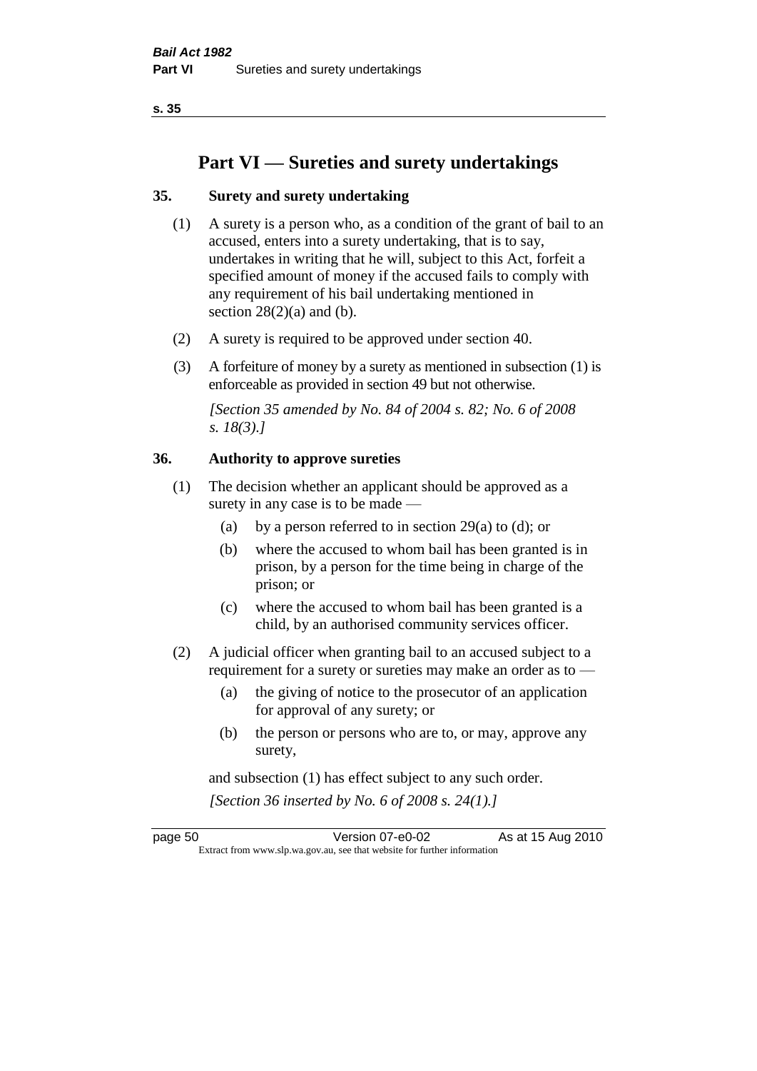# Part VI — Sureties and surety undertakings

## 35. Surety and surety undertaking

(1) A surety is a person who, as a condition of the grant of bail to an accused, enters into a surety undertaking, that is to say, undertakes in writing that he will, subject to this Act, forfeit a specified amount of money if the accused fails to comply with any requirement of his bail undertaking mentioned in section 28(2)(a) and (b).

(2) A surety is required to be approved under section 40.

(3) A forfeiture of money by a surety as mentioned in subsection (1) is enforceable as provided in section 49 but not otherwise.

*[Section 35 amended by No. 84 of 2004 s. 82; No. 6 of 2008 s. 18(3).]*

## 36. Authority to approve sureties

(1) The decision whether an applicant should be approved as a surety in any case is to be made —

- (a) by a person referred to in section 29(a) to (d); or
- (b) where the accused to whom bail has been granted is in prison, by a person for the time being in charge of the prison; or
- (c) where the accused to whom bail has been granted is a child, by an authorised community services officer.

(2) A judicial officer when granting bail to an accused subject to a requirement for a surety or sureties may make an order as to —

- (a) the giving of notice to the prosecutor of an application for approval of any surety; or
- (b) the person or persons who are to, or may, approve any surety,

and subsection (1) has effect subject to any such order.

*[Section 36 inserted by No. 6 of 2008 s. 24(1).]*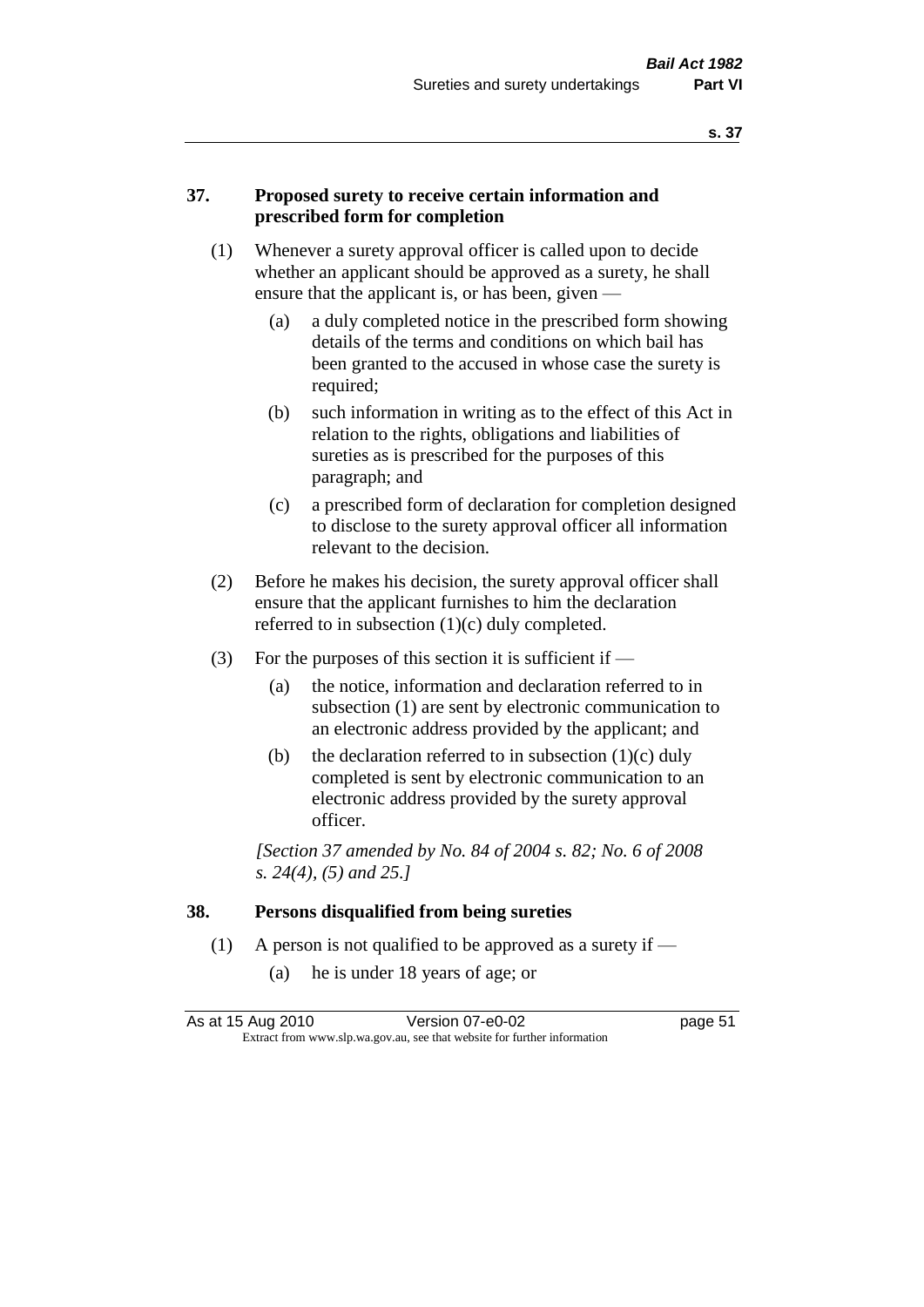## 37. Proposed surety to receive certain information and prescribed form for completion

(1) Whenever a surety approval officer is called upon to decide whether an applicant should be approved as a surety, he shall ensure that the applicant is, or has been, given —

(a) a duly completed notice in the prescribed form showing details of the terms and conditions on which bail has been granted to the accused in whose case the surety is required;

(b) such information in writing as to the effect of this Act in relation to the rights, obligations and liabilities of sureties as is prescribed for the purposes of this paragraph; and

(c) a prescribed form of declaration for completion designed to disclose to the surety approval officer all information relevant to the decision.

(2) Before he makes his decision, the surety approval officer shall ensure that the applicant furnishes to him the declaration referred to in subsection (1)(c) duly completed.

(3) For the purposes of this section it is sufficient if —

(a) the notice, information and declaration referred to in subsection (1) are sent by electronic communication to an electronic address provided by the applicant; and

(b) the declaration referred to in subsection (1)(c) duly completed is sent by electronic communication to an electronic address provided by the surety approval officer.

*[Section 37 amended by No. 84 of 2004 s. 82; No. 6 of 2008 s. 24(4), (5) and 25.]*

## 38. Persons disqualified from being sureties

(1) A person is not qualified to be approved as a surety if —

(a) he is under 18 years of age; or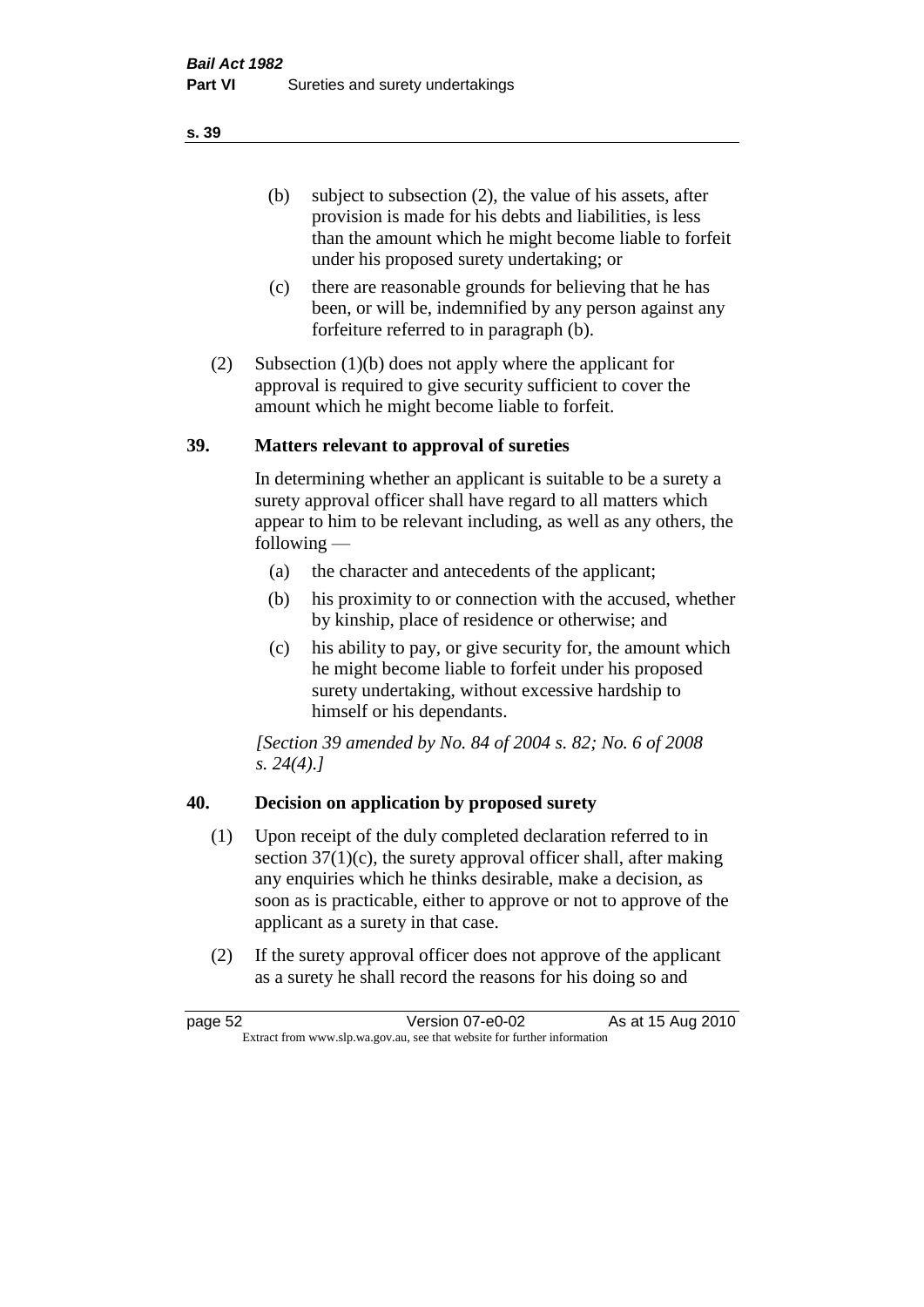(b) subject to subsection (2), the value of his assets, after provision is made for his debts and liabilities, is less than the amount which he might become liable to forfeit under his proposed surety undertaking; or

(c) there are reasonable grounds for believing that he has been, or will be, indemnified by any person against any forfeiture referred to in paragraph (b).

(2) Subsection (1)(b) does not apply where the applicant for approval is required to give security sufficient to cover the amount which he might become liable to forfeit.

## 39. Matters relevant to approval of sureties

In determining whether an applicant is suitable to be a surety a surety approval officer shall have regard to all matters which appear to him to be relevant including, as well as any others, the following —

(a) the character and antecedents of the applicant;

(b) his proximity to or connection with the accused, whether by kinship, place of residence or otherwise; and

(c) his ability to pay, or give security for, the amount which he might become liable to forfeit under his proposed surety undertaking, without excessive hardship to himself or his dependants.

*[Section 39 amended by No. 84 of 2004 s. 82; No. 6 of 2008 s. 24(4).]*

## 40. Decision on application by proposed surety

(1) Upon receipt of the duly completed declaration referred to in section 37(1)(c), the surety approval officer shall, after making any enquiries which he thinks desirable, make a decision, as soon as is practicable, either to approve or not to approve of the applicant as a surety in that case.

(2) If the surety approval officer does not approve of the applicant as a surety he shall record the reasons for his doing so and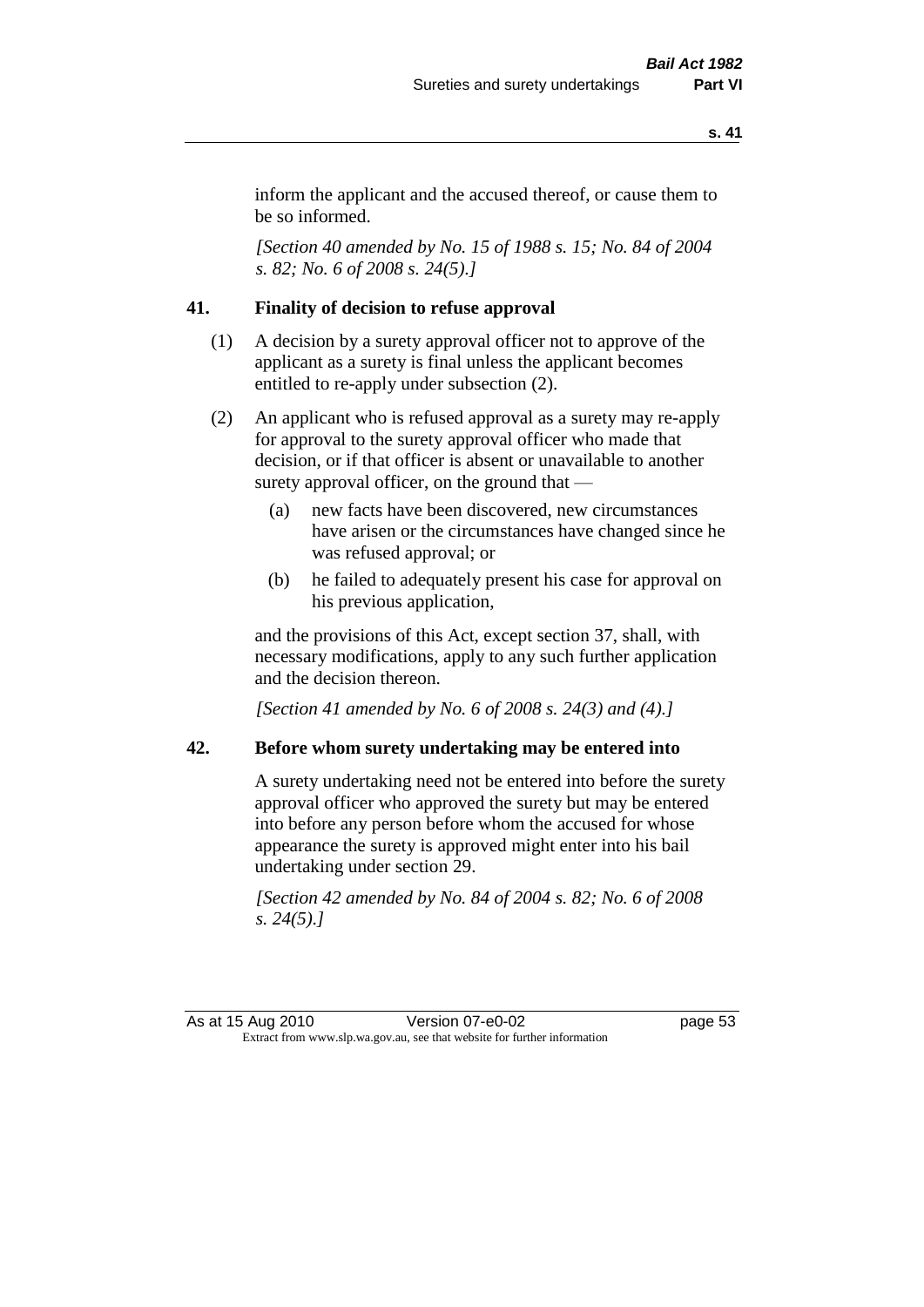inform the applicant and the accused thereof, or cause them to be so informed.

*[Section 40 amended by No. 15 of 1988 s. 15; No. 84 of 2004 s. 82; No. 6 of 2008 s. 24(5).]*

### 41. Finality of decision to refuse approval

(1) A decision by a surety approval officer not to approve of the applicant as a surety is final unless the applicant becomes entitled to re-apply under subsection (2).

(2) An applicant who is refused approval as a surety may re-apply for approval to the surety approval officer who made that decision, or if that officer is absent or unavailable to another surety approval officer, on the ground that —

  (a) new facts have been discovered, new circumstances have arisen or the circumstances have changed since he was refused approval; or

  (b) he failed to adequately present his case for approval on his previous application,

and the provisions of this Act, except section 37, shall, with necessary modifications, apply to any such further application and the decision thereon.

*[Section 41 amended by No. 6 of 2008 s. 24(3) and (4).]*

### 42. Before whom surety undertaking may be entered into

A surety undertaking need not be entered into before the surety approval officer who approved the surety but may be entered into before any person before whom the accused for whose appearance the surety is approved might enter into his bail undertaking under section 29.

*[Section 42 amended by No. 84 of 2004 s. 82; No. 6 of 2008 s. 24(5).]*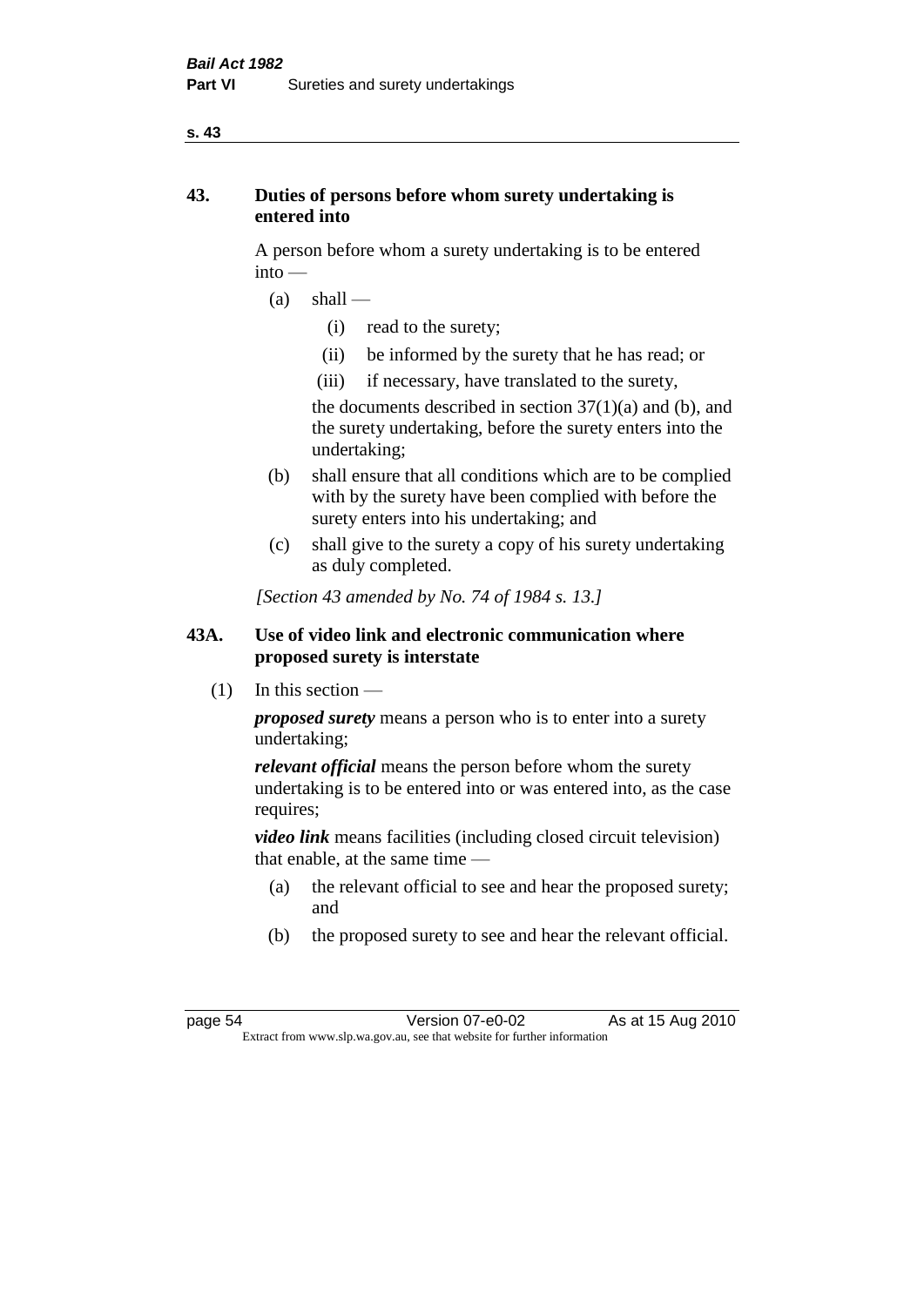## 43. Duties of persons before whom surety undertaking is entered into

A person before whom a surety undertaking is to be entered into —

- (a) shall —
  - (i) read to the surety;
  - (ii) be informed by the surety that he has read; or
  - (iii) if necessary, have translated to the surety,

  the documents described in section 37(1)(a) and (b), and the surety undertaking, before the surety enters into the undertaking;
- (b) shall ensure that all conditions which are to be complied with by the surety have been complied with before the surety enters into his undertaking; and
- (c) shall give to the surety a copy of his surety undertaking as duly completed.

*[Section 43 amended by No. 74 of 1984 s. 13.]*

## 43A. Use of video link and electronic communication where proposed surety is interstate

(1) In this section —

***proposed surety*** means a person who is to enter into a surety undertaking;

***relevant official*** means the person before whom the surety undertaking is to be entered into or was entered into, as the case requires;

***video link*** means facilities (including closed circuit television) that enable, at the same time —

- (a) the relevant official to see and hear the proposed surety; and
- (b) the proposed surety to see and hear the relevant official.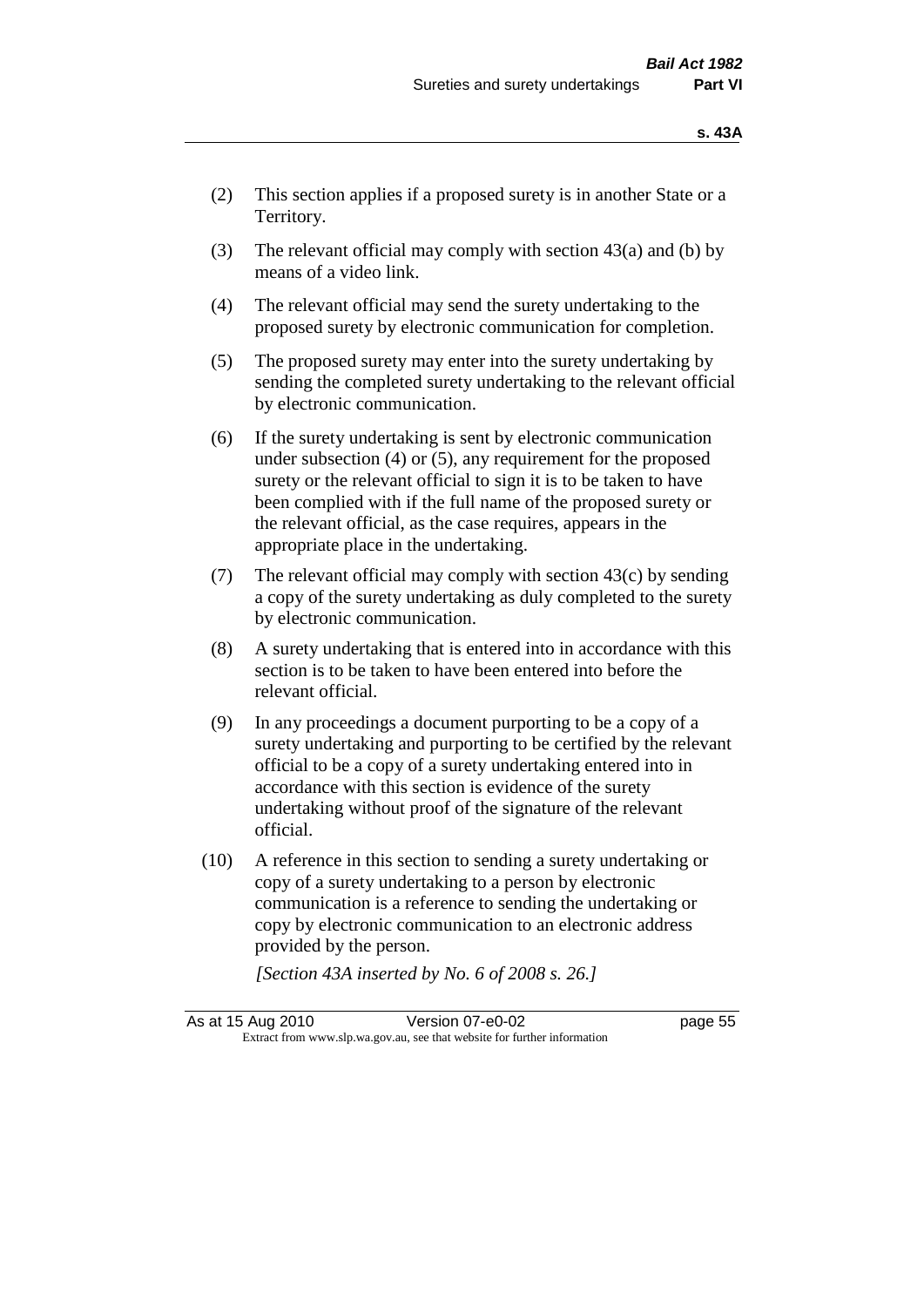(2) This section applies if a proposed surety is in another State or a Territory.

(3) The relevant official may comply with section 43(a) and (b) by means of a video link.

(4) The relevant official may send the surety undertaking to the proposed surety by electronic communication for completion.

(5) The proposed surety may enter into the surety undertaking by sending the completed surety undertaking to the relevant official by electronic communication.

(6) If the surety undertaking is sent by electronic communication under subsection (4) or (5), any requirement for the proposed surety or the relevant official to sign it is to be taken to have been complied with if the full name of the proposed surety or the relevant official, as the case requires, appears in the appropriate place in the undertaking.

(7) The relevant official may comply with section 43(c) by sending a copy of the surety undertaking as duly completed to the surety by electronic communication.

(8) A surety undertaking that is entered into in accordance with this section is to be taken to have been entered into before the relevant official.

(9) In any proceedings a document purporting to be a copy of a surety undertaking and purporting to be certified by the relevant official to be a copy of a surety undertaking entered into in accordance with this section is evidence of the surety undertaking without proof of the signature of the relevant official.

(10) A reference in this section to sending a surety undertaking or copy of a surety undertaking to a person by electronic communication is a reference to sending the undertaking or copy by electronic communication to an electronic address provided by the person.

*[Section 43A inserted by No. 6 of 2008 s. 26.]*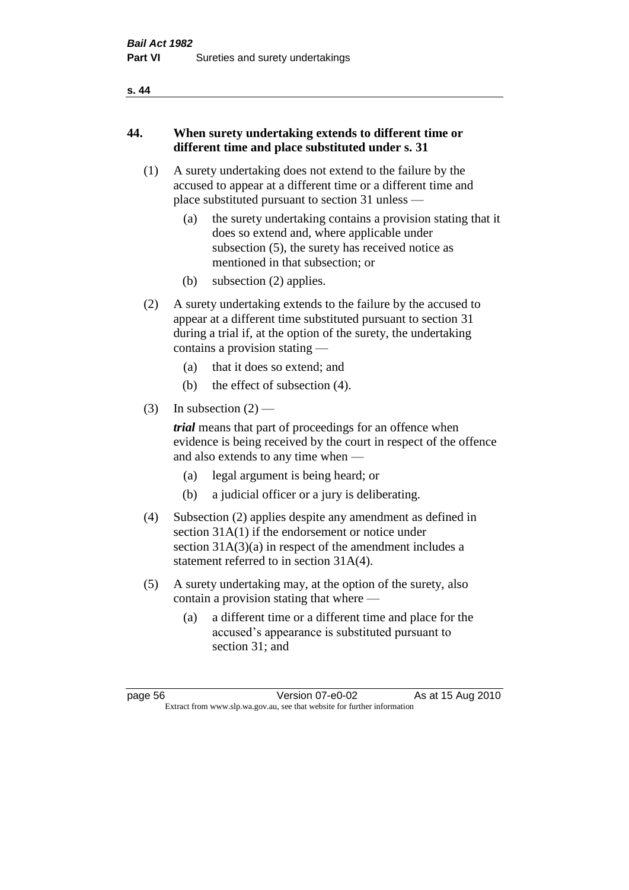## 44. When surety undertaking extends to different time or different time and place substituted under s. 31

(1) A surety undertaking does not extend to the failure by the accused to appear at a different time or a different time and place substituted pursuant to section 31 unless —

  (a) the surety undertaking contains a provision stating that it does so extend and, where applicable under subsection (5), the surety has received notice as mentioned in that subsection; or

  (b) subsection (2) applies.

(2) A surety undertaking extends to the failure by the accused to appear at a different time substituted pursuant to section 31 during a trial if, at the option of the surety, the undertaking contains a provision stating —

  (a) that it does so extend; and

  (b) the effect of subsection (4).

(3) In subsection (2) —

***trial*** means that part of proceedings for an offence when evidence is being received by the court in respect of the offence and also extends to any time when —

  (a) legal argument is being heard; or

  (b) a judicial officer or a jury is deliberating.

(4) Subsection (2) applies despite any amendment as defined in section 31A(1) if the endorsement or notice under section 31A(3)(a) in respect of the amendment includes a statement referred to in section 31A(4).

(5) A surety undertaking may, at the option of the surety, also contain a provision stating that where —

  (a) a different time or a different time and place for the accused's appearance is substituted pursuant to section 31; and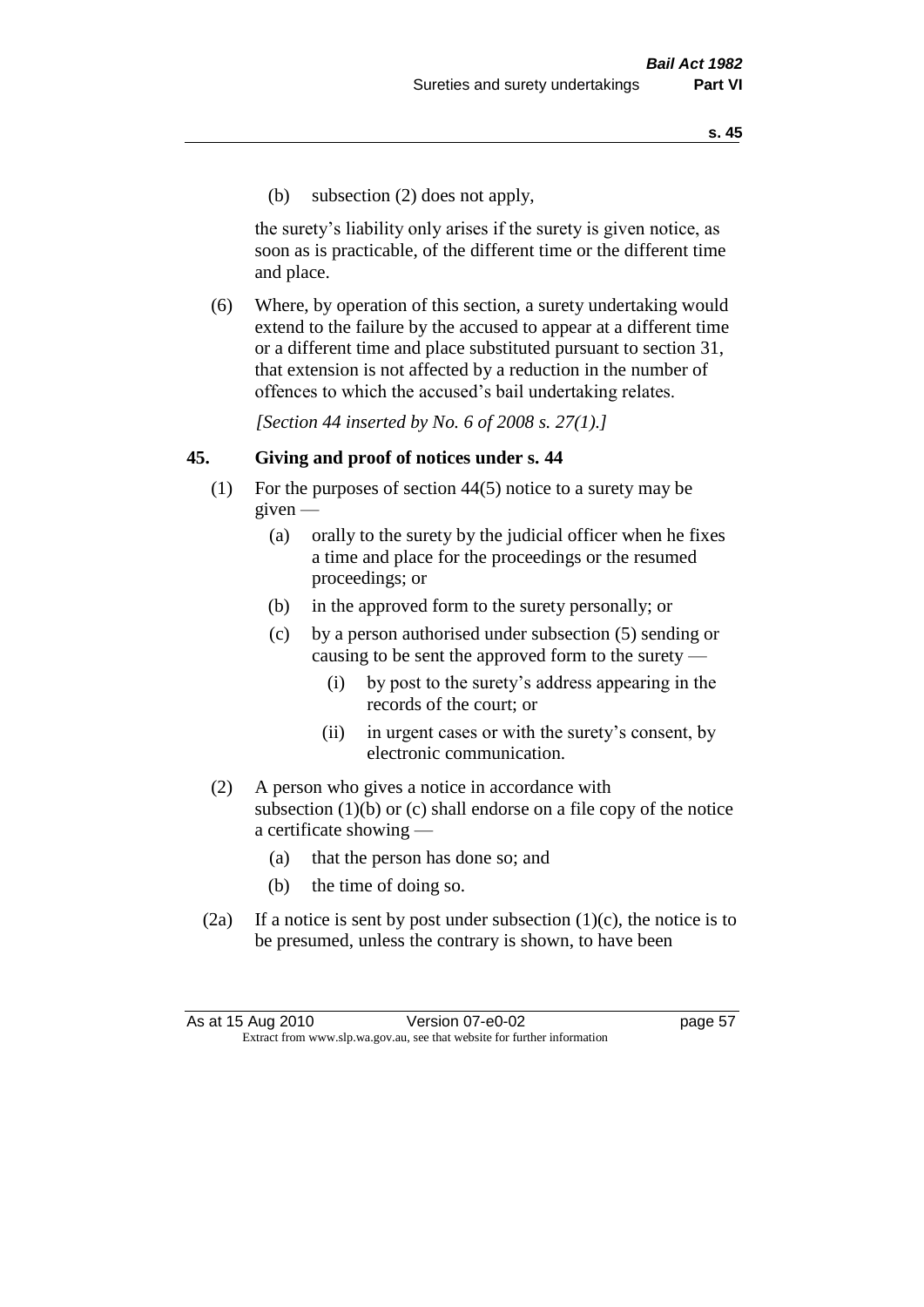(b) subsection (2) does not apply,

the surety's liability only arises if the surety is given notice, as soon as is practicable, of the different time or the different time and place.

(6) Where, by operation of this section, a surety undertaking would extend to the failure by the accused to appear at a different time or a different time and place substituted pursuant to section 31, that extension is not affected by a reduction in the number of offences to which the accused's bail undertaking relates.

*[Section 44 inserted by No. 6 of 2008 s. 27(1).]*

## 45. Giving and proof of notices under s. 44

(1) For the purposes of section 44(5) notice to a surety may be given —

(a) orally to the surety by the judicial officer when he fixes a time and place for the proceedings or the resumed proceedings; or

(b) in the approved form to the surety personally; or

(c) by a person authorised under subsection (5) sending or causing to be sent the approved form to the surety —

(i) by post to the surety's address appearing in the records of the court; or

(ii) in urgent cases or with the surety's consent, by electronic communication.

(2) A person who gives a notice in accordance with subsection (1)(b) or (c) shall endorse on a file copy of the notice a certificate showing —

(a) that the person has done so; and

(b) the time of doing so.

(2a) If a notice is sent by post under subsection (1)(c), the notice is to be presumed, unless the contrary is shown, to have been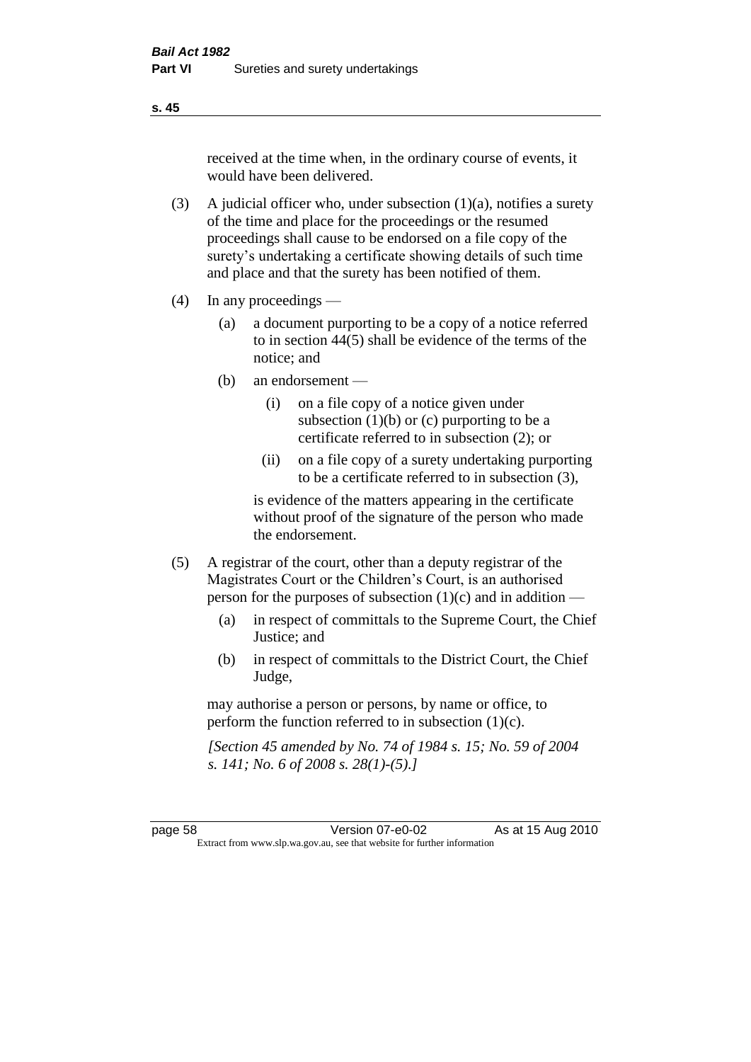received at the time when, in the ordinary course of events, it would have been delivered.

(3) A judicial officer who, under subsection (1)(a), notifies a surety of the time and place for the proceedings or the resumed proceedings shall cause to be endorsed on a file copy of the surety's undertaking a certificate showing details of such time and place and that the surety has been notified of them.

(4) In any proceedings —

  (a) a document purporting to be a copy of a notice referred to in section 44(5) shall be evidence of the terms of the notice; and

  (b) an endorsement —

    (i) on a file copy of a notice given under subsection (1)(b) or (c) purporting to be a certificate referred to in subsection (2); or

    (ii) on a file copy of a surety undertaking purporting to be a certificate referred to in subsection (3),

  is evidence of the matters appearing in the certificate without proof of the signature of the person who made the endorsement.

(5) A registrar of the court, other than a deputy registrar of the Magistrates Court or the Children's Court, is an authorised person for the purposes of subsection (1)(c) and in addition —

  (a) in respect of committals to the Supreme Court, the Chief Justice; and

  (b) in respect of committals to the District Court, the Chief Judge,

  may authorise a person or persons, by name or office, to perform the function referred to in subsection (1)(c).

*[Section 45 amended by No. 74 of 1984 s. 15; No. 59 of 2004 s. 141; No. 6 of 2008 s. 28(1)-(5).]*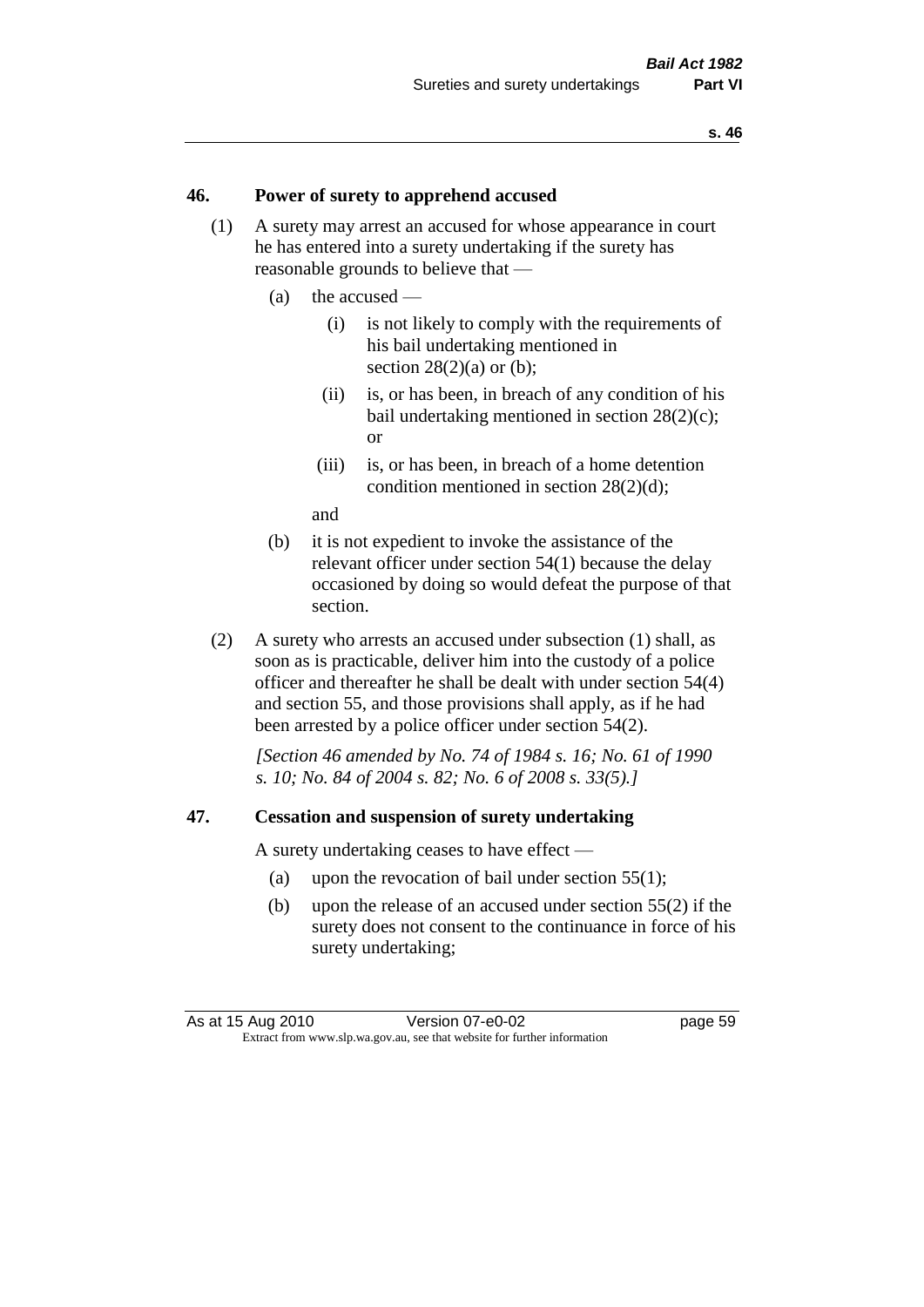## 46. Power of surety to apprehend accused

(1) A surety may arrest an accused for whose appearance in court he has entered into a surety undertaking if the surety has reasonable grounds to believe that —

- (a) the accused —
  - (i) is not likely to comply with the requirements of his bail undertaking mentioned in section 28(2)(a) or (b);
  - (ii) is, or has been, in breach of any condition of his bail undertaking mentioned in section 28(2)(c); or
  - (iii) is, or has been, in breach of a home detention condition mentioned in section 28(2)(d);

  and
- (b) it is not expedient to invoke the assistance of the relevant officer under section 54(1) because the delay occasioned by doing so would defeat the purpose of that section.

(2) A surety who arrests an accused under subsection (1) shall, as soon as is practicable, deliver him into the custody of a police officer and thereafter he shall be dealt with under section 54(4) and section 55, and those provisions shall apply, as if he had been arrested by a police officer under section 54(2).

*[Section 46 amended by No. 74 of 1984 s. 16; No. 61 of 1990 s. 10; No. 84 of 2004 s. 82; No. 6 of 2008 s. 33(5).]*

## 47. Cessation and suspension of surety undertaking

A surety undertaking ceases to have effect —

- (a) upon the revocation of bail under section 55(1);
- (b) upon the release of an accused under section 55(2) if the surety does not consent to the continuance in force of his surety undertaking;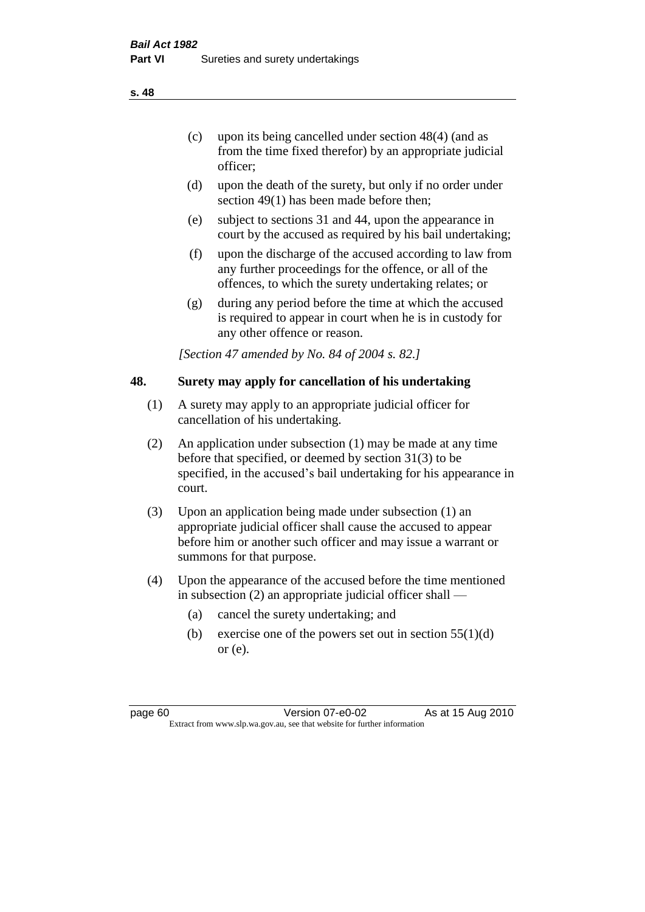(c) upon its being cancelled under section 48(4) (and as from the time fixed therefor) by an appropriate judicial officer;

(d) upon the death of the surety, but only if no order under section 49(1) has been made before then;

(e) subject to sections 31 and 44, upon the appearance in court by the accused as required by his bail undertaking;

(f) upon the discharge of the accused according to law from any further proceedings for the offence, or all of the offences, to which the surety undertaking relates; or

(g) during any period before the time at which the accused is required to appear in court when he is in custody for any other offence or reason.

*[Section 47 amended by No. 84 of 2004 s. 82.]*

## 48. Surety may apply for cancellation of his undertaking

(1) A surety may apply to an appropriate judicial officer for cancellation of his undertaking.

(2) An application under subsection (1) may be made at any time before that specified, or deemed by section 31(3) to be specified, in the accused's bail undertaking for his appearance in court.

(3) Upon an application being made under subsection (1) an appropriate judicial officer shall cause the accused to appear before him or another such officer and may issue a warrant or summons for that purpose.

(4) Upon the appearance of the accused before the time mentioned in subsection (2) an appropriate judicial officer shall —

(a) cancel the surety undertaking; and

(b) exercise one of the powers set out in section 55(1)(d) or (e).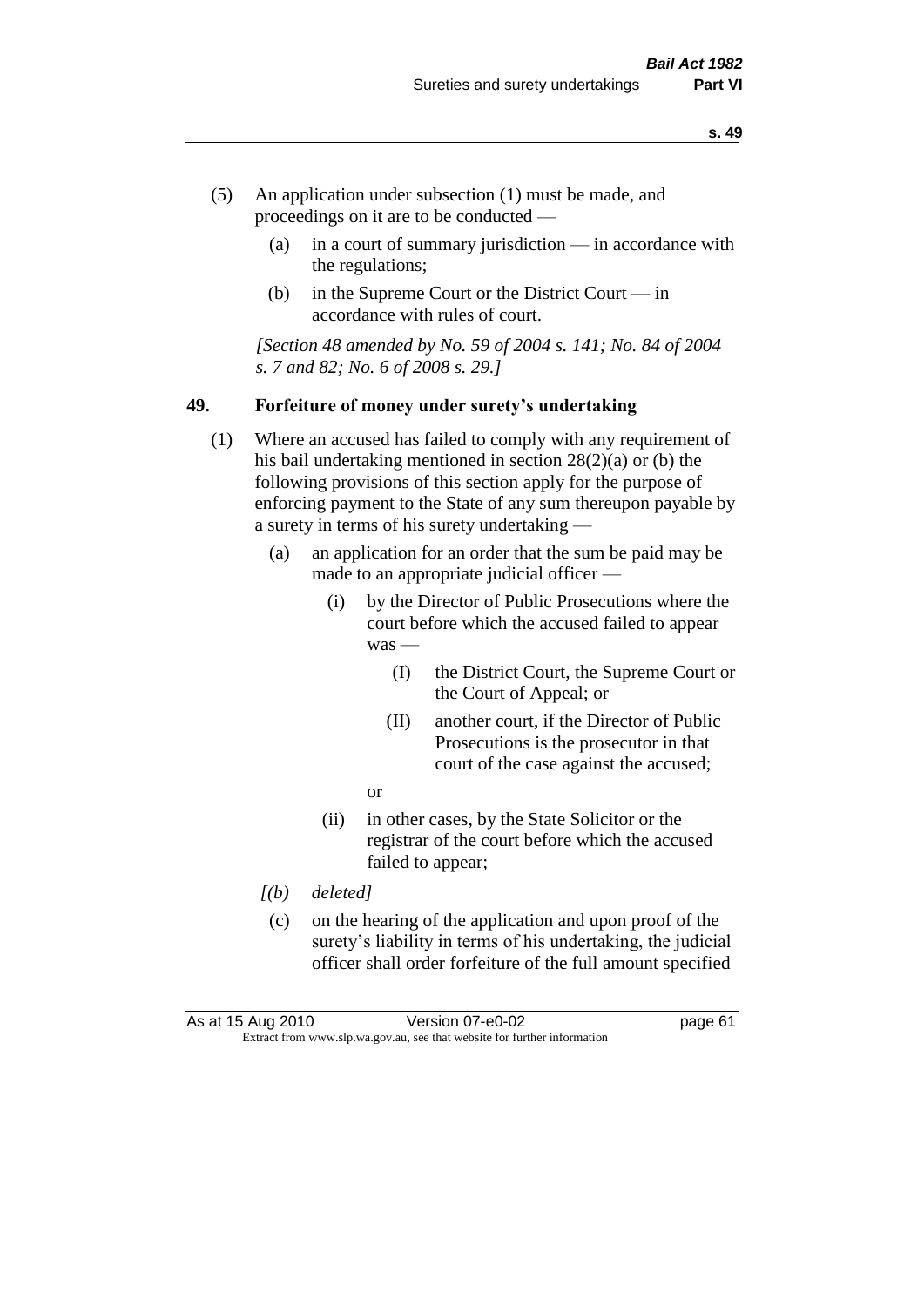(5) An application under subsection (1) must be made, and proceedings on it are to be conducted —

  (a) in a court of summary jurisdiction — in accordance with the regulations;

  (b) in the Supreme Court or the District Court — in accordance with rules of court.

*[Section 48 amended by No. 59 of 2004 s. 141; No. 84 of 2004 s. 7 and 82; No. 6 of 2008 s. 29.]*

### 49. Forfeiture of money under surety's undertaking

(1) Where an accused has failed to comply with any requirement of his bail undertaking mentioned in section 28(2)(a) or (b) the following provisions of this section apply for the purpose of enforcing payment to the State of any sum thereupon payable by a surety in terms of his surety undertaking —

  (a) an application for an order that the sum be paid may be made to an appropriate judicial officer —

    (i) by the Director of Public Prosecutions where the court before which the accused failed to appear was —

      (I) the District Court, the Supreme Court or the Court of Appeal; or

      (II) another court, if the Director of Public Prosecutions is the prosecutor in that court of the case against the accused;

    or

    (ii) in other cases, by the State Solicitor or the registrar of the court before which the accused failed to appear;

  *[(b) deleted]*

  (c) on the hearing of the application and upon proof of the surety's liability in terms of his undertaking, the judicial officer shall order forfeiture of the full amount specified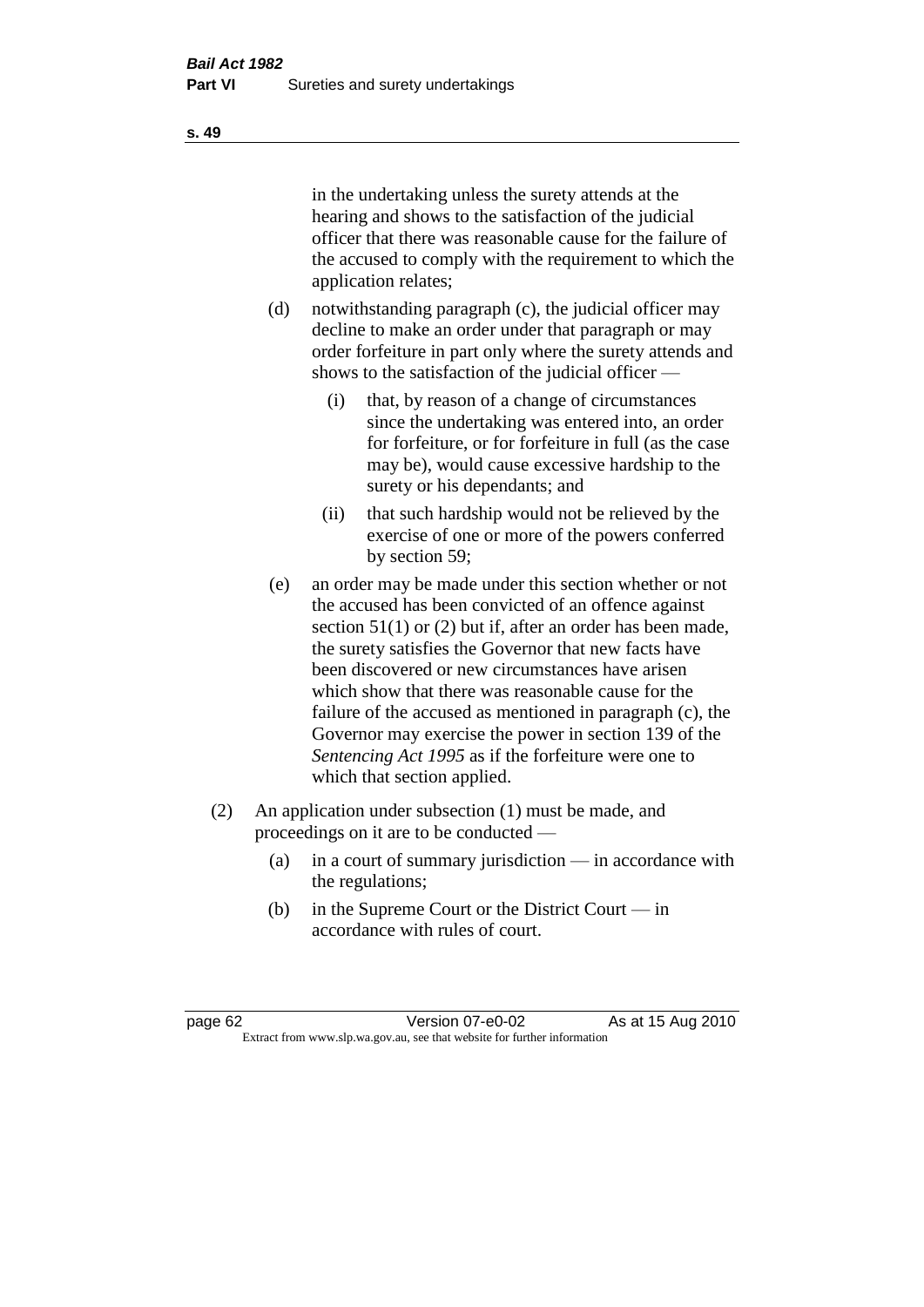in the undertaking unless the surety attends at the hearing and shows to the satisfaction of the judicial officer that there was reasonable cause for the failure of the accused to comply with the requirement to which the application relates;

(d) notwithstanding paragraph (c), the judicial officer may decline to make an order under that paragraph or may order forfeiture in part only where the surety attends and shows to the satisfaction of the judicial officer —

(i) that, by reason of a change of circumstances since the undertaking was entered into, an order for forfeiture, or for forfeiture in full (as the case may be), would cause excessive hardship to the surety or his dependants; and

(ii) that such hardship would not be relieved by the exercise of one or more of the powers conferred by section 59;

(e) an order may be made under this section whether or not the accused has been convicted of an offence against section 51(1) or (2) but if, after an order has been made, the surety satisfies the Governor that new facts have been discovered or new circumstances have arisen which show that there was reasonable cause for the failure of the accused as mentioned in paragraph (c), the Governor may exercise the power in section 139 of the *Sentencing Act 1995* as if the forfeiture were one to which that section applied.

(2) An application under subsection (1) must be made, and proceedings on it are to be conducted —

(a) in a court of summary jurisdiction — in accordance with the regulations;

(b) in the Supreme Court or the District Court — in accordance with rules of court.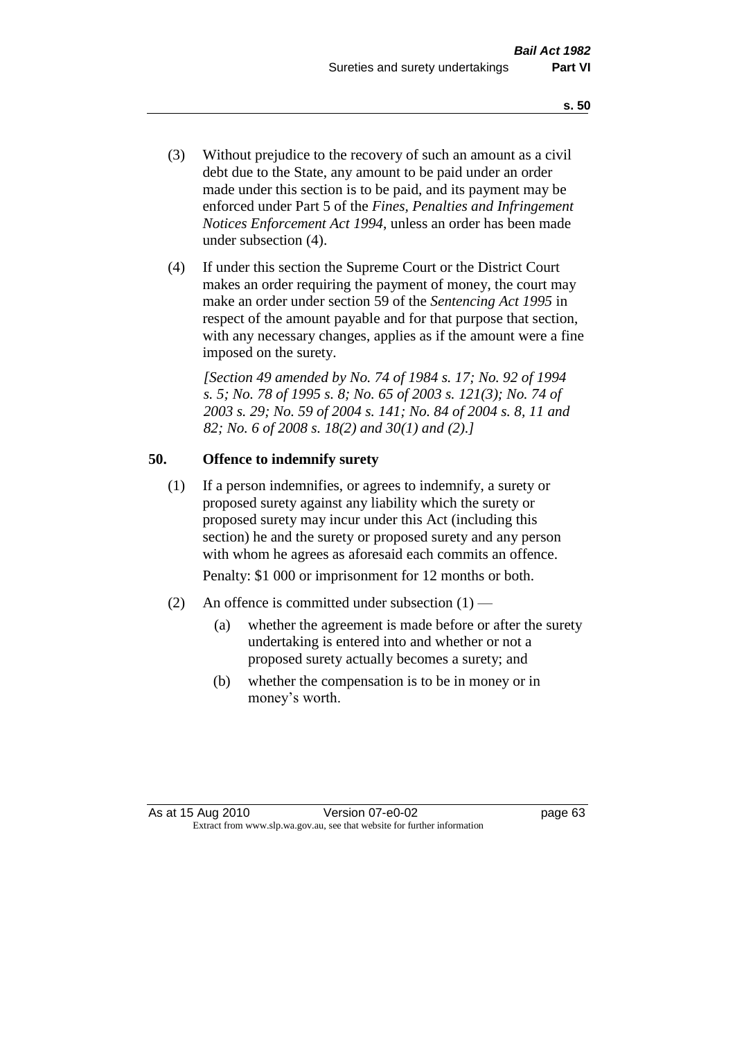(3) Without prejudice to the recovery of such an amount as a civil debt due to the State, any amount to be paid under an order made under this section is to be paid, and its payment may be enforced under Part 5 of the *Fines, Penalties and Infringement Notices Enforcement Act 1994*, unless an order has been made under subsection (4).

(4) If under this section the Supreme Court or the District Court makes an order requiring the payment of money, the court may make an order under section 59 of the *Sentencing Act 1995* in respect of the amount payable and for that purpose that section, with any necessary changes, applies as if the amount were a fine imposed on the surety.

*[Section 49 amended by No. 74 of 1984 s. 17; No. 92 of 1994 s. 5; No. 78 of 1995 s. 8; No. 65 of 2003 s. 121(3); No. 74 of 2003 s. 29; No. 59 of 2004 s. 141; No. 84 of 2004 s. 8, 11 and 82; No. 6 of 2008 s. 18(2) and 30(1) and (2).]*

## 50. Offence to indemnify surety

(1) If a person indemnifies, or agrees to indemnify, a surety or proposed surety against any liability which the surety or proposed surety may incur under this Act (including this section) he and the surety or proposed surety and any person with whom he agrees as aforesaid each commits an offence.

Penalty: $1 000 or imprisonment for 12 months or both.

(2) An offence is committed under subsection (1) —

  (a) whether the agreement is made before or after the surety undertaking is entered into and whether or not a proposed surety actually becomes a surety; and

  (b) whether the compensation is to be in money or in money's worth.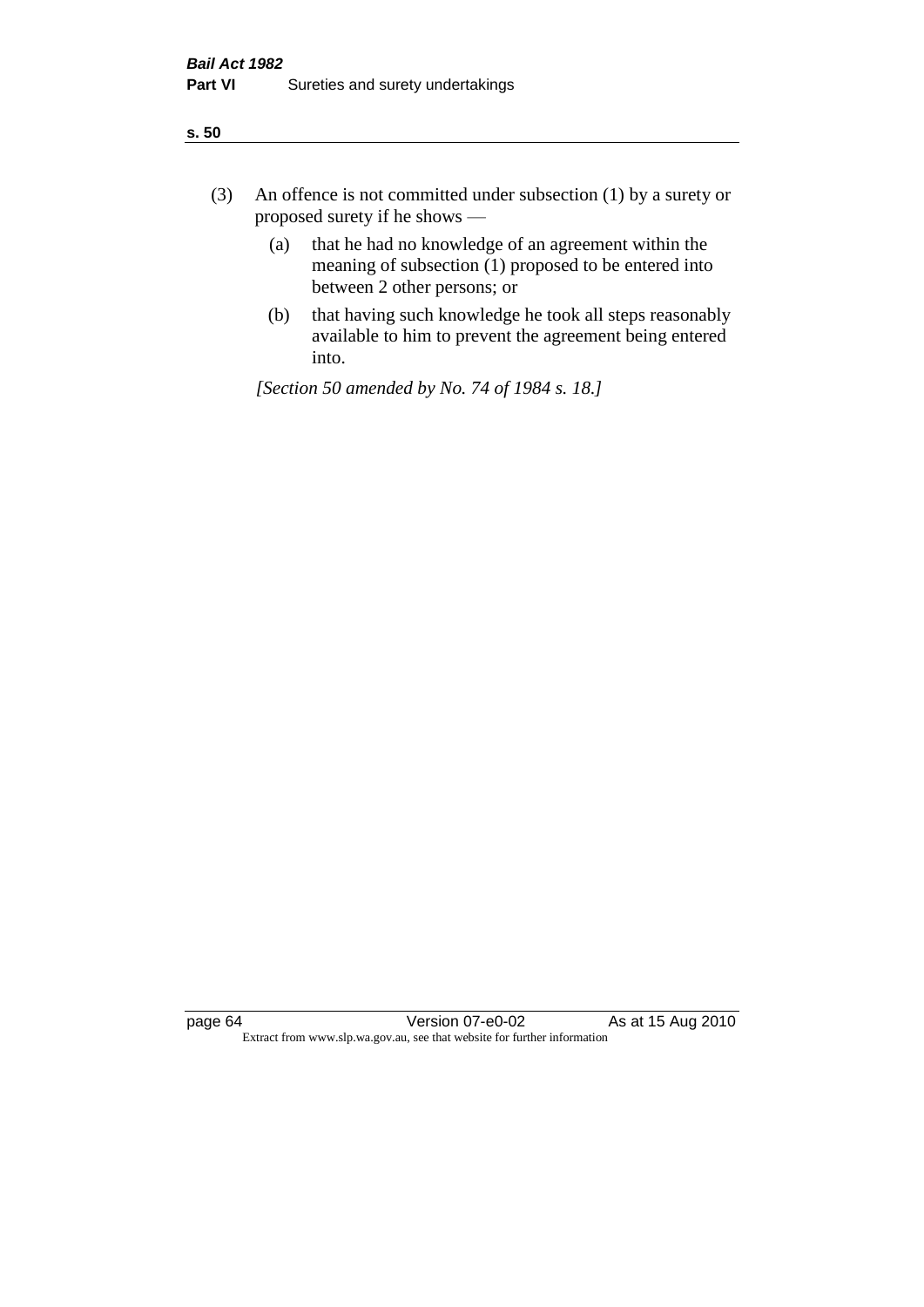(3) An offence is not committed under subsection (1) by a surety or proposed surety if he shows —

   (a) that he had no knowledge of an agreement within the meaning of subsection (1) proposed to be entered into between 2 other persons; or

   (b) that having such knowledge he took all steps reasonably available to him to prevent the agreement being entered into.

*[Section 50 amended by No. 74 of 1984 s. 18.]*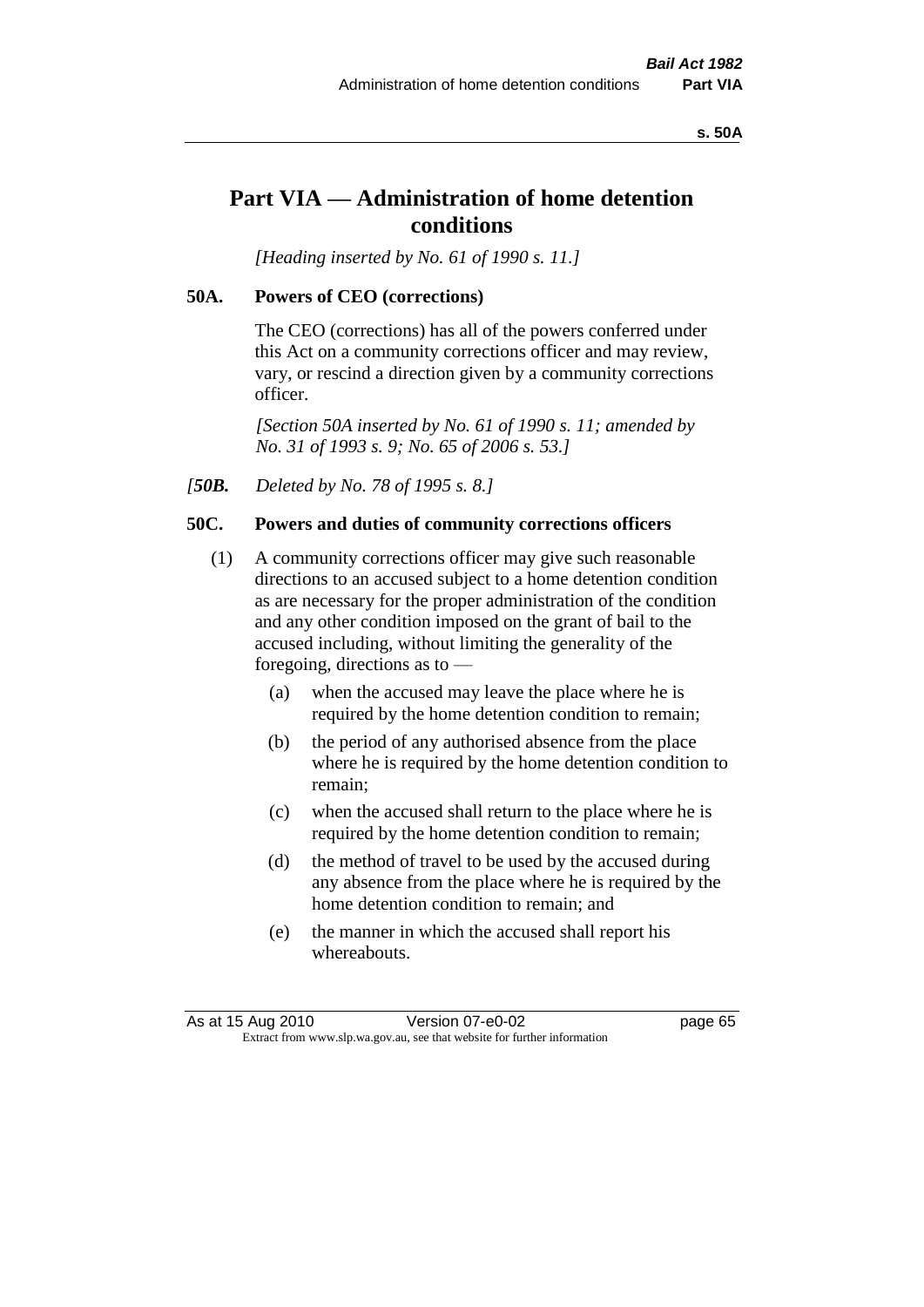# Part VIA — Administration of home detention conditions

*[Heading inserted by No. 61 of 1990 s. 11.]*

## 50A. Powers of CEO (corrections)

The CEO (corrections) has all of the powers conferred under this Act on a community corrections officer and may review, vary, or rescind a direction given by a community corrections officer.

*[Section 50A inserted by No. 61 of 1990 s. 11; amended by No. 31 of 1993 s. 9; No. 65 of 2006 s. 53.]*

*[**50B.** Deleted by No. 78 of 1995 s. 8.]*

## 50C. Powers and duties of community corrections officers

(1) A community corrections officer may give such reasonable directions to an accused subject to a home detention condition as are necessary for the proper administration of the condition and any other condition imposed on the grant of bail to the accused including, without limiting the generality of the foregoing, directions as to —

- (a) when the accused may leave the place where he is required by the home detention condition to remain;
- (b) the period of any authorised absence from the place where he is required by the home detention condition to remain;
- (c) when the accused shall return to the place where he is required by the home detention condition to remain;
- (d) the method of travel to be used by the accused during any absence from the place where he is required by the home detention condition to remain; and
- (e) the manner in which the accused shall report his whereabouts.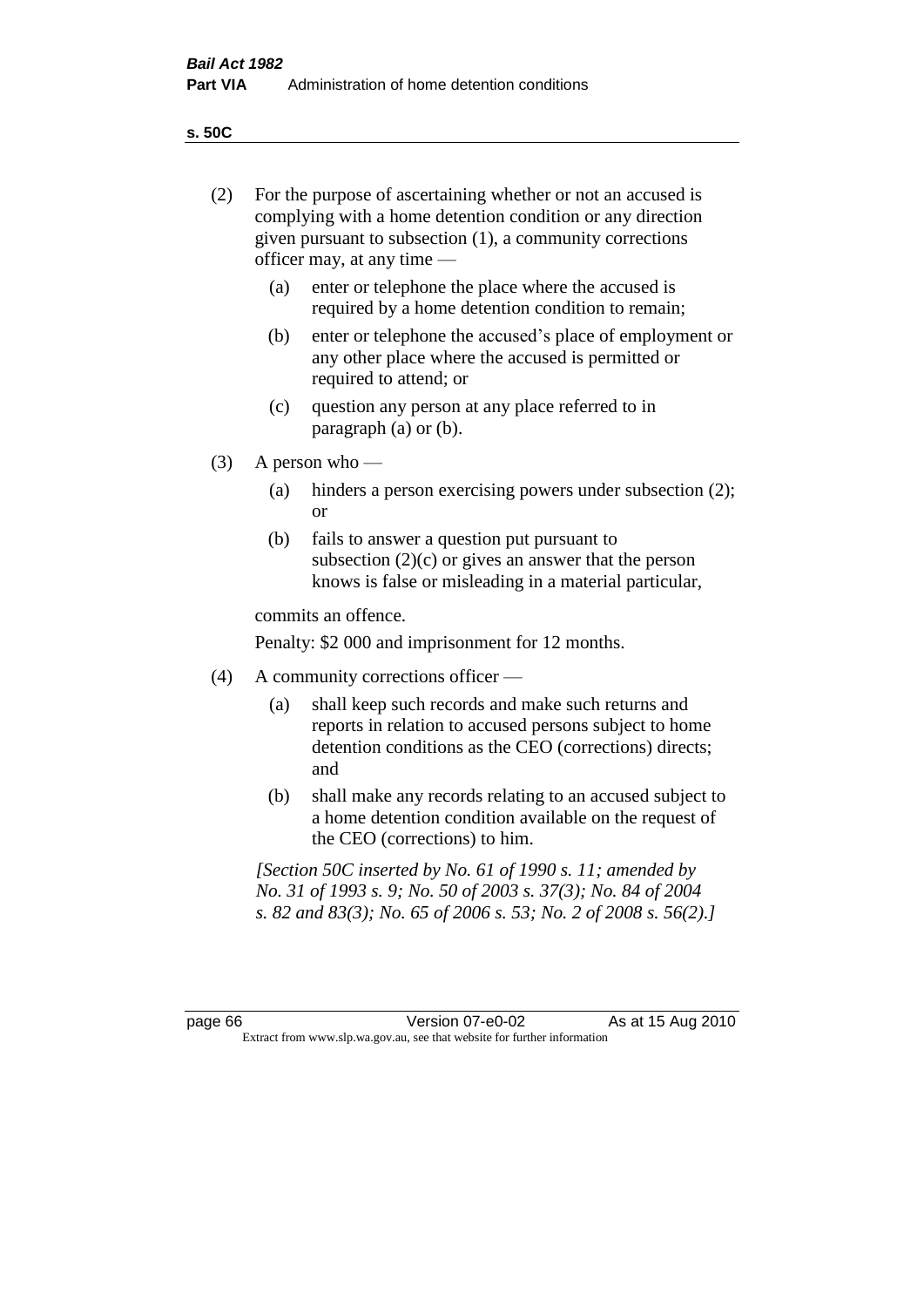(2) For the purpose of ascertaining whether or not an accused is complying with a home detention condition or any direction given pursuant to subsection (1), a community corrections officer may, at any time —

   (a) enter or telephone the place where the accused is required by a home detention condition to remain;

   (b) enter or telephone the accused's place of employment or any other place where the accused is permitted or required to attend; or

   (c) question any person at any place referred to in paragraph (a) or (b).

(3) A person who —

   (a) hinders a person exercising powers under subsection (2); or

   (b) fails to answer a question put pursuant to subsection (2)(c) or gives an answer that the person knows is false or misleading in a material particular,

commits an offence.

Penalty: $2 000 and imprisonment for 12 months.

(4) A community corrections officer —

   (a) shall keep such records and make such returns and reports in relation to accused persons subject to home detention conditions as the CEO (corrections) directs; and

   (b) shall make any records relating to an accused subject to a home detention condition available on the request of the CEO (corrections) to him.

*[Section 50C inserted by No. 61 of 1990 s. 11; amended by No. 31 of 1993 s. 9; No. 50 of 2003 s. 37(3); No. 84 of 2004 s. 82 and 83(3); No. 65 of 2006 s. 53; No. 2 of 2008 s. 56(2).]*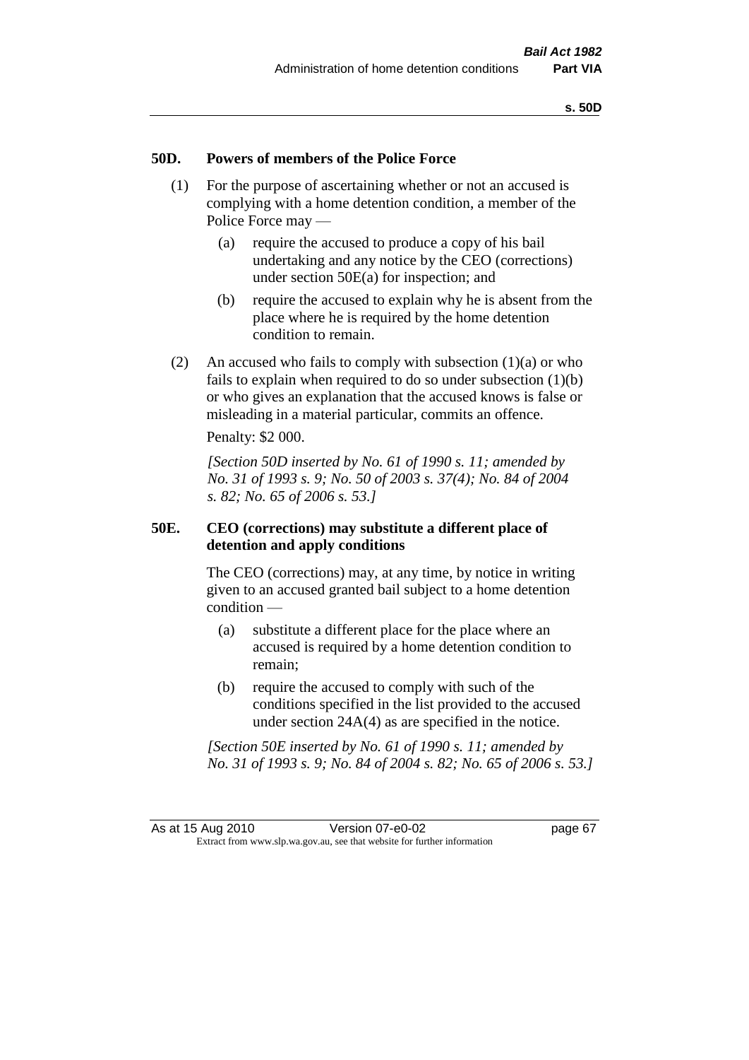## 50D. Powers of members of the Police Force

(1) For the purpose of ascertaining whether or not an accused is complying with a home detention condition, a member of the Police Force may —

- (a) require the accused to produce a copy of his bail undertaking and any notice by the CEO (corrections) under section 50E(a) for inspection; and
- (b) require the accused to explain why he is absent from the place where he is required by the home detention condition to remain.

(2) An accused who fails to comply with subsection (1)(a) or who fails to explain when required to do so under subsection (1)(b) or who gives an explanation that the accused knows is false or misleading in a material particular, commits an offence.

Penalty: $2 000.

*[Section 50D inserted by No. 61 of 1990 s. 11; amended by No. 31 of 1993 s. 9; No. 50 of 2003 s. 37(4); No. 84 of 2004 s. 82; No. 65 of 2006 s. 53.]*

## 50E. CEO (corrections) may substitute a different place of detention and apply conditions

The CEO (corrections) may, at any time, by notice in writing given to an accused granted bail subject to a home detention condition —

- (a) substitute a different place for the place where an accused is required by a home detention condition to remain;
- (b) require the accused to comply with such of the conditions specified in the list provided to the accused under section 24A(4) as are specified in the notice.

*[Section 50E inserted by No. 61 of 1990 s. 11; amended by No. 31 of 1993 s. 9; No. 84 of 2004 s. 82; No. 65 of 2006 s. 53.]*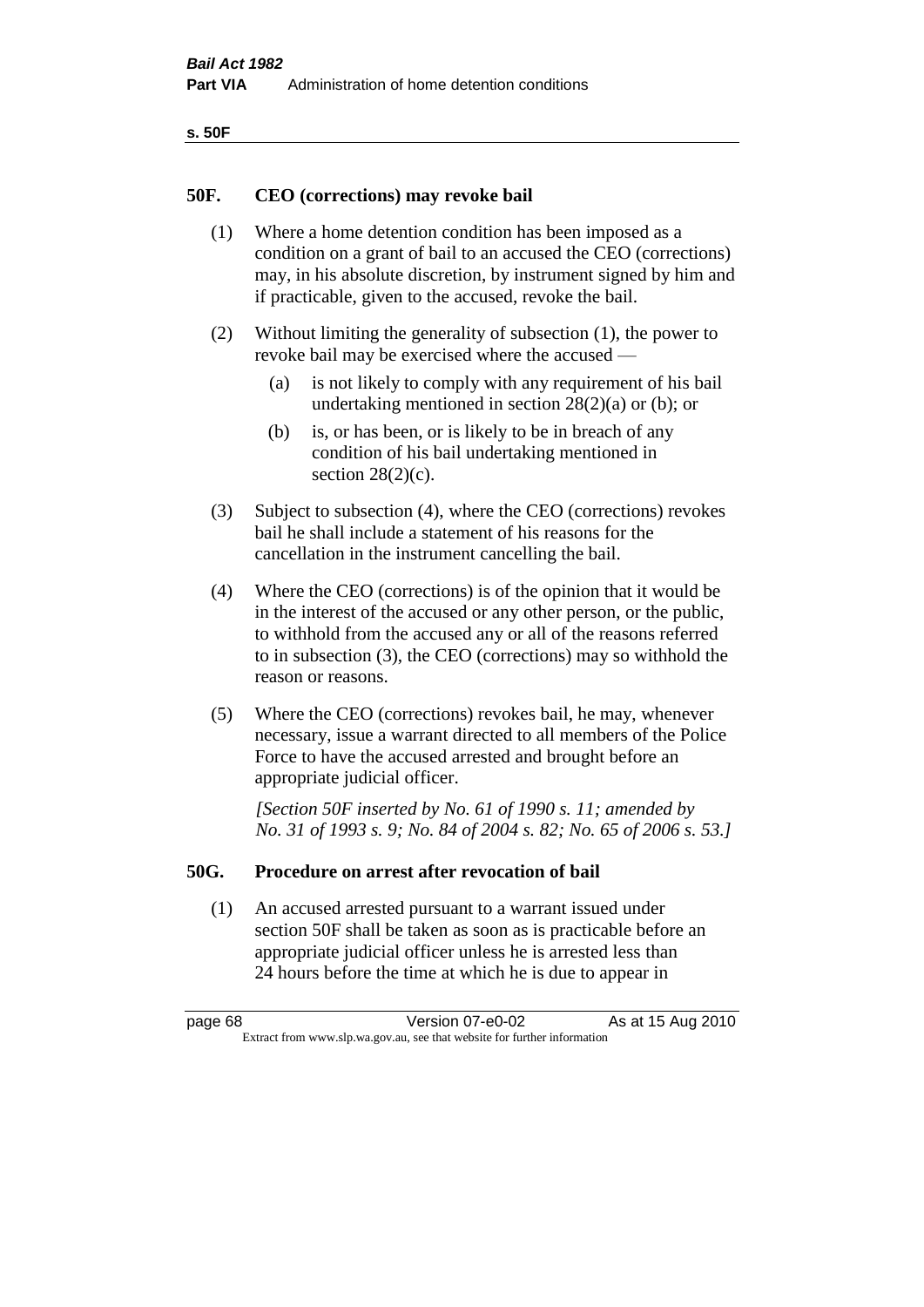## 50F. CEO (corrections) may revoke bail

(1) Where a home detention condition has been imposed as a condition on a grant of bail to an accused the CEO (corrections) may, in his absolute discretion, by instrument signed by him and if practicable, given to the accused, revoke the bail.

(2) Without limiting the generality of subsection (1), the power to revoke bail may be exercised where the accused —

(a) is not likely to comply with any requirement of his bail undertaking mentioned in section 28(2)(a) or (b); or

(b) is, or has been, or is likely to be in breach of any condition of his bail undertaking mentioned in section 28(2)(c).

(3) Subject to subsection (4), where the CEO (corrections) revokes bail he shall include a statement of his reasons for the cancellation in the instrument cancelling the bail.

(4) Where the CEO (corrections) is of the opinion that it would be in the interest of the accused or any other person, or the public, to withhold from the accused any or all of the reasons referred to in subsection (3), the CEO (corrections) may so withhold the reason or reasons.

(5) Where the CEO (corrections) revokes bail, he may, whenever necessary, issue a warrant directed to all members of the Police Force to have the accused arrested and brought before an appropriate judicial officer.

*[Section 50F inserted by No. 61 of 1990 s. 11; amended by No. 31 of 1993 s. 9; No. 84 of 2004 s. 82; No. 65 of 2006 s. 53.]*

## 50G. Procedure on arrest after revocation of bail

(1) An accused arrested pursuant to a warrant issued under section 50F shall be taken as soon as is practicable before an appropriate judicial officer unless he is arrested less than 24 hours before the time at which he is due to appear in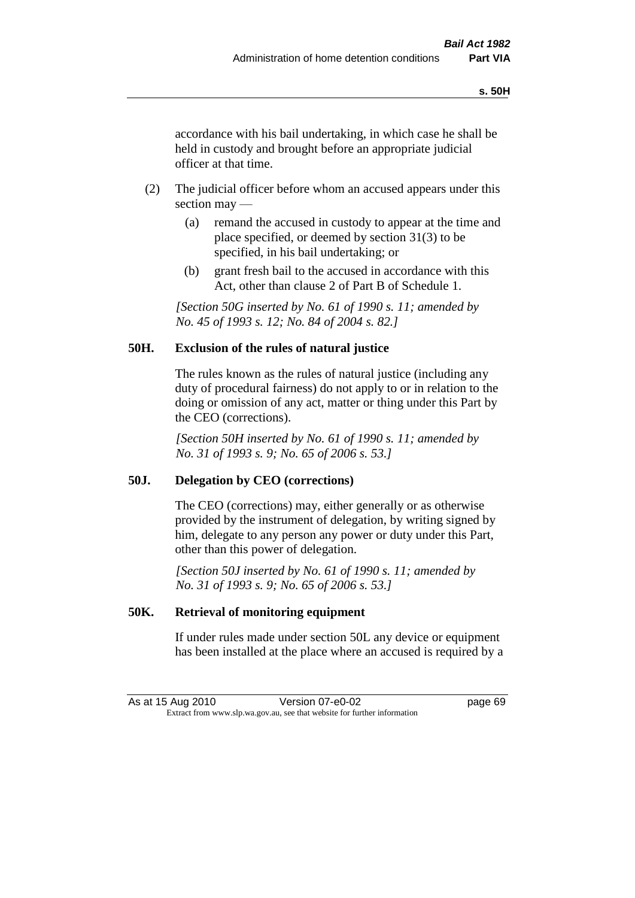accordance with his bail undertaking, in which case he shall be held in custody and brought before an appropriate judicial officer at that time.

(2) The judicial officer before whom an accused appears under this section may —

(a) remand the accused in custody to appear at the time and place specified, or deemed by section 31(3) to be specified, in his bail undertaking; or

(b) grant fresh bail to the accused in accordance with this Act, other than clause 2 of Part B of Schedule 1.

*[Section 50G inserted by No. 61 of 1990 s. 11; amended by No. 45 of 1993 s. 12; No. 84 of 2004 s. 82.]*

### 50H. Exclusion of the rules of natural justice

The rules known as the rules of natural justice (including any duty of procedural fairness) do not apply to or in relation to the doing or omission of any act, matter or thing under this Part by the CEO (corrections).

*[Section 50H inserted by No. 61 of 1990 s. 11; amended by No. 31 of 1993 s. 9; No. 65 of 2006 s. 53.]*

### 50J. Delegation by CEO (corrections)

The CEO (corrections) may, either generally or as otherwise provided by the instrument of delegation, by writing signed by him, delegate to any person any power or duty under this Part, other than this power of delegation.

*[Section 50J inserted by No. 61 of 1990 s. 11; amended by No. 31 of 1993 s. 9; No. 65 of 2006 s. 53.]*

### 50K. Retrieval of monitoring equipment

If under rules made under section 50L any device or equipment has been installed at the place where an accused is required by a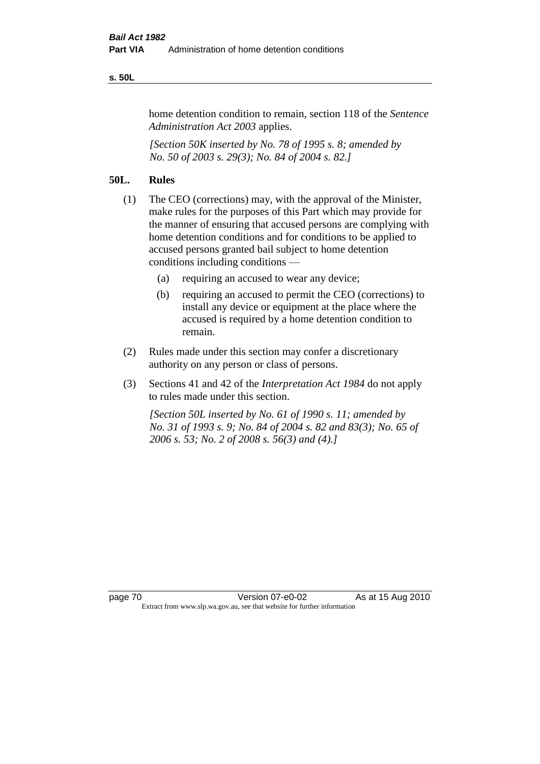home detention condition to remain, section 118 of the *Sentence Administration Act 2003* applies.

*[Section 50K inserted by No. 78 of 1995 s. 8; amended by No. 50 of 2003 s. 29(3); No. 84 of 2004 s. 82.]*

## 50L. Rules

(1) The CEO (corrections) may, with the approval of the Minister, make rules for the purposes of this Part which may provide for the manner of ensuring that accused persons are complying with home detention conditions and for conditions to be applied to accused persons granted bail subject to home detention conditions including conditions —

(a) requiring an accused to wear any device;

(b) requiring an accused to permit the CEO (corrections) to install any device or equipment at the place where the accused is required by a home detention condition to remain.

(2) Rules made under this section may confer a discretionary authority on any person or class of persons.

(3) Sections 41 and 42 of the *Interpretation Act 1984* do not apply to rules made under this section.

*[Section 50L inserted by No. 61 of 1990 s. 11; amended by No. 31 of 1993 s. 9; No. 84 of 2004 s. 82 and 83(3); No. 65 of 2006 s. 53; No. 2 of 2008 s. 56(3) and (4).]*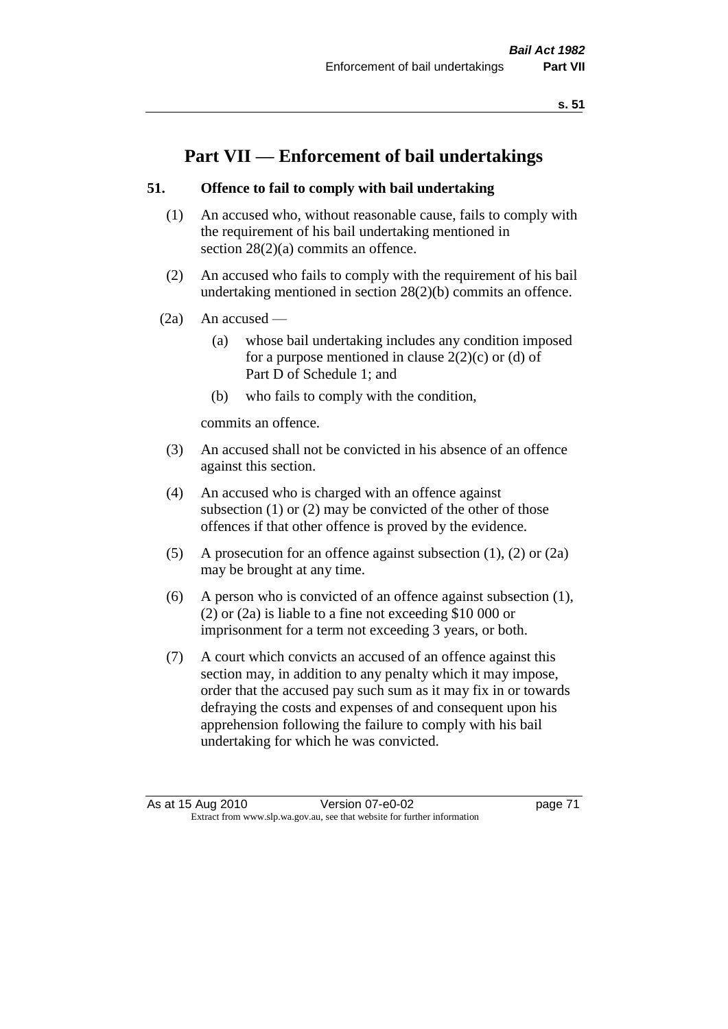# Part VII — Enforcement of bail undertakings

## 51. Offence to fail to comply with bail undertaking

(1) An accused who, without reasonable cause, fails to comply with the requirement of his bail undertaking mentioned in section 28(2)(a) commits an offence.

(2) An accused who fails to comply with the requirement of his bail undertaking mentioned in section 28(2)(b) commits an offence.

(2a) An accused —

- (a) whose bail undertaking includes any condition imposed for a purpose mentioned in clause 2(2)(c) or (d) of Part D of Schedule 1; and
- (b) who fails to comply with the condition,

commits an offence.

(3) An accused shall not be convicted in his absence of an offence against this section.

(4) An accused who is charged with an offence against subsection (1) or (2) may be convicted of the other of those offences if that other offence is proved by the evidence.

(5) A prosecution for an offence against subsection (1), (2) or (2a) may be brought at any time.

(6) A person who is convicted of an offence against subsection (1), (2) or (2a) is liable to a fine not exceeding $10 000 or imprisonment for a term not exceeding 3 years, or both.

(7) A court which convicts an accused of an offence against this section may, in addition to any penalty which it may impose, order that the accused pay such sum as it may fix in or towards defraying the costs and expenses of and consequent upon his apprehension following the failure to comply with his bail undertaking for which he was convicted.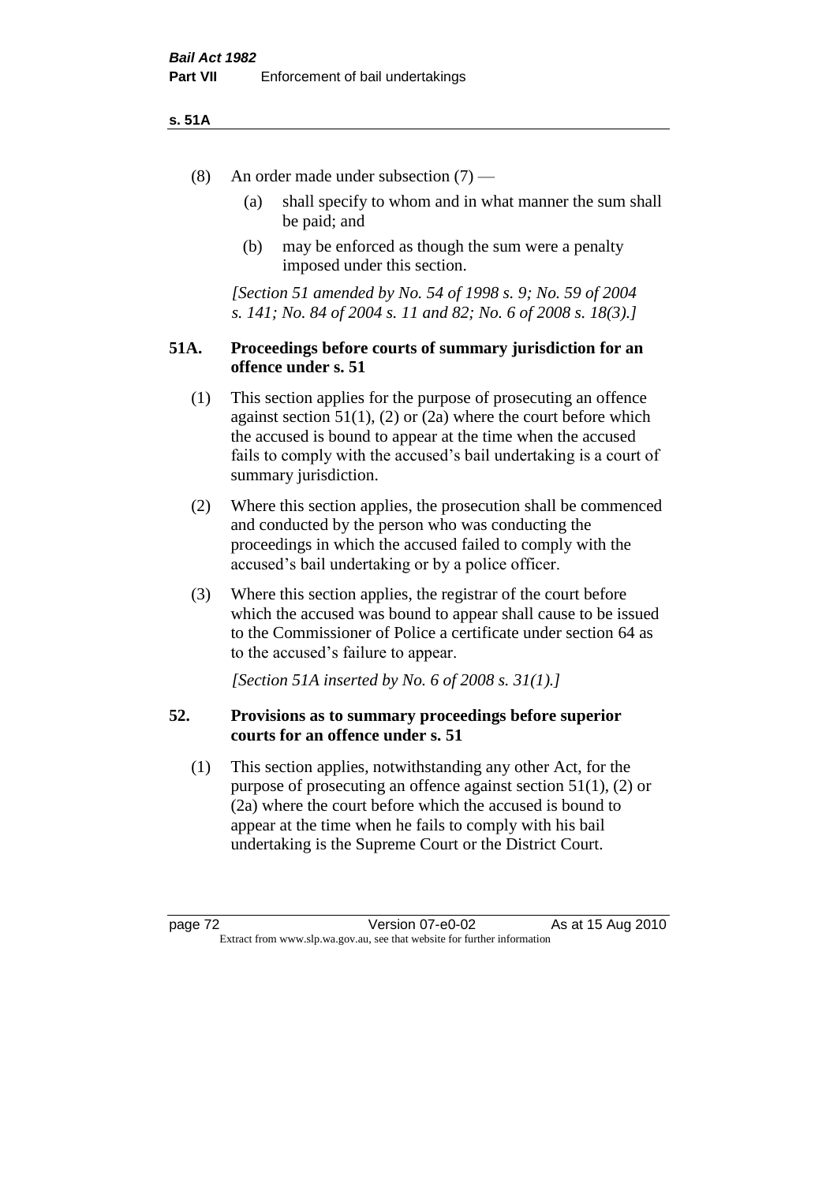(8) An order made under subsection (7) —

  (a) shall specify to whom and in what manner the sum shall be paid; and

  (b) may be enforced as though the sum were a penalty imposed under this section.

*[Section 51 amended by No. 54 of 1998 s. 9; No. 59 of 2004 s. 141; No. 84 of 2004 s. 11 and 82; No. 6 of 2008 s. 18(3).]*

### 51A. Proceedings before courts of summary jurisdiction for an offence under s. 51

(1) This section applies for the purpose of prosecuting an offence against section 51(1), (2) or (2a) where the court before which the accused is bound to appear at the time when the accused fails to comply with the accused's bail undertaking is a court of summary jurisdiction.

(2) Where this section applies, the prosecution shall be commenced and conducted by the person who was conducting the proceedings in which the accused failed to comply with the accused's bail undertaking or by a police officer.

(3) Where this section applies, the registrar of the court before which the accused was bound to appear shall cause to be issued to the Commissioner of Police a certificate under section 64 as to the accused's failure to appear.

*[Section 51A inserted by No. 6 of 2008 s. 31(1).]*

### 52. Provisions as to summary proceedings before superior courts for an offence under s. 51

(1) This section applies, notwithstanding any other Act, for the purpose of prosecuting an offence against section 51(1), (2) or (2a) where the court before which the accused is bound to appear at the time when he fails to comply with his bail undertaking is the Supreme Court or the District Court.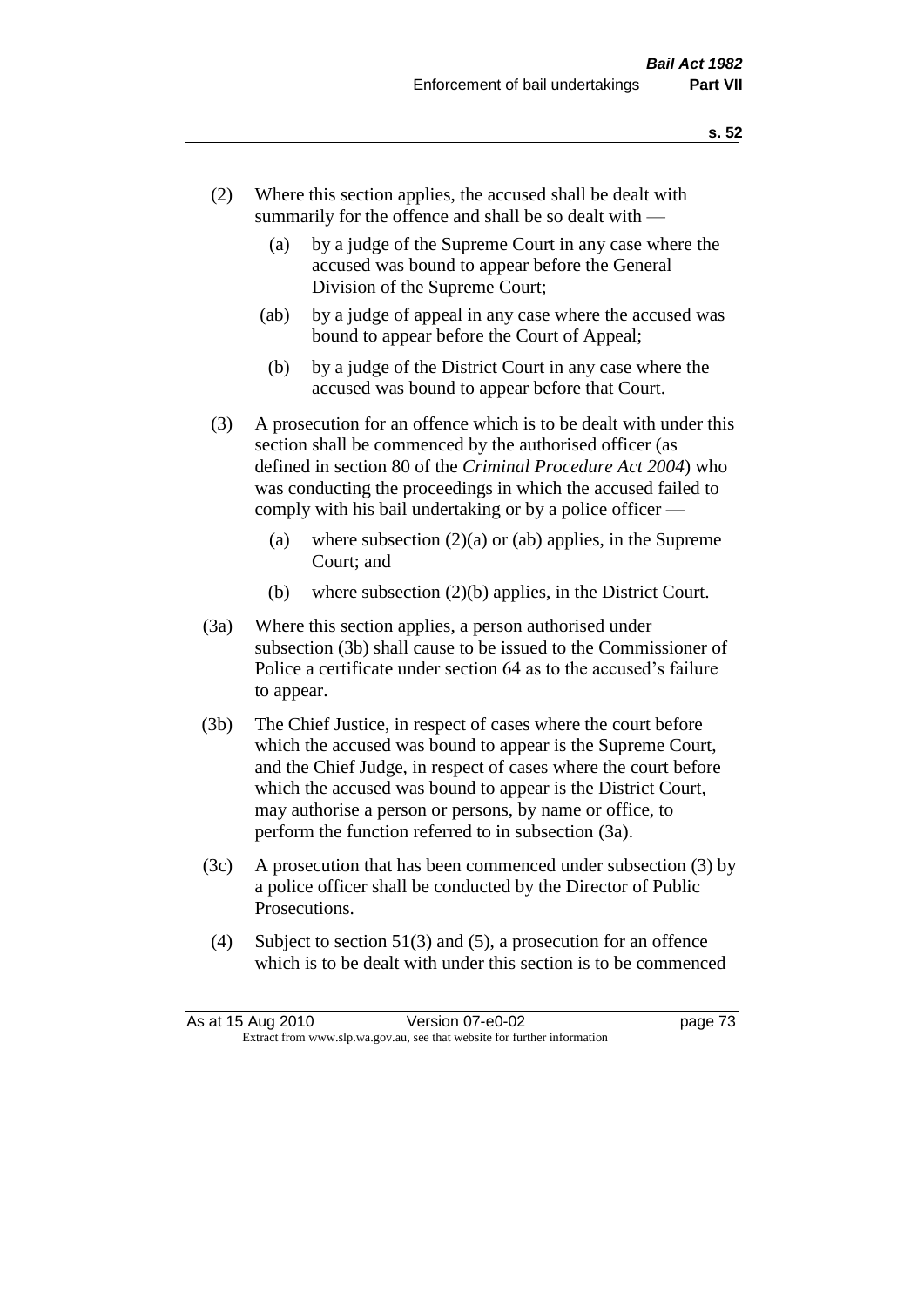(2) Where this section applies, the accused shall be dealt with summarily for the offence and shall be so dealt with —

(a) by a judge of the Supreme Court in any case where the accused was bound to appear before the General Division of the Supreme Court;

(ab) by a judge of appeal in any case where the accused was bound to appear before the Court of Appeal;

(b) by a judge of the District Court in any case where the accused was bound to appear before that Court.

(3) A prosecution for an offence which is to be dealt with under this section shall be commenced by the authorised officer (as defined in section 80 of the *Criminal Procedure Act 2004*) who was conducting the proceedings in which the accused failed to comply with his bail undertaking or by a police officer —

(a) where subsection (2)(a) or (ab) applies, in the Supreme Court; and

(b) where subsection (2)(b) applies, in the District Court.

(3a) Where this section applies, a person authorised under subsection (3b) shall cause to be issued to the Commissioner of Police a certificate under section 64 as to the accused's failure to appear.

(3b) The Chief Justice, in respect of cases where the court before which the accused was bound to appear is the Supreme Court, and the Chief Judge, in respect of cases where the court before which the accused was bound to appear is the District Court, may authorise a person or persons, by name or office, to perform the function referred to in subsection (3a).

(3c) A prosecution that has been commenced under subsection (3) by a police officer shall be conducted by the Director of Public Prosecutions.

(4) Subject to section 51(3) and (5), a prosecution for an offence which is to be dealt with under this section is to be commenced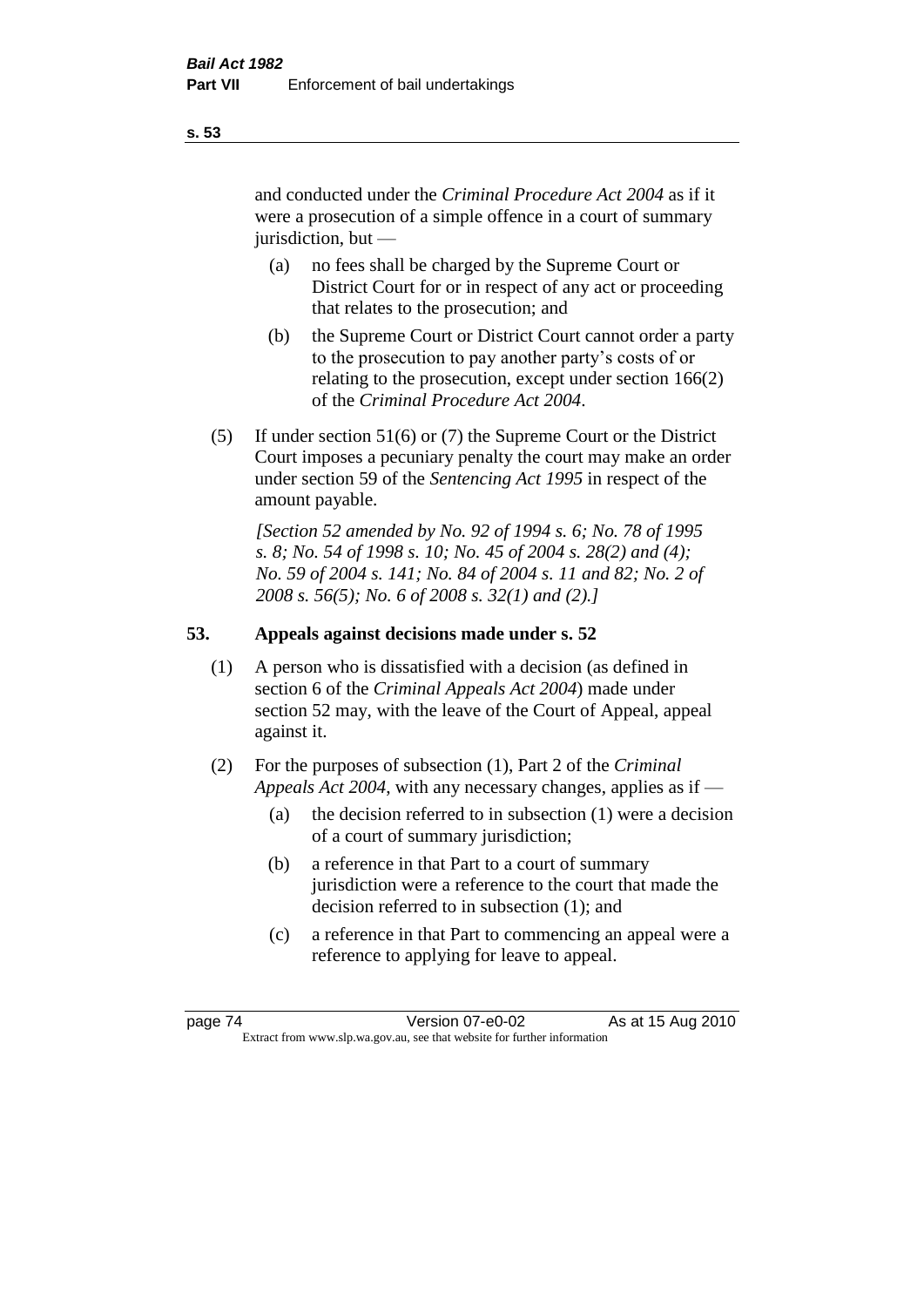and conducted under the *Criminal Procedure Act 2004* as if it were a prosecution of a simple offence in a court of summary jurisdiction, but —

(a) no fees shall be charged by the Supreme Court or District Court for or in respect of any act or proceeding that relates to the prosecution; and

(b) the Supreme Court or District Court cannot order a party to the prosecution to pay another party's costs of or relating to the prosecution, except under section 166(2) of the *Criminal Procedure Act 2004*.

(5) If under section 51(6) or (7) the Supreme Court or the District Court imposes a pecuniary penalty the court may make an order under section 59 of the *Sentencing Act 1995* in respect of the amount payable.

*[Section 52 amended by No. 92 of 1994 s. 6; No. 78 of 1995 s. 8; No. 54 of 1998 s. 10; No. 45 of 2004 s. 28(2) and (4); No. 59 of 2004 s. 141; No. 84 of 2004 s. 11 and 82; No. 2 of 2008 s. 56(5); No. 6 of 2008 s. 32(1) and (2).]*

## 53. Appeals against decisions made under s. 52

(1) A person who is dissatisfied with a decision (as defined in section 6 of the *Criminal Appeals Act 2004*) made under section 52 may, with the leave of the Court of Appeal, appeal against it.

(2) For the purposes of subsection (1), Part 2 of the *Criminal Appeals Act 2004*, with any necessary changes, applies as if —

(a) the decision referred to in subsection (1) were a decision of a court of summary jurisdiction;

(b) a reference in that Part to a court of summary jurisdiction were a reference to the court that made the decision referred to in subsection (1); and

(c) a reference in that Part to commencing an appeal were a reference to applying for leave to appeal.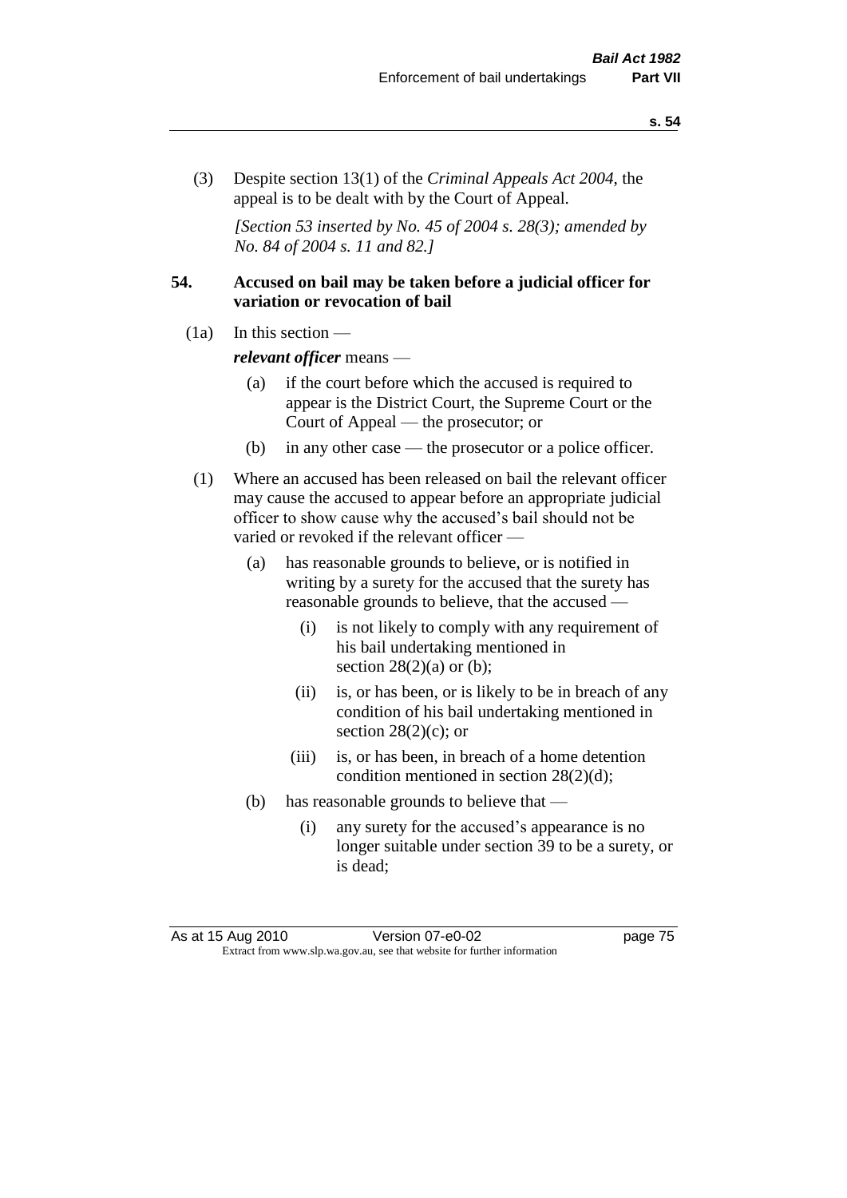(3) Despite section 13(1) of the *Criminal Appeals Act 2004*, the appeal is to be dealt with by the Court of Appeal.

*[Section 53 inserted by No. 45 of 2004 s. 28(3); amended by No. 84 of 2004 s. 11 and 82.]*

**54. Accused on bail may be taken before a judicial officer for variation or revocation of bail**

(1a) In this section —

***relevant officer*** means —

(a) if the court before which the accused is required to appear is the District Court, the Supreme Court or the Court of Appeal — the prosecutor; or

(b) in any other case — the prosecutor or a police officer.

(1) Where an accused has been released on bail the relevant officer may cause the accused to appear before an appropriate judicial officer to show cause why the accused's bail should not be varied or revoked if the relevant officer —

(a) has reasonable grounds to believe, or is notified in writing by a surety for the accused that the surety has reasonable grounds to believe, that the accused —

(i) is not likely to comply with any requirement of his bail undertaking mentioned in section 28(2)(a) or (b);

(ii) is, or has been, or is likely to be in breach of any condition of his bail undertaking mentioned in section 28(2)(c); or

(iii) is, or has been, in breach of a home detention condition mentioned in section 28(2)(d);

(b) has reasonable grounds to believe that —

(i) any surety for the accused's appearance is no longer suitable under section 39 to be a surety, or is dead;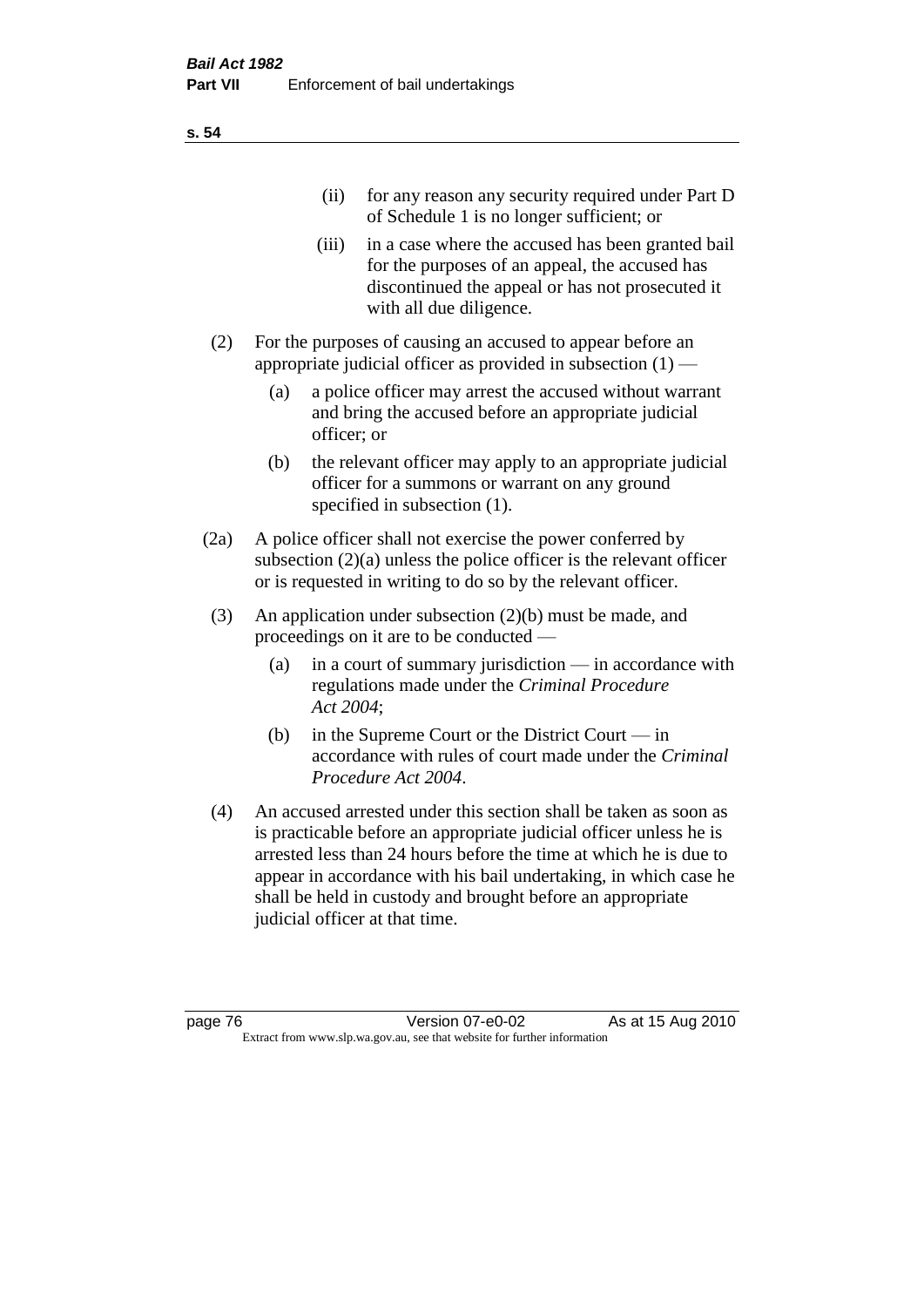(ii) for any reason any security required under Part D of Schedule 1 is no longer sufficient; or

(iii) in a case where the accused has been granted bail for the purposes of an appeal, the accused has discontinued the appeal or has not prosecuted it with all due diligence.

(2) For the purposes of causing an accused to appear before an appropriate judicial officer as provided in subsection (1) —

(a) a police officer may arrest the accused without warrant and bring the accused before an appropriate judicial officer; or

(b) the relevant officer may apply to an appropriate judicial officer for a summons or warrant on any ground specified in subsection (1).

(2a) A police officer shall not exercise the power conferred by subsection (2)(a) unless the police officer is the relevant officer or is requested in writing to do so by the relevant officer.

(3) An application under subsection (2)(b) must be made, and proceedings on it are to be conducted —

(a) in a court of summary jurisdiction — in accordance with regulations made under the *Criminal Procedure Act 2004*;

(b) in the Supreme Court or the District Court — in accordance with rules of court made under the *Criminal Procedure Act 2004*.

(4) An accused arrested under this section shall be taken as soon as is practicable before an appropriate judicial officer unless he is arrested less than 24 hours before the time at which he is due to appear in accordance with his bail undertaking, in which case he shall be held in custody and brought before an appropriate judicial officer at that time.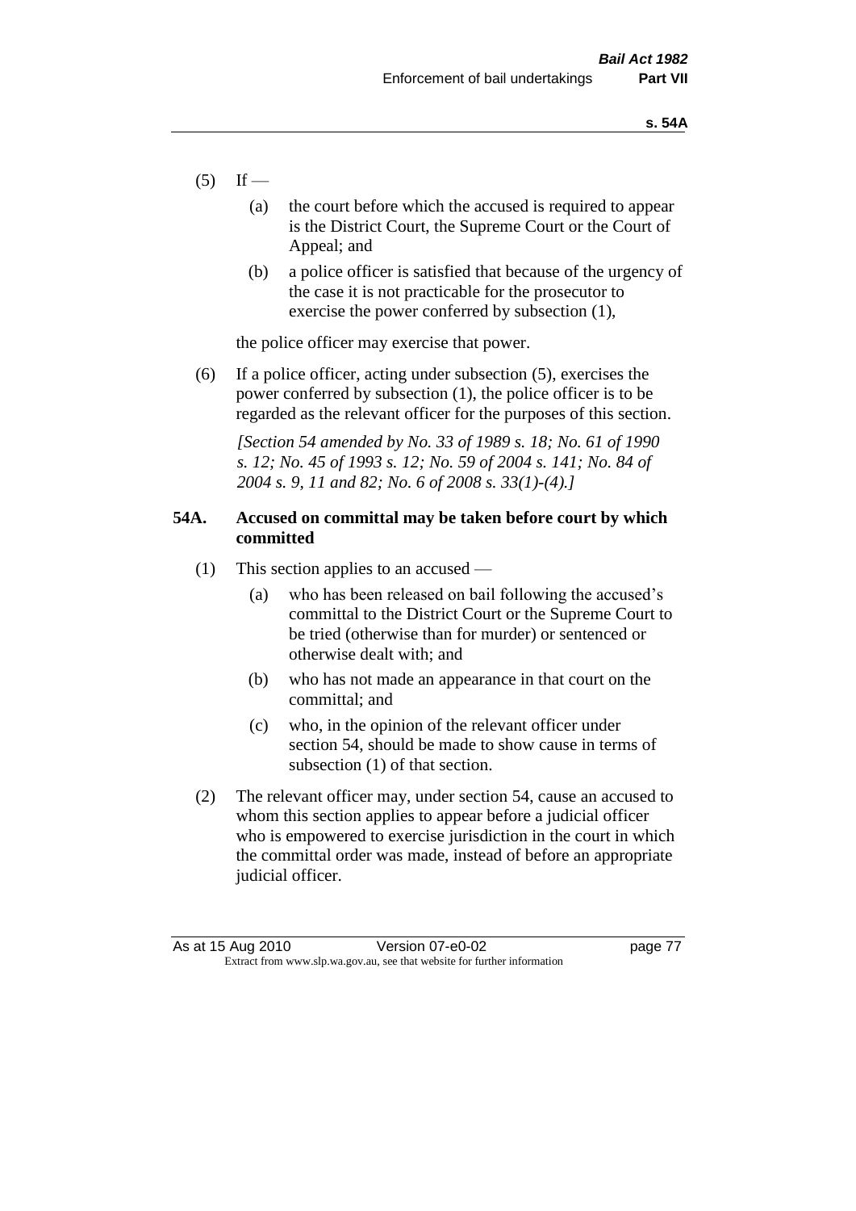(5) If —

(a) the court before which the accused is required to appear is the District Court, the Supreme Court or the Court of Appeal; and

(b) a police officer is satisfied that because of the urgency of the case it is not practicable for the prosecutor to exercise the power conferred by subsection (1),

the police officer may exercise that power.

(6) If a police officer, acting under subsection (5), exercises the power conferred by subsection (1), the police officer is to be regarded as the relevant officer for the purposes of this section.

*[Section 54 amended by No. 33 of 1989 s. 18; No. 61 of 1990 s. 12; No. 45 of 1993 s. 12; No. 59 of 2004 s. 141; No. 84 of 2004 s. 9, 11 and 82; No. 6 of 2008 s. 33(1)-(4).]*

### 54A. Accused on committal may be taken before court by which committed

(1) This section applies to an accused —

(a) who has been released on bail following the accused's committal to the District Court or the Supreme Court to be tried (otherwise than for murder) or sentenced or otherwise dealt with; and

(b) who has not made an appearance in that court on the committal; and

(c) who, in the opinion of the relevant officer under section 54, should be made to show cause in terms of subsection (1) of that section.

(2) The relevant officer may, under section 54, cause an accused to whom this section applies to appear before a judicial officer who is empowered to exercise jurisdiction in the court in which the committal order was made, instead of before an appropriate judicial officer.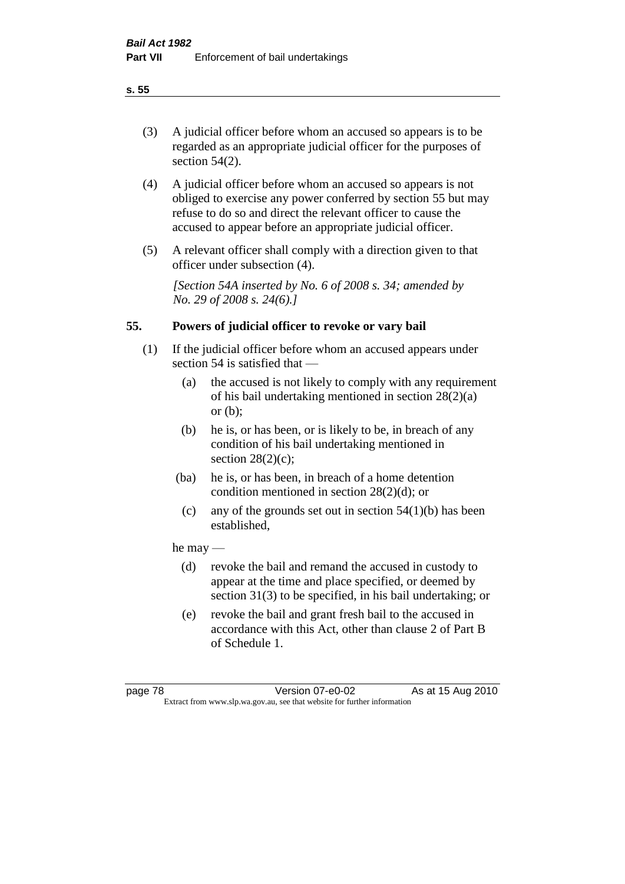(3) A judicial officer before whom an accused so appears is to be regarded as an appropriate judicial officer for the purposes of section 54(2).

(4) A judicial officer before whom an accused so appears is not obliged to exercise any power conferred by section 55 but may refuse to do so and direct the relevant officer to cause the accused to appear before an appropriate judicial officer.

(5) A relevant officer shall comply with a direction given to that officer under subsection (4).

*[Section 54A inserted by No. 6 of 2008 s. 34; amended by No. 29 of 2008 s. 24(6).]*

### 55. Powers of judicial officer to revoke or vary bail

(1) If the judicial officer before whom an accused appears under section 54 is satisfied that —

- (a) the accused is not likely to comply with any requirement of his bail undertaking mentioned in section 28(2)(a) or (b);
- (b) he is, or has been, or is likely to be, in breach of any condition of his bail undertaking mentioned in section 28(2)(c);
- (ba) he is, or has been, in breach of a home detention condition mentioned in section 28(2)(d); or
- (c) any of the grounds set out in section 54(1)(b) has been established,

he may —

- (d) revoke the bail and remand the accused in custody to appear at the time and place specified, or deemed by section 31(3) to be specified, in his bail undertaking; or
- (e) revoke the bail and grant fresh bail to the accused in accordance with this Act, other than clause 2 of Part B of Schedule 1.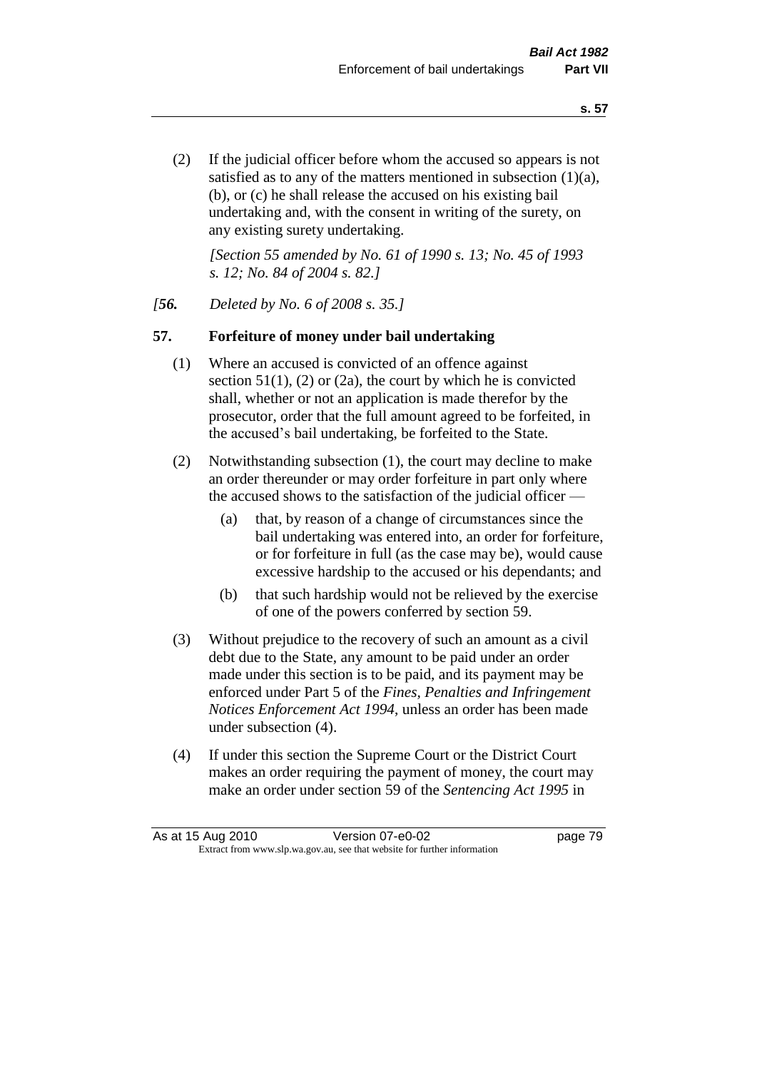(2) If the judicial officer before whom the accused so appears is not satisfied as to any of the matters mentioned in subsection (1)(a), (b), or (c) he shall release the accused on his existing bail undertaking and, with the consent in writing of the surety, on any existing surety undertaking.

*[Section 55 amended by No. 61 of 1990 s. 13; No. 45 of 1993 s. 12; No. 84 of 2004 s. 82.]*

*[**56.** Deleted by No. 6 of 2008 s. 35.]*

## 57. Forfeiture of money under bail undertaking

(1) Where an accused is convicted of an offence against section 51(1), (2) or (2a), the court by which he is convicted shall, whether or not an application is made therefor by the prosecutor, order that the full amount agreed to be forfeited, in the accused's bail undertaking, be forfeited to the State.

(2) Notwithstanding subsection (1), the court may decline to make an order thereunder or may order forfeiture in part only where the accused shows to the satisfaction of the judicial officer —

- (a) that, by reason of a change of circumstances since the bail undertaking was entered into, an order for forfeiture, or for forfeiture in full (as the case may be), would cause excessive hardship to the accused or his dependants; and
- (b) that such hardship would not be relieved by the exercise of one of the powers conferred by section 59.

(3) Without prejudice to the recovery of such an amount as a civil debt due to the State, any amount to be paid under an order made under this section is to be paid, and its payment may be enforced under Part 5 of the *Fines, Penalties and Infringement Notices Enforcement Act 1994*, unless an order has been made under subsection (4).

(4) If under this section the Supreme Court or the District Court makes an order requiring the payment of money, the court may make an order under section 59 of the *Sentencing Act 1995* in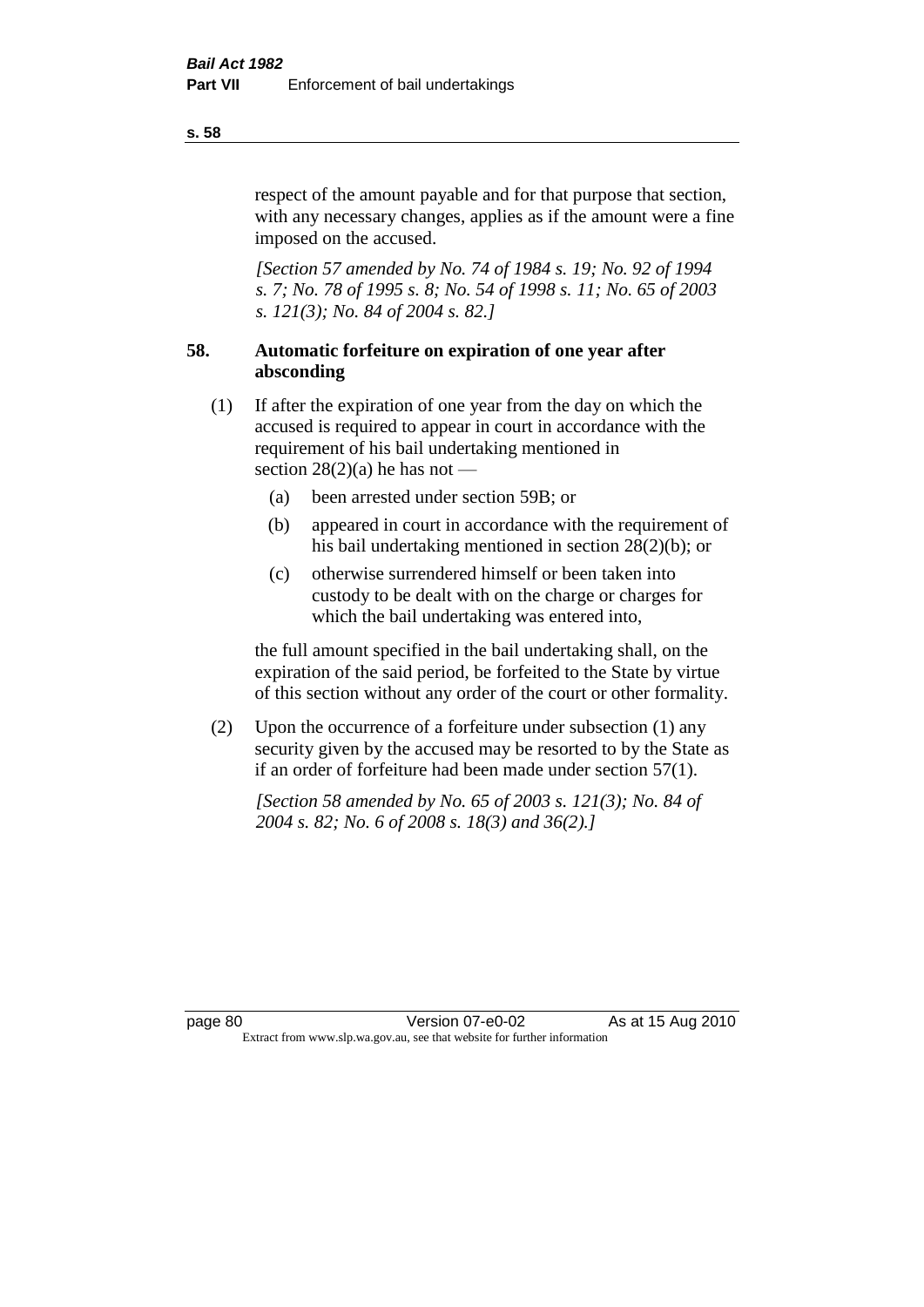respect of the amount payable and for that purpose that section, with any necessary changes, applies as if the amount were a fine imposed on the accused.

*[Section 57 amended by No. 74 of 1984 s. 19; No. 92 of 1994 s. 7; No. 78 of 1995 s. 8; No. 54 of 1998 s. 11; No. 65 of 2003 s. 121(3); No. 84 of 2004 s. 82.]*

## 58. Automatic forfeiture on expiration of one year after absconding

(1) If after the expiration of one year from the day on which the accused is required to appear in court in accordance with the requirement of his bail undertaking mentioned in section 28(2)(a) he has not —

- (a) been arrested under section 59B; or
- (b) appeared in court in accordance with the requirement of his bail undertaking mentioned in section 28(2)(b); or
- (c) otherwise surrendered himself or been taken into custody to be dealt with on the charge or charges for which the bail undertaking was entered into,

the full amount specified in the bail undertaking shall, on the expiration of the said period, be forfeited to the State by virtue of this section without any order of the court or other formality.

(2) Upon the occurrence of a forfeiture under subsection (1) any security given by the accused may be resorted to by the State as if an order of forfeiture had been made under section 57(1).

*[Section 58 amended by No. 65 of 2003 s. 121(3); No. 84 of 2004 s. 82; No. 6 of 2008 s. 18(3) and 36(2).]*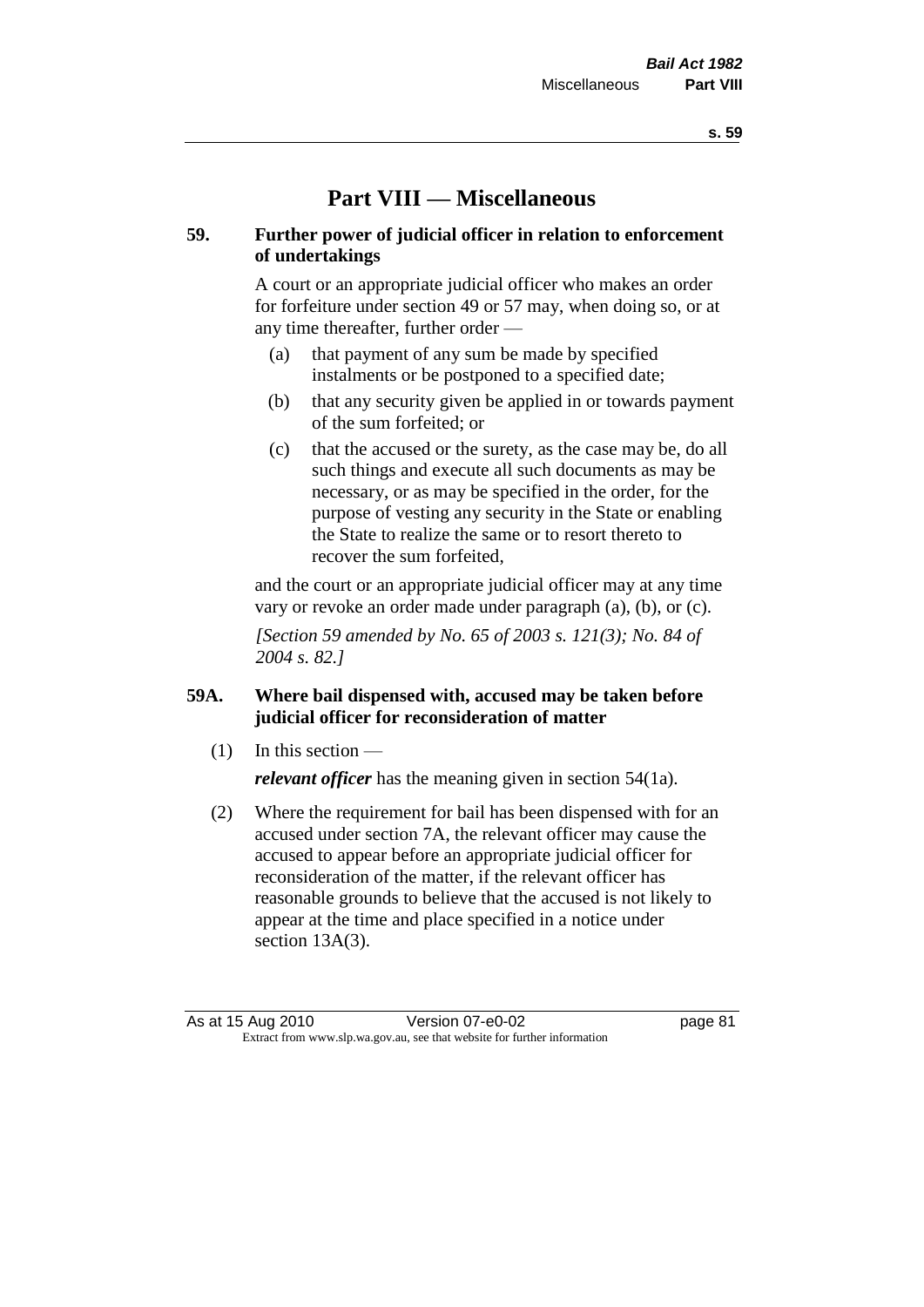# Part VIII — Miscellaneous

## 59. Further power of judicial officer in relation to enforcement of undertakings

A court or an appropriate judicial officer who makes an order for forfeiture under section 49 or 57 may, when doing so, or at any time thereafter, further order —

- (a) that payment of any sum be made by specified instalments or be postponed to a specified date;
- (b) that any security given be applied in or towards payment of the sum forfeited; or
- (c) that the accused or the surety, as the case may be, do all such things and execute all such documents as may be necessary, or as may be specified in the order, for the purpose of vesting any security in the State or enabling the State to realize the same or to resort thereto to recover the sum forfeited,

and the court or an appropriate judicial officer may at any time vary or revoke an order made under paragraph (a), (b), or (c).

*[Section 59 amended by No. 65 of 2003 s. 121(3); No. 84 of 2004 s. 82.]*

## 59A. Where bail dispensed with, accused may be taken before judicial officer for reconsideration of matter

(1) In this section —

***relevant officer*** has the meaning given in section 54(1a).

(2) Where the requirement for bail has been dispensed with for an accused under section 7A, the relevant officer may cause the accused to appear before an appropriate judicial officer for reconsideration of the matter, if the relevant officer has reasonable grounds to believe that the accused is not likely to appear at the time and place specified in a notice under section 13A(3).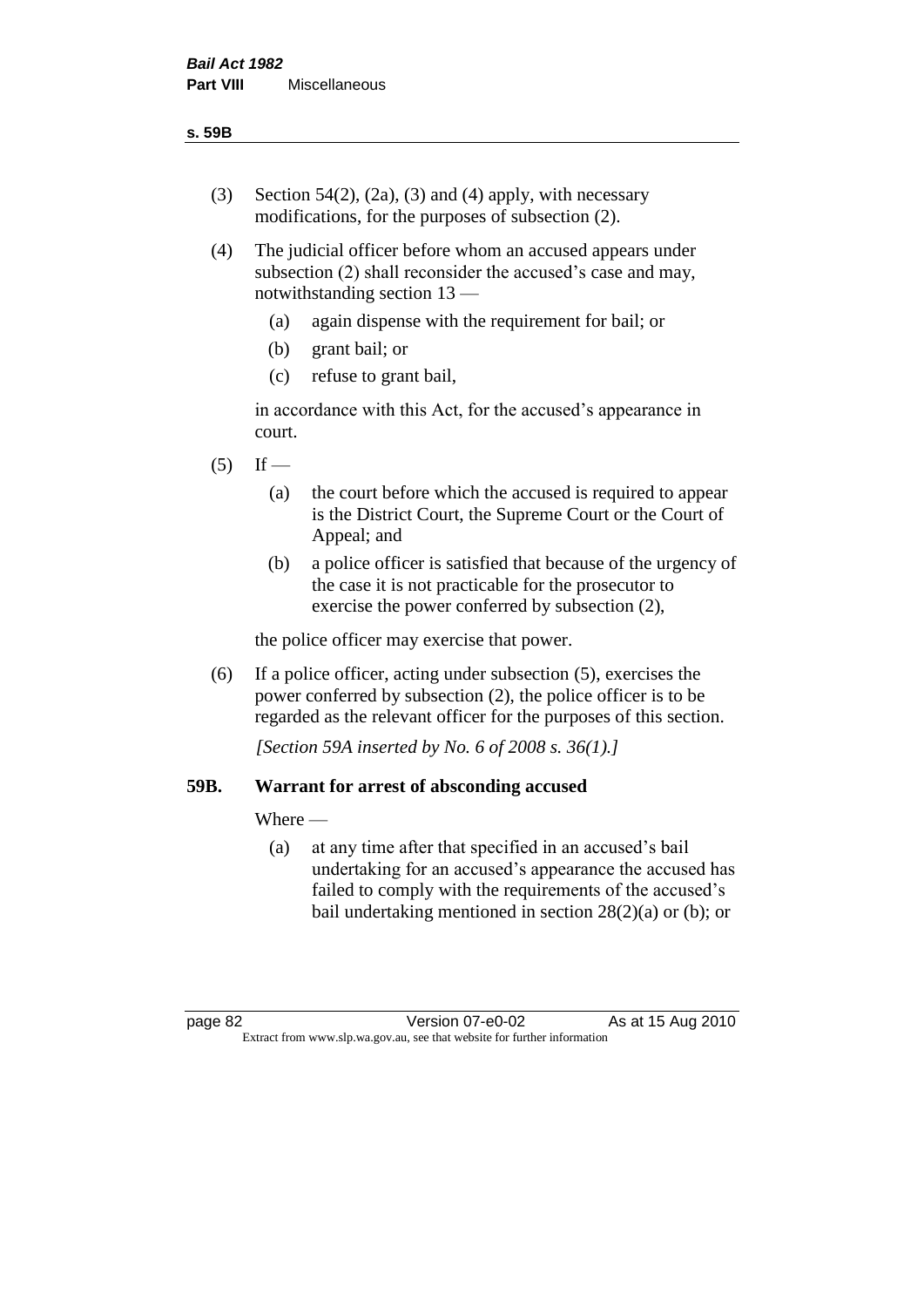(3) Section 54(2), (2a), (3) and (4) apply, with necessary modifications, for the purposes of subsection (2).

(4) The judicial officer before whom an accused appears under subsection (2) shall reconsider the accused's case and may, notwithstanding section 13 —

   (a) again dispense with the requirement for bail; or

   (b) grant bail; or

   (c) refuse to grant bail,

   in accordance with this Act, for the accused's appearance in court.

(5) If —

   (a) the court before which the accused is required to appear is the District Court, the Supreme Court or the Court of Appeal; and

   (b) a police officer is satisfied that because of the urgency of the case it is not practicable for the prosecutor to exercise the power conferred by subsection (2),

   the police officer may exercise that power.

(6) If a police officer, acting under subsection (5), exercises the power conferred by subsection (2), the police officer is to be regarded as the relevant officer for the purposes of this section.

*[Section 59A inserted by No. 6 of 2008 s. 36(1).]*

## 59B. Warrant for arrest of absconding accused

Where —

   (a) at any time after that specified in an accused's bail undertaking for an accused's appearance the accused has failed to comply with the requirements of the accused's bail undertaking mentioned in section 28(2)(a) or (b); or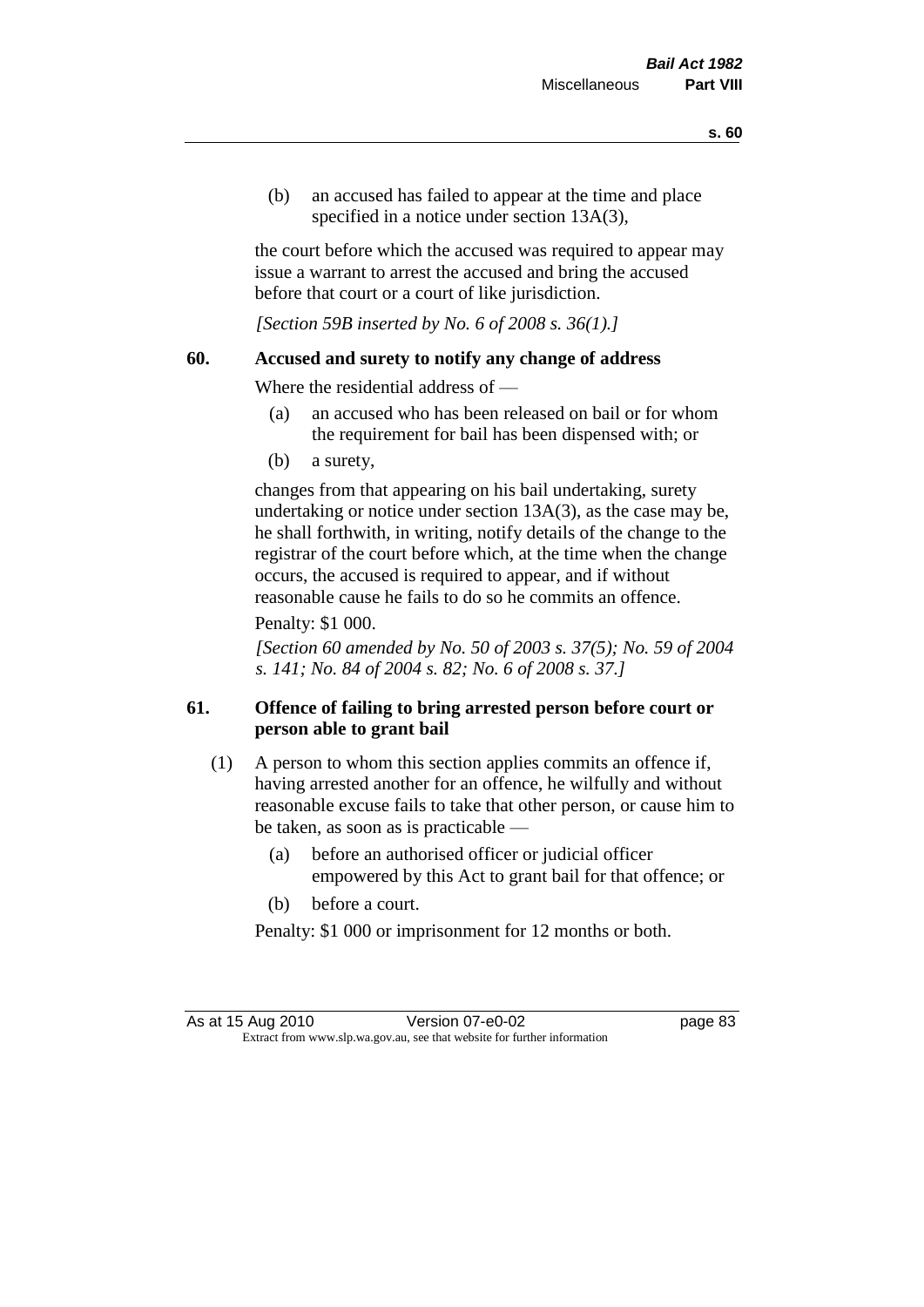(b) an accused has failed to appear at the time and place specified in a notice under section 13A(3),

the court before which the accused was required to appear may issue a warrant to arrest the accused and bring the accused before that court or a court of like jurisdiction.

*[Section 59B inserted by No. 6 of 2008 s. 36(1).]*

### 60. Accused and surety to notify any change of address

Where the residential address of —

(a) an accused who has been released on bail or for whom the requirement for bail has been dispensed with; or

(b) a surety,

changes from that appearing on his bail undertaking, surety undertaking or notice under section 13A(3), as the case may be, he shall forthwith, in writing, notify details of the change to the registrar of the court before which, at the time when the change occurs, the accused is required to appear, and if without reasonable cause he fails to do so he commits an offence.

Penalty: $1 000.

*[Section 60 amended by No. 50 of 2003 s. 37(5); No. 59 of 2004 s. 141; No. 84 of 2004 s. 82; No. 6 of 2008 s. 37.]*

### 61. Offence of failing to bring arrested person before court or person able to grant bail

(1) A person to whom this section applies commits an offence if, having arrested another for an offence, he wilfully and without reasonable excuse fails to take that other person, or cause him to be taken, as soon as is practicable —

(a) before an authorised officer or judicial officer empowered by this Act to grant bail for that offence; or

(b) before a court.

Penalty: $1 000 or imprisonment for 12 months or both.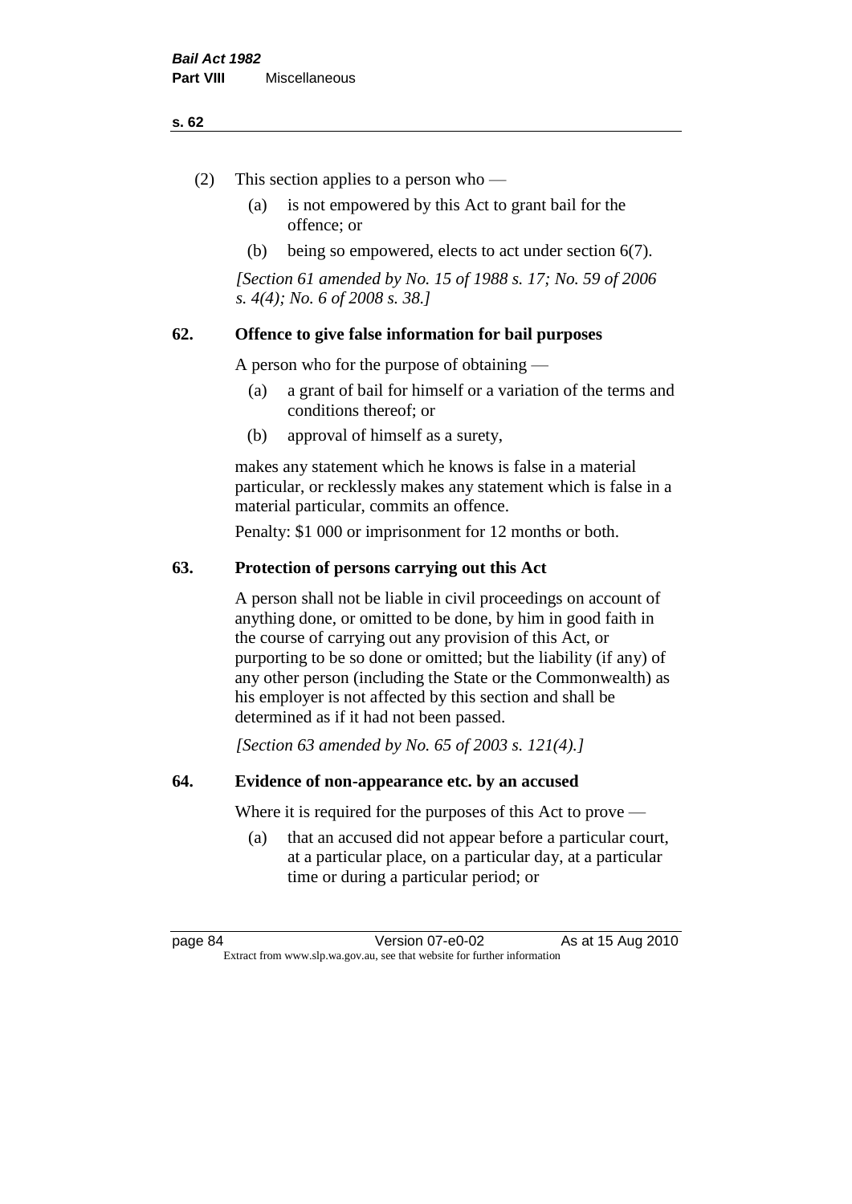(2) This section applies to a person who —

(a) is not empowered by this Act to grant bail for the offence; or

(b) being so empowered, elects to act under section 6(7).

*[Section 61 amended by No. 15 of 1988 s. 17; No. 59 of 2006 s. 4(4); No. 6 of 2008 s. 38.]*

## 62. Offence to give false information for bail purposes

A person who for the purpose of obtaining —

(a) a grant of bail for himself or a variation of the terms and conditions thereof; or

(b) approval of himself as a surety,

makes any statement which he knows is false in a material particular, or recklessly makes any statement which is false in a material particular, commits an offence.

Penalty: $1 000 or imprisonment for 12 months or both.

## 63. Protection of persons carrying out this Act

A person shall not be liable in civil proceedings on account of anything done, or omitted to be done, by him in good faith in the course of carrying out any provision of this Act, or purporting to be so done or omitted; but the liability (if any) of any other person (including the State or the Commonwealth) as his employer is not affected by this section and shall be determined as if it had not been passed.

*[Section 63 amended by No. 65 of 2003 s. 121(4).]*

## 64. Evidence of non-appearance etc. by an accused

Where it is required for the purposes of this Act to prove —

(a) that an accused did not appear before a particular court, at a particular place, on a particular day, at a particular time or during a particular period; or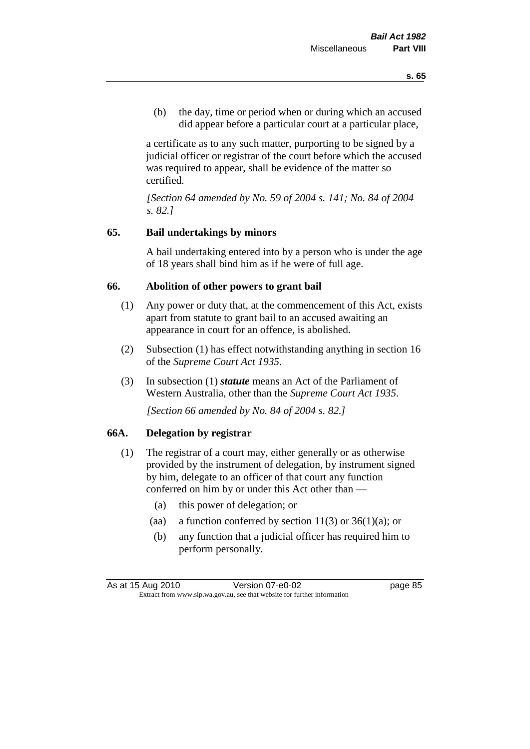(b) the day, time or period when or during which an accused did appear before a particular court at a particular place,

a certificate as to any such matter, purporting to be signed by a judicial officer or registrar of the court before which the accused was required to appear, shall be evidence of the matter so certified.

*[Section 64 amended by No. 59 of 2004 s. 141; No. 84 of 2004 s. 82.]*

## 65. Bail undertakings by minors

A bail undertaking entered into by a person who is under the age of 18 years shall bind him as if he were of full age.

## 66. Abolition of other powers to grant bail

(1) Any power or duty that, at the commencement of this Act, exists apart from statute to grant bail to an accused awaiting an appearance in court for an offence, is abolished.

(2) Subsection (1) has effect notwithstanding anything in section 16 of the *Supreme Court Act 1935*.

(3) In subsection (1) ***statute*** means an Act of the Parliament of Western Australia, other than the *Supreme Court Act 1935*.

*[Section 66 amended by No. 84 of 2004 s. 82.]*

## 66A. Delegation by registrar

(1) The registrar of a court may, either generally or as otherwise provided by the instrument of delegation, by instrument signed by him, delegate to an officer of that court any function conferred on him by or under this Act other than —

(a) this power of delegation; or

(aa) a function conferred by section 11(3) or 36(1)(a); or

(b) any function that a judicial officer has required him to perform personally.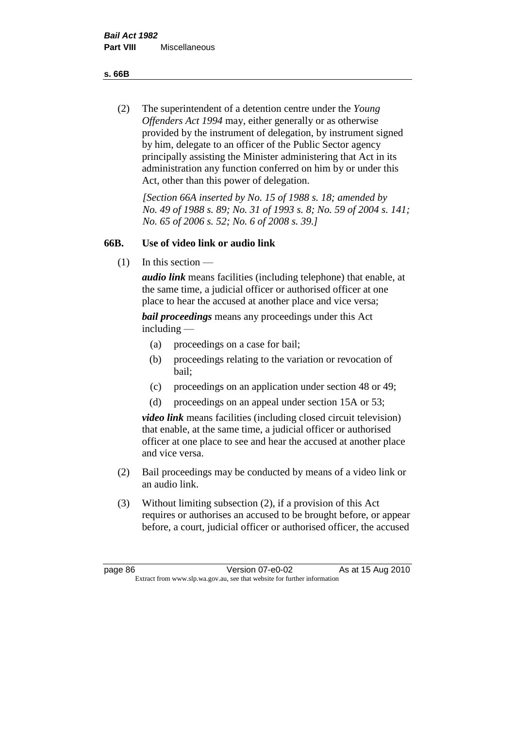(2) The superintendent of a detention centre under the *Young Offenders Act 1994* may, either generally or as otherwise provided by the instrument of delegation, by instrument signed by him, delegate to an officer of the Public Sector agency principally assisting the Minister administering that Act in its administration any function conferred on him by or under this Act, other than this power of delegation.

*[Section 66A inserted by No. 15 of 1988 s. 18; amended by No. 49 of 1988 s. 89; No. 31 of 1993 s. 8; No. 59 of 2004 s. 141; No. 65 of 2006 s. 52; No. 6 of 2008 s. 39.]*

### 66B. Use of video link or audio link

(1) In this section —

***audio link*** means facilities (including telephone) that enable, at the same time, a judicial officer or authorised officer at one place to hear the accused at another place and vice versa;

***bail proceedings*** means any proceedings under this Act including —

(a) proceedings on a case for bail;

(b) proceedings relating to the variation or revocation of bail;

(c) proceedings on an application under section 48 or 49;

(d) proceedings on an appeal under section 15A or 53;

***video link*** means facilities (including closed circuit television) that enable, at the same time, a judicial officer or authorised officer at one place to see and hear the accused at another place and vice versa.

(2) Bail proceedings may be conducted by means of a video link or an audio link.

(3) Without limiting subsection (2), if a provision of this Act requires or authorises an accused to be brought before, or appear before, a court, judicial officer or authorised officer, the accused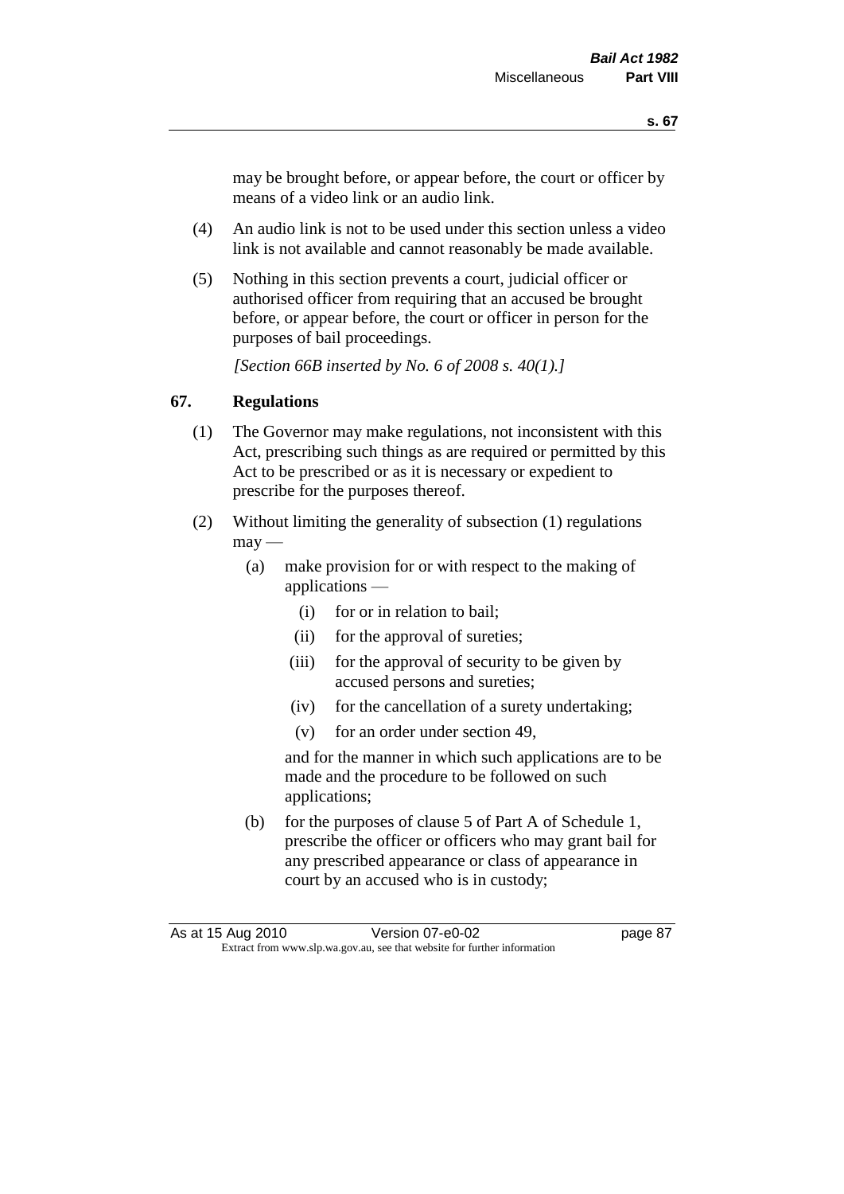may be brought before, or appear before, the court or officer by means of a video link or an audio link.

(4) An audio link is not to be used under this section unless a video link is not available and cannot reasonably be made available.

(5) Nothing in this section prevents a court, judicial officer or authorised officer from requiring that an accused be brought before, or appear before, the court or officer in person for the purposes of bail proceedings.

*[Section 66B inserted by No. 6 of 2008 s. 40(1).]*

## 67. Regulations

(1) The Governor may make regulations, not inconsistent with this Act, prescribing such things as are required or permitted by this Act to be prescribed or as it is necessary or expedient to prescribe for the purposes thereof.

(2) Without limiting the generality of subsection (1) regulations may —

(a) make provision for or with respect to the making of applications —

(i) for or in relation to bail;

(ii) for the approval of sureties;

(iii) for the approval of security to be given by accused persons and sureties;

(iv) for the cancellation of a surety undertaking;

(v) for an order under section 49,

and for the manner in which such applications are to be made and the procedure to be followed on such applications;

(b) for the purposes of clause 5 of Part A of Schedule 1, prescribe the officer or officers who may grant bail for any prescribed appearance or class of appearance in court by an accused who is in custody;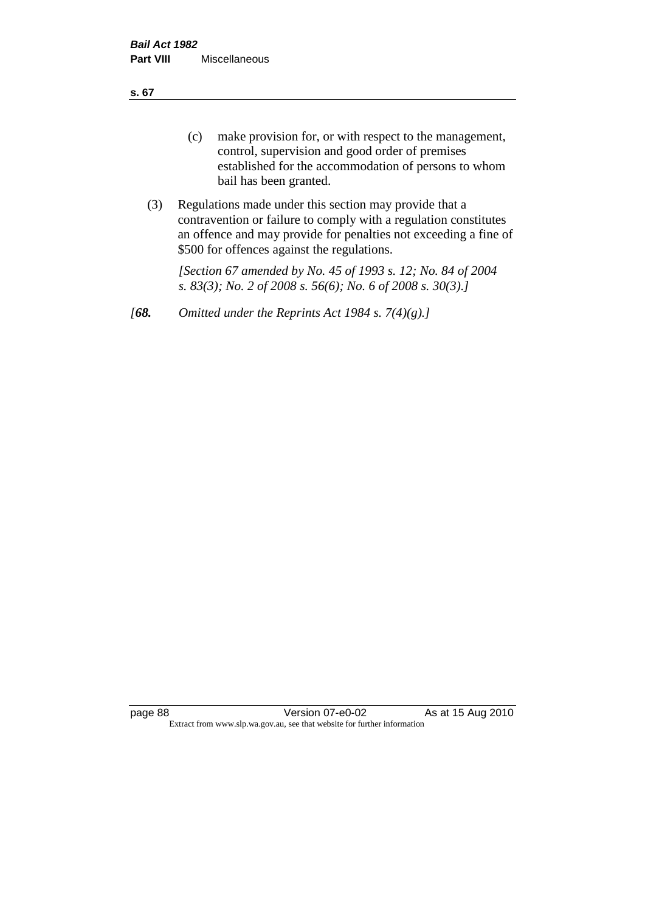(c) make provision for, or with respect to the management, control, supervision and good order of premises established for the accommodation of persons to whom bail has been granted.

(3) Regulations made under this section may provide that a contravention or failure to comply with a regulation constitutes an offence and may provide for penalties not exceeding a fine of $500 for offences against the regulations.

*[Section 67 amended by No. 45 of 1993 s. 12; No. 84 of 2004 s. 83(3); No. 2 of 2008 s. 56(6); No. 6 of 2008 s. 30(3).]*

*[**68.** Omitted under the Reprints Act 1984 s. 7(4)(g).]*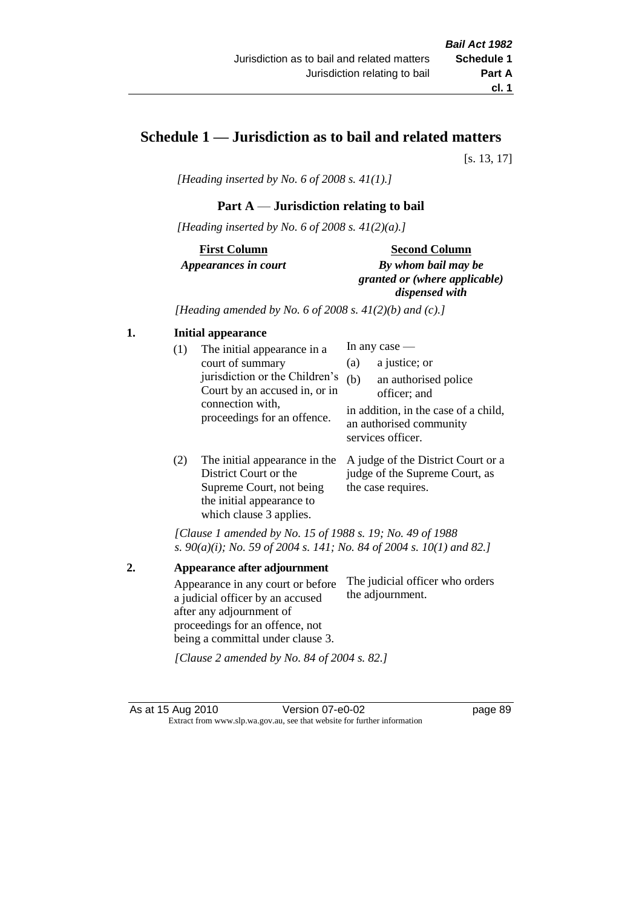# Schedule 1 — Jurisdiction as to bail and related matters

[s. 13, 17]

*[Heading inserted by No. 6 of 2008 s. 41(1).]*

## Part A — Jurisdiction relating to bail

*[Heading inserted by No. 6 of 2008 s. 41(2)(a).]*

| **First Column** *Appearances in court* | **Second Column** *By whom bail may be granted or (where applicable) dispensed with* |
|---|---|

*[Heading amended by No. 6 of 2008 s. 41(2)(b) and (c).]*

### 1. Initial appearance

| | |
|---|---|
| (1) The initial appearance in a court of summary jurisdiction or the Children's Court by an accused in, or in connection with, proceedings for an offence. | In any case — (a) a justice; or (b) an authorised police officer; and in addition, in the case of a child, an authorised community services officer. |
| (2) The initial appearance in the District Court or the Supreme Court, not being the initial appearance to which clause 3 applies. | A judge of the District Court or a judge of the Supreme Court, as the case requires. |

*[Clause 1 amended by No. 15 of 1988 s. 19; No. 49 of 1988 s. 90(a)(i); No. 59 of 2004 s. 141; No. 84 of 2004 s. 10(1) and 82.]*

### 2. Appearance after adjournment

| | |
|---|---|
| Appearance in any court or before a judicial officer by an accused after any adjournment of proceedings for an offence, not being a committal under clause 3. | The judicial officer who orders the adjournment. |

*[Clause 2 amended by No. 84 of 2004 s. 82.]*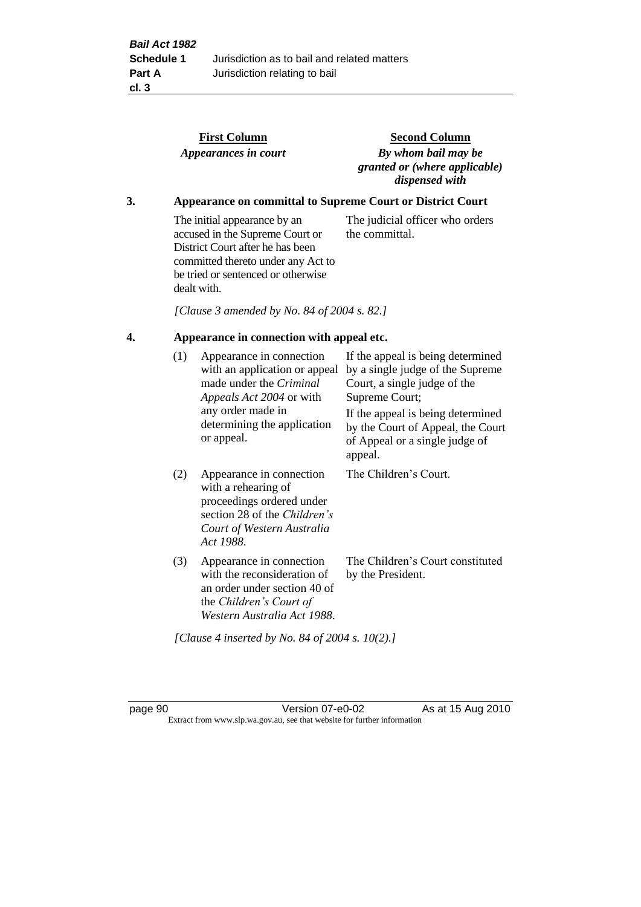| First Column<br>*Appearances in court* | Second Column<br>*By whom bail may be granted or (where applicable) dispensed with* |
|---|---|

**3. Appearance on committal to Supreme Court or District Court**

| | |
|---|---|
| The initial appearance by an accused in the Supreme Court or District Court after he has been committed thereto under any Act to be tried or sentenced or otherwise dealt with. | The judicial officer who orders the committal. |

*[Clause 3 amended by No. 84 of 2004 s. 82.]*

**4. Appearance in connection with appeal etc.**

| | | |
|---|---|---|
| (1) | Appearance in connection with an application or appeal made under the *Criminal Appeals Act 2004* or with any order made in determining the application or appeal. | If the appeal is being determined by a single judge of the Supreme Court, a single judge of the Supreme Court;<br>If the appeal is being determined by the Court of Appeal, the Court of Appeal or a single judge of appeal. |
| (2) | Appearance in connection with a rehearing of proceedings ordered under section 28 of the *Children's Court of Western Australia Act 1988*. | The Children's Court. |
| (3) | Appearance in connection with the reconsideration of an order under section 40 of the *Children's Court of Western Australia Act 1988*. | The Children's Court constituted by the President. |

*[Clause 4 inserted by No. 84 of 2004 s. 10(2).]*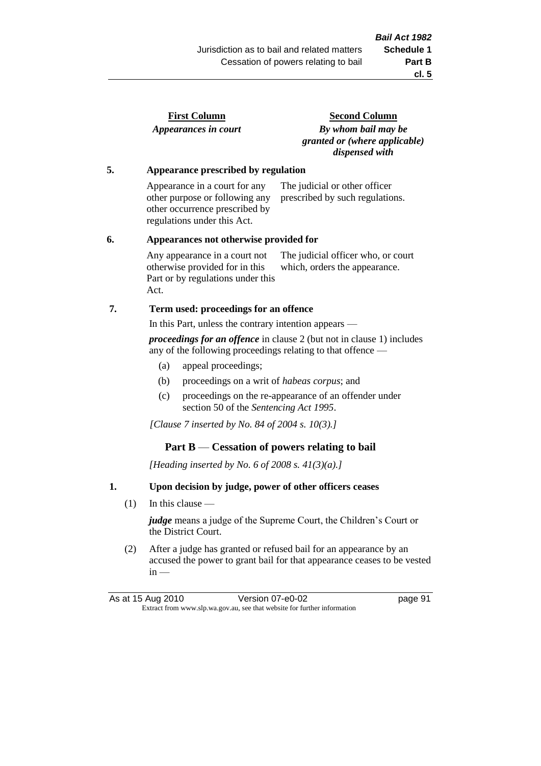| First Column | Second Column |
| --- | --- |
| ***Appearances in court*** | ***By whom bail may be granted or (where applicable) dispensed with*** |

**5. Appearance prescribed by regulation**

| | |
| --- | --- |
| Appearance in a court for any other purpose or following any other occurrence prescribed by regulations under this Act. | The judicial or other officer prescribed by such regulations. |

**6. Appearances not otherwise provided for**

| | |
| --- | --- |
| Any appearance in a court not otherwise provided for in this Part or by regulations under this Act. | The judicial officer who, or court which, orders the appearance. |

**7. Term used: proceedings for an offence**

In this Part, unless the contrary intention appears —

***proceedings for an offence*** in clause 2 (but not in clause 1) includes any of the following proceedings relating to that offence —

- (a) appeal proceedings;
- (b) proceedings on a writ of *habeas corpus*; and
- (c) proceedings on the re-appearance of an offender under section 50 of the *Sentencing Act 1995*.

*[Clause 7 inserted by No. 84 of 2004 s. 10(3).]*

## Part B — Cessation of powers relating to bail

*[Heading inserted by No. 6 of 2008 s. 41(3)(a).]*

**1. Upon decision by judge, power of other officers ceases**

(1) In this clause —

***judge*** means a judge of the Supreme Court, the Children's Court or the District Court.

(2) After a judge has granted or refused bail for an appearance by an accused the power to grant bail for that appearance ceases to be vested in —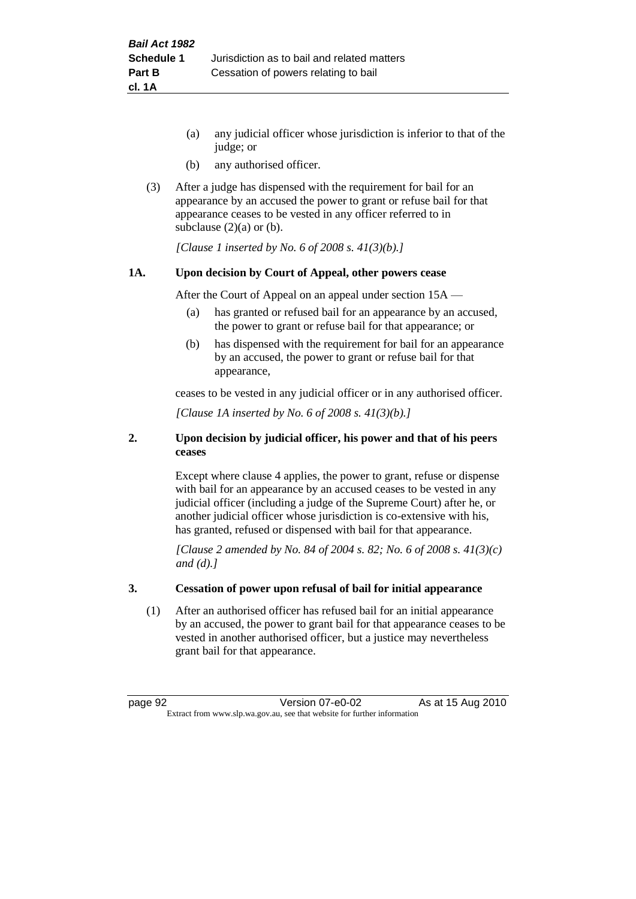(a) any judicial officer whose jurisdiction is inferior to that of the judge; or

(b) any authorised officer.

(3) After a judge has dispensed with the requirement for bail for an appearance by an accused the power to grant or refuse bail for that appearance ceases to be vested in any officer referred to in subclause (2)(a) or (b).

*[Clause 1 inserted by No. 6 of 2008 s. 41(3)(b).]*

### 1A. Upon decision by Court of Appeal, other powers cease

After the Court of Appeal on an appeal under section 15A —

(a) has granted or refused bail for an appearance by an accused, the power to grant or refuse bail for that appearance; or

(b) has dispensed with the requirement for bail for an appearance by an accused, the power to grant or refuse bail for that appearance,

ceases to be vested in any judicial officer or in any authorised officer.

*[Clause 1A inserted by No. 6 of 2008 s. 41(3)(b).]*

### 2. Upon decision by judicial officer, his power and that of his peers ceases

Except where clause 4 applies, the power to grant, refuse or dispense with bail for an appearance by an accused ceases to be vested in any judicial officer (including a judge of the Supreme Court) after he, or another judicial officer whose jurisdiction is co-extensive with his, has granted, refused or dispensed with bail for that appearance.

*[Clause 2 amended by No. 84 of 2004 s. 82; No. 6 of 2008 s. 41(3)(c) and (d).]*

### 3. Cessation of power upon refusal of bail for initial appearance

(1) After an authorised officer has refused bail for an initial appearance by an accused, the power to grant bail for that appearance ceases to be vested in another authorised officer, but a justice may nevertheless grant bail for that appearance.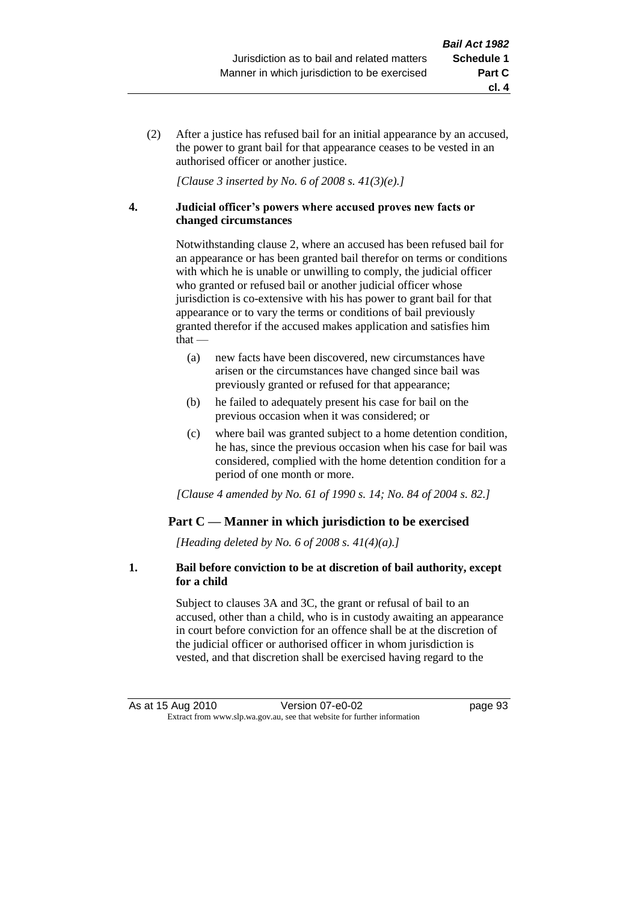(2) After a justice has refused bail for an initial appearance by an accused, the power to grant bail for that appearance ceases to be vested in an authorised officer or another justice.

*[Clause 3 inserted by No. 6 of 2008 s. 41(3)(e).]*

**4. Judicial officer's powers where accused proves new facts or changed circumstances**

Notwithstanding clause 2, where an accused has been refused bail for an appearance or has been granted bail therefor on terms or conditions with which he is unable or unwilling to comply, the judicial officer who granted or refused bail or another judicial officer whose jurisdiction is co-extensive with his has power to grant bail for that appearance or to vary the terms or conditions of bail previously granted therefor if the accused makes application and satisfies him that —

(a) new facts have been discovered, new circumstances have arisen or the circumstances have changed since bail was previously granted or refused for that appearance;

(b) he failed to adequately present his case for bail on the previous occasion when it was considered; or

(c) where bail was granted subject to a home detention condition, he has, since the previous occasion when his case for bail was considered, complied with the home detention condition for a period of one month or more.

*[Clause 4 amended by No. 61 of 1990 s. 14; No. 84 of 2004 s. 82.]*

## Part C — Manner in which jurisdiction to be exercised

*[Heading deleted by No. 6 of 2008 s. 41(4)(a).]*

**1. Bail before conviction to be at discretion of bail authority, except for a child**

Subject to clauses 3A and 3C, the grant or refusal of bail to an accused, other than a child, who is in custody awaiting an appearance in court before conviction for an offence shall be at the discretion of the judicial officer or authorised officer in whom jurisdiction is vested, and that discretion shall be exercised having regard to the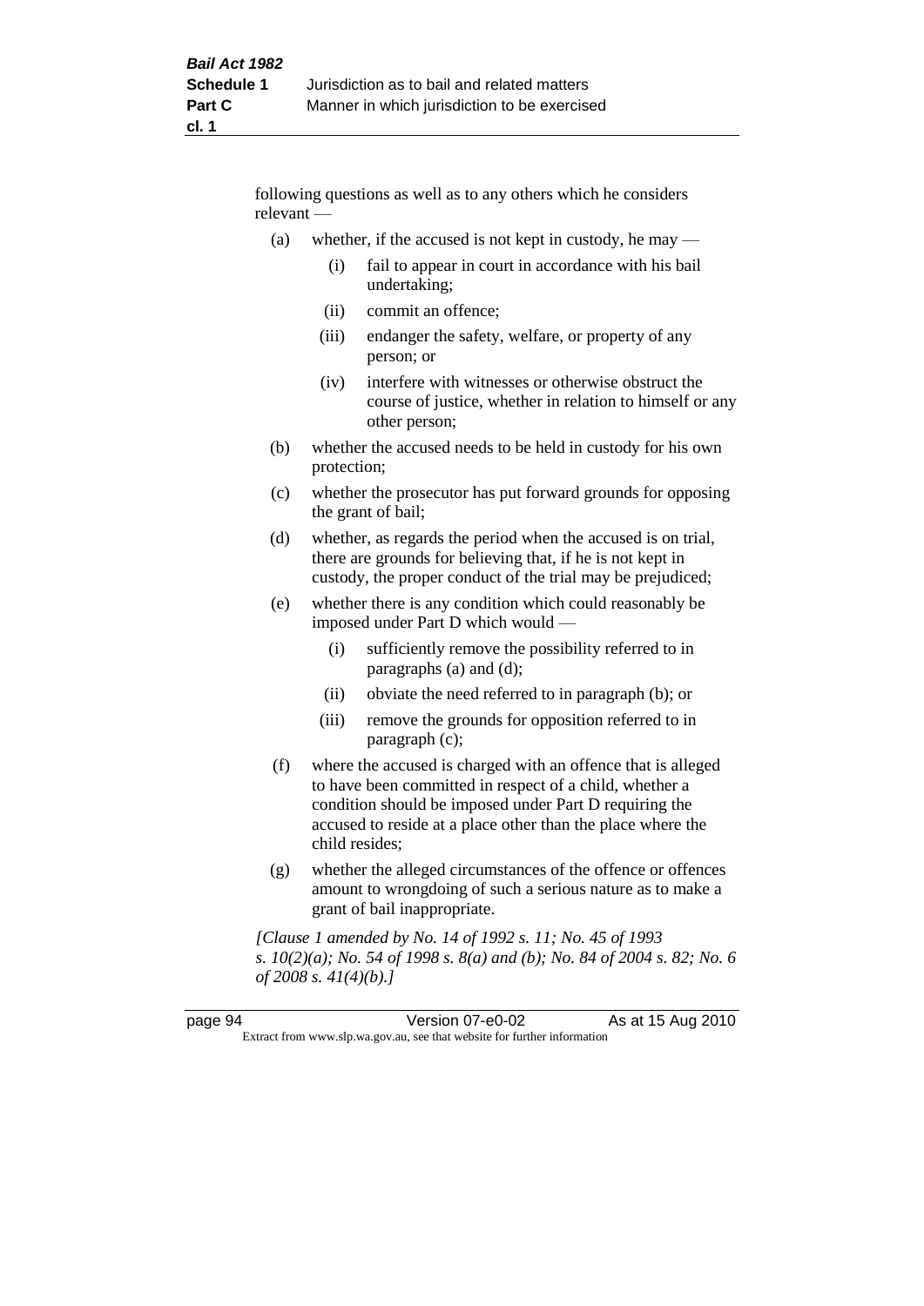following questions as well as to any others which he considers relevant —

(a) whether, if the accused is not kept in custody, he may —

  (i) fail to appear in court in accordance with his bail undertaking;

  (ii) commit an offence;

  (iii) endanger the safety, welfare, or property of any person; or

  (iv) interfere with witnesses or otherwise obstruct the course of justice, whether in relation to himself or any other person;

(b) whether the accused needs to be held in custody for his own protection;

(c) whether the prosecutor has put forward grounds for opposing the grant of bail;

(d) whether, as regards the period when the accused is on trial, there are grounds for believing that, if he is not kept in custody, the proper conduct of the trial may be prejudiced;

(e) whether there is any condition which could reasonably be imposed under Part D which would —

  (i) sufficiently remove the possibility referred to in paragraphs (a) and (d);

  (ii) obviate the need referred to in paragraph (b); or

  (iii) remove the grounds for opposition referred to in paragraph (c);

(f) where the accused is charged with an offence that is alleged to have been committed in respect of a child, whether a condition should be imposed under Part D requiring the accused to reside at a place other than the place where the child resides;

(g) whether the alleged circumstances of the offence or offences amount to wrongdoing of such a serious nature as to make a grant of bail inappropriate.

*[Clause 1 amended by No. 14 of 1992 s. 11; No. 45 of 1993 s. 10(2)(a); No. 54 of 1998 s. 8(a) and (b); No. 84 of 2004 s. 82; No. 6 of 2008 s. 41(4)(b).]*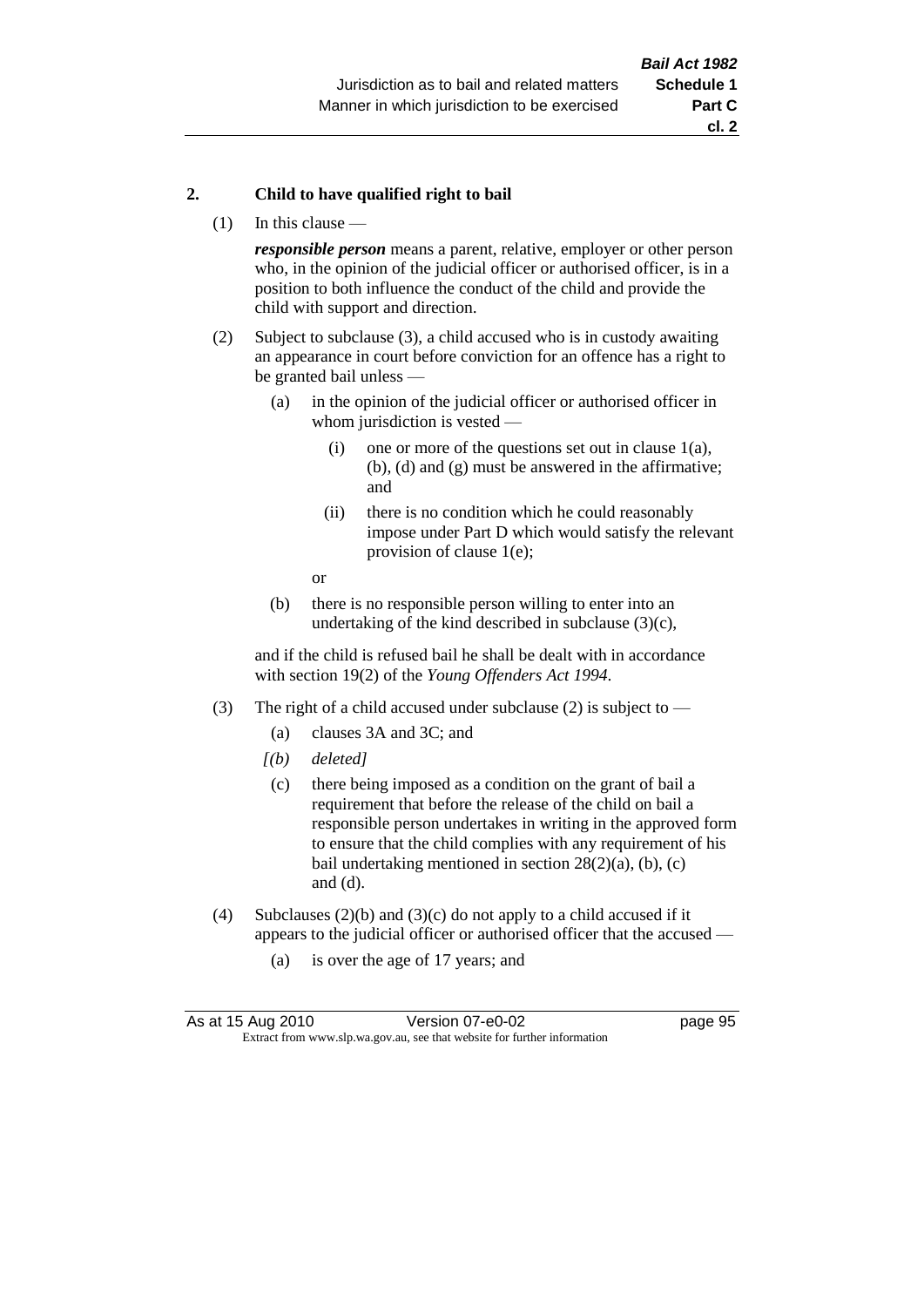## 2. Child to have qualified right to bail

(1) In this clause —

***responsible person*** means a parent, relative, employer or other person who, in the opinion of the judicial officer or authorised officer, is in a position to both influence the conduct of the child and provide the child with support and direction.

(2) Subject to subclause (3), a child accused who is in custody awaiting an appearance in court before conviction for an offence has a right to be granted bail unless —

   (a) in the opinion of the judicial officer or authorised officer in whom jurisdiction is vested —

      (i) one or more of the questions set out in clause 1(a), (b), (d) and (g) must be answered in the affirmative; and

      (ii) there is no condition which he could reasonably impose under Part D which would satisfy the relevant provision of clause 1(e);

   or

   (b) there is no responsible person willing to enter into an undertaking of the kind described in subclause (3)(c),

and if the child is refused bail he shall be dealt with in accordance with section 19(2) of the *Young Offenders Act 1994*.

(3) The right of a child accused under subclause (2) is subject to —

   (a) clauses 3A and 3C; and

   *[(b) deleted]*

   (c) there being imposed as a condition on the grant of bail a requirement that before the release of the child on bail a responsible person undertakes in writing in the approved form to ensure that the child complies with any requirement of his bail undertaking mentioned in section 28(2)(a), (b), (c) and (d).

(4) Subclauses (2)(b) and (3)(c) do not apply to a child accused if it appears to the judicial officer or authorised officer that the accused —

   (a) is over the age of 17 years; and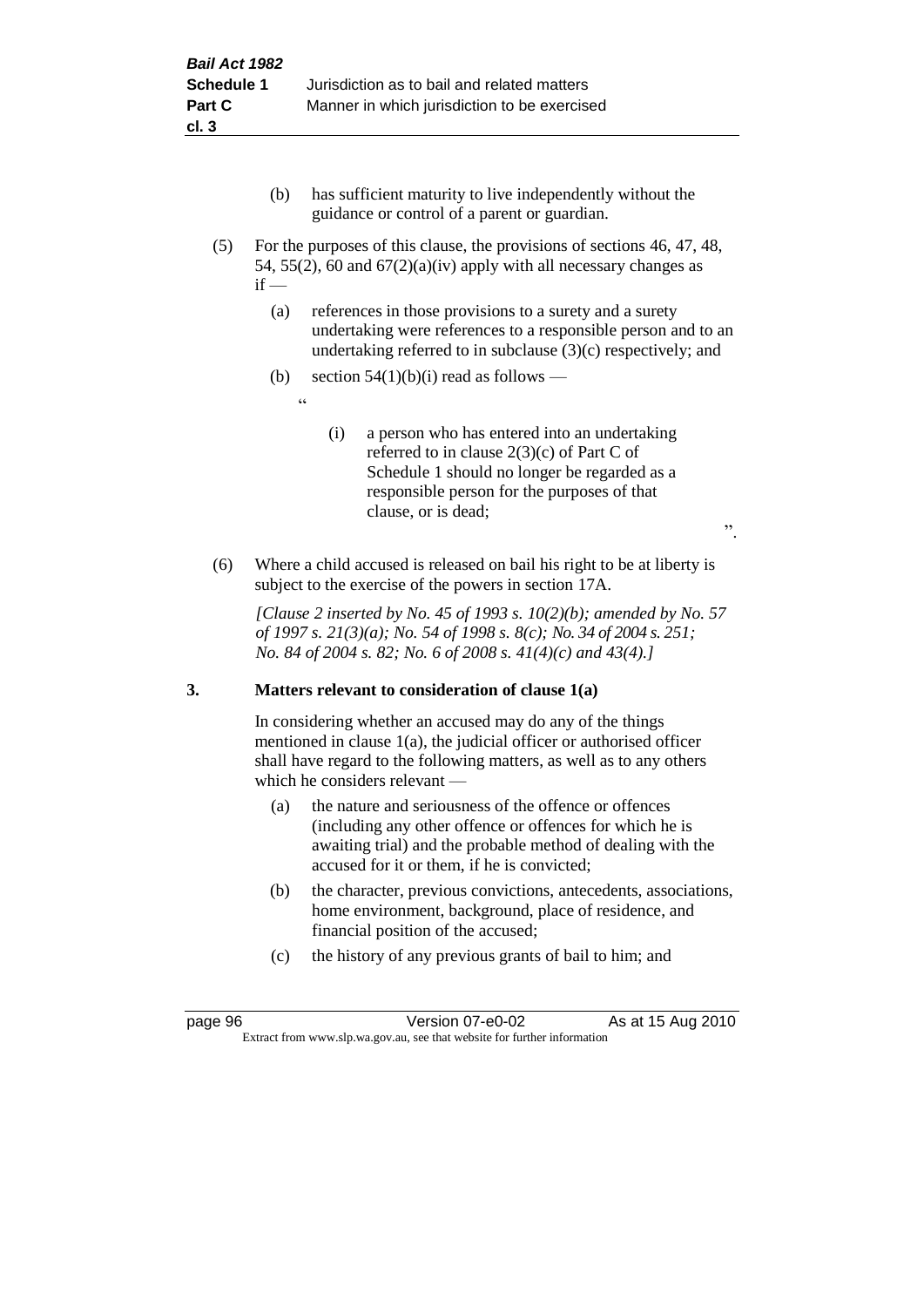(b) has sufficient maturity to live independently without the guidance or control of a parent or guardian.

(5) For the purposes of this clause, the provisions of sections 46, 47, 48, 54, 55(2), 60 and 67(2)(a)(iv) apply with all necessary changes as if —

(a) references in those provisions to a surety and a surety undertaking were references to a responsible person and to an undertaking referred to in subclause (3)(c) respectively; and

(b) section 54(1)(b)(i) read as follows —

"

(i) a person who has entered into an undertaking referred to in clause 2(3)(c) of Part C of Schedule 1 should no longer be regarded as a responsible person for the purposes of that clause, or is dead;

".

(6) Where a child accused is released on bail his right to be at liberty is subject to the exercise of the powers in section 17A.

*[Clause 2 inserted by No. 45 of 1993 s. 10(2)(b); amended by No. 57 of 1997 s. 21(3)(a); No. 54 of 1998 s. 8(c); No. 34 of 2004 s. 251; No. 84 of 2004 s. 82; No. 6 of 2008 s. 41(4)(c) and 43(4).]*

### 3. Matters relevant to consideration of clause 1(a)

In considering whether an accused may do any of the things mentioned in clause 1(a), the judicial officer or authorised officer shall have regard to the following matters, as well as to any others which he considers relevant —

(a) the nature and seriousness of the offence or offences (including any other offence or offences for which he is awaiting trial) and the probable method of dealing with the accused for it or them, if he is convicted;

(b) the character, previous convictions, antecedents, associations, home environment, background, place of residence, and financial position of the accused;

(c) the history of any previous grants of bail to him; and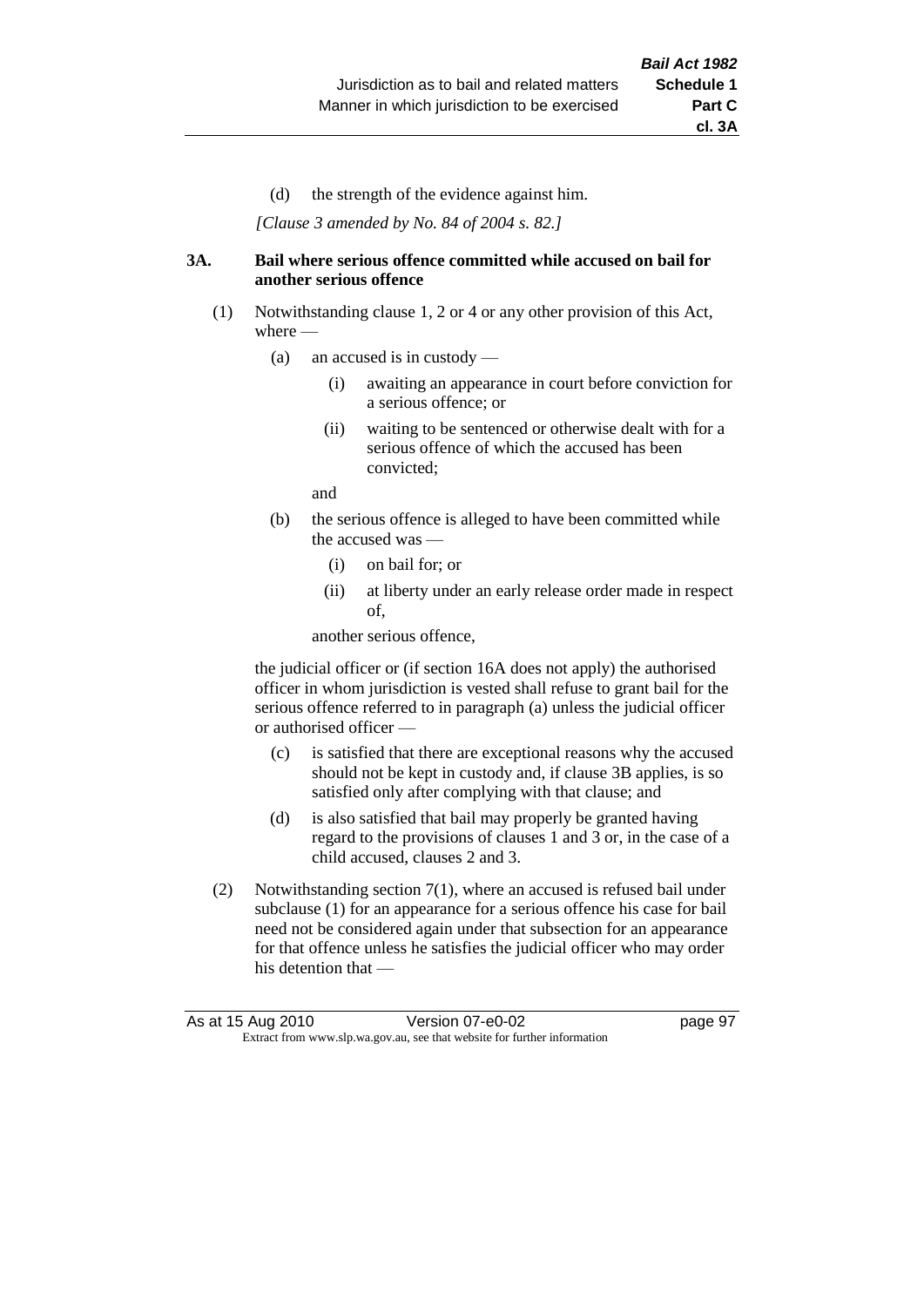(d) the strength of the evidence against him.

*[Clause 3 amended by No. 84 of 2004 s. 82.]*

**3A. Bail where serious offence committed while accused on bail for another serious offence**

(1) Notwithstanding clause 1, 2 or 4 or any other provision of this Act, where —

(a) an accused is in custody —

(i) awaiting an appearance in court before conviction for a serious offence; or

(ii) waiting to be sentenced or otherwise dealt with for a serious offence of which the accused has been convicted;

and

(b) the serious offence is alleged to have been committed while the accused was —

(i) on bail for; or

(ii) at liberty under an early release order made in respect of,

another serious offence,

the judicial officer or (if section 16A does not apply) the authorised officer in whom jurisdiction is vested shall refuse to grant bail for the serious offence referred to in paragraph (a) unless the judicial officer or authorised officer —

(c) is satisfied that there are exceptional reasons why the accused should not be kept in custody and, if clause 3B applies, is so satisfied only after complying with that clause; and

(d) is also satisfied that bail may properly be granted having regard to the provisions of clauses 1 and 3 or, in the case of a child accused, clauses 2 and 3.

(2) Notwithstanding section 7(1), where an accused is refused bail under subclause (1) for an appearance for a serious offence his case for bail need not be considered again under that subsection for an appearance for that offence unless he satisfies the judicial officer who may order his detention that —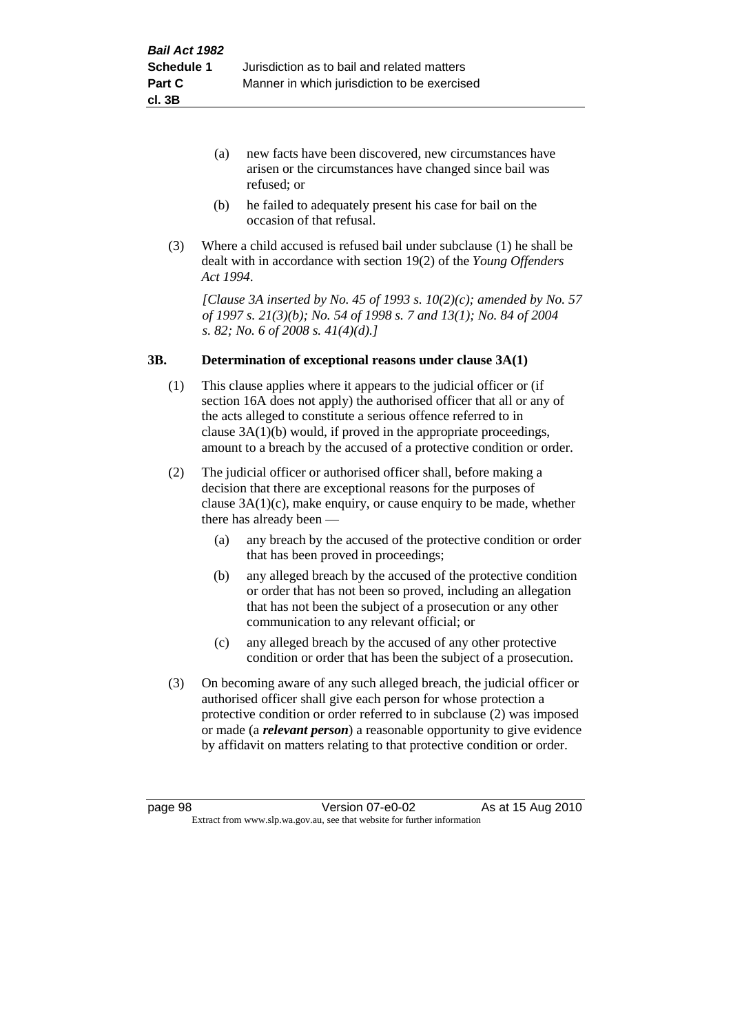(a) new facts have been discovered, new circumstances have arisen or the circumstances have changed since bail was refused; or

(b) he failed to adequately present his case for bail on the occasion of that refusal.

(3) Where a child accused is refused bail under subclause (1) he shall be dealt with in accordance with section 19(2) of the *Young Offenders Act 1994*.

*[Clause 3A inserted by No. 45 of 1993 s. 10(2)(c); amended by No. 57 of 1997 s. 21(3)(b); No. 54 of 1998 s. 7 and 13(1); No. 84 of 2004 s. 82; No. 6 of 2008 s. 41(4)(d).]*

**3B. Determination of exceptional reasons under clause 3A(1)**

(1) This clause applies where it appears to the judicial officer or (if section 16A does not apply) the authorised officer that all or any of the acts alleged to constitute a serious offence referred to in clause 3A(1)(b) would, if proved in the appropriate proceedings, amount to a breach by the accused of a protective condition or order.

(2) The judicial officer or authorised officer shall, before making a decision that there are exceptional reasons for the purposes of clause 3A(1)(c), make enquiry, or cause enquiry to be made, whether there has already been —

(a) any breach by the accused of the protective condition or order that has been proved in proceedings;

(b) any alleged breach by the accused of the protective condition or order that has not been so proved, including an allegation that has not been the subject of a prosecution or any other communication to any relevant official; or

(c) any alleged breach by the accused of any other protective condition or order that has been the subject of a prosecution.

(3) On becoming aware of any such alleged breach, the judicial officer or authorised officer shall give each person for whose protection a protective condition or order referred to in subclause (2) was imposed or made (a ***relevant person***) a reasonable opportunity to give evidence by affidavit on matters relating to that protective condition or order.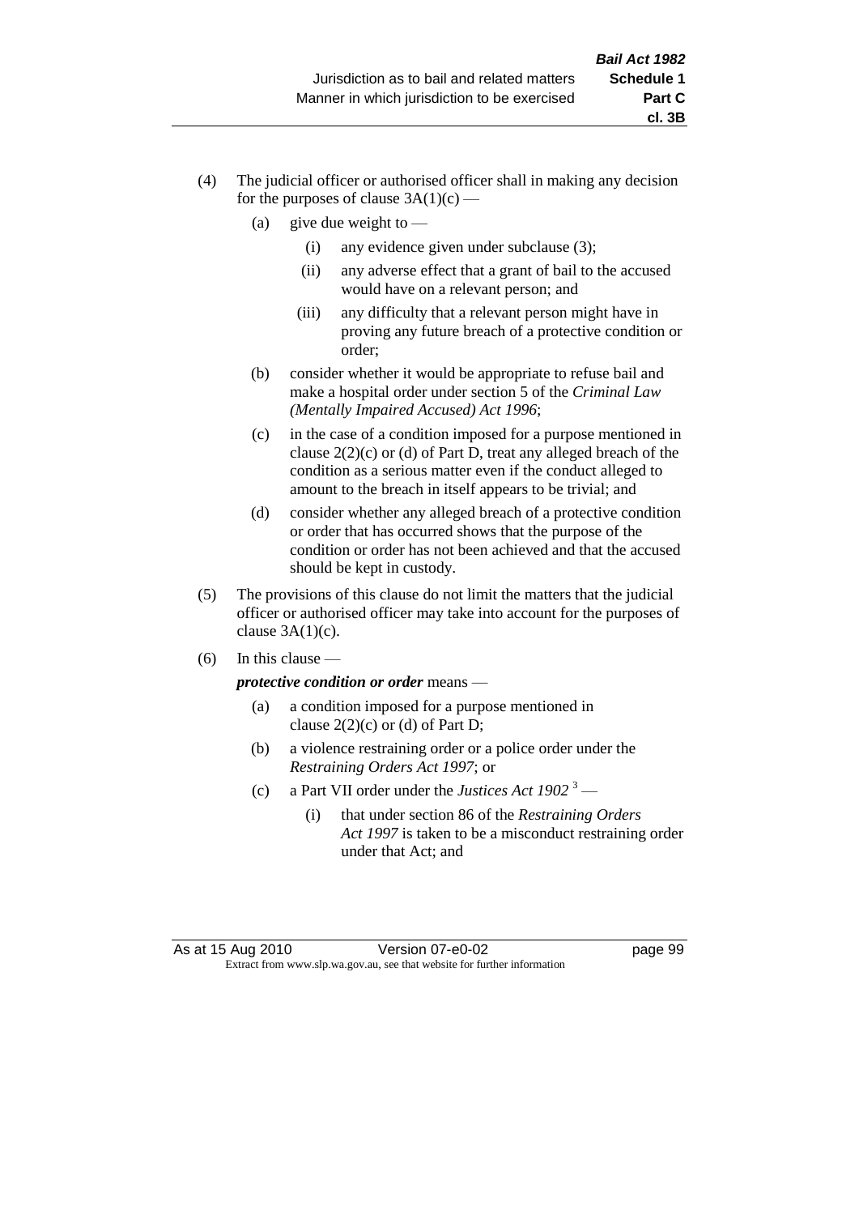(4) The judicial officer or authorised officer shall in making any decision for the purposes of clause 3A(1)(c) —

  (a) give due weight to —

    (i) any evidence given under subclause (3);

    (ii) any adverse effect that a grant of bail to the accused would have on a relevant person; and

    (iii) any difficulty that a relevant person might have in proving any future breach of a protective condition or order;

  (b) consider whether it would be appropriate to refuse bail and make a hospital order under section 5 of the *Criminal Law (Mentally Impaired Accused) Act 1996*;

  (c) in the case of a condition imposed for a purpose mentioned in clause 2(2)(c) or (d) of Part D, treat any alleged breach of the condition as a serious matter even if the conduct alleged to amount to the breach in itself appears to be trivial; and

  (d) consider whether any alleged breach of a protective condition or order that has occurred shows that the purpose of the condition or order has not been achieved and that the accused should be kept in custody.

(5) The provisions of this clause do not limit the matters that the judicial officer or authorised officer may take into account for the purposes of clause 3A(1)(c).

(6) In this clause —

***protective condition or order*** means —

  (a) a condition imposed for a purpose mentioned in clause 2(2)(c) or (d) of Part D;

  (b) a violence restraining order or a police order under the *Restraining Orders Act 1997*; or

  (c) a Part VII order under the *Justices Act 1902* [3] —

    (i) that under section 86 of the *Restraining Orders Act 1997* is taken to be a misconduct restraining order under that Act; and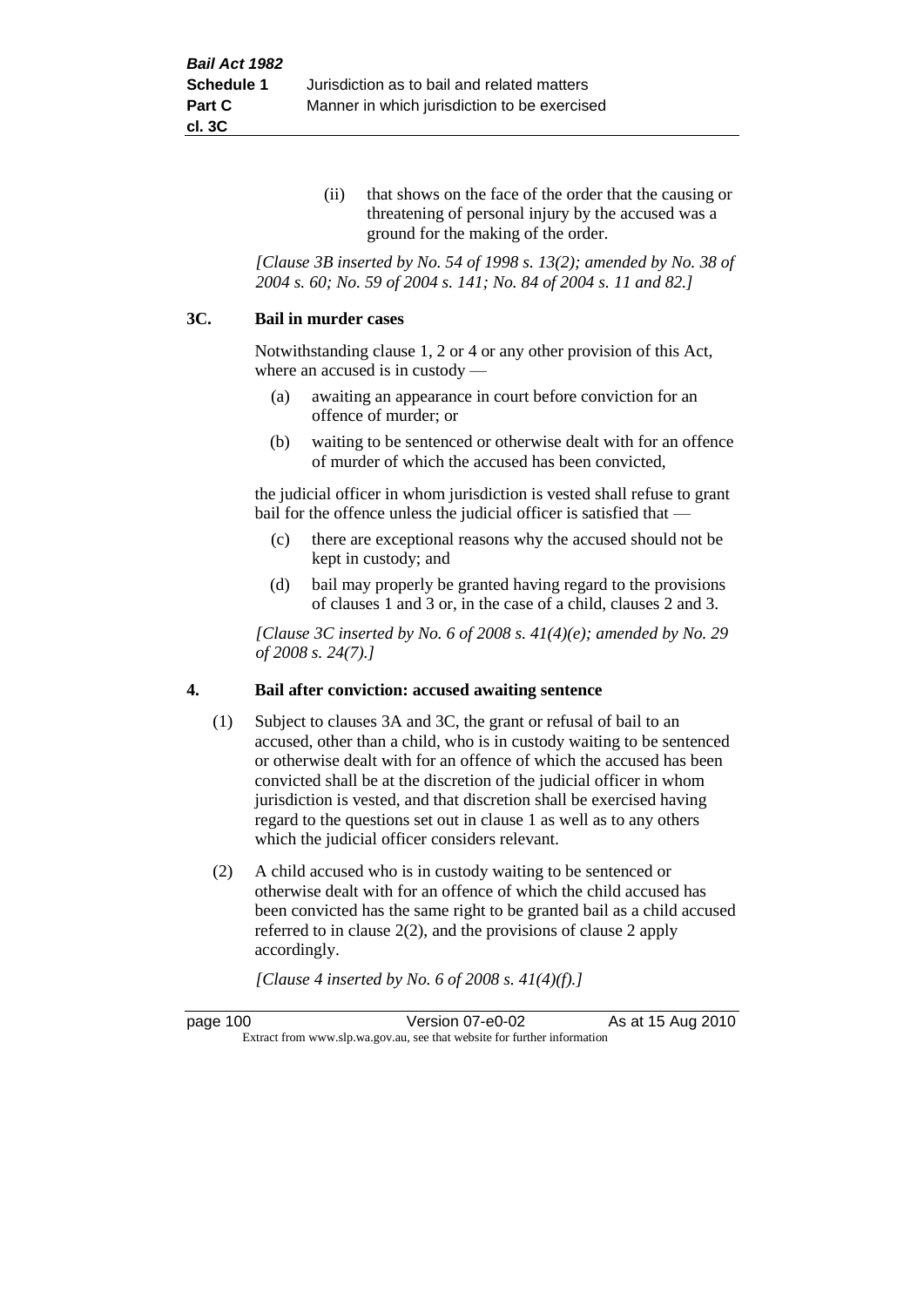(ii) that shows on the face of the order that the causing or threatening of personal injury by the accused was a ground for the making of the order.

*[Clause 3B inserted by No. 54 of 1998 s. 13(2); amended by No. 38 of 2004 s. 60; No. 59 of 2004 s. 141; No. 84 of 2004 s. 11 and 82.]*

### 3C. Bail in murder cases

Notwithstanding clause 1, 2 or 4 or any other provision of this Act, where an accused is in custody —

(a) awaiting an appearance in court before conviction for an offence of murder; or

(b) waiting to be sentenced or otherwise dealt with for an offence of murder of which the accused has been convicted,

the judicial officer in whom jurisdiction is vested shall refuse to grant bail for the offence unless the judicial officer is satisfied that —

(c) there are exceptional reasons why the accused should not be kept in custody; and

(d) bail may properly be granted having regard to the provisions of clauses 1 and 3 or, in the case of a child, clauses 2 and 3.

*[Clause 3C inserted by No. 6 of 2008 s. 41(4)(e); amended by No. 29 of 2008 s. 24(7).]*

### 4. Bail after conviction: accused awaiting sentence

(1) Subject to clauses 3A and 3C, the grant or refusal of bail to an accused, other than a child, who is in custody waiting to be sentenced or otherwise dealt with for an offence of which the accused has been convicted shall be at the discretion of the judicial officer in whom jurisdiction is vested, and that discretion shall be exercised having regard to the questions set out in clause 1 as well as to any others which the judicial officer considers relevant.

(2) A child accused who is in custody waiting to be sentenced or otherwise dealt with for an offence of which the child accused has been convicted has the same right to be granted bail as a child accused referred to in clause 2(2), and the provisions of clause 2 apply accordingly.

*[Clause 4 inserted by No. 6 of 2008 s. 41(4)(f).]*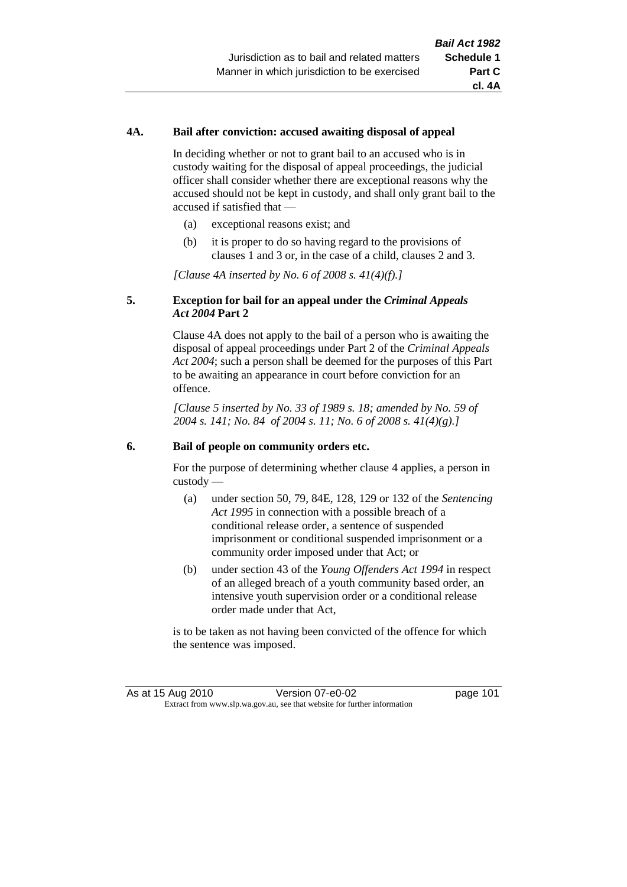#### 4A. Bail after conviction: accused awaiting disposal of appeal

In deciding whether or not to grant bail to an accused who is in custody waiting for the disposal of appeal proceedings, the judicial officer shall consider whether there are exceptional reasons why the accused should not be kept in custody, and shall only grant bail to the accused if satisfied that —

(a) exceptional reasons exist; and

(b) it is proper to do so having regard to the provisions of clauses 1 and 3 or, in the case of a child, clauses 2 and 3.

*[Clause 4A inserted by No. 6 of 2008 s. 41(4)(f).]*

#### 5. Exception for bail for an appeal under the *Criminal Appeals Act 2004* Part 2

Clause 4A does not apply to the bail of a person who is awaiting the disposal of appeal proceedings under Part 2 of the *Criminal Appeals Act 2004*; such a person shall be deemed for the purposes of this Part to be awaiting an appearance in court before conviction for an offence.

*[Clause 5 inserted by No. 33 of 1989 s. 18; amended by No. 59 of 2004 s. 141; No. 84 of 2004 s. 11; No. 6 of 2008 s. 41(4)(g).]*

#### 6. Bail of people on community orders etc.

For the purpose of determining whether clause 4 applies, a person in custody —

(a) under section 50, 79, 84E, 128, 129 or 132 of the *Sentencing Act 1995* in connection with a possible breach of a conditional release order, a sentence of suspended imprisonment or conditional suspended imprisonment or a community order imposed under that Act; or

(b) under section 43 of the *Young Offenders Act 1994* in respect of an alleged breach of a youth community based order, an intensive youth supervision order or a conditional release order made under that Act,

is to be taken as not having been convicted of the offence for which the sentence was imposed.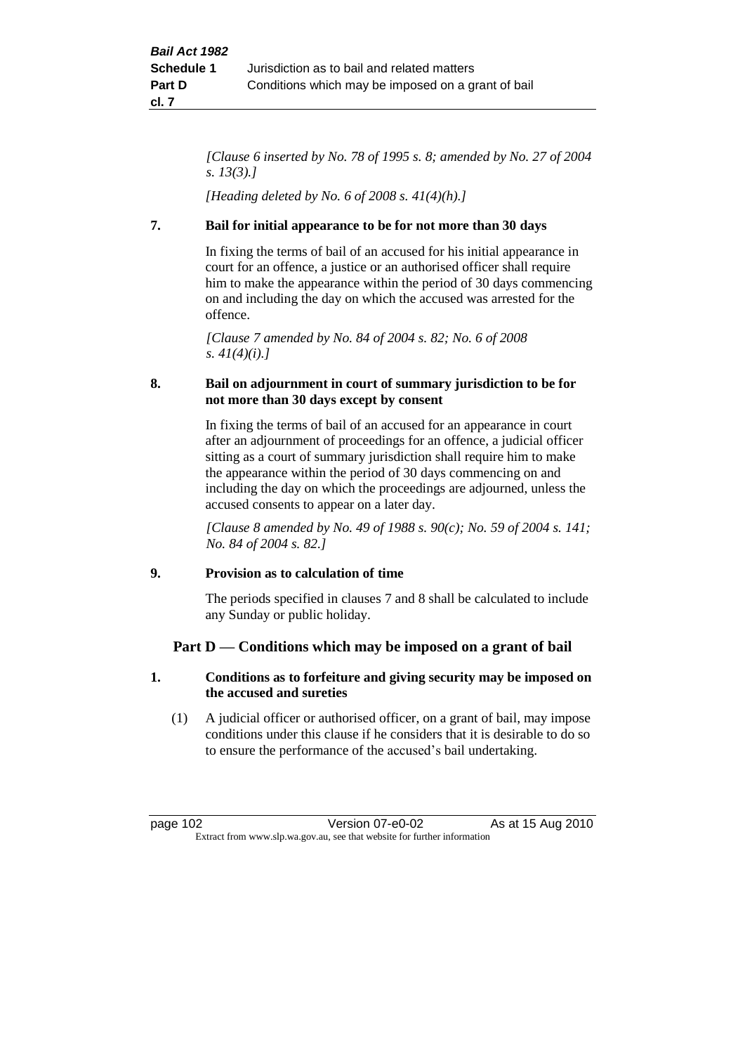*[Clause 6 inserted by No. 78 of 1995 s. 8; amended by No. 27 of 2004 s. 13(3).]*

*[Heading deleted by No. 6 of 2008 s. 41(4)(h).]*

**7. Bail for initial appearance to be for not more than 30 days**

In fixing the terms of bail of an accused for his initial appearance in court for an offence, a justice or an authorised officer shall require him to make the appearance within the period of 30 days commencing on and including the day on which the accused was arrested for the offence.

*[Clause 7 amended by No. 84 of 2004 s. 82; No. 6 of 2008 s. 41(4)(i).]*

**8. Bail on adjournment in court of summary jurisdiction to be for not more than 30 days except by consent**

In fixing the terms of bail of an accused for an appearance in court after an adjournment of proceedings for an offence, a judicial officer sitting as a court of summary jurisdiction shall require him to make the appearance within the period of 30 days commencing on and including the day on which the proceedings are adjourned, unless the accused consents to appear on a later day.

*[Clause 8 amended by No. 49 of 1988 s. 90(c); No. 59 of 2004 s. 141; No. 84 of 2004 s. 82.]*

**9. Provision as to calculation of time**

The periods specified in clauses 7 and 8 shall be calculated to include any Sunday or public holiday.

## Part D — Conditions which may be imposed on a grant of bail

**1. Conditions as to forfeiture and giving security may be imposed on the accused and sureties**

(1) A judicial officer or authorised officer, on a grant of bail, may impose conditions under this clause if he considers that it is desirable to do so to ensure the performance of the accused's bail undertaking.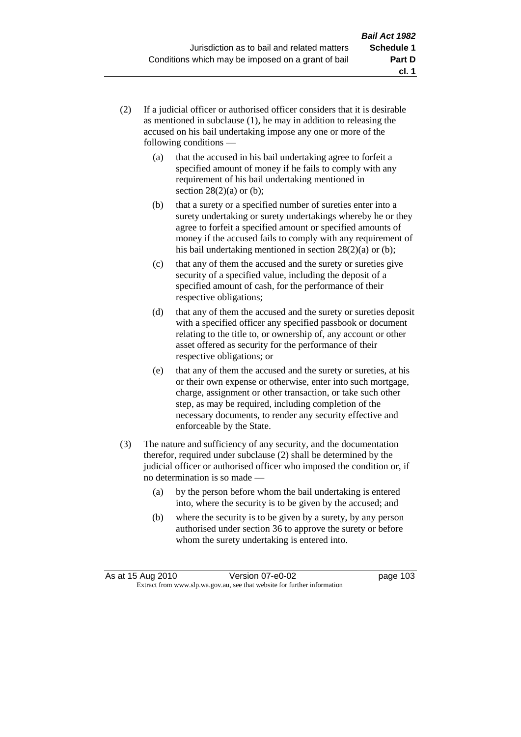(2) If a judicial officer or authorised officer considers that it is desirable as mentioned in subclause (1), he may in addition to releasing the accused on his bail undertaking impose any one or more of the following conditions —

(a) that the accused in his bail undertaking agree to forfeit a specified amount of money if he fails to comply with any requirement of his bail undertaking mentioned in section 28(2)(a) or (b);

(b) that a surety or a specified number of sureties enter into a surety undertaking or surety undertakings whereby he or they agree to forfeit a specified amount or specified amounts of money if the accused fails to comply with any requirement of his bail undertaking mentioned in section 28(2)(a) or (b);

(c) that any of them the accused and the surety or sureties give security of a specified value, including the deposit of a specified amount of cash, for the performance of their respective obligations;

(d) that any of them the accused and the surety or sureties deposit with a specified officer any specified passbook or document relating to the title to, or ownership of, any account or other asset offered as security for the performance of their respective obligations; or

(e) that any of them the accused and the surety or sureties, at his or their own expense or otherwise, enter into such mortgage, charge, assignment or other transaction, or take such other step, as may be required, including completion of the necessary documents, to render any security effective and enforceable by the State.

(3) The nature and sufficiency of any security, and the documentation therefor, required under subclause (2) shall be determined by the judicial officer or authorised officer who imposed the condition or, if no determination is so made —

(a) by the person before whom the bail undertaking is entered into, where the security is to be given by the accused; and

(b) where the security is to be given by a surety, by any person authorised under section 36 to approve the surety or before whom the surety undertaking is entered into.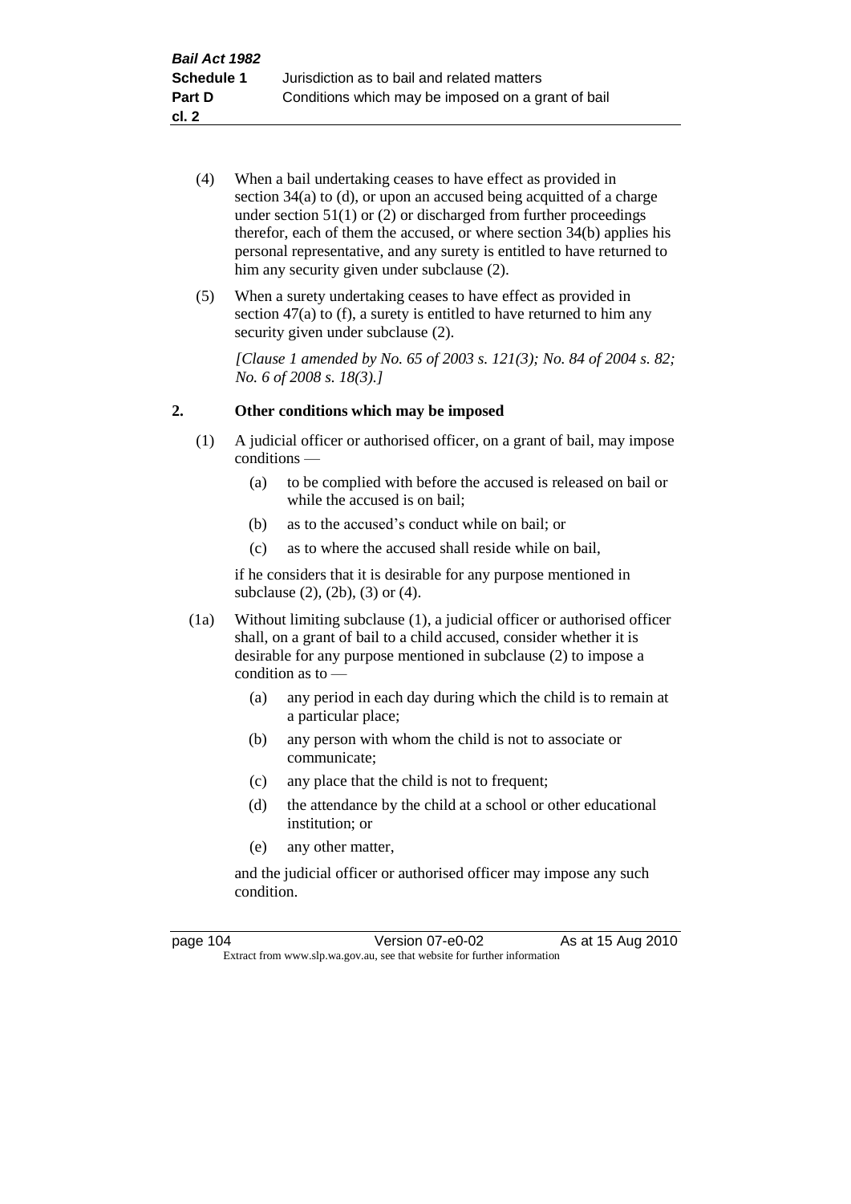(4) When a bail undertaking ceases to have effect as provided in section 34(a) to (d), or upon an accused being acquitted of a charge under section 51(1) or (2) or discharged from further proceedings therefor, each of them the accused, or where section 34(b) applies his personal representative, and any surety is entitled to have returned to him any security given under subclause (2).

(5) When a surety undertaking ceases to have effect as provided in section 47(a) to (f), a surety is entitled to have returned to him any security given under subclause (2).

*[Clause 1 amended by No. 65 of 2003 s. 121(3); No. 84 of 2004 s. 82; No. 6 of 2008 s. 18(3).]*

## 2. Other conditions which may be imposed

(1) A judicial officer or authorised officer, on a grant of bail, may impose conditions —

- (a) to be complied with before the accused is released on bail or while the accused is on bail;
- (b) as to the accused's conduct while on bail; or
- (c) as to where the accused shall reside while on bail,

if he considers that it is desirable for any purpose mentioned in subclause (2), (2b), (3) or (4).

(1a) Without limiting subclause (1), a judicial officer or authorised officer shall, on a grant of bail to a child accused, consider whether it is desirable for any purpose mentioned in subclause (2) to impose a condition as to —

- (a) any period in each day during which the child is to remain at a particular place;
- (b) any person with whom the child is not to associate or communicate;
- (c) any place that the child is not to frequent;
- (d) the attendance by the child at a school or other educational institution; or
- (e) any other matter,

and the judicial officer or authorised officer may impose any such condition.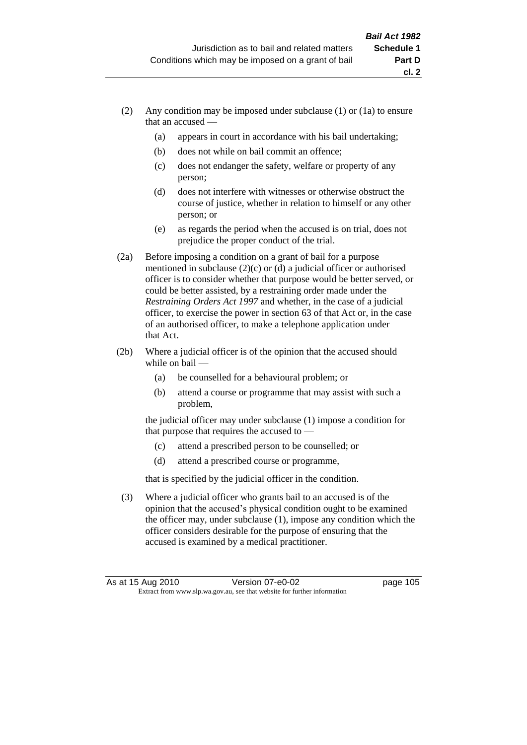(2) Any condition may be imposed under subclause (1) or (1a) to ensure that an accused —

  (a) appears in court in accordance with his bail undertaking;

  (b) does not while on bail commit an offence;

  (c) does not endanger the safety, welfare or property of any person;

  (d) does not interfere with witnesses or otherwise obstruct the course of justice, whether in relation to himself or any other person; or

  (e) as regards the period when the accused is on trial, does not prejudice the proper conduct of the trial.

(2a) Before imposing a condition on a grant of bail for a purpose mentioned in subclause (2)(c) or (d) a judicial officer or authorised officer is to consider whether that purpose would be better served, or could be better assisted, by a restraining order made under the *Restraining Orders Act 1997* and whether, in the case of a judicial officer, to exercise the power in section 63 of that Act or, in the case of an authorised officer, to make a telephone application under that Act.

(2b) Where a judicial officer is of the opinion that the accused should while on bail —

  (a) be counselled for a behavioural problem; or

  (b) attend a course or programme that may assist with such a problem,

  the judicial officer may under subclause (1) impose a condition for that purpose that requires the accused to —

  (c) attend a prescribed person to be counselled; or

  (d) attend a prescribed course or programme,

  that is specified by the judicial officer in the condition.

(3) Where a judicial officer who grants bail to an accused is of the opinion that the accused's physical condition ought to be examined the officer may, under subclause (1), impose any condition which the officer considers desirable for the purpose of ensuring that the accused is examined by a medical practitioner.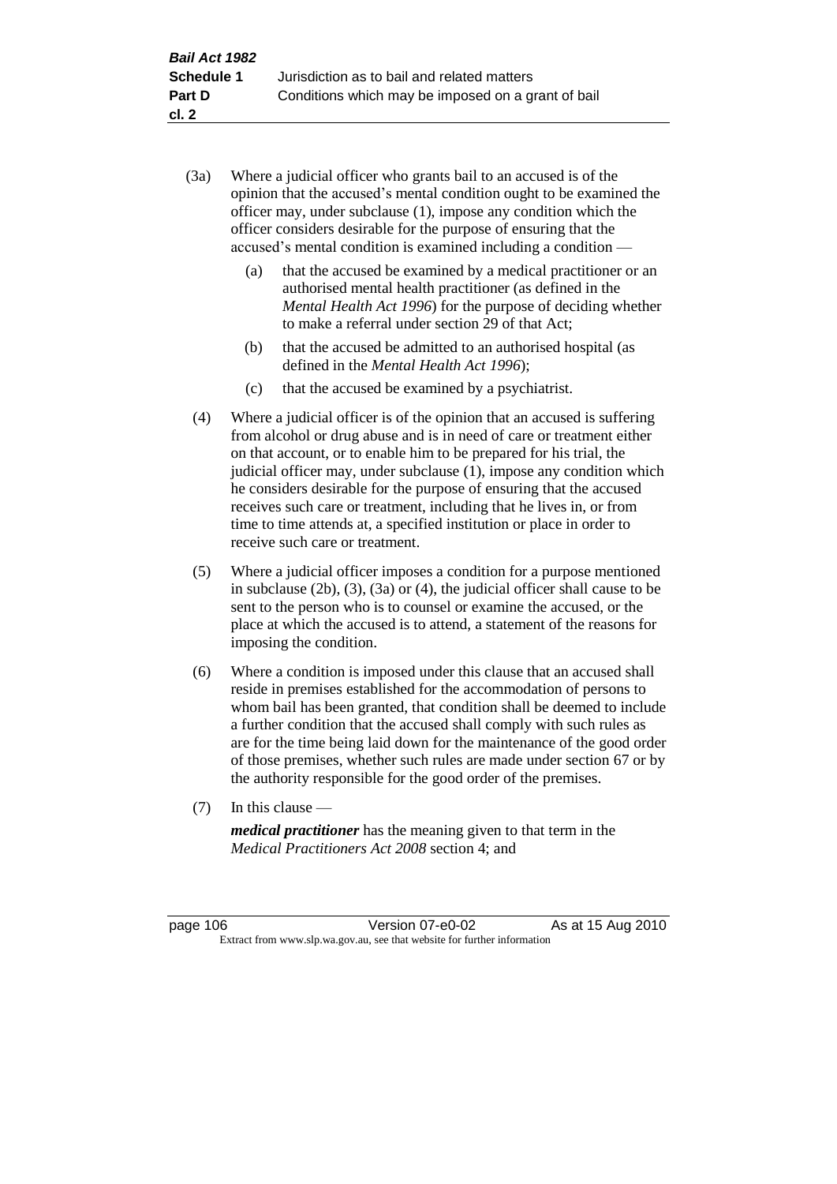(3a) Where a judicial officer who grants bail to an accused is of the opinion that the accused's mental condition ought to be examined the officer may, under subclause (1), impose any condition which the officer considers desirable for the purpose of ensuring that the accused's mental condition is examined including a condition —

(a) that the accused be examined by a medical practitioner or an authorised mental health practitioner (as defined in the *Mental Health Act 1996*) for the purpose of deciding whether to make a referral under section 29 of that Act;

(b) that the accused be admitted to an authorised hospital (as defined in the *Mental Health Act 1996*);

(c) that the accused be examined by a psychiatrist.

(4) Where a judicial officer is of the opinion that an accused is suffering from alcohol or drug abuse and is in need of care or treatment either on that account, or to enable him to be prepared for his trial, the judicial officer may, under subclause (1), impose any condition which he considers desirable for the purpose of ensuring that the accused receives such care or treatment, including that he lives in, or from time to time attends at, a specified institution or place in order to receive such care or treatment.

(5) Where a judicial officer imposes a condition for a purpose mentioned in subclause (2b), (3), (3a) or (4), the judicial officer shall cause to be sent to the person who is to counsel or examine the accused, or the place at which the accused is to attend, a statement of the reasons for imposing the condition.

(6) Where a condition is imposed under this clause that an accused shall reside in premises established for the accommodation of persons to whom bail has been granted, that condition shall be deemed to include a further condition that the accused shall comply with such rules as are for the time being laid down for the maintenance of the good order of those premises, whether such rules are made under section 67 or by the authority responsible for the good order of the premises.

(7) In this clause —

***medical practitioner*** has the meaning given to that term in the *Medical Practitioners Act 2008* section 4; and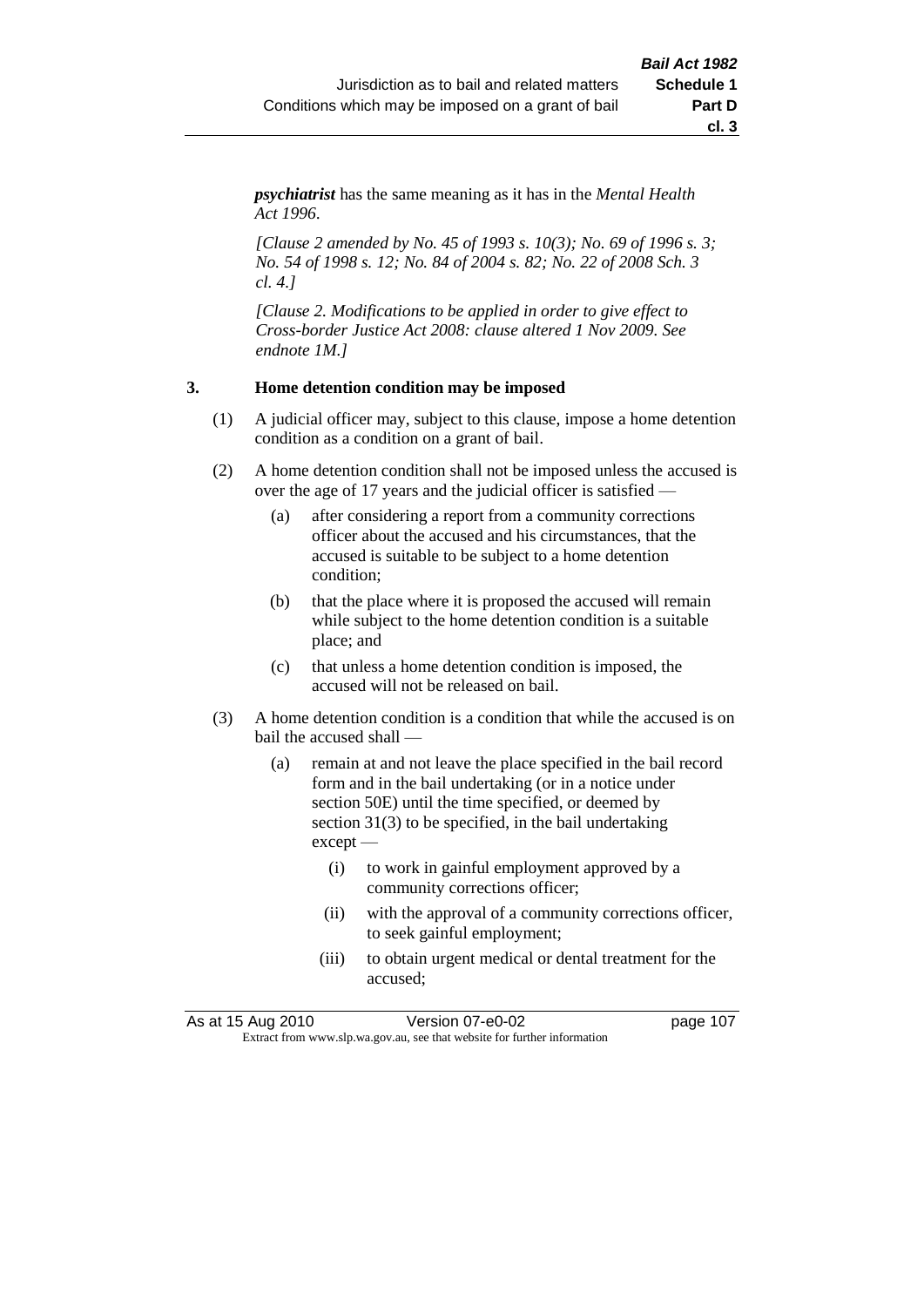***psychiatrist*** has the same meaning as it has in the *Mental Health Act 1996*.

*[Clause 2 amended by No. 45 of 1993 s. 10(3); No. 69 of 1996 s. 3; No. 54 of 1998 s. 12; No. 84 of 2004 s. 82; No. 22 of 2008 Sch. 3 cl. 4.]*

*[Clause 2. Modifications to be applied in order to give effect to Cross-border Justice Act 2008: clause altered 1 Nov 2009. See endnote 1M.]*

**3. Home detention condition may be imposed**

(1) A judicial officer may, subject to this clause, impose a home detention condition as a condition on a grant of bail.

(2) A home detention condition shall not be imposed unless the accused is over the age of 17 years and the judicial officer is satisfied —

(a) after considering a report from a community corrections officer about the accused and his circumstances, that the accused is suitable to be subject to a home detention condition;

(b) that the place where it is proposed the accused will remain while subject to the home detention condition is a suitable place; and

(c) that unless a home detention condition is imposed, the accused will not be released on bail.

(3) A home detention condition is a condition that while the accused is on bail the accused shall —

(a) remain at and not leave the place specified in the bail record form and in the bail undertaking (or in a notice under section 50E) until the time specified, or deemed by section 31(3) to be specified, in the bail undertaking except —

(i) to work in gainful employment approved by a community corrections officer;

(ii) with the approval of a community corrections officer, to seek gainful employment;

(iii) to obtain urgent medical or dental treatment for the accused;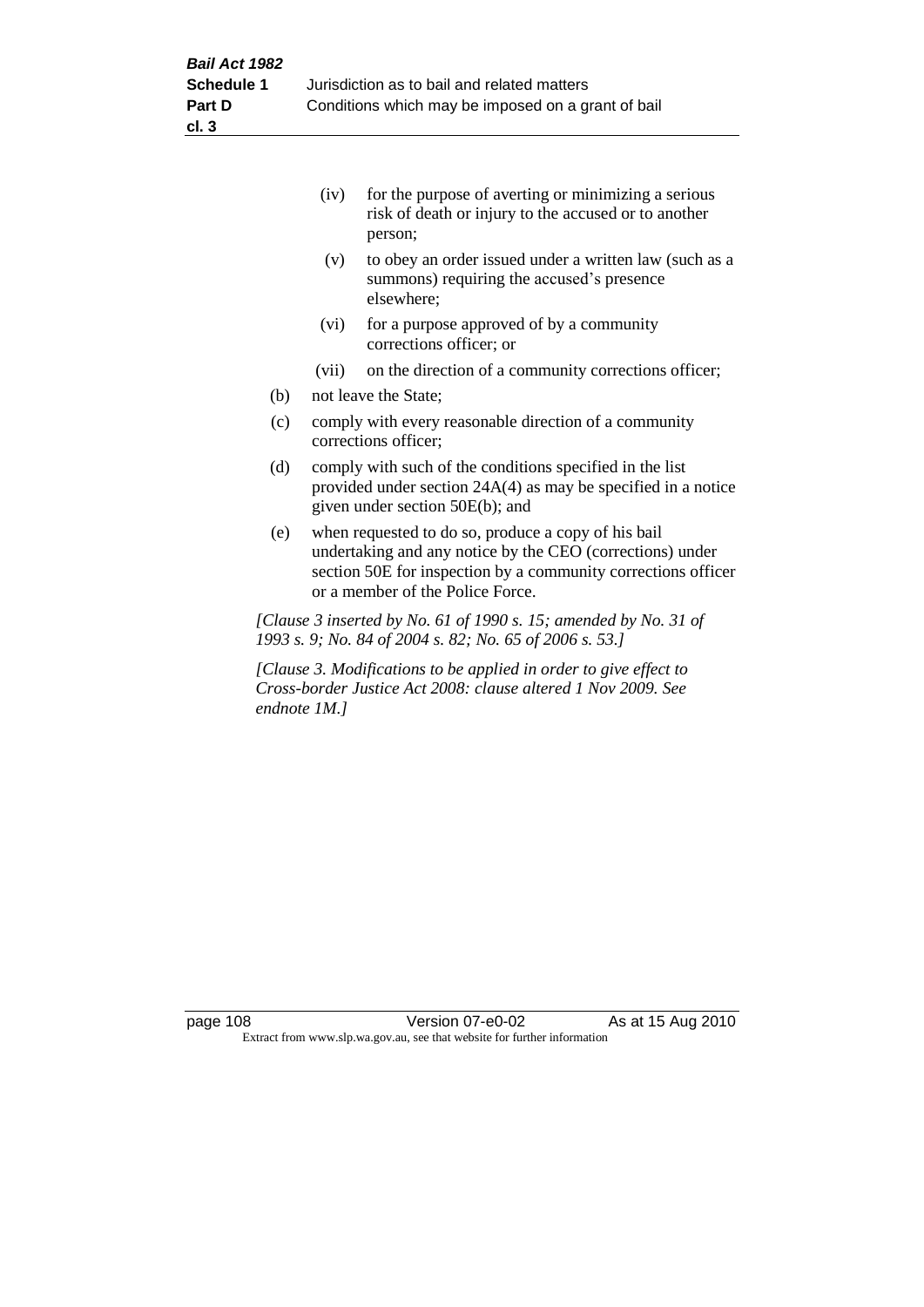(iv) for the purpose of averting or minimizing a serious risk of death or injury to the accused or to another person;

(v) to obey an order issued under a written law (such as a summons) requiring the accused's presence elsewhere;

(vi) for a purpose approved of by a community corrections officer; or

(vii) on the direction of a community corrections officer;

(b) not leave the State;

(c) comply with every reasonable direction of a community corrections officer;

(d) comply with such of the conditions specified in the list provided under section 24A(4) as may be specified in a notice given under section 50E(b); and

(e) when requested to do so, produce a copy of his bail undertaking and any notice by the CEO (corrections) under section 50E for inspection by a community corrections officer or a member of the Police Force.

*[Clause 3 inserted by No. 61 of 1990 s. 15; amended by No. 31 of 1993 s. 9; No. 84 of 2004 s. 82; No. 65 of 2006 s. 53.]*

*[Clause 3. Modifications to be applied in order to give effect to Cross-border Justice Act 2008: clause altered 1 Nov 2009. See endnote 1M.]*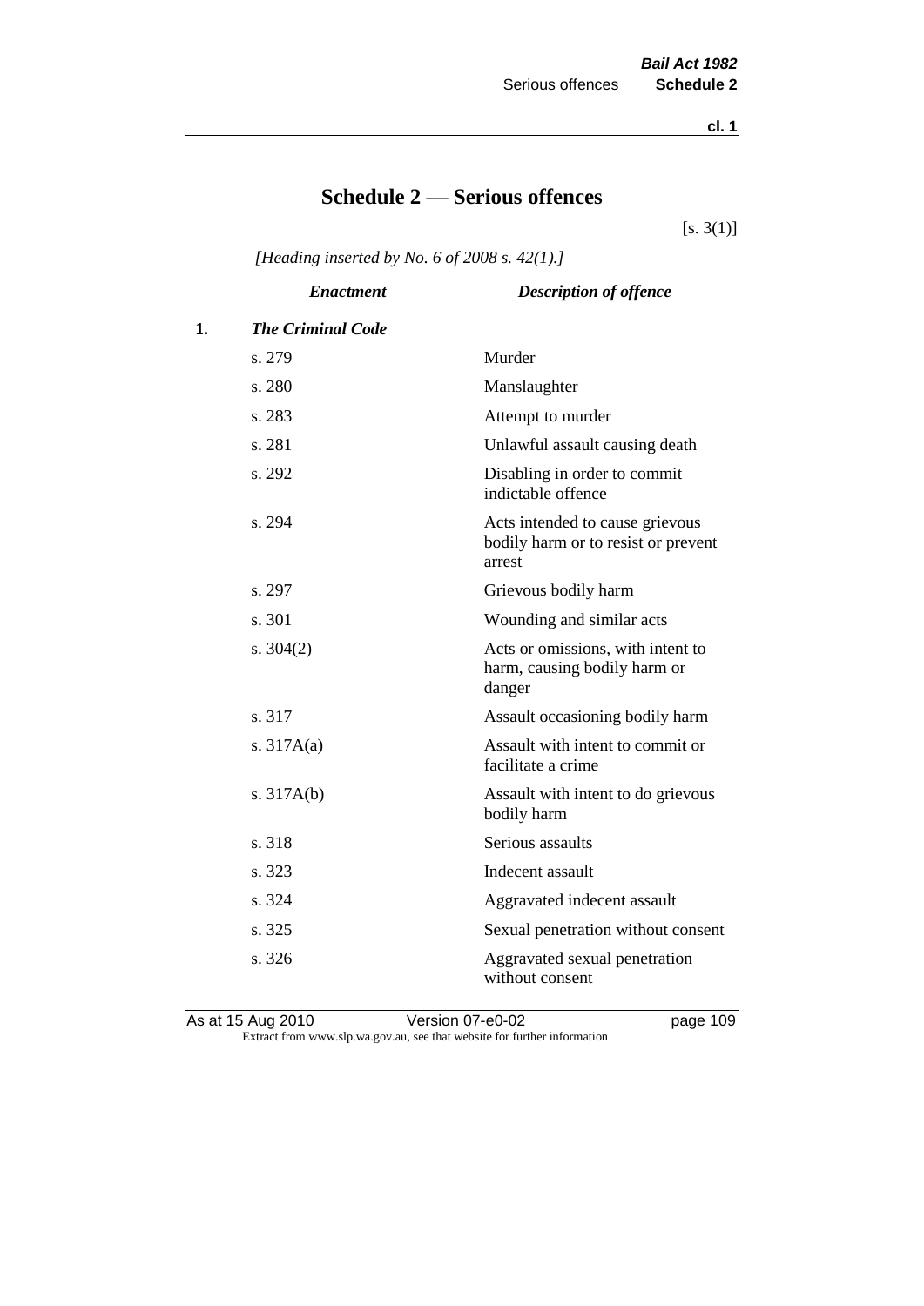# Schedule 2 — Serious offences

[s. 3(1)]

*[Heading inserted by No. 6 of 2008 s. 42(1).]*

| | *Enactment* | *Description of offence* |
|---|---|---|
| **1.** | ***The Criminal Code*** | |
| | s. 279 | Murder |
| | s. 280 | Manslaughter |
| | s. 283 | Attempt to murder |
| | s. 281 | Unlawful assault causing death |
| | s. 292 | Disabling in order to commit indictable offence |
| | s. 294 | Acts intended to cause grievous bodily harm or to resist or prevent arrest |
| | s. 297 | Grievous bodily harm |
| | s. 301 | Wounding and similar acts |
| | s. 304(2) | Acts or omissions, with intent to harm, causing bodily harm or danger |
| | s. 317 | Assault occasioning bodily harm |
| | s. 317A(a) | Assault with intent to commit or facilitate a crime |
| | s. 317A(b) | Assault with intent to do grievous bodily harm |
| | s. 318 | Serious assaults |
| | s. 323 | Indecent assault |
| | s. 324 | Aggravated indecent assault |
| | s. 325 | Sexual penetration without consent |
| | s. 326 | Aggravated sexual penetration without consent |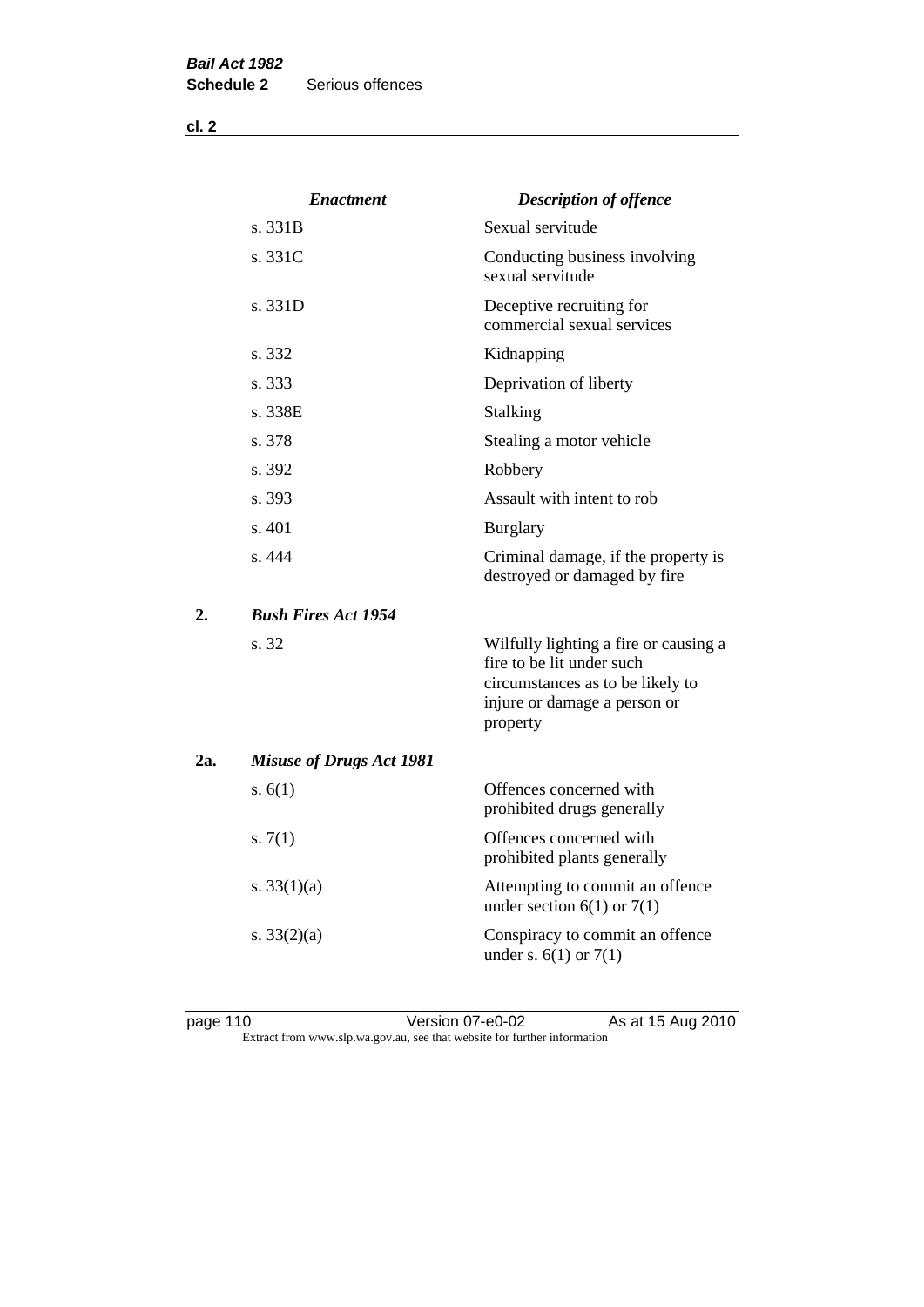| | *Enactment* | *Description of offence* |
|---|---|---|
| | s. 331B | Sexual servitude |
| | s. 331C | Conducting business involving sexual servitude |
| | s. 331D | Deceptive recruiting for commercial sexual services |
| | s. 332 | Kidnapping |
| | s. 333 | Deprivation of liberty |
| | s. 338E | Stalking |
| | s. 378 | Stealing a motor vehicle |
| | s. 392 | Robbery |
| | s. 393 | Assault with intent to rob |
| | s. 401 | Burglary |
| | s. 444 | Criminal damage, if the property is destroyed or damaged by fire |
| **2.** | ***Bush Fires Act 1954*** | |
| | s. 32 | Wilfully lighting a fire or causing a fire to be lit under such circumstances as to be likely to injure or damage a person or property |
| **2a.** | ***Misuse of Drugs Act 1981*** | |
| | s. 6(1) | Offences concerned with prohibited drugs generally |
| | s. 7(1) | Offences concerned with prohibited plants generally |
| | s. 33(1)(a) | Attempting to commit an offence under section 6(1) or 7(1) |
| | s. 33(2)(a) | Conspiracy to commit an offence under s. 6(1) or 7(1) |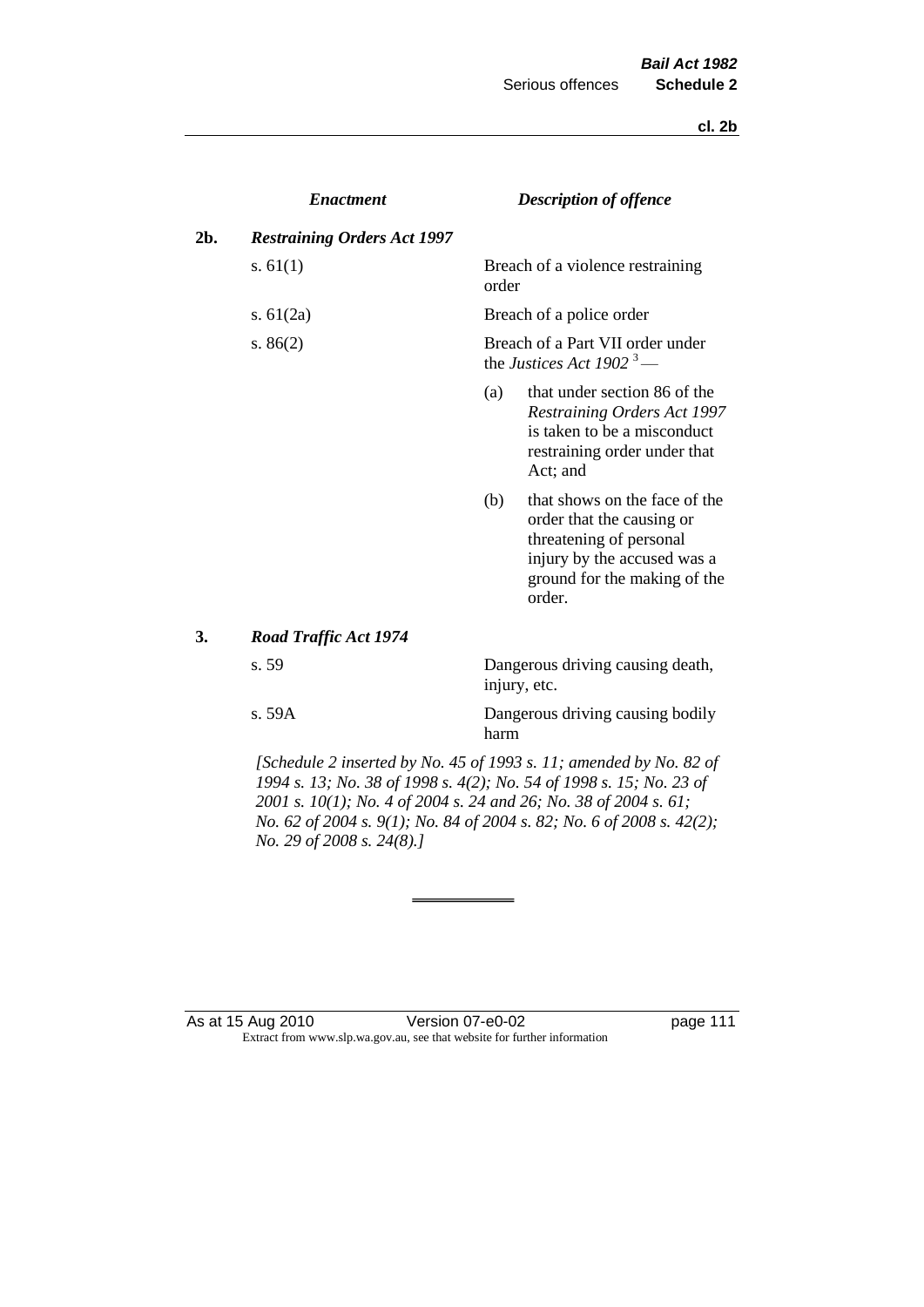| | *Enactment* | *Description of offence* |
|---|---|---|
| **2b.** | ***Restraining Orders Act 1997*** | |
| | s. 61(1) | Breach of a violence restraining order |
| | s. 61(2a) | Breach of a police order |
| | s. 86(2) | Breach of a Part VII order under the *Justices Act 1902* [3] — (a) that under section 86 of the *Restraining Orders Act 1997* is taken to be a misconduct restraining order under that Act; and (b) that shows on the face of the order that the causing or threatening of personal injury by the accused was a ground for the making of the order. |
| **3.** | ***Road Traffic Act 1974*** | |
| | s. 59 | Dangerous driving causing death, injury, etc. |
| | s. 59A | Dangerous driving causing bodily harm |

*[Schedule 2 inserted by No. 45 of 1993 s. 11; amended by No. 82 of 1994 s. 13; No. 38 of 1998 s. 4(2); No. 54 of 1998 s. 15; No. 23 of 2001 s. 10(1); No. 4 of 2004 s. 24 and 26; No. 38 of 2004 s. 61; No. 62 of 2004 s. 9(1); No. 84 of 2004 s. 82; No. 6 of 2008 s. 42(2); No. 29 of 2008 s. 24(8).]*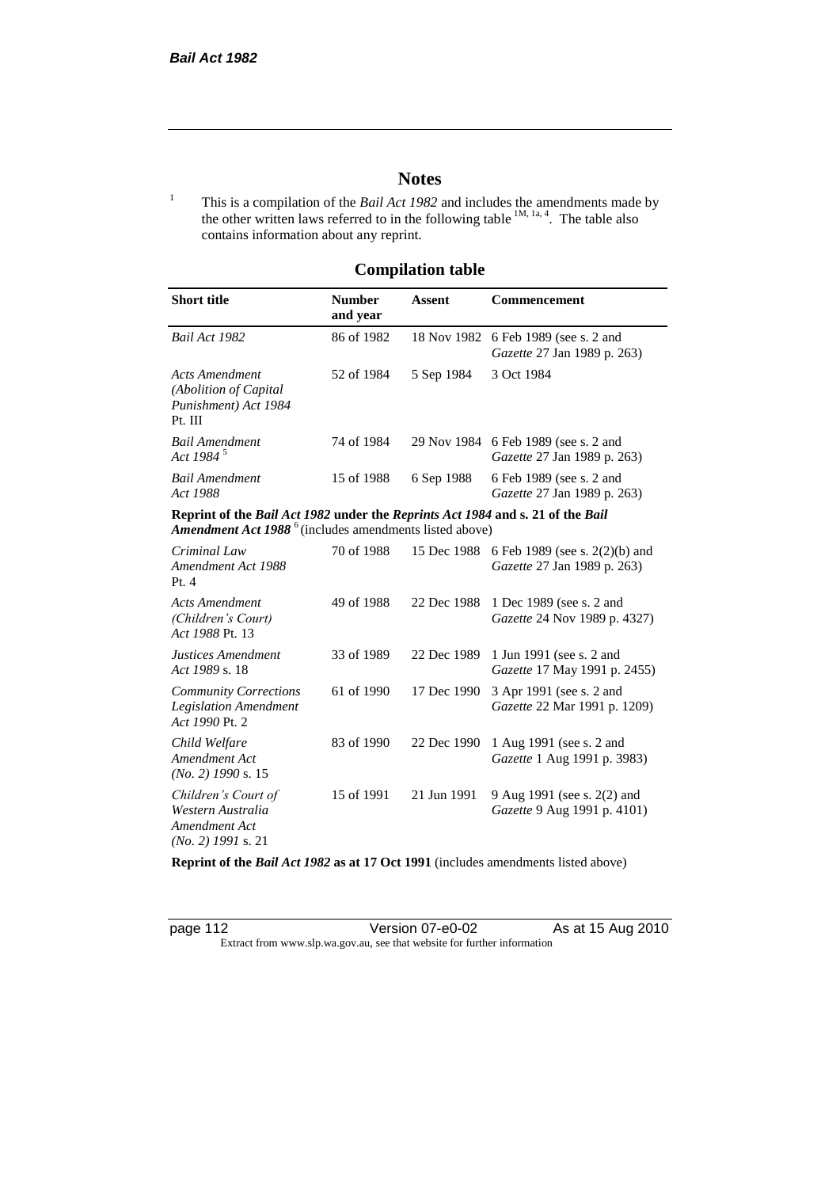# Notes

[1] This is a compilation of the *Bail Act 1982* and includes the amendments made by the other written laws referred to in the following table [1M, 1a, 4]. The table also contains information about any reprint.

## Compilation table

| Short title | Number and year | Assent | Commencement |
|---|---|---|---|
| *Bail Act 1982* | 86 of 1982 | 18 Nov 1982 | 6 Feb 1989 (see s. 2 and *Gazette* 27 Jan 1989 p. 263) |
| *Acts Amendment (Abolition of Capital Punishment) Act 1984* Pt. III | 52 of 1984 | 5 Sep 1984 | 3 Oct 1984 |
| *Bail Amendment Act 1984* [5] | 74 of 1984 | 29 Nov 1984 | 6 Feb 1989 (see s. 2 and *Gazette* 27 Jan 1989 p. 263) |
| *Bail Amendment Act 1988* | 15 of 1988 | 6 Sep 1988 | 6 Feb 1989 (see s. 2 and *Gazette* 27 Jan 1989 p. 263) |
| **Reprint of the *Bail Act 1982* under the *Reprints Act 1984* and s. 21 of the *Bail Amendment Act 1988*** [6] (includes amendments listed above) | | | |
| *Criminal Law Amendment Act 1988* Pt. 4 | 70 of 1988 | 15 Dec 1988 | 6 Feb 1989 (see s. 2(2)(b) and *Gazette* 27 Jan 1989 p. 263) |
| *Acts Amendment (Children's Court) Act 1988* Pt. 13 | 49 of 1988 | 22 Dec 1988 | 1 Dec 1989 (see s. 2 and *Gazette* 24 Nov 1989 p. 4327) |
| *Justices Amendment Act 1989* s. 18 | 33 of 1989 | 22 Dec 1989 | 1 Jun 1991 (see s. 2 and *Gazette* 17 May 1991 p. 2455) |
| *Community Corrections Legislation Amendment Act 1990* Pt. 2 | 61 of 1990 | 17 Dec 1990 | 3 Apr 1991 (see s. 2 and *Gazette* 22 Mar 1991 p. 1209) |
| *Child Welfare Amendment Act (No. 2) 1990* s. 15 | 83 of 1990 | 22 Dec 1990 | 1 Aug 1991 (see s. 2 and *Gazette* 1 Aug 1991 p. 3983) |
| *Children's Court of Western Australia Amendment Act (No. 2) 1991* s. 21 | 15 of 1991 | 21 Jun 1991 | 9 Aug 1991 (see s. 2(2) and *Gazette* 9 Aug 1991 p. 4101) |
| **Reprint of the *Bail Act 1982* as at 17 Oct 1991** (includes amendments listed above) | | | |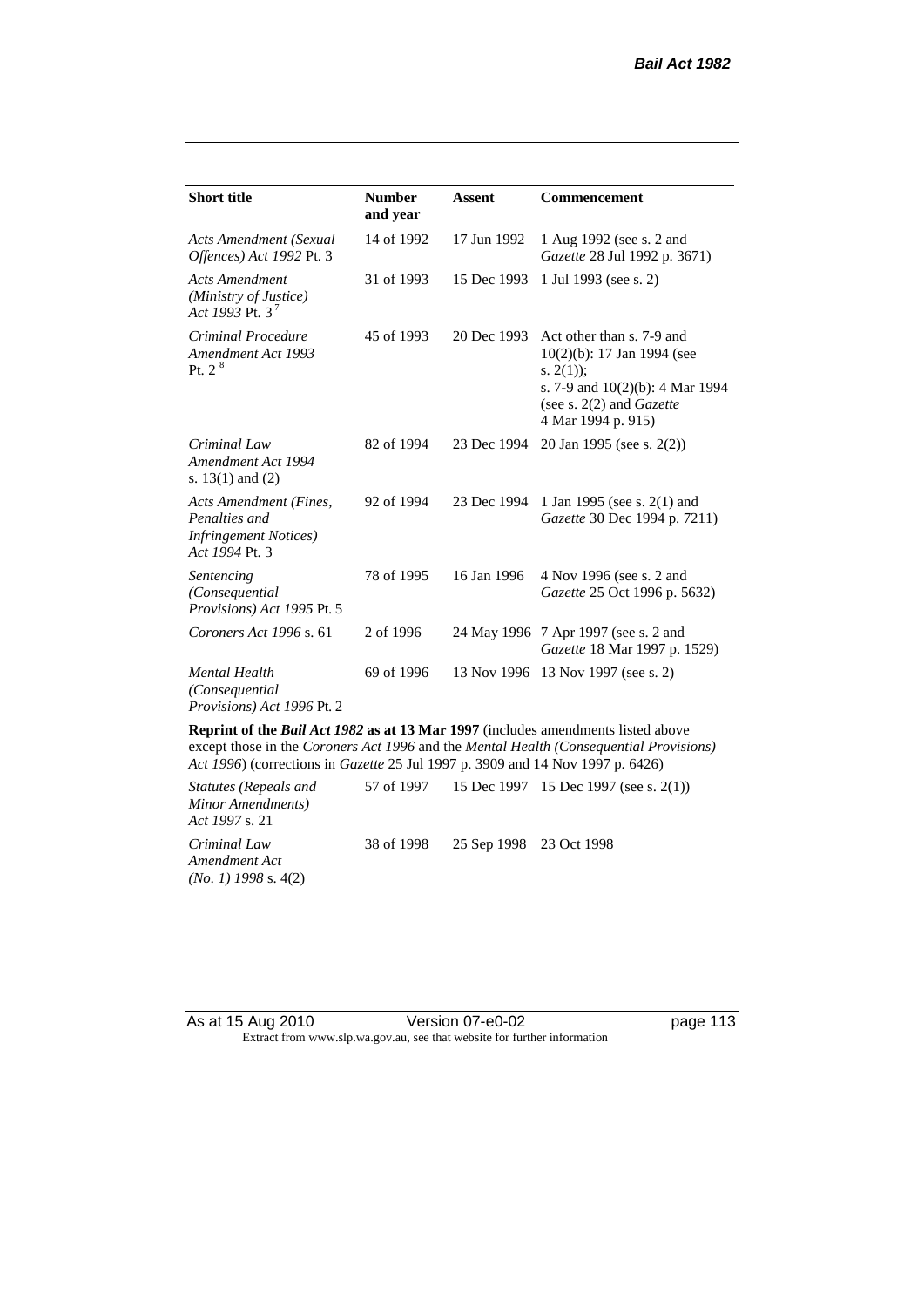| Short title | Number and year | Assent | Commencement |
|---|---|---|---|
| *Acts Amendment (Sexual Offences) Act 1992* Pt. 3 | 14 of 1992 | 17 Jun 1992 | 1 Aug 1992 (see s. 2 and *Gazette* 28 Jul 1992 p. 3671) |
| *Acts Amendment (Ministry of Justice) Act 1993* Pt. 3 [7] | 31 of 1993 | 15 Dec 1993 | 1 Jul 1993 (see s. 2) |
| *Criminal Procedure Amendment Act 1993* Pt. 2 [8] | 45 of 1993 | 20 Dec 1993 | Act other than s. 7-9 and 10(2)(b): 17 Jan 1994 (see s. 2(1)); s. 7-9 and 10(2)(b): 4 Mar 1994 (see s. 2(2) and *Gazette* 4 Mar 1994 p. 915) |
| *Criminal Law Amendment Act 1994* s. 13(1) and (2) | 82 of 1994 | 23 Dec 1994 | 20 Jan 1995 (see s. 2(2)) |
| *Acts Amendment (Fines, Penalties and Infringement Notices) Act 1994* Pt. 3 | 92 of 1994 | 23 Dec 1994 | 1 Jan 1995 (see s. 2(1) and *Gazette* 30 Dec 1994 p. 7211) |
| *Sentencing (Consequential Provisions) Act 1995* Pt. 5 | 78 of 1995 | 16 Jan 1996 | 4 Nov 1996 (see s. 2 and *Gazette* 25 Oct 1996 p. 5632) |
| *Coroners Act 1996* s. 61 | 2 of 1996 | 24 May 1996 | 7 Apr 1997 (see s. 2 and *Gazette* 18 Mar 1997 p. 1529) |
| *Mental Health (Consequential Provisions) Act 1996* Pt. 2 | 69 of 1996 | 13 Nov 1996 | 13 Nov 1997 (see s. 2) |
| **Reprint of the *Bail Act 1982* as at 13 Mar 1997** (includes amendments listed above except those in the *Coroners Act 1996* and the *Mental Health (Consequential Provisions) Act 1996*) (corrections in *Gazette* 25 Jul 1997 p. 3909 and 14 Nov 1997 p. 6426) | | | |
| *Statutes (Repeals and Minor Amendments) Act 1997* s. 21 | 57 of 1997 | 15 Dec 1997 | 15 Dec 1997 (see s. 2(1)) |
| *Criminal Law Amendment Act (No. 1) 1998* s. 4(2) | 38 of 1998 | 25 Sep 1998 | 23 Oct 1998 |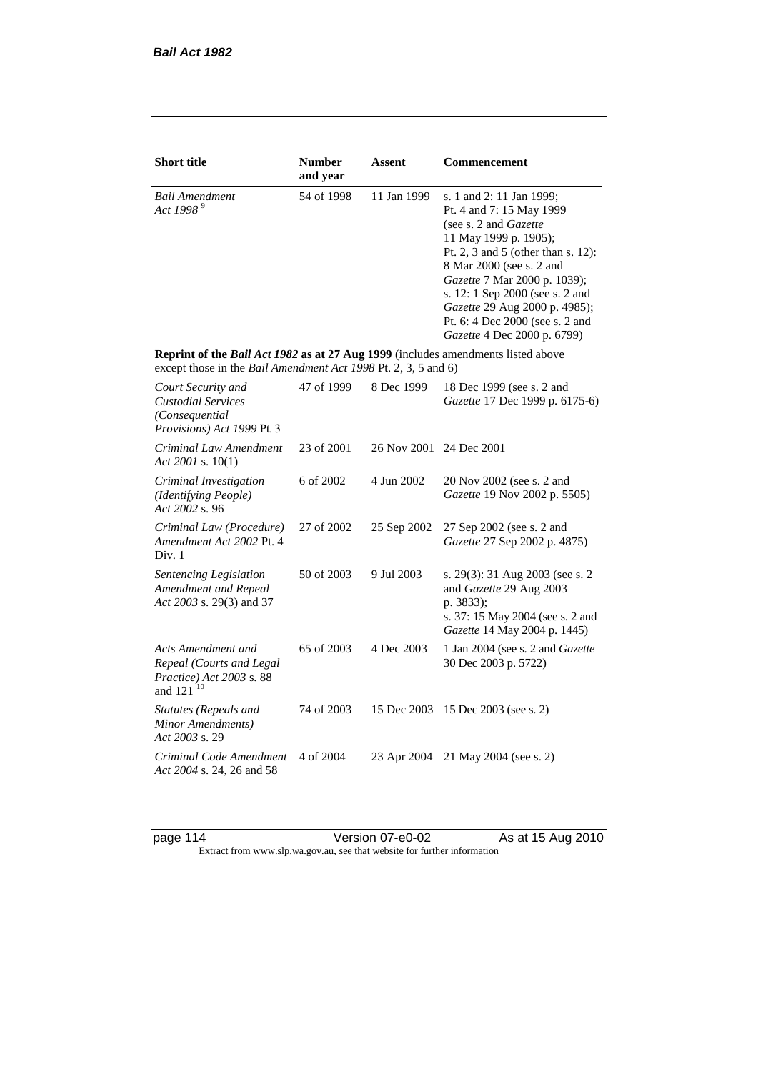| Short title | Number and year | Assent | Commencement |
|---|---|---|---|
| *Bail Amendment Act 1998* [9] | 54 of 1998 | 11 Jan 1999 | s. 1 and 2: 11 Jan 1999; Pt. 4 and 7: 15 May 1999 (see s. 2 and *Gazette* 11 May 1999 p. 1905); Pt. 2, 3 and 5 (other than s. 12): 8 Mar 2000 (see s. 2 and *Gazette* 7 Mar 2000 p. 1039); s. 12: 1 Sep 2000 (see s. 2 and *Gazette* 29 Aug 2000 p. 4985); Pt. 6: 4 Dec 2000 (see s. 2 and *Gazette* 4 Dec 2000 p. 6799) |
| **Reprint of the *Bail Act 1982* as at 27 Aug 1999** (includes amendments listed above except those in the *Bail Amendment Act 1998* Pt. 2, 3, 5 and 6) | | | |
| *Court Security and Custodial Services (Consequential Provisions) Act 1999* Pt. 3 | 47 of 1999 | 8 Dec 1999 | 18 Dec 1999 (see s. 2 and *Gazette* 17 Dec 1999 p. 6175-6) |
| *Criminal Law Amendment Act 2001* s. 10(1) | 23 of 2001 | 26 Nov 2001 | 24 Dec 2001 |
| *Criminal Investigation (Identifying People) Act 2002* s. 96 | 6 of 2002 | 4 Jun 2002 | 20 Nov 2002 (see s. 2 and *Gazette* 19 Nov 2002 p. 5505) |
| *Criminal Law (Procedure) Amendment Act 2002* Pt. 4 Div. 1 | 27 of 2002 | 25 Sep 2002 | 27 Sep 2002 (see s. 2 and *Gazette* 27 Sep 2002 p. 4875) |
| *Sentencing Legislation Amendment and Repeal Act 2003* s. 29(3) and 37 | 50 of 2003 | 9 Jul 2003 | s. 29(3): 31 Aug 2003 (see s. 2 and *Gazette* 29 Aug 2003 p. 3833); s. 37: 15 May 2004 (see s. 2 and *Gazette* 14 May 2004 p. 1445) |
| *Acts Amendment and Repeal (Courts and Legal Practice) Act 2003* s. 88 and 121 [10] | 65 of 2003 | 4 Dec 2003 | 1 Jan 2004 (see s. 2 and *Gazette* 30 Dec 2003 p. 5722) |
| *Statutes (Repeals and Minor Amendments) Act 2003* s. 29 | 74 of 2003 | 15 Dec 2003 | 15 Dec 2003 (see s. 2) |
| *Criminal Code Amendment Act 2004* s. 24, 26 and 58 | 4 of 2004 | 23 Apr 2004 | 21 May 2004 (see s. 2) |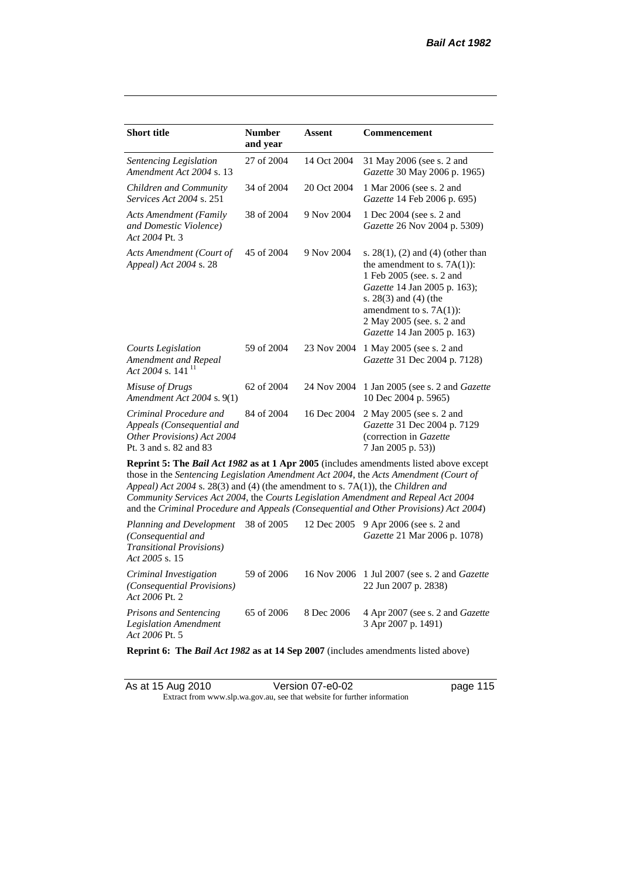| Short title | Number and year | Assent | Commencement |
|---|---|---|---|
| *Sentencing Legislation Amendment Act 2004* s. 13 | 27 of 2004 | 14 Oct 2004 | 31 May 2006 (see s. 2 and *Gazette* 30 May 2006 p. 1965) |
| *Children and Community Services Act 2004* s. 251 | 34 of 2004 | 20 Oct 2004 | 1 Mar 2006 (see s. 2 and *Gazette* 14 Feb 2006 p. 695) |
| *Acts Amendment (Family and Domestic Violence) Act 2004* Pt. 3 | 38 of 2004 | 9 Nov 2004 | 1 Dec 2004 (see s. 2 and *Gazette* 26 Nov 2004 p. 5309) |
| *Acts Amendment (Court of Appeal) Act 2004* s. 28 | 45 of 2004 | 9 Nov 2004 | s. 28(1), (2) and (4) (other than the amendment to s. 7A(1)): 1 Feb 2005 (see. s. 2 and *Gazette* 14 Jan 2005 p. 163); s. 28(3) and (4) (the amendment to s. 7A(1)): 2 May 2005 (see. s. 2 and *Gazette* 14 Jan 2005 p. 163) |
| *Courts Legislation Amendment and Repeal Act 2004* s. 141 [11] | 59 of 2004 | 23 Nov 2004 | 1 May 2005 (see s. 2 and *Gazette* 31 Dec 2004 p. 7128) |
| *Misuse of Drugs Amendment Act 2004* s. 9(1) | 62 of 2004 | 24 Nov 2004 | 1 Jan 2005 (see s. 2 and *Gazette* 10 Dec 2004 p. 5965) |
| *Criminal Procedure and Appeals (Consequential and Other Provisions) Act 2004* Pt. 3 and s. 82 and 83 | 84 of 2004 | 16 Dec 2004 | 2 May 2005 (see s. 2 and *Gazette* 31 Dec 2004 p. 7129 (correction in *Gazette* 7 Jan 2005 p. 53)) |
| **Reprint 5: The *Bail Act 1982* as at 1 Apr 2005** (includes amendments listed above except those in the *Sentencing Legislation Amendment Act 2004*, the *Acts Amendment (Court of Appeal) Act 2004* s. 28(3) and (4) (the amendment to s. 7A(1)), the *Children and Community Services Act 2004*, the *Courts Legislation Amendment and Repeal Act 2004* and the *Criminal Procedure and Appeals (Consequential and Other Provisions) Act 2004*) | | | |
| *Planning and Development (Consequential and Transitional Provisions) Act 2005* s. 15 | 38 of 2005 | 12 Dec 2005 | 9 Apr 2006 (see s. 2 and *Gazette* 21 Mar 2006 p. 1078) |
| *Criminal Investigation (Consequential Provisions) Act 2006* Pt. 2 | 59 of 2006 | 16 Nov 2006 | 1 Jul 2007 (see s. 2 and *Gazette* 22 Jun 2007 p. 2838) |
| *Prisons and Sentencing Legislation Amendment Act 2006* Pt. 5 | 65 of 2006 | 8 Dec 2006 | 4 Apr 2007 (see s. 2 and *Gazette* 3 Apr 2007 p. 1491) |
| **Reprint 6: The *Bail Act 1982* as at 14 Sep 2007** (includes amendments listed above) | | | |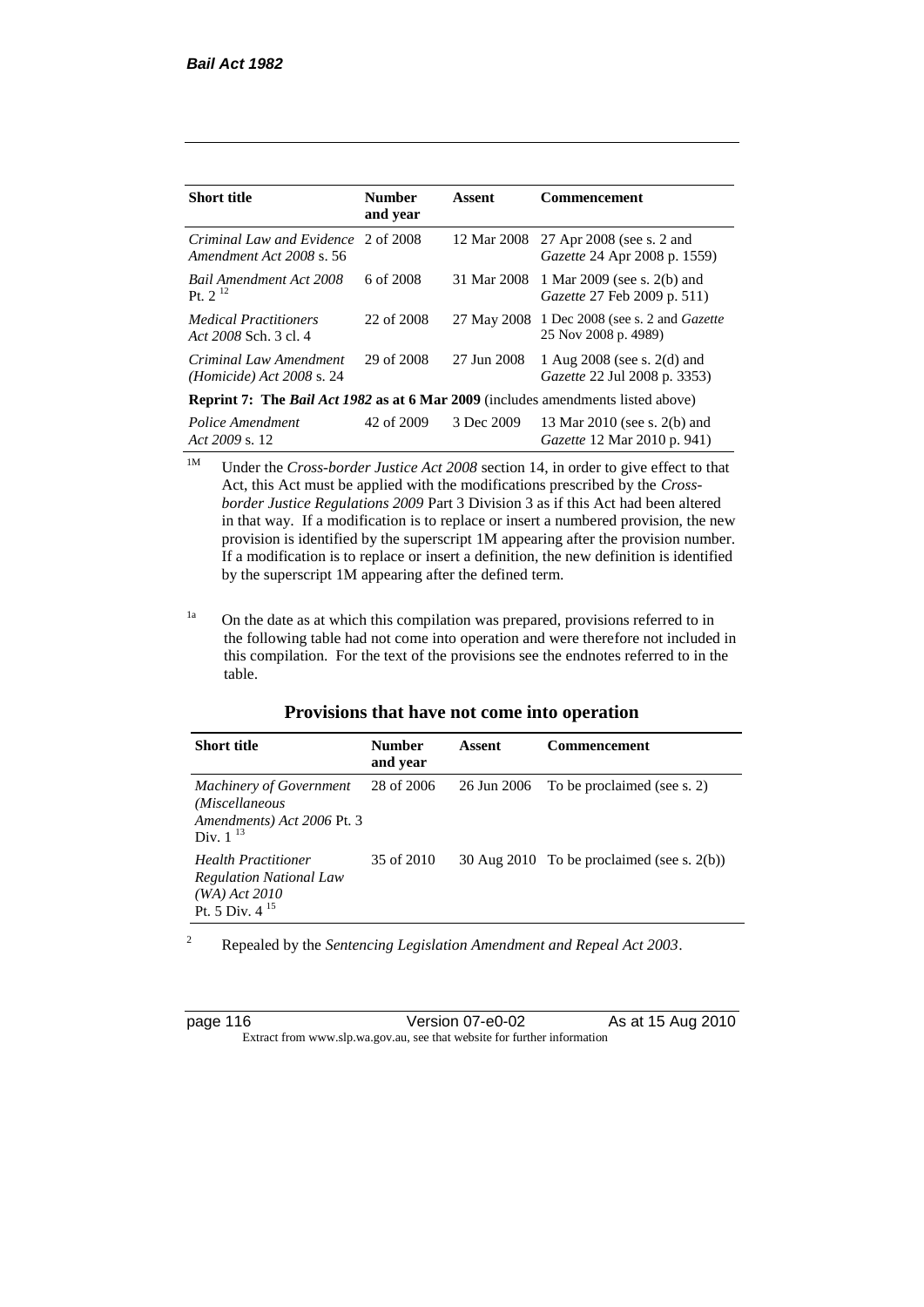| Short title | Number and year | Assent | Commencement |
|---|---|---|---|
| *Criminal Law and Evidence Amendment Act 2008* s. 56 | 2 of 2008 | 12 Mar 2008 | 27 Apr 2008 (see s. 2 and *Gazette* 24 Apr 2008 p. 1559) |
| *Bail Amendment Act 2008* Pt. 2 [12] | 6 of 2008 | 31 Mar 2008 | 1 Mar 2009 (see s. 2(b) and *Gazette* 27 Feb 2009 p. 511) |
| *Medical Practitioners Act 2008* Sch. 3 cl. 4 | 22 of 2008 | 27 May 2008 | 1 Dec 2008 (see s. 2 and *Gazette* 25 Nov 2008 p. 4989) |
| *Criminal Law Amendment (Homicide) Act 2008* s. 24 | 29 of 2008 | 27 Jun 2008 | 1 Aug 2008 (see s. 2(d) and *Gazette* 22 Jul 2008 p. 3353) |
| **Reprint 7: The *Bail Act 1982* as at 6 Mar 2009** (includes amendments listed above) | | | |
| *Police Amendment Act 2009* s. 12 | 42 of 2009 | 3 Dec 2009 | 13 Mar 2010 (see s. 2(b) and *Gazette* 12 Mar 2010 p. 941) |

[1M] Under the *Cross-border Justice Act 2008* section 14, in order to give effect to that Act, this Act must be applied with the modifications prescribed by the *Cross-border Justice Regulations 2009* Part 3 Division 3 as if this Act had been altered in that way. If a modification is to replace or insert a numbered provision, the new provision is identified by the superscript 1M appearing after the provision number. If a modification is to replace or insert a definition, the new definition is identified by the superscript 1M appearing after the defined term.

[1a] On the date as at which this compilation was prepared, provisions referred to in the following table had not come into operation and were therefore not included in this compilation. For the text of the provisions see the endnotes referred to in the table.

## Provisions that have not come into operation

| Short title | Number and year | Assent | Commencement |
|---|---|---|---|
| *Machinery of Government (Miscellaneous Amendments) Act 2006* Pt. 3 Div. 1 [13] | 28 of 2006 | 26 Jun 2006 | To be proclaimed (see s. 2) |
| *Health Practitioner Regulation National Law (WA) Act 2010* Pt. 5 Div. 4 [15] | 35 of 2010 | 30 Aug 2010 | To be proclaimed (see s. 2(b)) |

[2] Repealed by the *Sentencing Legislation Amendment and Repeal Act 2003*.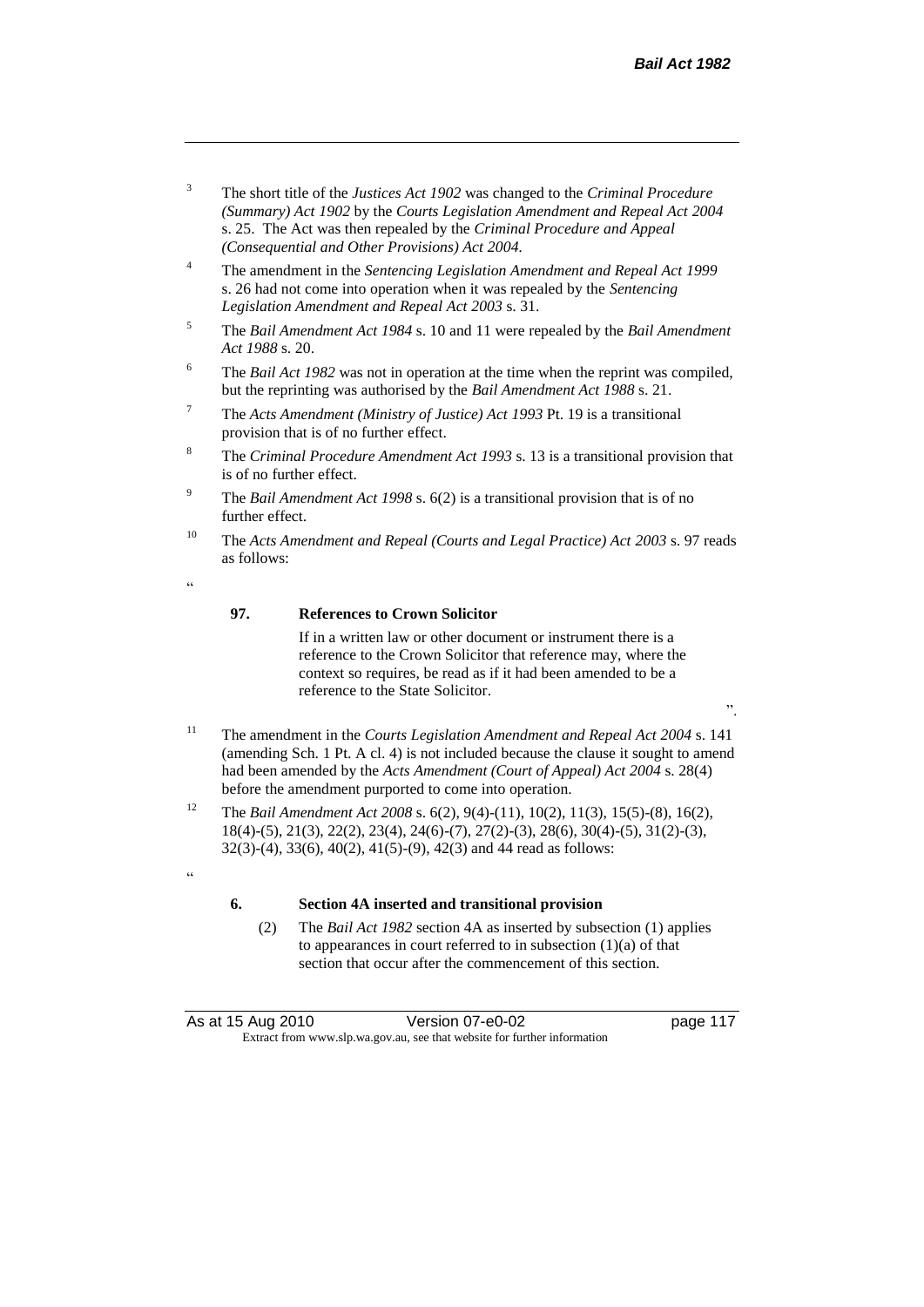[3] The short title of the *Justices Act 1902* was changed to the *Criminal Procedure (Summary) Act 1902* by the *Courts Legislation Amendment and Repeal Act 2004* s. 25. The Act was then repealed by the *Criminal Procedure and Appeal (Consequential and Other Provisions) Act 2004.*

[4] The amendment in the *Sentencing Legislation Amendment and Repeal Act 1999* s. 26 had not come into operation when it was repealed by the *Sentencing Legislation Amendment and Repeal Act 2003* s. 31.

[5] The *Bail Amendment Act 1984* s. 10 and 11 were repealed by the *Bail Amendment Act 1988* s. 20.

[6] The *Bail Act 1982* was not in operation at the time when the reprint was compiled, but the reprinting was authorised by the *Bail Amendment Act 1988* s. 21.

[7] The *Acts Amendment (Ministry of Justice) Act 1993* Pt. 19 is a transitional provision that is of no further effect.

[8] The *Criminal Procedure Amendment Act 1993* s. 13 is a transitional provision that is of no further effect.

[9] The *Bail Amendment Act 1998* s. 6(2) is a transitional provision that is of no further effect.

[10] The *Acts Amendment and Repeal (Courts and Legal Practice) Act 2003* s. 97 reads as follows:

"

**97. References to Crown Solicitor**

If in a written law or other document or instrument there is a reference to the Crown Solicitor that reference may, where the context so requires, be read as if it had been amended to be a reference to the State Solicitor.

".

[11] The amendment in the *Courts Legislation Amendment and Repeal Act 2004* s. 141 (amending Sch. 1 Pt. A cl. 4) is not included because the clause it sought to amend had been amended by the *Acts Amendment (Court of Appeal) Act 2004* s. 28(4) before the amendment purported to come into operation.

[12] The *Bail Amendment Act 2008* s. 6(2), 9(4)-(11), 10(2), 11(3), 15(5)-(8), 16(2), 18(4)-(5), 21(3), 22(2), 23(4), 24(6)-(7), 27(2)-(3), 28(6), 30(4)-(5), 31(2)-(3), 32(3)-(4), 33(6), 40(2), 41(5)-(9), 42(3) and 44 read as follows:

"

**6. Section 4A inserted and transitional provision**

(2) The *Bail Act 1982* section 4A as inserted by subsection (1) applies to appearances in court referred to in subsection (1)(a) of that section that occur after the commencement of this section.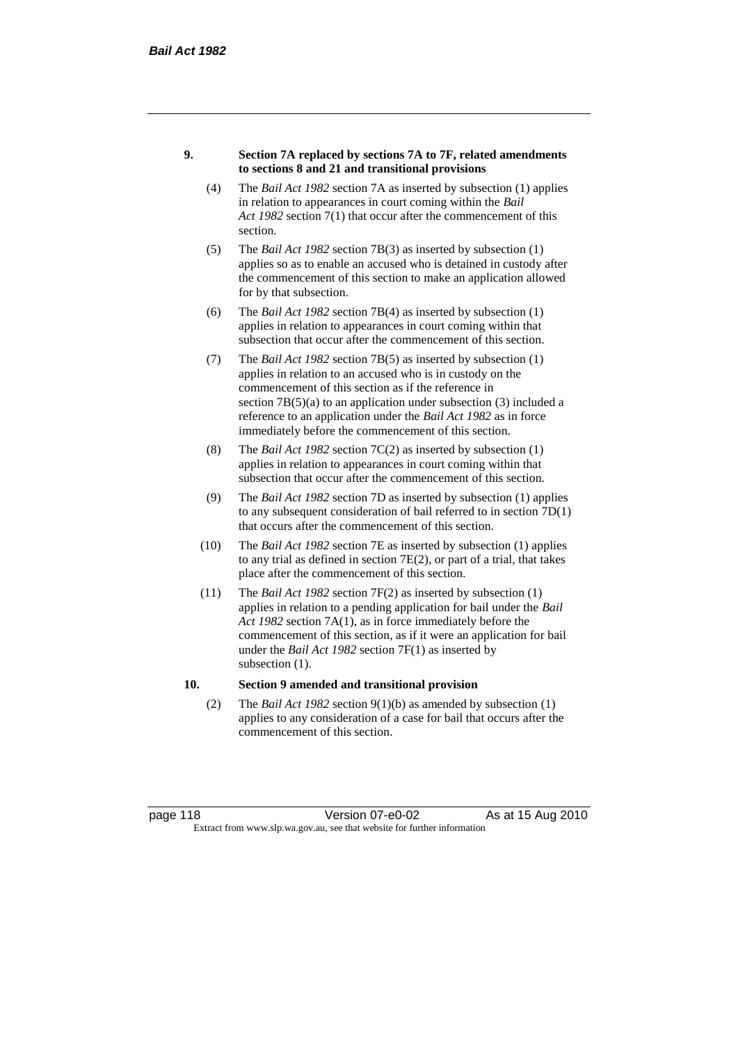**9. Section 7A replaced by sections 7A to 7F, related amendments to sections 8 and 21 and transitional provisions**

(4) The *Bail Act 1982* section 7A as inserted by subsection (1) applies in relation to appearances in court coming within the *Bail Act 1982* section 7(1) that occur after the commencement of this section.

(5) The *Bail Act 1982* section 7B(3) as inserted by subsection (1) applies so as to enable an accused who is detained in custody after the commencement of this section to make an application allowed for by that subsection.

(6) The *Bail Act 1982* section 7B(4) as inserted by subsection (1) applies in relation to appearances in court coming within that subsection that occur after the commencement of this section.

(7) The *Bail Act 1982* section 7B(5) as inserted by subsection (1) applies in relation to an accused who is in custody on the commencement of this section as if the reference in section 7B(5)(a) to an application under subsection (3) included a reference to an application under the *Bail Act 1982* as in force immediately before the commencement of this section.

(8) The *Bail Act 1982* section 7C(2) as inserted by subsection (1) applies in relation to appearances in court coming within that subsection that occur after the commencement of this section.

(9) The *Bail Act 1982* section 7D as inserted by subsection (1) applies to any subsequent consideration of bail referred to in section 7D(1) that occurs after the commencement of this section.

(10) The *Bail Act 1982* section 7E as inserted by subsection (1) applies to any trial as defined in section 7E(2), or part of a trial, that takes place after the commencement of this section.

(11) The *Bail Act 1982* section 7F(2) as inserted by subsection (1) applies in relation to a pending application for bail under the *Bail Act 1982* section 7A(1), as in force immediately before the commencement of this section, as if it were an application for bail under the *Bail Act 1982* section 7F(1) as inserted by subsection (1).

**10. Section 9 amended and transitional provision**

(2) The *Bail Act 1982* section 9(1)(b) as amended by subsection (1) applies to any consideration of a case for bail that occurs after the commencement of this section.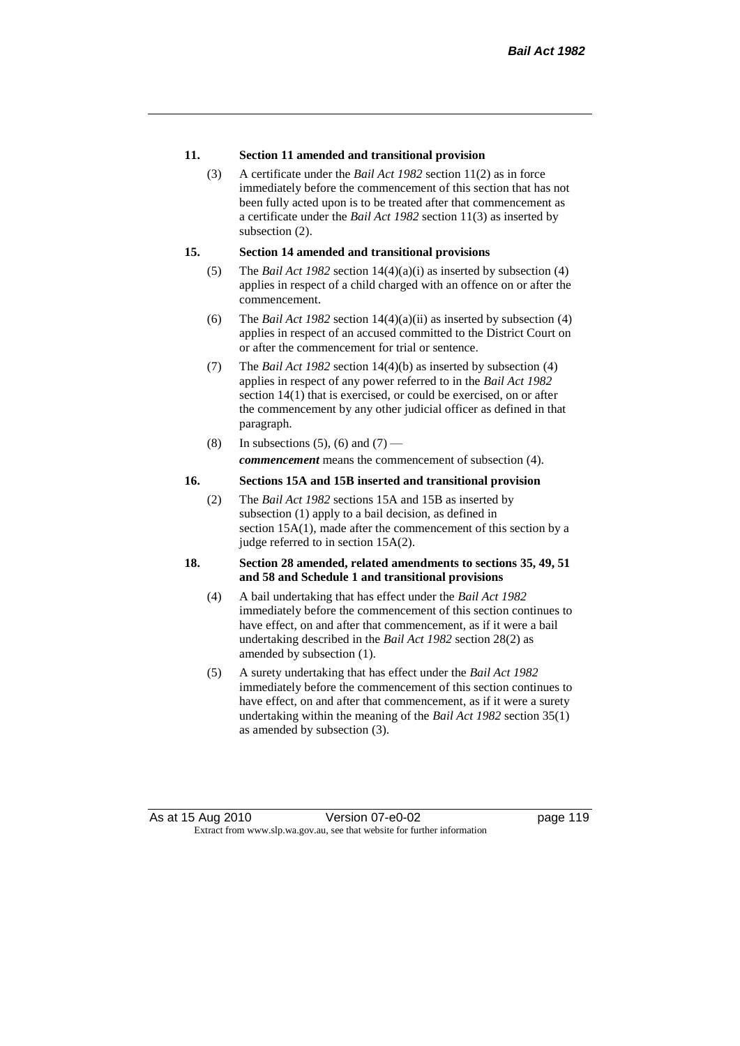**11. Section 11 amended and transitional provision**

(3) A certificate under the *Bail Act 1982* section 11(2) as in force immediately before the commencement of this section that has not been fully acted upon is to be treated after that commencement as a certificate under the *Bail Act 1982* section 11(3) as inserted by subsection (2).

**15. Section 14 amended and transitional provisions**

(5) The *Bail Act 1982* section 14(4)(a)(i) as inserted by subsection (4) applies in respect of a child charged with an offence on or after the commencement.

(6) The *Bail Act 1982* section 14(4)(a)(ii) as inserted by subsection (4) applies in respect of an accused committed to the District Court on or after the commencement for trial or sentence.

(7) The *Bail Act 1982* section 14(4)(b) as inserted by subsection (4) applies in respect of any power referred to in the *Bail Act 1982* section 14(1) that is exercised, or could be exercised, on or after the commencement by any other judicial officer as defined in that paragraph.

(8) In subsections (5), (6) and (7) —

***commencement*** means the commencement of subsection (4).

**16. Sections 15A and 15B inserted and transitional provision**

(2) The *Bail Act 1982* sections 15A and 15B as inserted by subsection (1) apply to a bail decision, as defined in section 15A(1), made after the commencement of this section by a judge referred to in section 15A(2).

**18. Section 28 amended, related amendments to sections 35, 49, 51 and 58 and Schedule 1 and transitional provisions**

(4) A bail undertaking that has effect under the *Bail Act 1982* immediately before the commencement of this section continues to have effect, on and after that commencement, as if it were a bail undertaking described in the *Bail Act 1982* section 28(2) as amended by subsection (1).

(5) A surety undertaking that has effect under the *Bail Act 1982* immediately before the commencement of this section continues to have effect, on and after that commencement, as if it were a surety undertaking within the meaning of the *Bail Act 1982* section 35(1) as amended by subsection (3).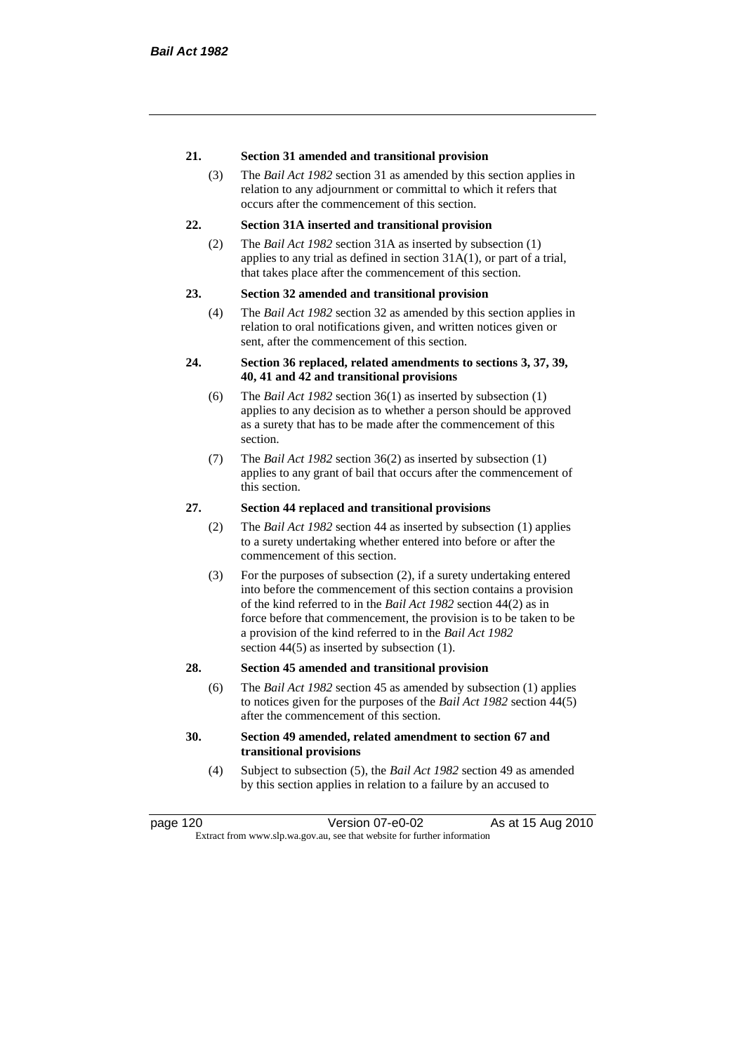**21. Section 31 amended and transitional provision**

(3) The *Bail Act 1982* section 31 as amended by this section applies in relation to any adjournment or committal to which it refers that occurs after the commencement of this section.

**22. Section 31A inserted and transitional provision**

(2) The *Bail Act 1982* section 31A as inserted by subsection (1) applies to any trial as defined in section 31A(1), or part of a trial, that takes place after the commencement of this section.

**23. Section 32 amended and transitional provision**

(4) The *Bail Act 1982* section 32 as amended by this section applies in relation to oral notifications given, and written notices given or sent, after the commencement of this section.

**24. Section 36 replaced, related amendments to sections 3, 37, 39, 40, 41 and 42 and transitional provisions**

(6) The *Bail Act 1982* section 36(1) as inserted by subsection (1) applies to any decision as to whether a person should be approved as a surety that has to be made after the commencement of this section.

(7) The *Bail Act 1982* section 36(2) as inserted by subsection (1) applies to any grant of bail that occurs after the commencement of this section.

**27. Section 44 replaced and transitional provisions**

(2) The *Bail Act 1982* section 44 as inserted by subsection (1) applies to a surety undertaking whether entered into before or after the commencement of this section.

(3) For the purposes of subsection (2), if a surety undertaking entered into before the commencement of this section contains a provision of the kind referred to in the *Bail Act 1982* section 44(2) as in force before that commencement, the provision is to be taken to be a provision of the kind referred to in the *Bail Act 1982* section 44(5) as inserted by subsection (1).

**28. Section 45 amended and transitional provision**

(6) The *Bail Act 1982* section 45 as amended by subsection (1) applies to notices given for the purposes of the *Bail Act 1982* section 44(5) after the commencement of this section.

**30. Section 49 amended, related amendment to section 67 and transitional provisions**

(4) Subject to subsection (5), the *Bail Act 1982* section 49 as amended by this section applies in relation to a failure by an accused to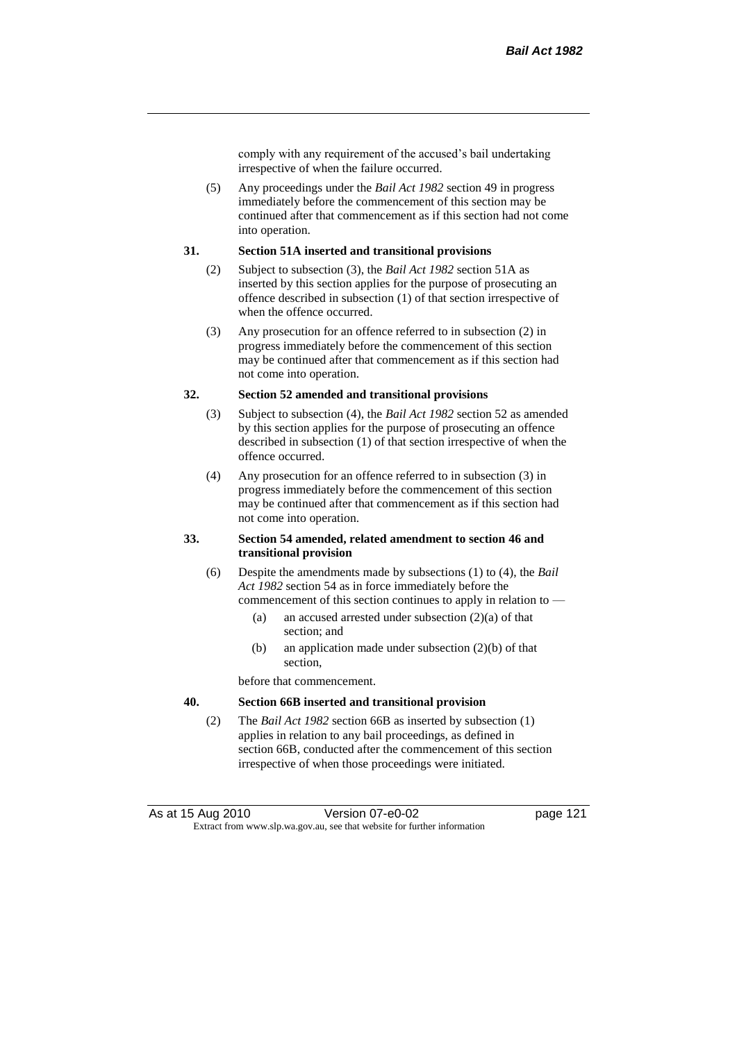comply with any requirement of the accused's bail undertaking irrespective of when the failure occurred.

(5) Any proceedings under the *Bail Act 1982* section 49 in progress immediately before the commencement of this section may be continued after that commencement as if this section had not come into operation.

**31. Section 51A inserted and transitional provisions**

(2) Subject to subsection (3), the *Bail Act 1982* section 51A as inserted by this section applies for the purpose of prosecuting an offence described in subsection (1) of that section irrespective of when the offence occurred.

(3) Any prosecution for an offence referred to in subsection (2) in progress immediately before the commencement of this section may be continued after that commencement as if this section had not come into operation.

**32. Section 52 amended and transitional provisions**

(3) Subject to subsection (4), the *Bail Act 1982* section 52 as amended by this section applies for the purpose of prosecuting an offence described in subsection (1) of that section irrespective of when the offence occurred.

(4) Any prosecution for an offence referred to in subsection (3) in progress immediately before the commencement of this section may be continued after that commencement as if this section had not come into operation.

**33. Section 54 amended, related amendment to section 46 and transitional provision**

(6) Despite the amendments made by subsections (1) to (4), the *Bail Act 1982* section 54 as in force immediately before the commencement of this section continues to apply in relation to —

(a) an accused arrested under subsection (2)(a) of that section; and

(b) an application made under subsection (2)(b) of that section,

before that commencement.

**40. Section 66B inserted and transitional provision**

(2) The *Bail Act 1982* section 66B as inserted by subsection (1) applies in relation to any bail proceedings, as defined in section 66B, conducted after the commencement of this section irrespective of when those proceedings were initiated.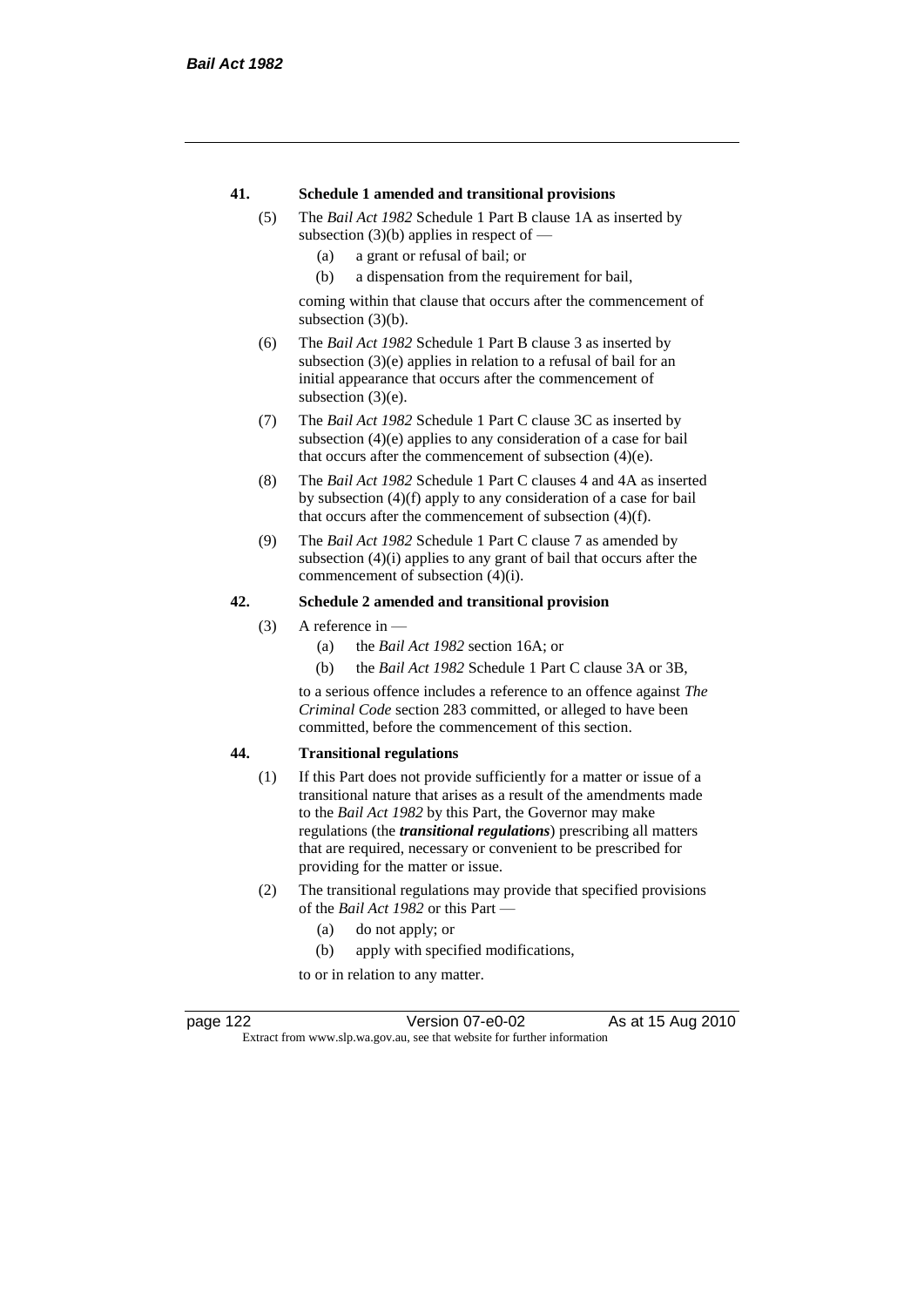#### 41. Schedule 1 amended and transitional provisions

(5) The *Bail Act 1982* Schedule 1 Part B clause 1A as inserted by subsection (3)(b) applies in respect of —

- (a) a grant or refusal of bail; or
- (b) a dispensation from the requirement for bail,

coming within that clause that occurs after the commencement of subsection (3)(b).

(6) The *Bail Act 1982* Schedule 1 Part B clause 3 as inserted by subsection (3)(e) applies in relation to a refusal of bail for an initial appearance that occurs after the commencement of subsection (3)(e).

(7) The *Bail Act 1982* Schedule 1 Part C clause 3C as inserted by subsection (4)(e) applies to any consideration of a case for bail that occurs after the commencement of subsection (4)(e).

(8) The *Bail Act 1982* Schedule 1 Part C clauses 4 and 4A as inserted by subsection (4)(f) apply to any consideration of a case for bail that occurs after the commencement of subsection (4)(f).

(9) The *Bail Act 1982* Schedule 1 Part C clause 7 as amended by subsection (4)(i) applies to any grant of bail that occurs after the commencement of subsection (4)(i).

#### 42. Schedule 2 amended and transitional provision

(3) A reference in —

- (a) the *Bail Act 1982* section 16A; or
- (b) the *Bail Act 1982* Schedule 1 Part C clause 3A or 3B,

to a serious offence includes a reference to an offence against *The Criminal Code* section 283 committed, or alleged to have been committed, before the commencement of this section.

#### 44. Transitional regulations

(1) If this Part does not provide sufficiently for a matter or issue of a transitional nature that arises as a result of the amendments made to the *Bail Act 1982* by this Part, the Governor may make regulations (the ***transitional regulations***) prescribing all matters that are required, necessary or convenient to be prescribed for providing for the matter or issue.

(2) The transitional regulations may provide that specified provisions of the *Bail Act 1982* or this Part —

- (a) do not apply; or
- (b) apply with specified modifications,

to or in relation to any matter.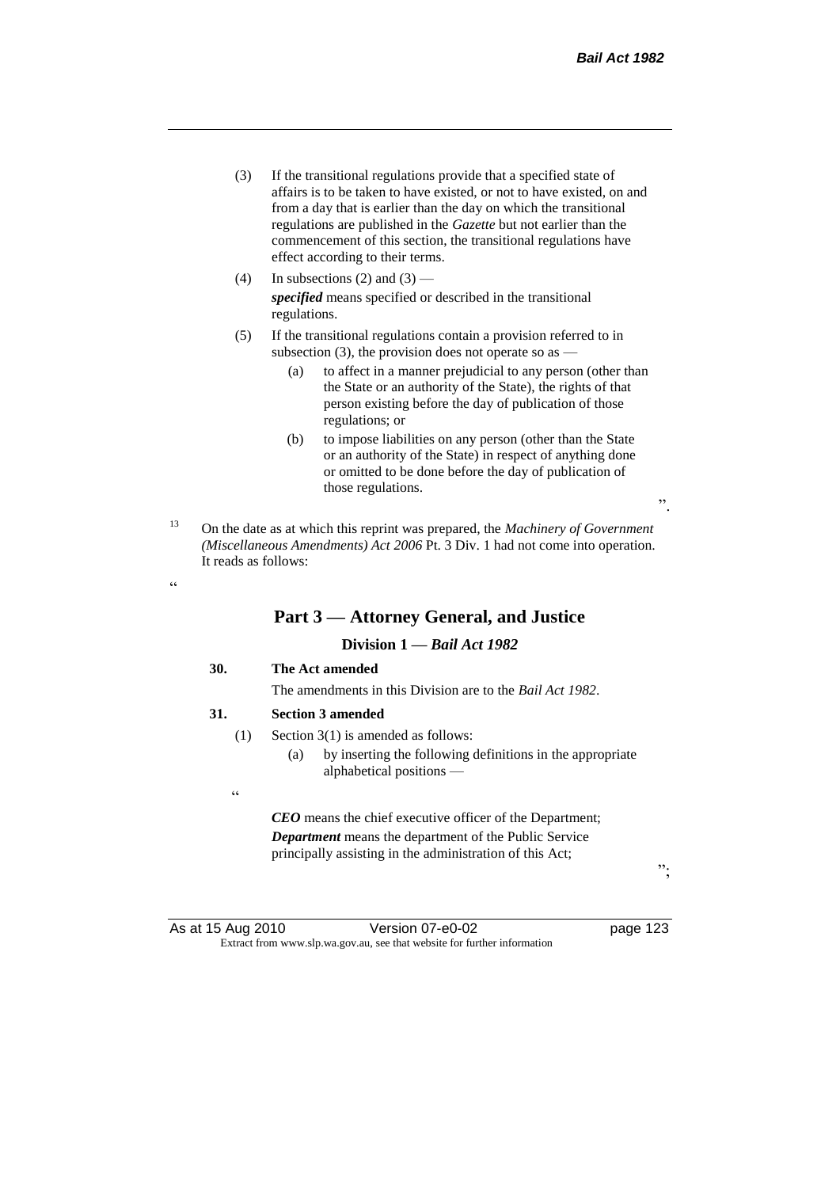(3) If the transitional regulations provide that a specified state of affairs is to be taken to have existed, or not to have existed, on and from a day that is earlier than the day on which the transitional regulations are published in the *Gazette* but not earlier than the commencement of this section, the transitional regulations have effect according to their terms.

(4) In subsections (2) and (3) —

***specified*** means specified or described in the transitional regulations.

(5) If the transitional regulations contain a provision referred to in subsection (3), the provision does not operate so as —

(a) to affect in a manner prejudicial to any person (other than the State or an authority of the State), the rights of that person existing before the day of publication of those regulations; or

(b) to impose liabilities on any person (other than the State or an authority of the State) in respect of anything done or omitted to be done before the day of publication of those regulations.

".

[13] On the date as at which this reprint was prepared, the *Machinery of Government (Miscellaneous Amendments) Act 2006* Pt. 3 Div. 1 had not come into operation. It reads as follows:

"

## Part 3 — Attorney General, and Justice

### Division 1 — *Bail Act 1982*

**30. The Act amended**

The amendments in this Division are to the *Bail Act 1982*.

**31. Section 3 amended**

(1) Section 3(1) is amended as follows:

(a) by inserting the following definitions in the appropriate alphabetical positions —

"

***CEO*** means the chief executive officer of the Department;

***Department*** means the department of the Public Service principally assisting in the administration of this Act;

";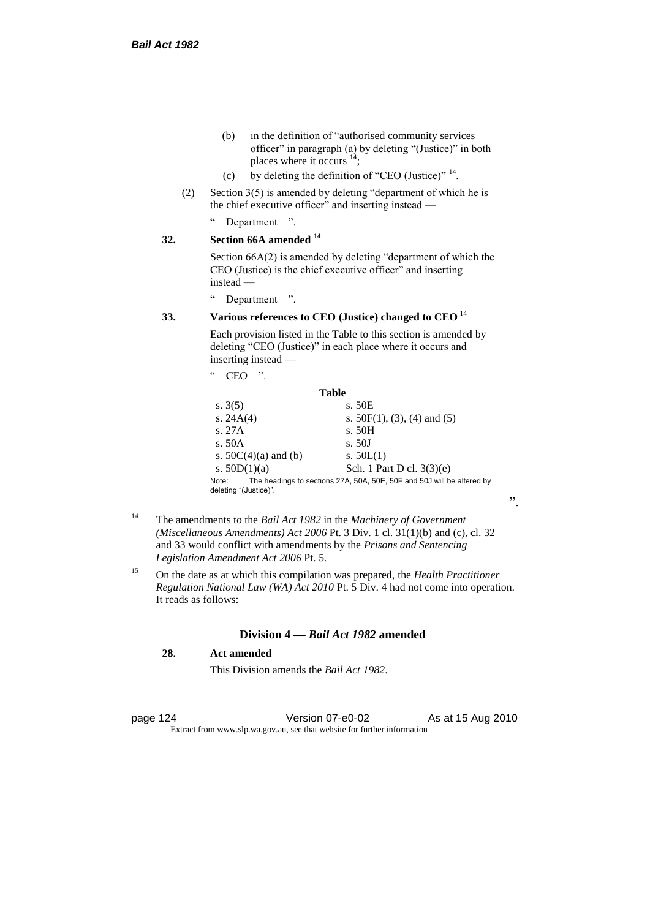(b) in the definition of "authorised community services officer" in paragraph (a) by deleting "(Justice)" in both places where it occurs [14];

(c) by deleting the definition of "CEO (Justice)" [14].

(2) Section 3(5) is amended by deleting "department of which he is the chief executive officer" and inserting instead —

" Department ".

**32. Section 66A amended** [14]

Section 66A(2) is amended by deleting "department of which the CEO (Justice) is the chief executive officer" and inserting instead —

" Department ".

**33. Various references to CEO (Justice) changed to CEO** [14]

Each provision listed in the Table to this section is amended by deleting "CEO (Justice)" in each place where it occurs and inserting instead —

" CEO ".

**Table**

| | |
|---|---|
| s. 3(5) | s. 50E |
| s. 24A(4) | s. 50F(1), (3), (4) and (5) |
| s. 27A | s. 50H |
| s. 50A | s. 50J |
| s. 50C(4)(a) and (b) | s. 50L(1) |
| s. 50D(1)(a) | Sch. 1 Part D cl. 3(3)(e) |

Note: The headings to sections 27A, 50A, 50E, 50F and 50J will be altered by deleting "(Justice)".

".

[14] The amendments to the *Bail Act 1982* in the *Machinery of Government (Miscellaneous Amendments) Act 2006* Pt. 3 Div. 1 cl. 31(1)(b) and (c), cl. 32 and 33 would conflict with amendments by the *Prisons and Sentencing Legislation Amendment Act 2006* Pt. 5.

[15] On the date as at which this compilation was prepared, the *Health Practitioner Regulation National Law (WA) Act 2010* Pt. 5 Div. 4 had not come into operation. It reads as follows:

### Division 4 — *Bail Act 1982* amended

**28. Act amended**

This Division amends the *Bail Act 1982*.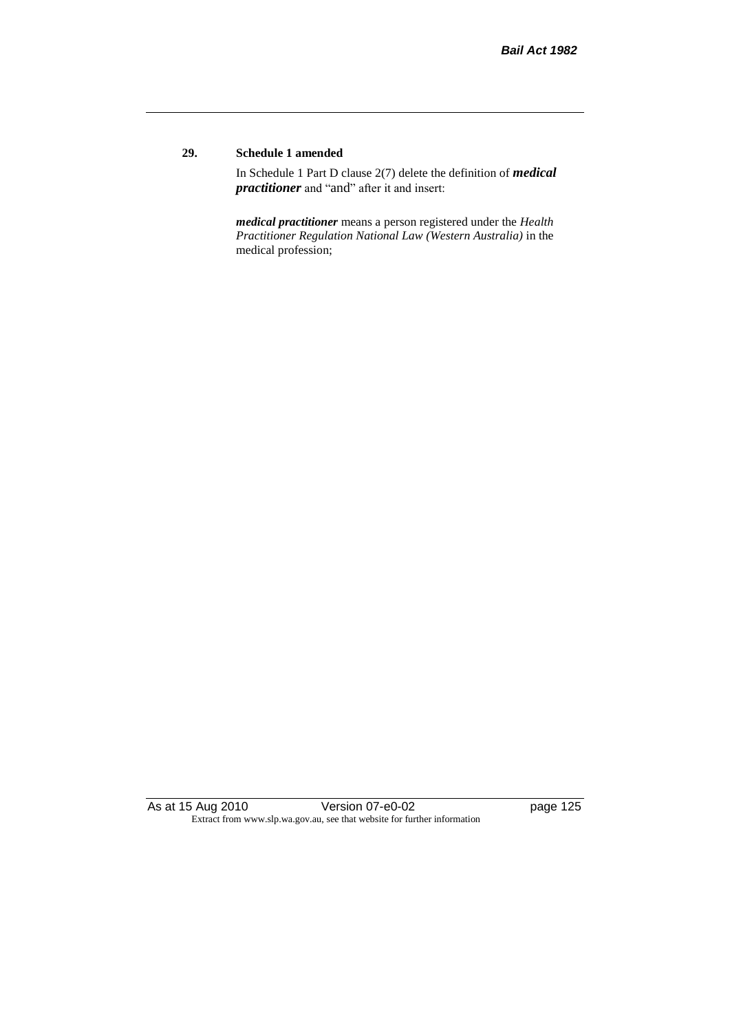### 29. Schedule 1 amended

In Schedule 1 Part D clause 2(7) delete the definition of ***medical practitioner*** and "and" after it and insert:

***medical practitioner*** means a person registered under the *Health Practitioner Regulation National Law (Western Australia)* in the medical profession;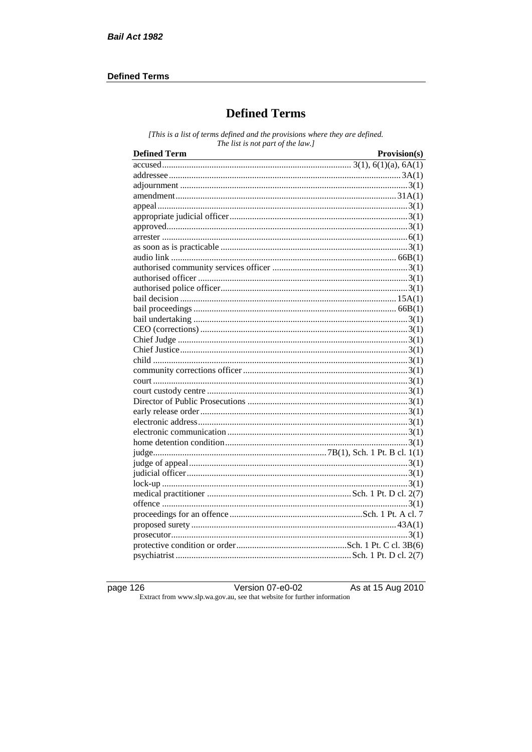# Defined Terms

*[This is a list of terms defined and the provisions where they are defined. The list is not part of the law.]*

| Defined Term | Provision(s) |
| --- | --- |
| accused | 3(1), 6(1)(a), 6A(1) |
| addressee | 3A(1) |
| adjournment | 3(1) |
| amendment | 31A(1) |
| appeal | 3(1) |
| appropriate judicial officer | 3(1) |
| approved | 3(1) |
| arrester | 6(1) |
| as soon as is practicable | 3(1) |
| audio link | 66B(1) |
| authorised community services officer | 3(1) |
| authorised officer | 3(1) |
| authorised police officer | 3(1) |
| bail decision | 15A(1) |
| bail proceedings | 66B(1) |
| bail undertaking | 3(1) |
| CEO (corrections) | 3(1) |
| Chief Judge | 3(1) |
| Chief Justice | 3(1) |
| child | 3(1) |
| community corrections officer | 3(1) |
| court | 3(1) |
| court custody centre | 3(1) |
| Director of Public Prosecutions | 3(1) |
| early release order | 3(1) |
| electronic address | 3(1) |
| electronic communication | 3(1) |
| home detention condition | 3(1) |
| judge | 7B(1), Sch. 1 Pt. B cl. 1(1) |
| judge of appeal | 3(1) |
| judicial officer | 3(1) |
| lock-up | 3(1) |
| medical practitioner | Sch. 1 Pt. D cl. 2(7) |
| offence | 3(1) |
| proceedings for an offence | Sch. 1 Pt. A cl. 7 |
| proposed surety | 43A(1) |
| prosecutor | 3(1) |
| protective condition or order | Sch. 1 Pt. C cl. 3B(6) |
| psychiatrist | Sch. 1 Pt. D cl. 2(7) |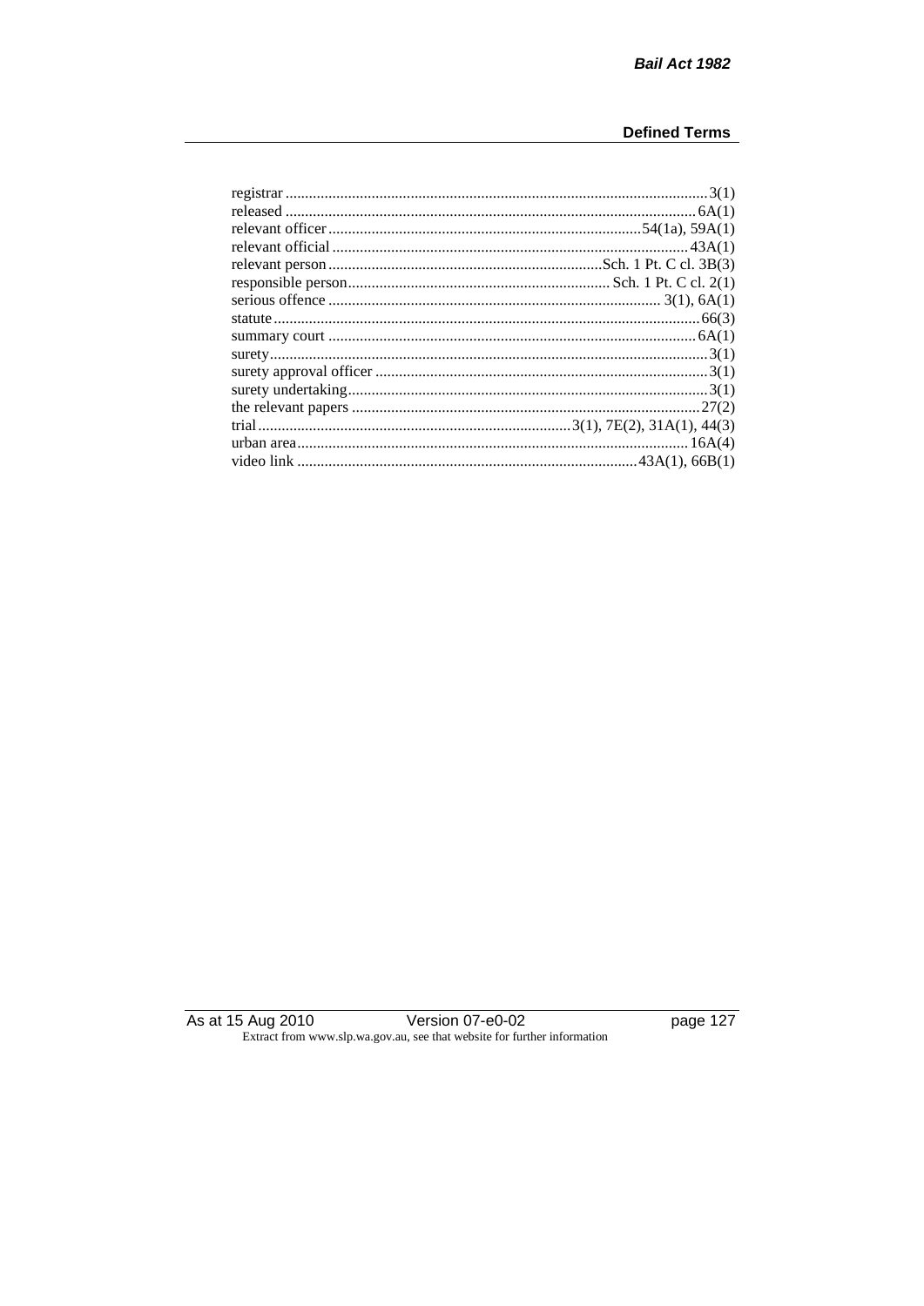registrar ........................................................................................................3(1)
released .........................................................................................................6A(1)
relevant officer ...............................................................................54(1a), 59A(1)
relevant official ..........................................................................................43A(1)
relevant person .....................................................................Sch. 1 Pt. C cl. 3B(3)
responsible person.................................................................. Sch. 1 Pt. C cl. 2(1)
serious offence ..................................................................................... 3(1), 6A(1)
statute.............................................................................................................66(3)
summary court ..............................................................................................6A(1)
surety................................................................................................................3(1)
surety approval officer ......................................................................................3(1)
surety undertaking.............................................................................................3(1)
the relevant papers ..........................................................................................27(2)
trial ................................................................................3(1), 7E(2), 31A(1), 44(3)
urban area...................................................................................................16A(4)
video link ......................................................................................43A(1), 66B(1)